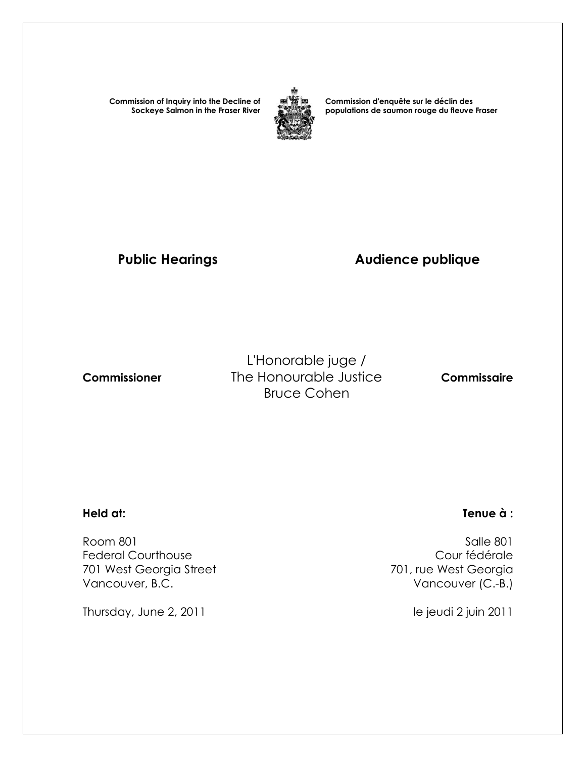**Commission of Inquiry into the Decline of Sockeye Salmon in the Fraser River**

**Commission d'enquête sur le déclin des populations de saumon rouge du fleuve Fraser**

## Public Hearings

## Audience publique

**Commissioner**

L'Honorable juge /
The Honourable Justice
Bruce Cohen

**Commissaire**

**Held at:**

Room 801
Federal Courthouse
701 West Georgia Street
Vancouver, B.C.

Thursday, June 2, 2011

**Tenue à :**

Salle 801
Cour fédérale
701, rue West Georgia
Vancouver (C.-B.)

le jeudi 2 juin 2011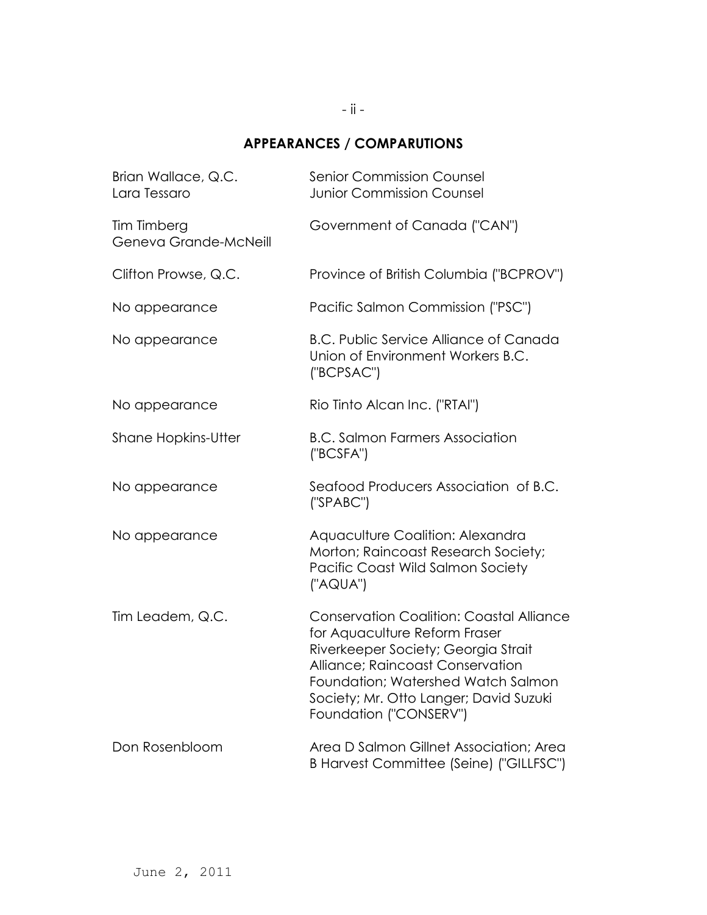## APPEARANCES / COMPARUTIONS

| | |
|---|---|
| Brian Wallace, Q.C.<br>Lara Tessaro | Senior Commission Counsel<br>Junior Commission Counsel |
| Tim Timberg<br>Geneva Grande-McNeill | Government of Canada ("CAN") |
| Clifton Prowse, Q.C. | Province of British Columbia ("BCPROV") |
| No appearance | Pacific Salmon Commission ("PSC") |
| No appearance | B.C. Public Service Alliance of Canada Union of Environment Workers B.C. ("BCPSAC") |
| No appearance | Rio Tinto Alcan Inc. ("RTAI") |
| Shane Hopkins-Utter | B.C. Salmon Farmers Association ("BCSFA") |
| No appearance | Seafood Producers Association of B.C. ("SPABC") |
| No appearance | Aquaculture Coalition: Alexandra Morton; Raincoast Research Society; Pacific Coast Wild Salmon Society ("AQUA") |
| Tim Leadem, Q.C. | Conservation Coalition: Coastal Alliance for Aquaculture Reform Fraser Riverkeeper Society; Georgia Strait Alliance; Raincoast Conservation Foundation; Watershed Watch Salmon Society; Mr. Otto Langer; David Suzuki Foundation ("CONSERV") |
| Don Rosenbloom | Area D Salmon Gillnet Association; Area B Harvest Committee (Seine) ("GILLFSC") |

June 2, 2011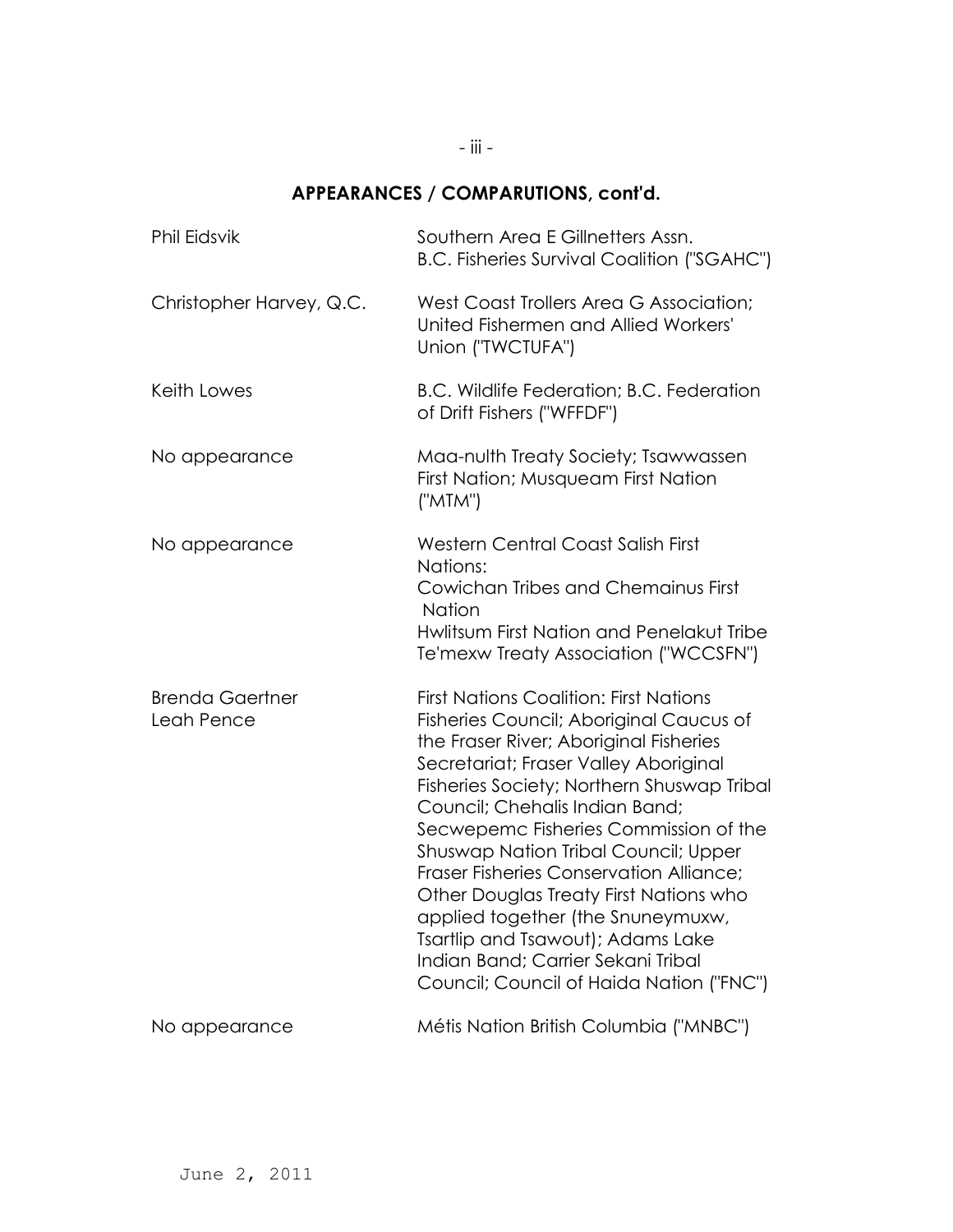## APPEARANCES / COMPARUTIONS, cont'd.

| | |
|---|---|
| Phil Eidsvik | Southern Area E Gillnetters Assn. B.C. Fisheries Survival Coalition ("SGAHC") |
| Christopher Harvey, Q.C. | West Coast Trollers Area G Association; United Fishermen and Allied Workers' Union ("TWCTUFA") |
| Keith Lowes | B.C. Wildlife Federation; B.C. Federation of Drift Fishers ("WFFDF") |
| No appearance | Maa-nulth Treaty Society; Tsawwassen First Nation; Musqueam First Nation ("MTM") |
| No appearance | Western Central Coast Salish First Nations: Cowichan Tribes and Chemainus First Nation Hwlitsum First Nation and Penelakut Tribe Te'mexw Treaty Association ("WCCSFN") |
| Brenda Gaertner Leah Pence | First Nations Coalition: First Nations Fisheries Council; Aboriginal Caucus of the Fraser River; Aboriginal Fisheries Secretariat; Fraser Valley Aboriginal Fisheries Society; Northern Shuswap Tribal Council; Chehalis Indian Band; Secwepemc Fisheries Commission of the Shuswap Nation Tribal Council; Upper Fraser Fisheries Conservation Alliance; Other Douglas Treaty First Nations who applied together (the Snuneymuxw, Tsartlip and Tsawout); Adams Lake Indian Band; Carrier Sekani Tribal Council; Council of Haida Nation ("FNC") |
| No appearance | Métis Nation British Columbia ("MNBC") |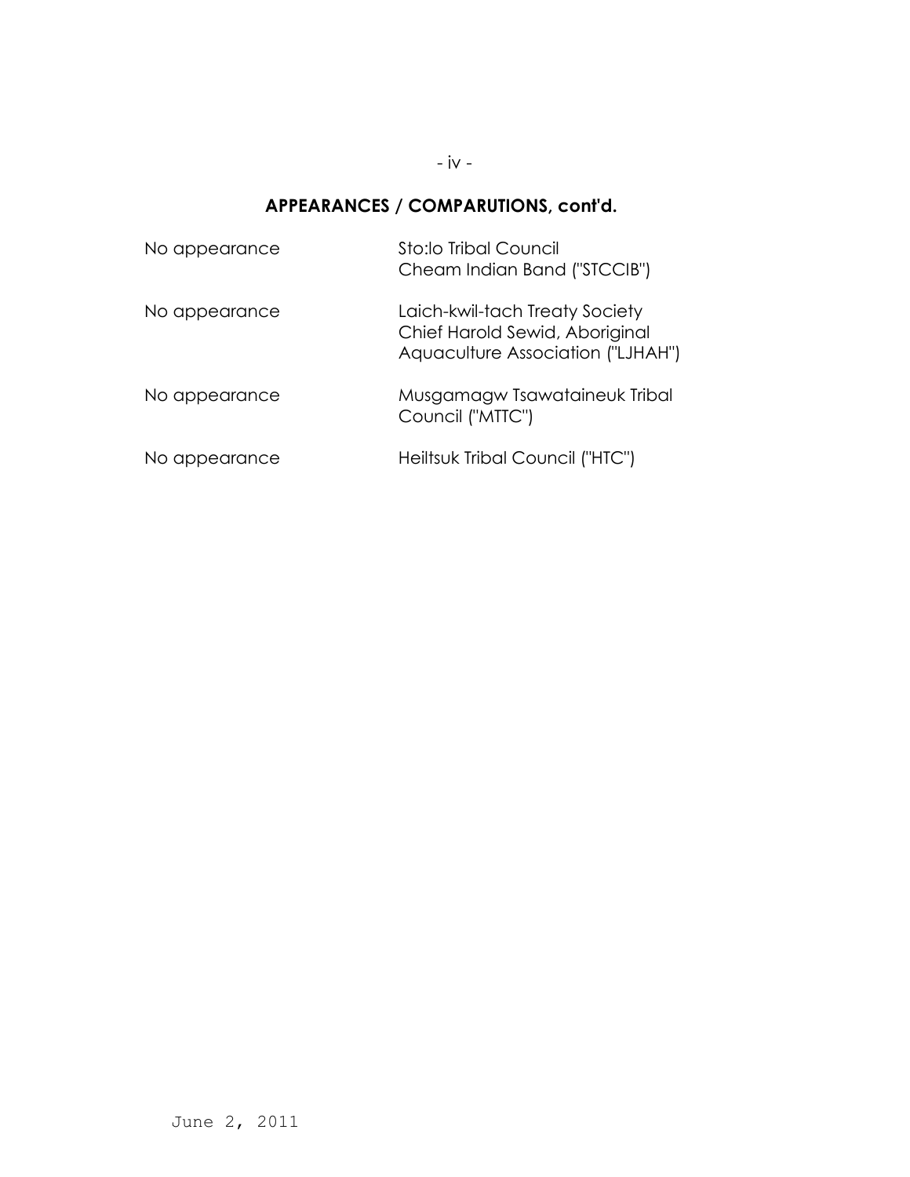## APPEARANCES / COMPARUTIONS, cont'd.

| | |
|---|---|
| No appearance | Sto:lo Tribal Council<br>Cheam Indian Band ("STCCIB") |
| No appearance | Laich-kwil-tach Treaty Society<br>Chief Harold Sewid, Aboriginal Aquaculture Association ("LJHAH") |
| No appearance | Musgamagw Tsawataineuk Tribal Council ("MTTC") |
| No appearance | Heiltsuk Tribal Council ("HTC") |

June 2, 2011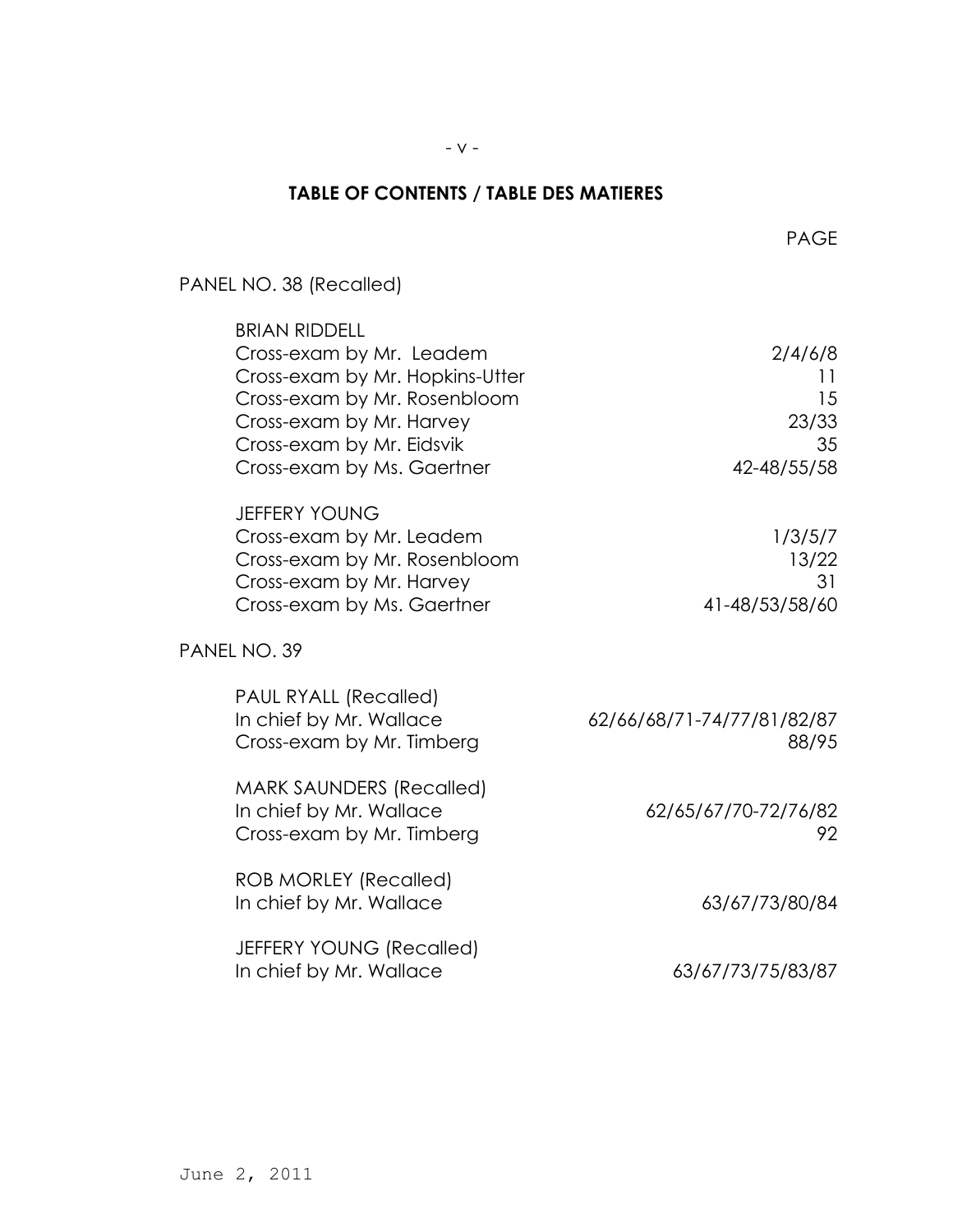# TABLE OF CONTENTS / TABLE DES MATIERES

| | PAGE |
|---|---|
| PANEL NO. 38 (Recalled) | |
| BRIAN RIDDELL | |
| Cross-exam by Mr. Leadem | 2/4/6/8 |
| Cross-exam by Mr. Hopkins-Utter | 11 |
| Cross-exam by Mr. Rosenbloom | 15 |
| Cross-exam by Mr. Harvey | 23/33 |
| Cross-exam by Mr. Eidsvik | 35 |
| Cross-exam by Ms. Gaertner | 42-48/55/58 |
| JEFFERY YOUNG | |
| Cross-exam by Mr. Leadem | 1/3/5/7 |
| Cross-exam by Mr. Rosenbloom | 13/22 |
| Cross-exam by Mr. Harvey | 31 |
| Cross-exam by Ms. Gaertner | 41-48/53/58/60 |
| PANEL NO. 39 | |
| PAUL RYALL (Recalled) | |
| In chief by Mr. Wallace | 62/66/68/71-74/77/81/82/87 |
| Cross-exam by Mr. Timberg | 88/95 |
| MARK SAUNDERS (Recalled) | |
| In chief by Mr. Wallace | 62/65/67/70-72/76/82 |
| Cross-exam by Mr. Timberg | 92 |
| ROB MORLEY (Recalled) | |
| In chief by Mr. Wallace | 63/67/73/80/84 |
| JEFFERY YOUNG (Recalled) | |
| In chief by Mr. Wallace | 63/67/73/75/83/87 |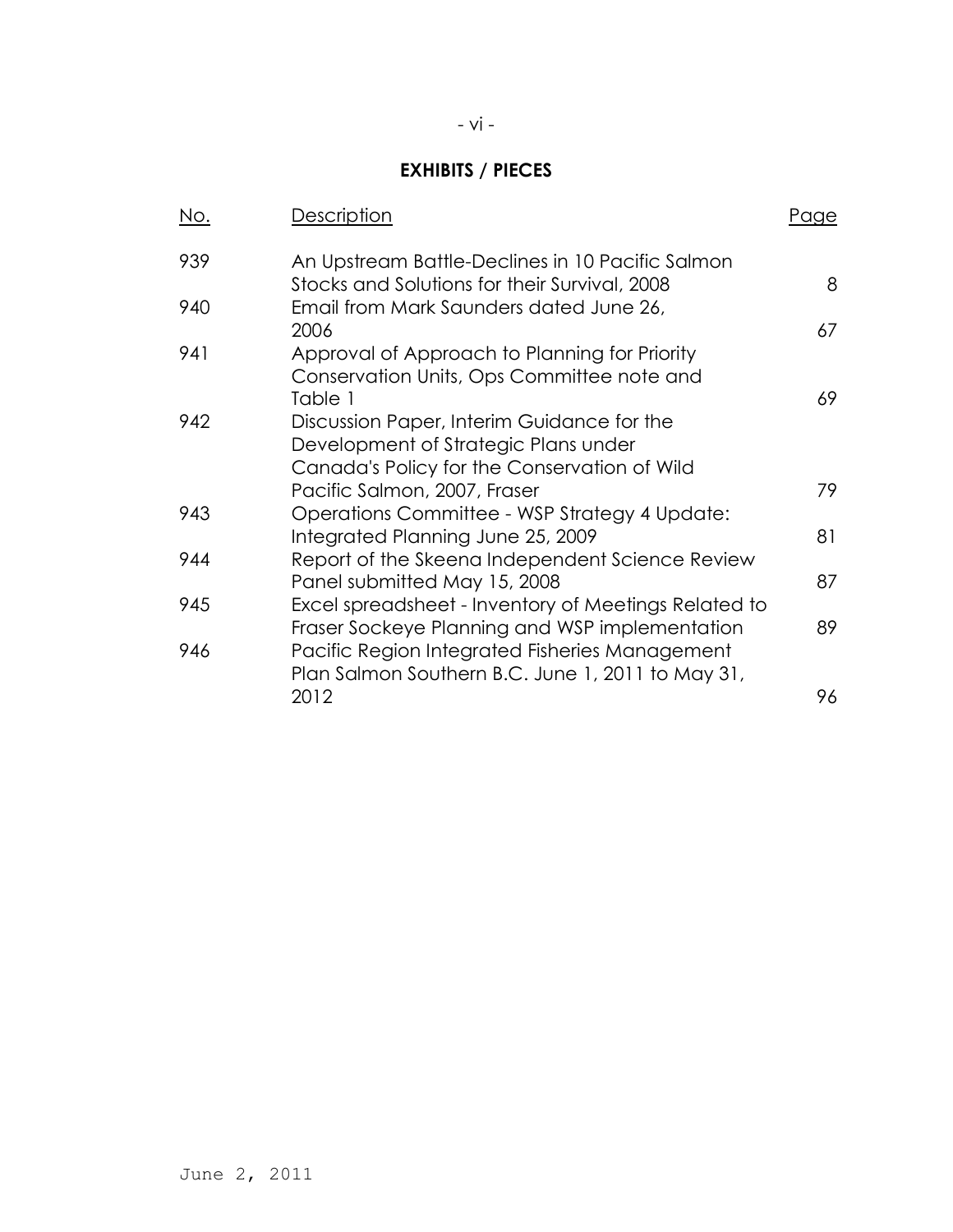**EXHIBITS / PIECES**

| No. | Description | Page |
| --- | --- | --- |
| 939 | An Upstream Battle-Declines in 10 Pacific Salmon Stocks and Solutions for their Survival, 2008 | 8 |
| 940 | Email from Mark Saunders dated June 26, 2006 | 67 |
| 941 | Approval of Approach to Planning for Priority Conservation Units, Ops Committee note and Table 1 | 69 |
| 942 | Discussion Paper, Interim Guidance for the Development of Strategic Plans under Canada's Policy for the Conservation of Wild Pacific Salmon, 2007, Fraser | 79 |
| 943 | Operations Committee - WSP Strategy 4 Update: Integrated Planning June 25, 2009 | 81 |
| 944 | Report of the Skeena Independent Science Review Panel submitted May 15, 2008 | 87 |
| 945 | Excel spreadsheet - Inventory of Meetings Related to Fraser Sockeye Planning and WSP implementation | 89 |
| 946 | Pacific Region Integrated Fisheries Management Plan Salmon Southern B.C. June 1, 2011 to May 31, 2012 | 96 |

June 2, 2011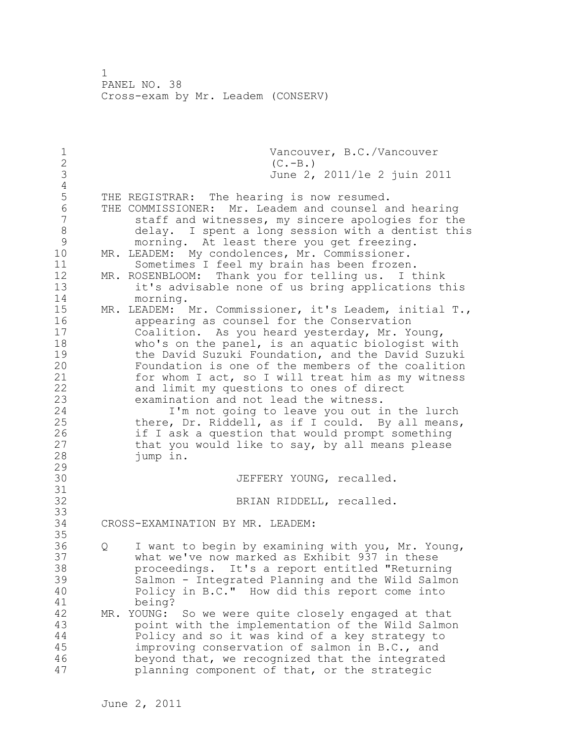Vancouver, B.C./Vancouver
(C.-B.)
June 2, 2011/le 2 juin 2011

THE REGISTRAR: The hearing is now resumed.

THE COMMISSIONER: Mr. Leadem and counsel and hearing staff and witnesses, my sincere apologies for the delay. I spent a long session with a dentist this morning. At least there you get freezing.

MR. LEADEM: My condolences, Mr. Commissioner. Sometimes I feel my brain has been frozen.

MR. ROSENBLOOM: Thank you for telling us. I think it's advisable none of us bring applications this morning.

MR. LEADEM: Mr. Commissioner, it's Leadem, initial T., appearing as counsel for the Conservation Coalition. As you heard yesterday, Mr. Young, who's on the panel, is an aquatic biologist with the David Suzuki Foundation, and the David Suzuki Foundation is one of the members of the coalition for whom I act, so I will treat him as my witness and limit my questions to ones of direct examination and not lead the witness.

I'm not going to leave you out in the lurch there, Dr. Riddell, as if I could. By all means, if I ask a question that would prompt something that you would like to say, by all means please jump in.

JEFFERY YOUNG, recalled.

BRIAN RIDDELL, recalled.

CROSS-EXAMINATION BY MR. LEADEM:

Q I want to begin by examining with you, Mr. Young, what we've now marked as Exhibit 937 in these proceedings. It's a report entitled "Returning Salmon - Integrated Planning and the Wild Salmon Policy in B.C." How did this report come into being?

MR. YOUNG: So we were quite closely engaged at that point with the implementation of the Wild Salmon Policy and so it was kind of a key strategy to improving conservation of salmon in B.C., and beyond that, we recognized that the integrated planning component of that, or the strategic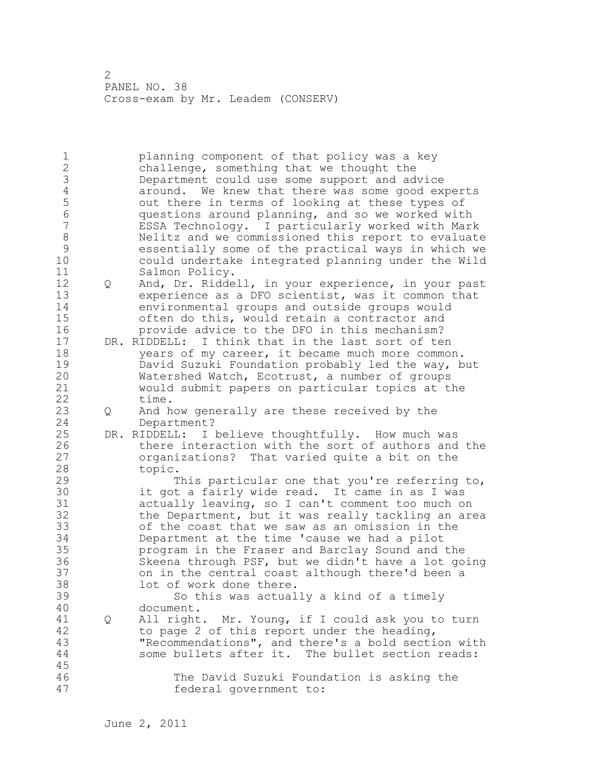planning component of that policy was a key challenge, something that we thought the Department could use some support and advice around. We knew that there was some good experts out there in terms of looking at these types of questions around planning, and so we worked with ESSA Technology. I particularly worked with Mark Nelitz and we commissioned this report to evaluate essentially some of the practical ways in which we could undertake integrated planning under the Wild Salmon Policy.

Q And, Dr. Riddell, in your experience, in your past experience as a DFO scientist, was it common that environmental groups and outside groups would often do this, would retain a contractor and provide advice to the DFO in this mechanism?

DR. RIDDELL: I think that in the last sort of ten years of my career, it became much more common. David Suzuki Foundation probably led the way, but Watershed Watch, Ecotrust, a number of groups would submit papers on particular topics at the time.

Q And how generally are these received by the Department?

DR. RIDDELL: I believe thoughtfully. How much was there interaction with the sort of authors and the organizations? That varied quite a bit on the topic.

This particular one that you're referring to, it got a fairly wide read. It came in as I was actually leaving, so I can't comment too much on the Department, but it was really tackling an area of the coast that we saw as an omission in the Department at the time 'cause we had a pilot program in the Fraser and Barclay Sound and the Skeena through PSF, but we didn't have a lot going on in the central coast although there'd been a lot of work done there.

So this was actually a kind of a timely document.

Q All right. Mr. Young, if I could ask you to turn to page 2 of this report under the heading, "Recommendations", and there's a bold section with some bullets after it. The bullet section reads:

> The David Suzuki Foundation is asking the federal government to: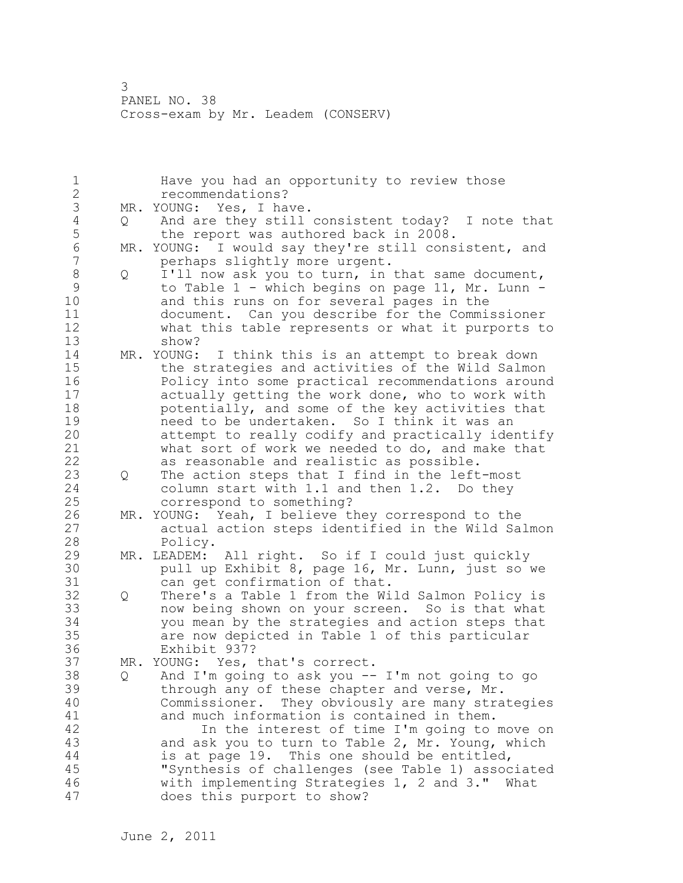Have you had an opportunity to review those recommendations?

MR. YOUNG: Yes, I have.

Q And are they still consistent today? I note that the report was authored back in 2008.

MR. YOUNG: I would say they're still consistent, and perhaps slightly more urgent.

Q I'll now ask you to turn, in that same document, to Table 1 - which begins on page 11, Mr. Lunn - and this runs on for several pages in the document. Can you describe for the Commissioner what this table represents or what it purports to show?

MR. YOUNG: I think this is an attempt to break down the strategies and activities of the Wild Salmon Policy into some practical recommendations around actually getting the work done, who to work with potentially, and some of the key activities that need to be undertaken. So I think it was an attempt to really codify and practically identify what sort of work we needed to do, and make that as reasonable and realistic as possible.

Q The action steps that I find in the left-most column start with 1.1 and then 1.2. Do they correspond to something?

MR. YOUNG: Yeah, I believe they correspond to the actual action steps identified in the Wild Salmon Policy.

MR. LEADEM: All right. So if I could just quickly pull up Exhibit 8, page 16, Mr. Lunn, just so we can get confirmation of that.

Q There's a Table 1 from the Wild Salmon Policy is now being shown on your screen. So is that what you mean by the strategies and action steps that are now depicted in Table 1 of this particular Exhibit 937?

MR. YOUNG: Yes, that's correct.

Q And I'm going to ask you -- I'm not going to go through any of these chapter and verse, Mr. Commissioner. They obviously are many strategies and much information is contained in them.

In the interest of time I'm going to move on and ask you to turn to Table 2, Mr. Young, which is at page 19. This one should be entitled, "Synthesis of challenges (see Table 1) associated with implementing Strategies 1, 2 and 3." What does this purport to show?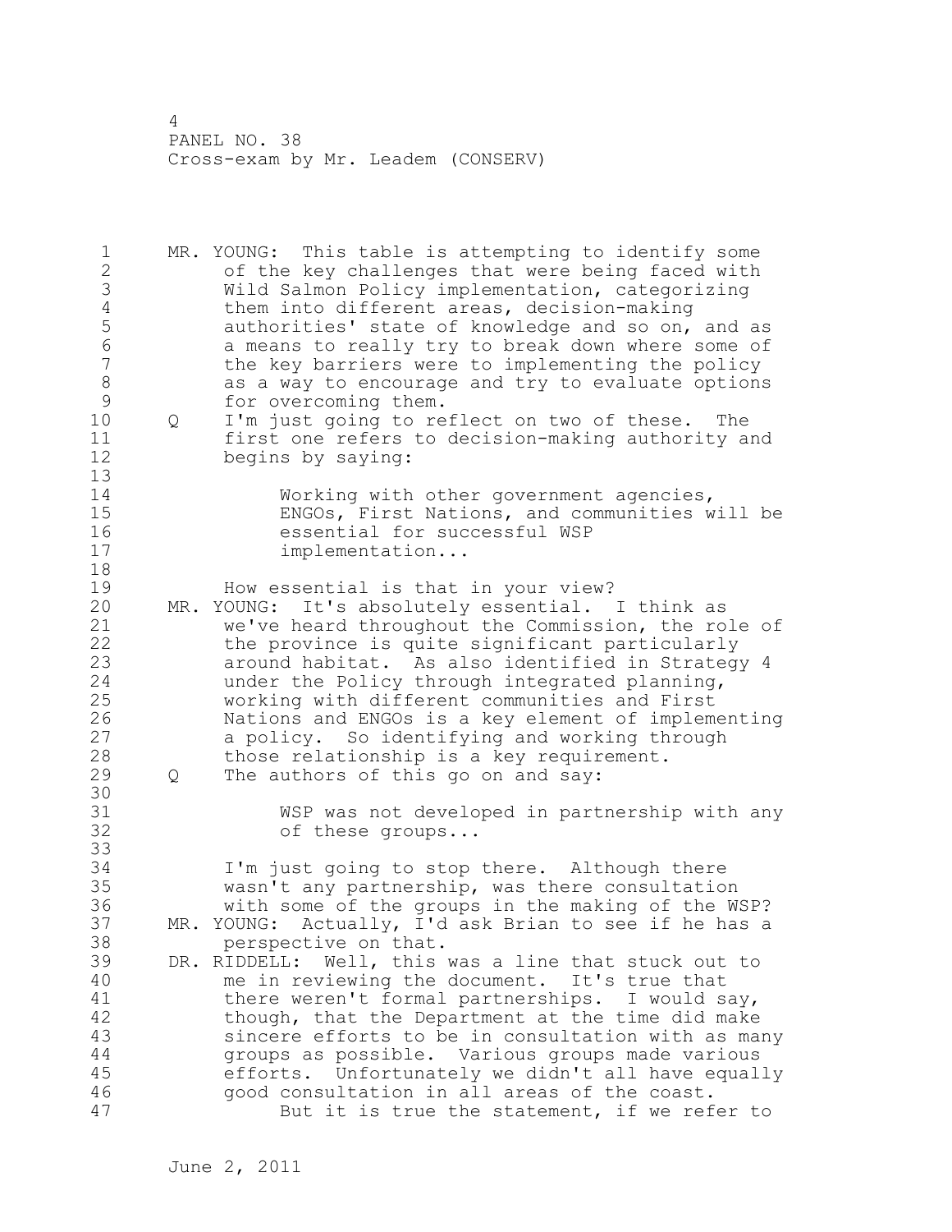MR. YOUNG: This table is attempting to identify some of the key challenges that were being faced with Wild Salmon Policy implementation, categorizing them into different areas, decision-making authorities' state of knowledge and so on, and as a means to really try to break down where some of the key barriers were to implementing the policy as a way to encourage and try to evaluate options for overcoming them.

Q I'm just going to reflect on two of these. The first one refers to decision-making authority and begins by saying:

> Working with other government agencies, ENGOs, First Nations, and communities will be essential for successful WSP implementation...

How essential is that in your view?

MR. YOUNG: It's absolutely essential. I think as we've heard throughout the Commission, the role of the province is quite significant particularly around habitat. As also identified in Strategy 4 under the Policy through integrated planning, working with different communities and First Nations and ENGOs is a key element of implementing a policy. So identifying and working through those relationship is a key requirement.

Q The authors of this go on and say:

> WSP was not developed in partnership with any of these groups...

I'm just going to stop there. Although there wasn't any partnership, was there consultation with some of the groups in the making of the WSP?

MR. YOUNG: Actually, I'd ask Brian to see if he has a perspective on that.

DR. RIDDELL: Well, this was a line that stuck out to me in reviewing the document. It's true that there weren't formal partnerships. I would say, though, that the Department at the time did make sincere efforts to be in consultation with as many groups as possible. Various groups made various efforts. Unfortunately we didn't all have equally good consultation in all areas of the coast.

But it is true the statement, if we refer to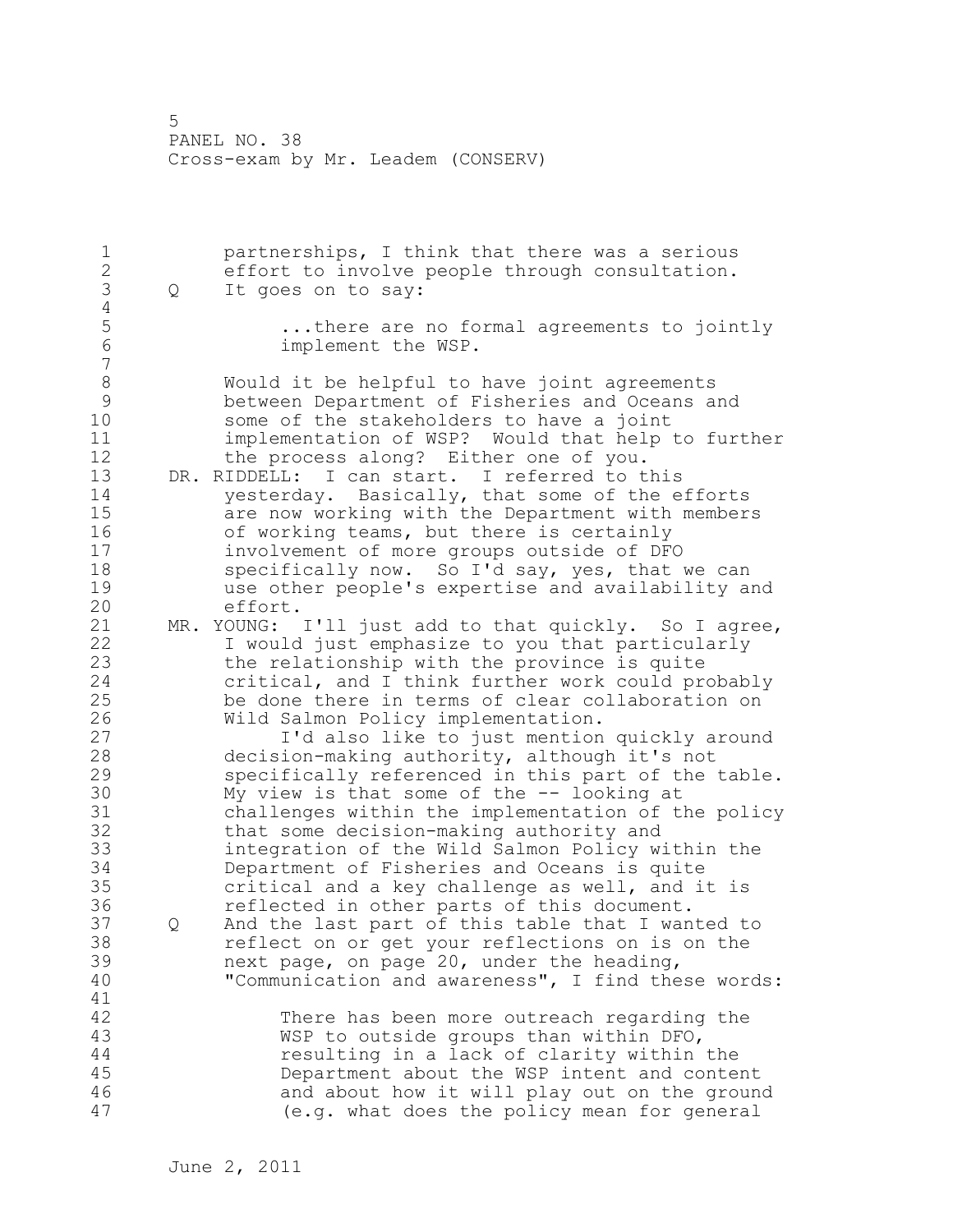partnerships, I think that there was a serious effort to involve people through consultation.

Q It goes on to say:

> ...there are no formal agreements to jointly implement the WSP.

Would it be helpful to have joint agreements between Department of Fisheries and Oceans and some of the stakeholders to have a joint implementation of WSP? Would that help to further the process along? Either one of you.

DR. RIDDELL: I can start. I referred to this yesterday. Basically, that some of the efforts are now working with the Department with members of working teams, but there is certainly involvement of more groups outside of DFO specifically now. So I'd say, yes, that we can use other people's expertise and availability and effort.

MR. YOUNG: I'll just add to that quickly. So I agree, I would just emphasize to you that particularly the relationship with the province is quite critical, and I think further work could probably be done there in terms of clear collaboration on Wild Salmon Policy implementation.

I'd also like to just mention quickly around decision-making authority, although it's not specifically referenced in this part of the table. My view is that some of the -- looking at challenges within the implementation of the policy that some decision-making authority and integration of the Wild Salmon Policy within the Department of Fisheries and Oceans is quite critical and a key challenge as well, and it is reflected in other parts of this document.

Q And the last part of this table that I wanted to reflect on or get your reflections on is on the next page, on page 20, under the heading, "Communication and awareness", I find these words:

> There has been more outreach regarding the WSP to outside groups than within DFO, resulting in a lack of clarity within the Department about the WSP intent and content and about how it will play out on the ground (e.g. what does the policy mean for general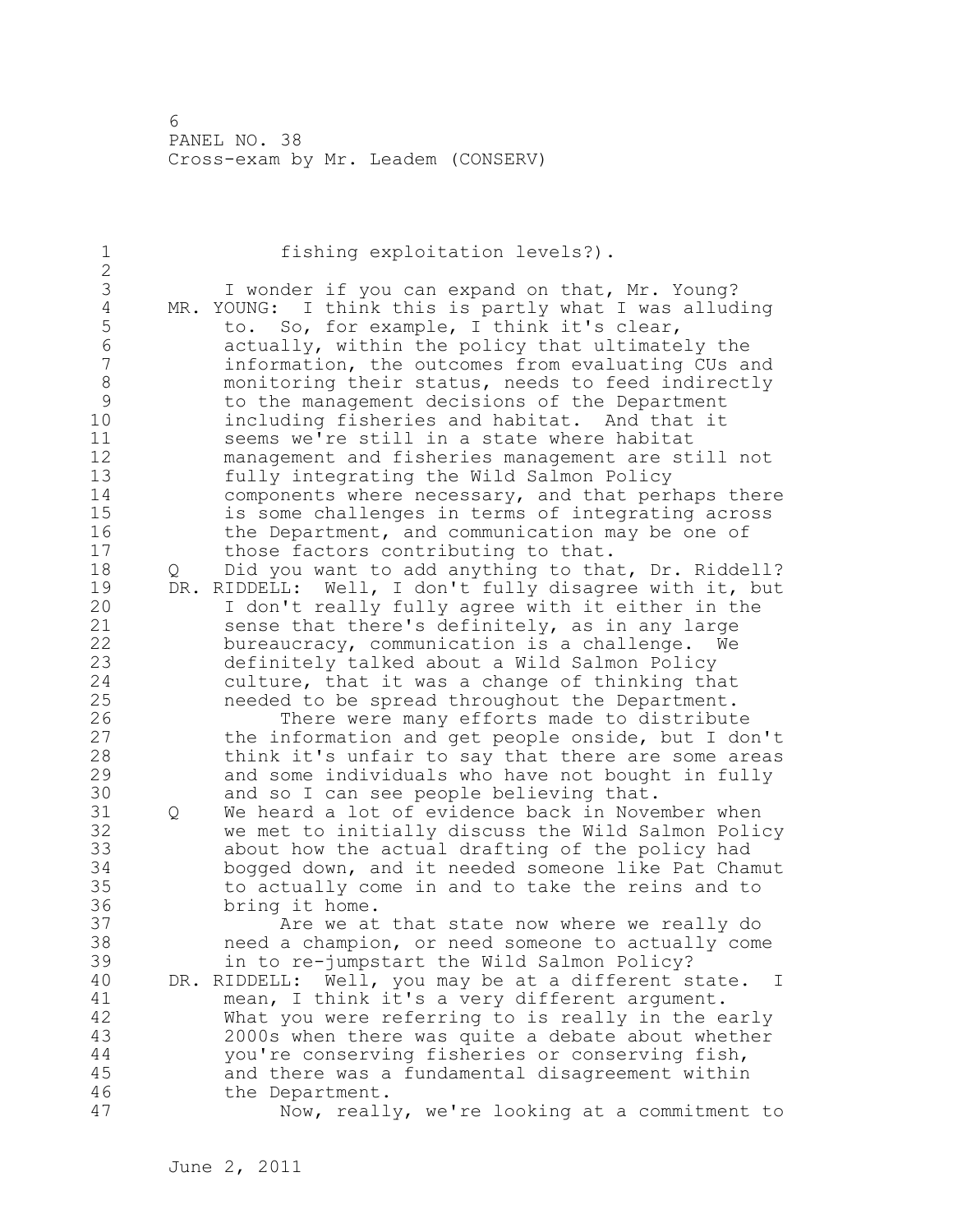fishing exploitation levels?).

I wonder if you can expand on that, Mr. Young?

MR. YOUNG: I think this is partly what I was alluding to. So, for example, I think it's clear, actually, within the policy that ultimately the information, the outcomes from evaluating CUs and monitoring their status, needs to feed indirectly to the management decisions of the Department including fisheries and habitat. And that it seems we're still in a state where habitat management and fisheries management are still not fully integrating the Wild Salmon Policy components where necessary, and that perhaps there is some challenges in terms of integrating across the Department, and communication may be one of those factors contributing to that.

Q Did you want to add anything to that, Dr. Riddell?

DR. RIDDELL: Well, I don't fully disagree with it, but I don't really fully agree with it either in the sense that there's definitely, as in any large bureaucracy, communication is a challenge. We definitely talked about a Wild Salmon Policy culture, that it was a change of thinking that needed to be spread throughout the Department.

There were many efforts made to distribute the information and get people onside, but I don't think it's unfair to say that there are some areas and some individuals who have not bought in fully and so I can see people believing that.

Q We heard a lot of evidence back in November when we met to initially discuss the Wild Salmon Policy about how the actual drafting of the policy had bogged down, and it needed someone like Pat Chamut to actually come in and to take the reins and to bring it home.

Are we at that state now where we really do need a champion, or need someone to actually come in to re-jumpstart the Wild Salmon Policy?

DR. RIDDELL: Well, you may be at a different state. I mean, I think it's a very different argument. What you were referring to is really in the early 2000s when there was quite a debate about whether you're conserving fisheries or conserving fish, and there was a fundamental disagreement within the Department.

Now, really, we're looking at a commitment to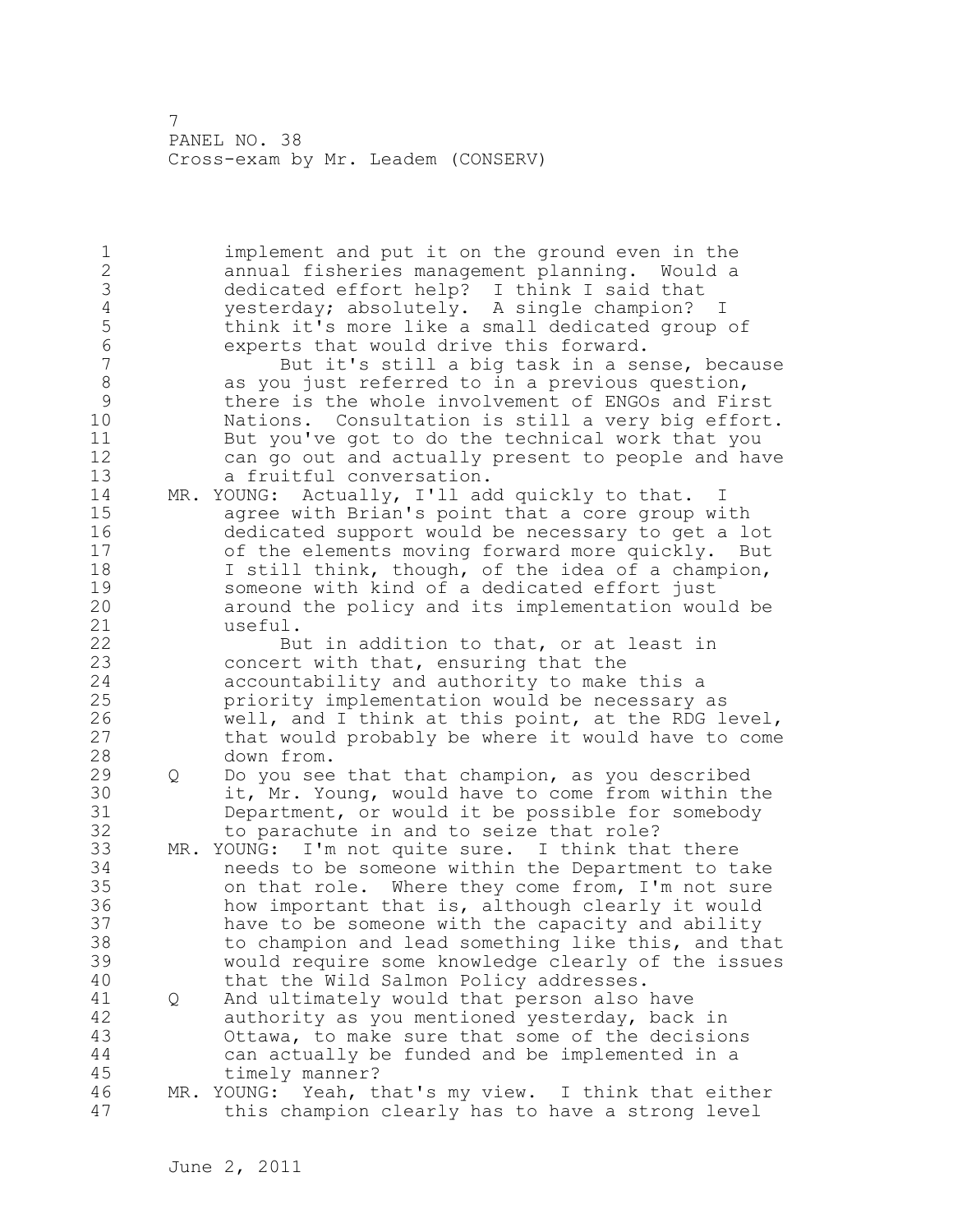implement and put it on the ground even in the annual fisheries management planning. Would a dedicated effort help? I think I said that yesterday; absolutely. A single champion? I think it's more like a small dedicated group of experts that would drive this forward.

But it's still a big task in a sense, because as you just referred to in a previous question, there is the whole involvement of ENGOs and First Nations. Consultation is still a very big effort. But you've got to do the technical work that you can go out and actually present to people and have a fruitful conversation.

MR. YOUNG: Actually, I'll add quickly to that. I agree with Brian's point that a core group with dedicated support would be necessary to get a lot of the elements moving forward more quickly. But I still think, though, of the idea of a champion, someone with kind of a dedicated effort just around the policy and its implementation would be useful.

But in addition to that, or at least in concert with that, ensuring that the accountability and authority to make this a priority implementation would be necessary as well, and I think at this point, at the RDG level, that would probably be where it would have to come down from.

Q Do you see that that champion, as you described it, Mr. Young, would have to come from within the Department, or would it be possible for somebody to parachute in and to seize that role?

MR. YOUNG: I'm not quite sure. I think that there needs to be someone within the Department to take on that role. Where they come from, I'm not sure how important that is, although clearly it would have to be someone with the capacity and ability to champion and lead something like this, and that would require some knowledge clearly of the issues that the Wild Salmon Policy addresses.

Q And ultimately would that person also have authority as you mentioned yesterday, back in Ottawa, to make sure that some of the decisions can actually be funded and be implemented in a timely manner?

MR. YOUNG: Yeah, that's my view. I think that either this champion clearly has to have a strong level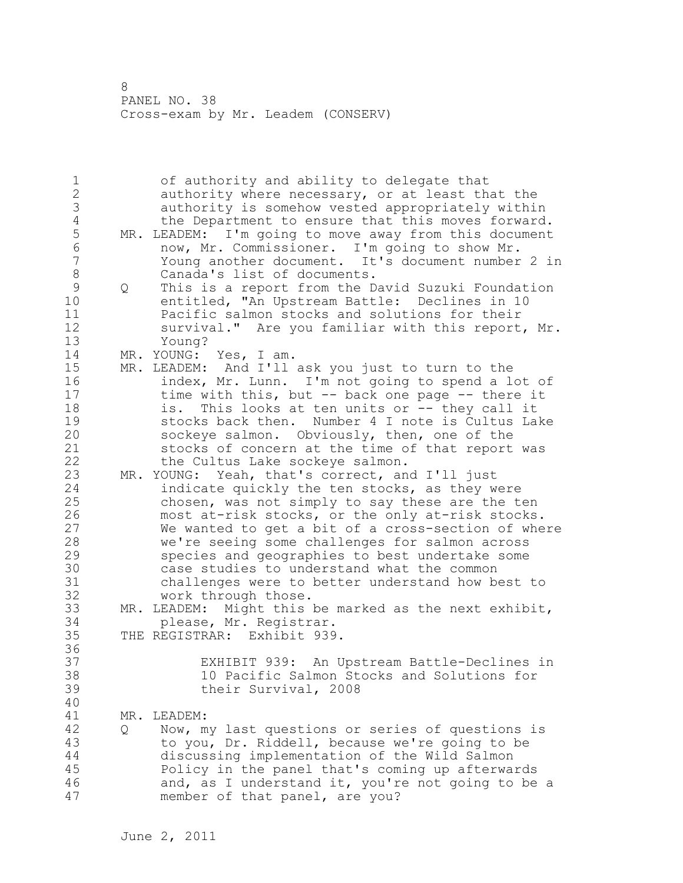of authority and ability to delegate that authority where necessary, or at least that the authority is somehow vested appropriately within the Department to ensure that this moves forward.

MR. LEADEM: I'm going to move away from this document now, Mr. Commissioner. I'm going to show Mr. Young another document. It's document number 2 in Canada's list of documents.

Q This is a report from the David Suzuki Foundation entitled, "An Upstream Battle: Declines in 10 Pacific salmon stocks and solutions for their survival." Are you familiar with this report, Mr. Young?

MR. YOUNG: Yes, I am.

MR. LEADEM: And I'll ask you just to turn to the index, Mr. Lunn. I'm not going to spend a lot of time with this, but -- back one page -- there it is. This looks at ten units or -- they call it stocks back then. Number 4 I note is Cultus Lake sockeye salmon. Obviously, then, one of the stocks of concern at the time of that report was the Cultus Lake sockeye salmon.

MR. YOUNG: Yeah, that's correct, and I'll just indicate quickly the ten stocks, as they were chosen, was not simply to say these are the ten most at-risk stocks, or the only at-risk stocks. We wanted to get a bit of a cross-section of where we're seeing some challenges for salmon across species and geographies to best undertake some case studies to understand what the common challenges were to better understand how best to work through those.

MR. LEADEM: Might this be marked as the next exhibit, please, Mr. Registrar.

THE REGISTRAR: Exhibit 939.

EXHIBIT 939: An Upstream Battle-Declines in 10 Pacific Salmon Stocks and Solutions for their Survival, 2008

MR. LEADEM:

Q Now, my last questions or series of questions is to you, Dr. Riddell, because we're going to be discussing implementation of the Wild Salmon Policy in the panel that's coming up afterwards and, as I understand it, you're not going to be a member of that panel, are you?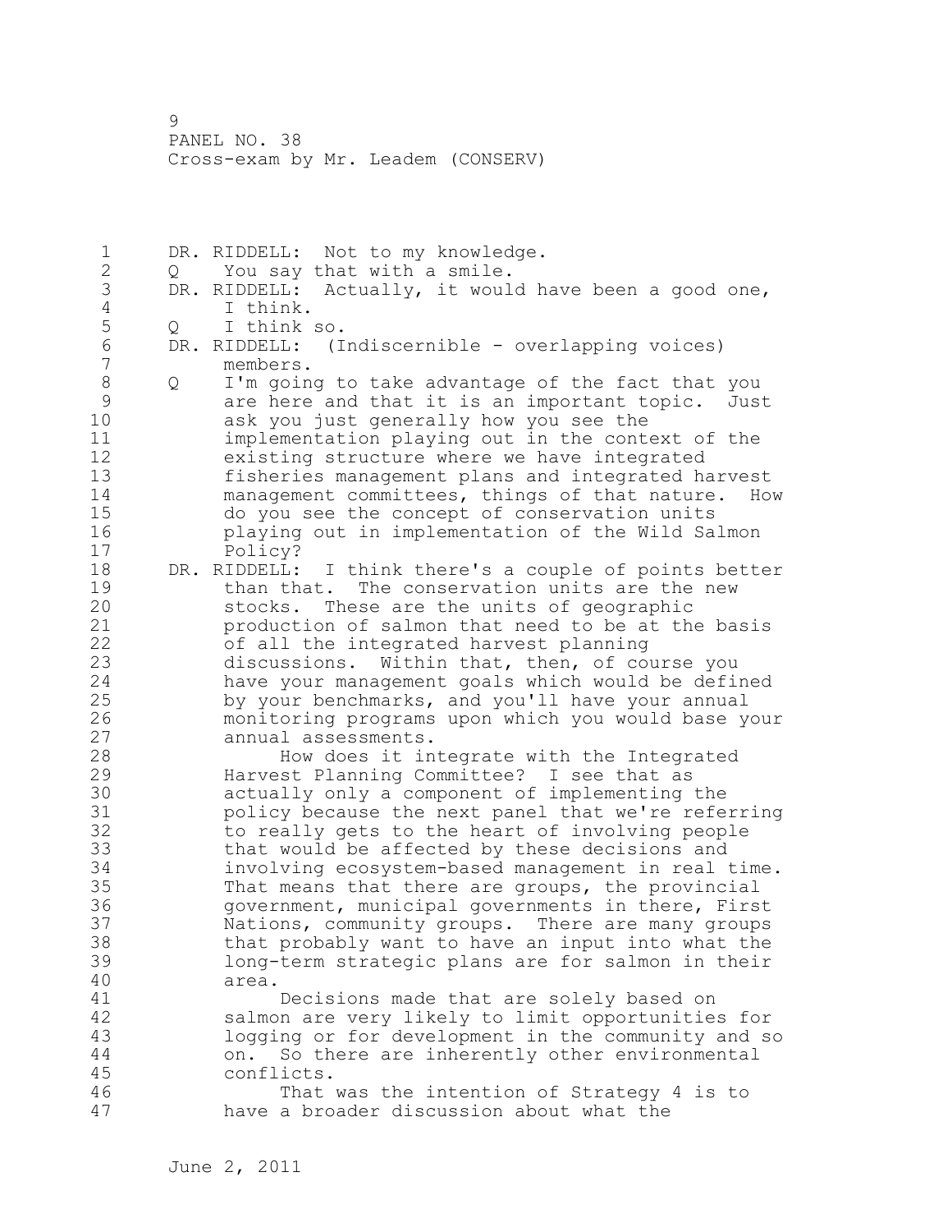DR. RIDDELL: Not to my knowledge.

Q You say that with a smile.

DR. RIDDELL: Actually, it would have been a good one, I think.

Q I think so.

DR. RIDDELL: (Indiscernible - overlapping voices) members.

Q I'm going to take advantage of the fact that you are here and that it is an important topic. Just ask you just generally how you see the implementation playing out in the context of the existing structure where we have integrated fisheries management plans and integrated harvest management committees, things of that nature. How do you see the concept of conservation units playing out in implementation of the Wild Salmon Policy?

DR. RIDDELL: I think there's a couple of points better than that. The conservation units are the new stocks. These are the units of geographic production of salmon that need to be at the basis of all the integrated harvest planning discussions. Within that, then, of course you have your management goals which would be defined by your benchmarks, and you'll have your annual monitoring programs upon which you would base your annual assessments.

How does it integrate with the Integrated Harvest Planning Committee? I see that as actually only a component of implementing the policy because the next panel that we're referring to really gets to the heart of involving people that would be affected by these decisions and involving ecosystem-based management in real time. That means that there are groups, the provincial government, municipal governments in there, First Nations, community groups. There are many groups that probably want to have an input into what the long-term strategic plans are for salmon in their area.

Decisions made that are solely based on salmon are very likely to limit opportunities for logging or for development in the community and so on. So there are inherently other environmental conflicts.

That was the intention of Strategy 4 is to have a broader discussion about what the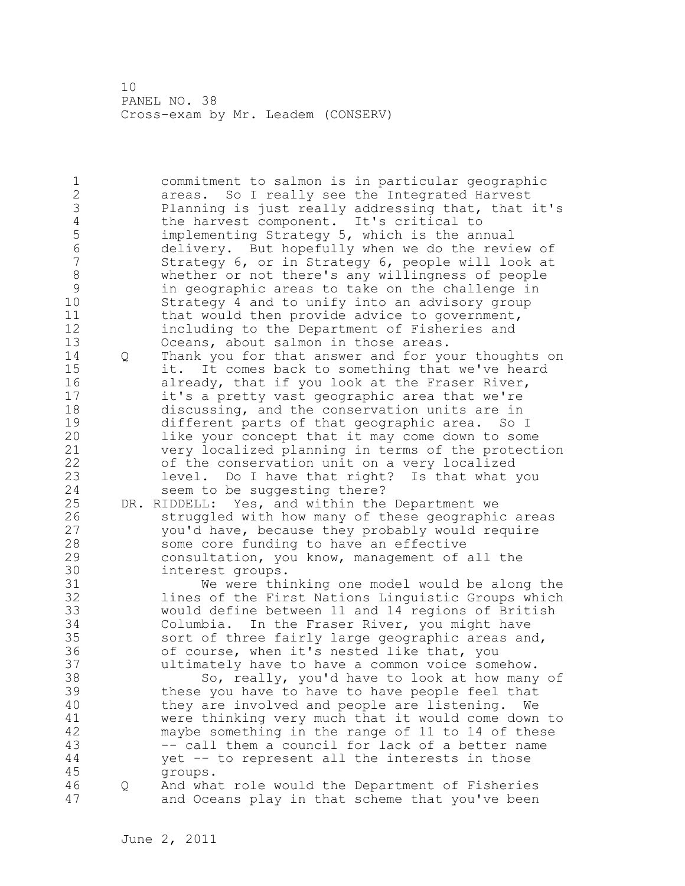commitment to salmon is in particular geographic areas. So I really see the Integrated Harvest Planning is just really addressing that, that it's the harvest component. It's critical to implementing Strategy 5, which is the annual delivery. But hopefully when we do the review of Strategy 6, or in Strategy 6, people will look at whether or not there's any willingness of people in geographic areas to take on the challenge in Strategy 4 and to unify into an advisory group that would then provide advice to government, including to the Department of Fisheries and Oceans, about salmon in those areas.

Q Thank you for that answer and for your thoughts on it. It comes back to something that we've heard already, that if you look at the Fraser River, it's a pretty vast geographic area that we're discussing, and the conservation units are in different parts of that geographic area. So I like your concept that it may come down to some very localized planning in terms of the protection of the conservation unit on a very localized level. Do I have that right? Is that what you seem to be suggesting there?

DR. RIDDELL: Yes, and within the Department we struggled with how many of these geographic areas you'd have, because they probably would require some core funding to have an effective consultation, you know, management of all the interest groups.

We were thinking one model would be along the lines of the First Nations Linguistic Groups which would define between 11 and 14 regions of British Columbia. In the Fraser River, you might have sort of three fairly large geographic areas and, of course, when it's nested like that, you ultimately have to have a common voice somehow.

So, really, you'd have to look at how many of these you have to have to have people feel that they are involved and people are listening. We were thinking very much that it would come down to maybe something in the range of 11 to 14 of these -- call them a council for lack of a better name yet -- to represent all the interests in those groups.

Q And what role would the Department of Fisheries and Oceans play in that scheme that you've been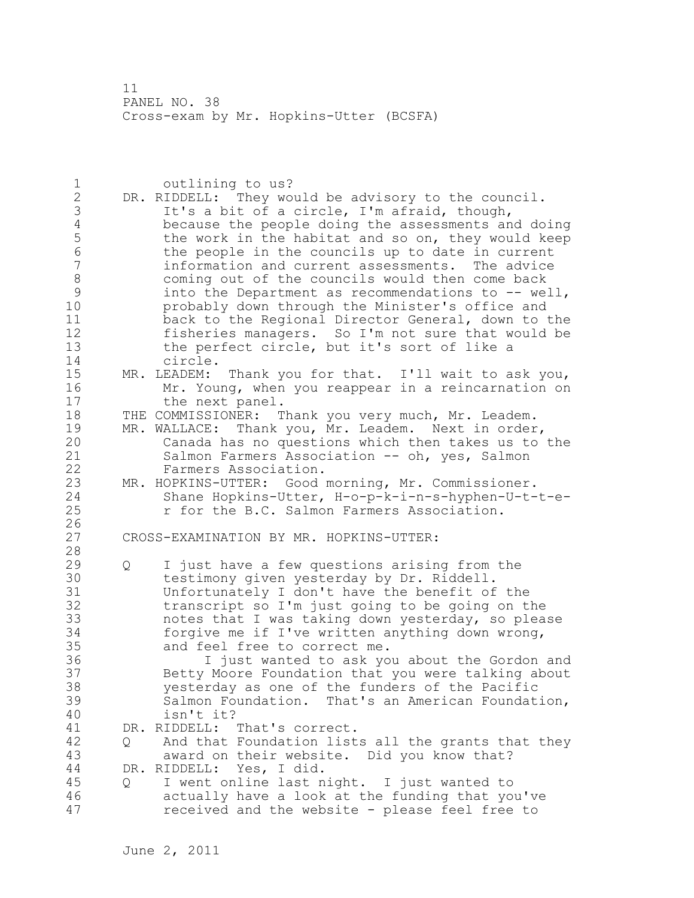outlining to us?

DR. RIDDELL: They would be advisory to the council. It's a bit of a circle, I'm afraid, though, because the people doing the assessments and doing the work in the habitat and so on, they would keep the people in the councils up to date in current information and current assessments. The advice coming out of the councils would then come back into the Department as recommendations to -- well, probably down through the Minister's office and back to the Regional Director General, down to the fisheries managers. So I'm not sure that would be the perfect circle, but it's sort of like a circle.

MR. LEADEM: Thank you for that. I'll wait to ask you, Mr. Young, when you reappear in a reincarnation on the next panel.

THE COMMISSIONER: Thank you very much, Mr. Leadem.

MR. WALLACE: Thank you, Mr. Leadem. Next in order, Canada has no questions which then takes us to the Salmon Farmers Association -- oh, yes, Salmon Farmers Association.

MR. HOPKINS-UTTER: Good morning, Mr. Commissioner. Shane Hopkins-Utter, H-o-p-k-i-n-s-hyphen-U-t-t-e-r for the B.C. Salmon Farmers Association.

CROSS-EXAMINATION BY MR. HOPKINS-UTTER:

Q I just have a few questions arising from the testimony given yesterday by Dr. Riddell. Unfortunately I don't have the benefit of the transcript so I'm just going to be going on the notes that I was taking down yesterday, so please forgive me if I've written anything down wrong, and feel free to correct me.

I just wanted to ask you about the Gordon and Betty Moore Foundation that you were talking about yesterday as one of the funders of the Pacific Salmon Foundation. That's an American Foundation, isn't it?

DR. RIDDELL: That's correct.

Q And that Foundation lists all the grants that they award on their website. Did you know that?

DR. RIDDELL: Yes, I did.

Q I went online last night. I just wanted to actually have a look at the funding that you've received and the website - please feel free to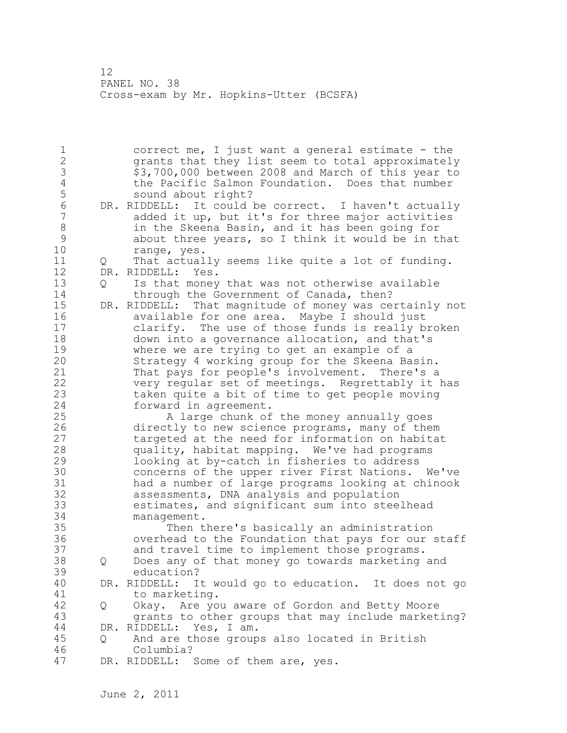correct me, I just want a general estimate - the grants that they list seem to total approximately $3,700,000 between 2008 and March of this year to the Pacific Salmon Foundation. Does that number sound about right?

DR. RIDDELL: It could be correct. I haven't actually added it up, but it's for three major activities in the Skeena Basin, and it has been going for about three years, so I think it would be in that range, yes.

Q That actually seems like quite a lot of funding.

DR. RIDDELL: Yes.

Q Is that money that was not otherwise available through the Government of Canada, then?

DR. RIDDELL: That magnitude of money was certainly not available for one area. Maybe I should just clarify. The use of those funds is really broken down into a governance allocation, and that's where we are trying to get an example of a Strategy 4 working group for the Skeena Basin. That pays for people's involvement. There's a very regular set of meetings. Regrettably it has taken quite a bit of time to get people moving forward in agreement.

A large chunk of the money annually goes directly to new science programs, many of them targeted at the need for information on habitat quality, habitat mapping. We've had programs looking at by-catch in fisheries to address concerns of the upper river First Nations. We've had a number of large programs looking at chinook assessments, DNA analysis and population estimates, and significant sum into steelhead management.

Then there's basically an administration overhead to the Foundation that pays for our staff and travel time to implement those programs.

Q Does any of that money go towards marketing and education?

DR. RIDDELL: It would go to education. It does not go to marketing.

Q Okay. Are you aware of Gordon and Betty Moore grants to other groups that may include marketing?

DR. RIDDELL: Yes, I am.

Q And are those groups also located in British Columbia?

DR. RIDDELL: Some of them are, yes.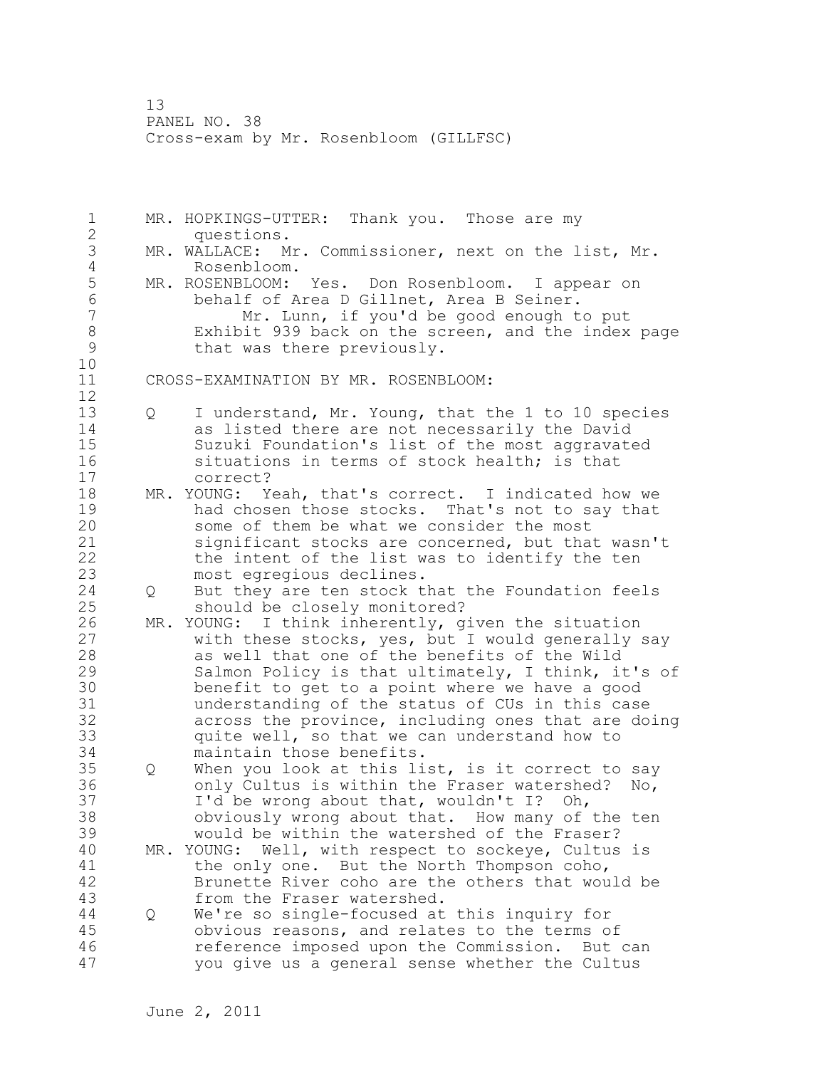MR. HOPKINGS-UTTER: Thank you. Those are my questions.

MR. WALLACE: Mr. Commissioner, next on the list, Mr. Rosenbloom.

MR. ROSENBLOOM: Yes. Don Rosenbloom. I appear on behalf of Area D Gillnet, Area B Seiner.

Mr. Lunn, if you'd be good enough to put Exhibit 939 back on the screen, and the index page that was there previously.

CROSS-EXAMINATION BY MR. ROSENBLOOM:

Q I understand, Mr. Young, that the 1 to 10 species as listed there are not necessarily the David Suzuki Foundation's list of the most aggravated situations in terms of stock health; is that correct?

MR. YOUNG: Yeah, that's correct. I indicated how we had chosen those stocks. That's not to say that some of them be what we consider the most significant stocks are concerned, but that wasn't the intent of the list was to identify the ten most egregious declines.

Q But they are ten stock that the Foundation feels should be closely monitored?

MR. YOUNG: I think inherently, given the situation with these stocks, yes, but I would generally say as well that one of the benefits of the Wild Salmon Policy is that ultimately, I think, it's of benefit to get to a point where we have a good understanding of the status of CUs in this case across the province, including ones that are doing quite well, so that we can understand how to maintain those benefits.

Q When you look at this list, is it correct to say only Cultus is within the Fraser watershed? No, I'd be wrong about that, wouldn't I? Oh, obviously wrong about that. How many of the ten would be within the watershed of the Fraser?

MR. YOUNG: Well, with respect to sockeye, Cultus is the only one. But the North Thompson coho, Brunette River coho are the others that would be from the Fraser watershed.

Q We're so single-focused at this inquiry for obvious reasons, and relates to the terms of reference imposed upon the Commission. But can you give us a general sense whether the Cultus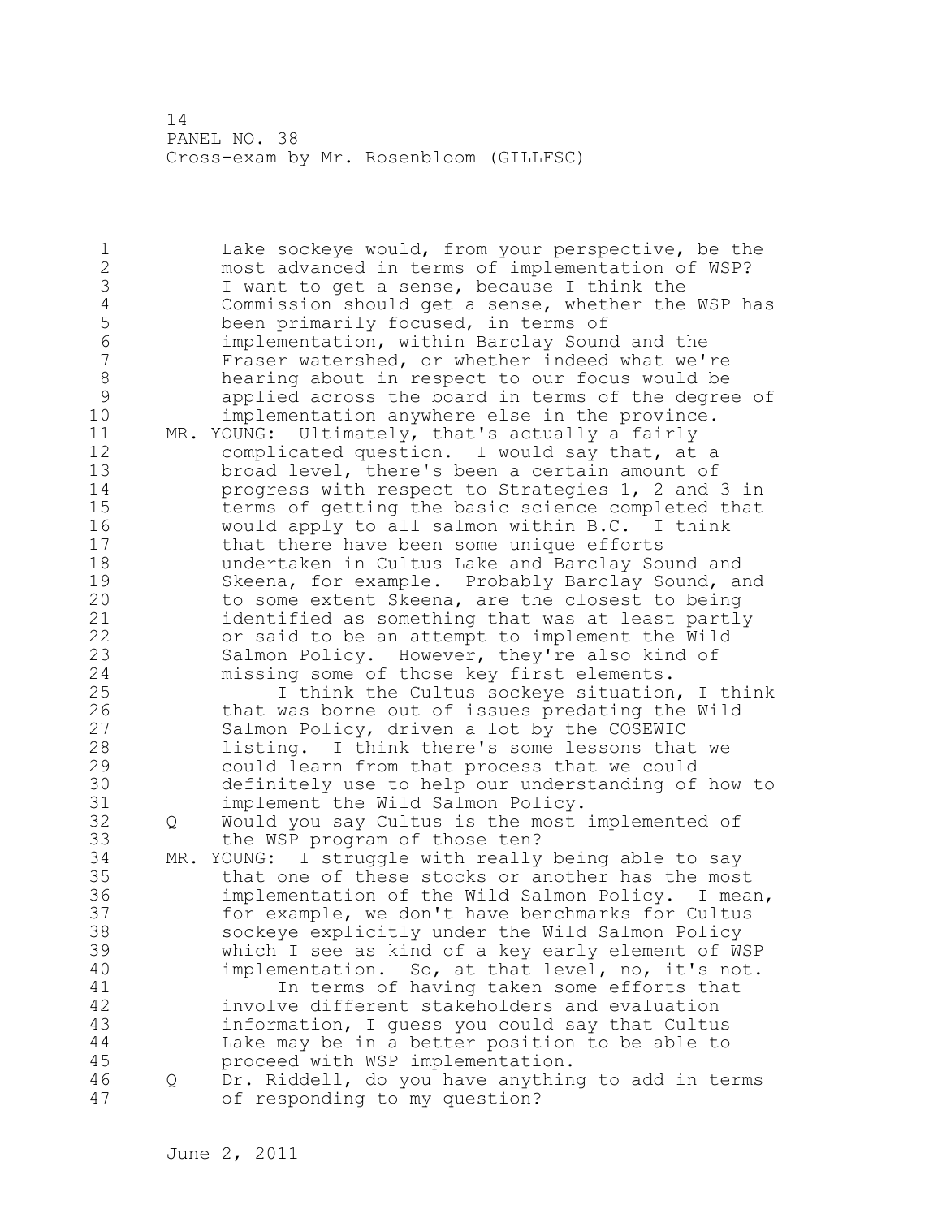Lake sockeye would, from your perspective, be the most advanced in terms of implementation of WSP? I want to get a sense, because I think the Commission should get a sense, whether the WSP has been primarily focused, in terms of implementation, within Barclay Sound and the Fraser watershed, or whether indeed what we're hearing about in respect to our focus would be applied across the board in terms of the degree of implementation anywhere else in the province.

MR. YOUNG: Ultimately, that's actually a fairly complicated question. I would say that, at a broad level, there's been a certain amount of progress with respect to Strategies 1, 2 and 3 in terms of getting the basic science completed that would apply to all salmon within B.C. I think that there have been some unique efforts undertaken in Cultus Lake and Barclay Sound and Skeena, for example. Probably Barclay Sound, and to some extent Skeena, are the closest to being identified as something that was at least partly or said to be an attempt to implement the Wild Salmon Policy. However, they're also kind of missing some of those key first elements.

I think the Cultus sockeye situation, I think that was borne out of issues predating the Wild Salmon Policy, driven a lot by the COSEWIC listing. I think there's some lessons that we could learn from that process that we could definitely use to help our understanding of how to implement the Wild Salmon Policy.

Q Would you say Cultus is the most implemented of the WSP program of those ten?

MR. YOUNG: I struggle with really being able to say that one of these stocks or another has the most implementation of the Wild Salmon Policy. I mean, for example, we don't have benchmarks for Cultus sockeye explicitly under the Wild Salmon Policy which I see as kind of a key early element of WSP implementation. So, at that level, no, it's not.

In terms of having taken some efforts that involve different stakeholders and evaluation information, I guess you could say that Cultus Lake may be in a better position to be able to proceed with WSP implementation.

Q Dr. Riddell, do you have anything to add in terms of responding to my question?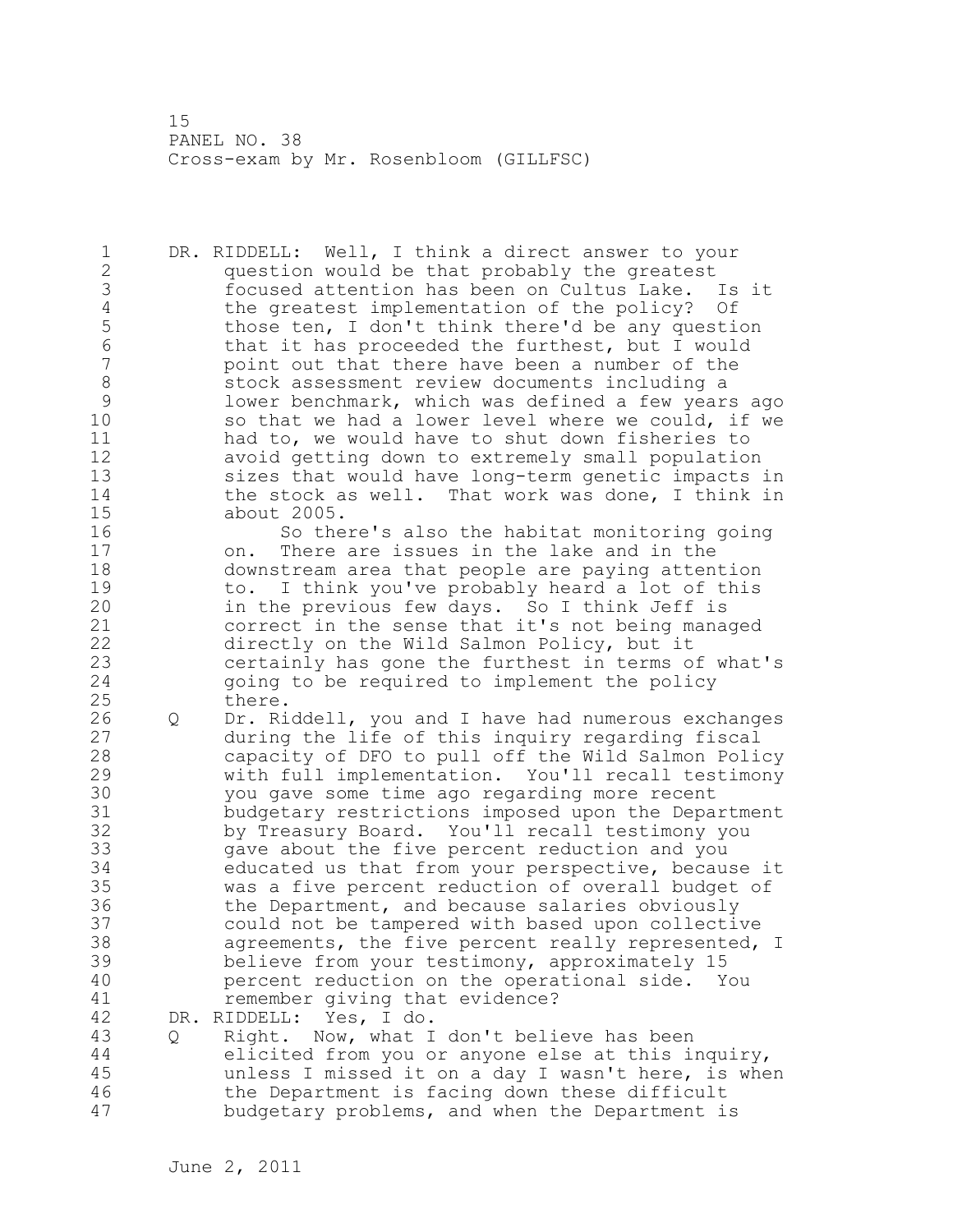DR. RIDDELL: Well, I think a direct answer to your question would be that probably the greatest focused attention has been on Cultus Lake. Is it the greatest implementation of the policy? Of those ten, I don't think there'd be any question that it has proceeded the furthest, but I would point out that there have been a number of the stock assessment review documents including a lower benchmark, which was defined a few years ago so that we had a lower level where we could, if we had to, we would have to shut down fisheries to avoid getting down to extremely small population sizes that would have long-term genetic impacts in the stock as well. That work was done, I think in about 2005.

So there's also the habitat monitoring going on. There are issues in the lake and in the downstream area that people are paying attention to. I think you've probably heard a lot of this in the previous few days. So I think Jeff is correct in the sense that it's not being managed directly on the Wild Salmon Policy, but it certainly has gone the furthest in terms of what's going to be required to implement the policy there.

Q Dr. Riddell, you and I have had numerous exchanges during the life of this inquiry regarding fiscal capacity of DFO to pull off the Wild Salmon Policy with full implementation. You'll recall testimony you gave some time ago regarding more recent budgetary restrictions imposed upon the Department by Treasury Board. You'll recall testimony you gave about the five percent reduction and you educated us that from your perspective, because it was a five percent reduction of overall budget of the Department, and because salaries obviously could not be tampered with based upon collective agreements, the five percent really represented, I believe from your testimony, approximately 15 percent reduction on the operational side. You remember giving that evidence?

DR. RIDDELL: Yes, I do.

Q Right. Now, what I don't believe has been elicited from you or anyone else at this inquiry, unless I missed it on a day I wasn't here, is when the Department is facing down these difficult budgetary problems, and when the Department is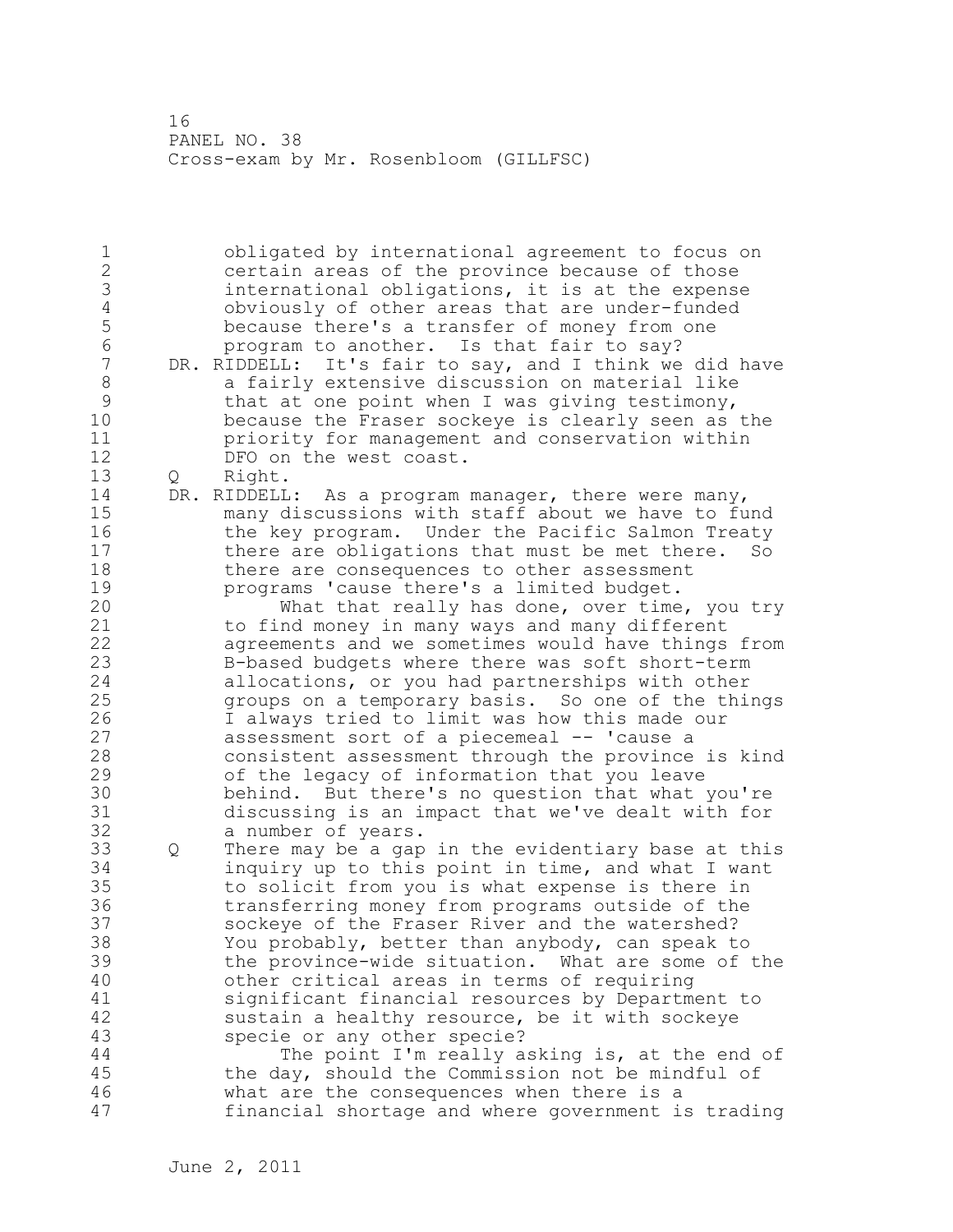obligated by international agreement to focus on certain areas of the province because of those international obligations, it is at the expense obviously of other areas that are under-funded because there's a transfer of money from one program to another. Is that fair to say?

DR. RIDDELL: It's fair to say, and I think we did have a fairly extensive discussion on material like that at one point when I was giving testimony, because the Fraser sockeye is clearly seen as the priority for management and conservation within DFO on the west coast.

Q Right.

DR. RIDDELL: As a program manager, there were many, many discussions with staff about we have to fund the key program. Under the Pacific Salmon Treaty there are obligations that must be met there. So there are consequences to other assessment programs 'cause there's a limited budget.

What that really has done, over time, you try to find money in many ways and many different agreements and we sometimes would have things from B-based budgets where there was soft short-term allocations, or you had partnerships with other groups on a temporary basis. So one of the things I always tried to limit was how this made our assessment sort of a piecemeal -- 'cause a consistent assessment through the province is kind of the legacy of information that you leave behind. But there's no question that what you're discussing is an impact that we've dealt with for a number of years.

Q There may be a gap in the evidentiary base at this inquiry up to this point in time, and what I want to solicit from you is what expense is there in transferring money from programs outside of the sockeye of the Fraser River and the watershed? You probably, better than anybody, can speak to the province-wide situation. What are some of the other critical areas in terms of requiring significant financial resources by Department to sustain a healthy resource, be it with sockeye specie or any other specie?

The point I'm really asking is, at the end of the day, should the Commission not be mindful of what are the consequences when there is a financial shortage and where government is trading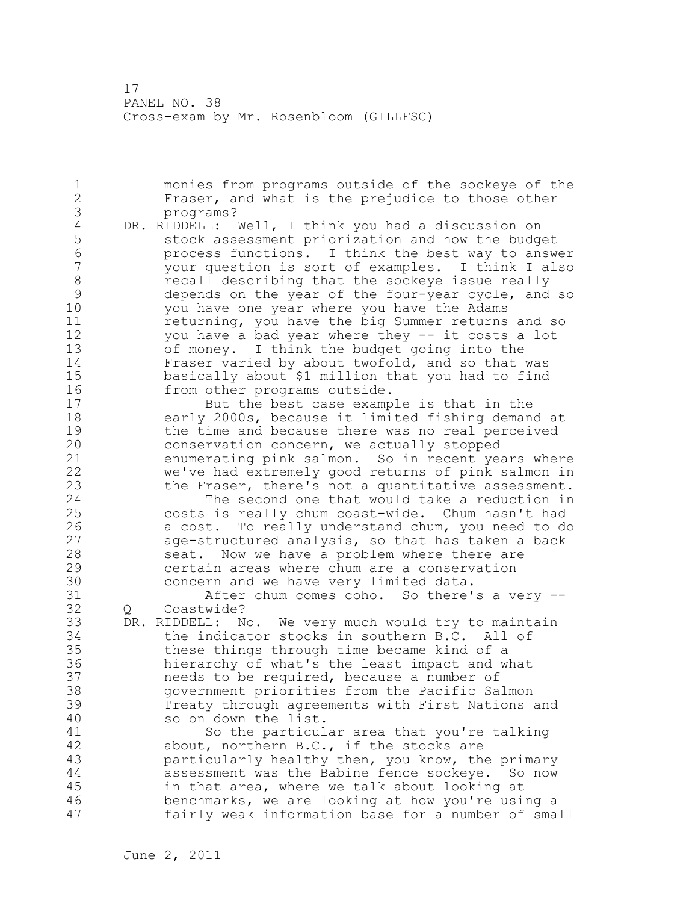monies from programs outside of the sockeye of the Fraser, and what is the prejudice to those other programs?

DR. RIDDELL: Well, I think you had a discussion on stock assessment priorization and how the budget process functions. I think the best way to answer your question is sort of examples. I think I also recall describing that the sockeye issue really depends on the year of the four-year cycle, and so you have one year where you have the Adams returning, you have the big Summer returns and so you have a bad year where they -- it costs a lot of money. I think the budget going into the Fraser varied by about twofold, and so that was basically about $1 million that you had to find from other programs outside.

But the best case example is that in the early 2000s, because it limited fishing demand at the time and because there was no real perceived conservation concern, we actually stopped enumerating pink salmon. So in recent years where we've had extremely good returns of pink salmon in the Fraser, there's not a quantitative assessment.

The second one that would take a reduction in costs is really chum coast-wide. Chum hasn't had a cost. To really understand chum, you need to do age-structured analysis, so that has taken a back seat. Now we have a problem where there are certain areas where chum are a conservation concern and we have very limited data.

After chum comes coho. So there's a very --

Q Coastwide?

DR. RIDDELL: No. We very much would try to maintain the indicator stocks in southern B.C. All of these things through time became kind of a hierarchy of what's the least impact and what needs to be required, because a number of government priorities from the Pacific Salmon Treaty through agreements with First Nations and so on down the list.

So the particular area that you're talking about, northern B.C., if the stocks are particularly healthy then, you know, the primary assessment was the Babine fence sockeye. So now in that area, where we talk about looking at benchmarks, we are looking at how you're using a fairly weak information base for a number of small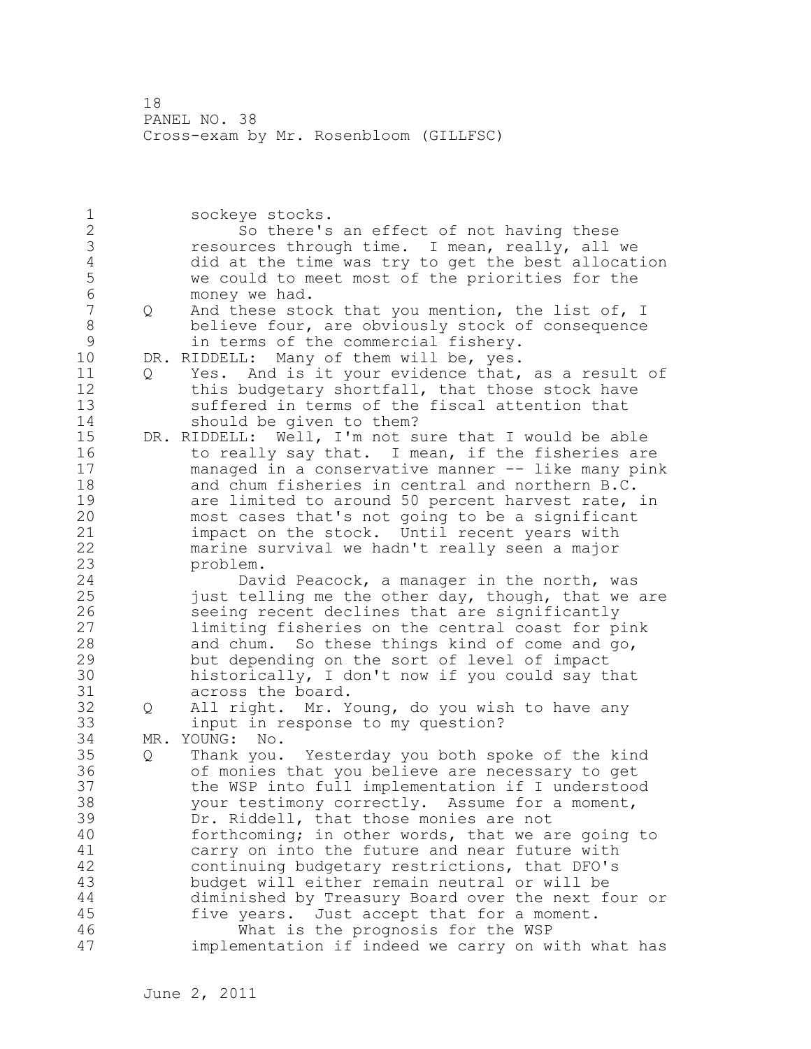sockeye stocks.

So there's an effect of not having these resources through time. I mean, really, all we did at the time was try to get the best allocation we could to meet most of the priorities for the money we had.

Q And these stock that you mention, the list of, I believe four, are obviously stock of consequence in terms of the commercial fishery.

DR. RIDDELL: Many of them will be, yes.

Q Yes. And is it your evidence that, as a result of this budgetary shortfall, that those stock have suffered in terms of the fiscal attention that should be given to them?

DR. RIDDELL: Well, I'm not sure that I would be able to really say that. I mean, if the fisheries are managed in a conservative manner -- like many pink and chum fisheries in central and northern B.C. are limited to around 50 percent harvest rate, in most cases that's not going to be a significant impact on the stock. Until recent years with marine survival we hadn't really seen a major problem.

David Peacock, a manager in the north, was just telling me the other day, though, that we are seeing recent declines that are significantly limiting fisheries on the central coast for pink and chum. So these things kind of come and go, but depending on the sort of level of impact historically, I don't now if you could say that across the board.

Q All right. Mr. Young, do you wish to have any input in response to my question?

MR. YOUNG: No.

Q Thank you. Yesterday you both spoke of the kind of monies that you believe are necessary to get the WSP into full implementation if I understood your testimony correctly. Assume for a moment, Dr. Riddell, that those monies are not forthcoming; in other words, that we are going to carry on into the future and near future with continuing budgetary restrictions, that DFO's budget will either remain neutral or will be diminished by Treasury Board over the next four or five years. Just accept that for a moment.

What is the prognosis for the WSP implementation if indeed we carry on with what has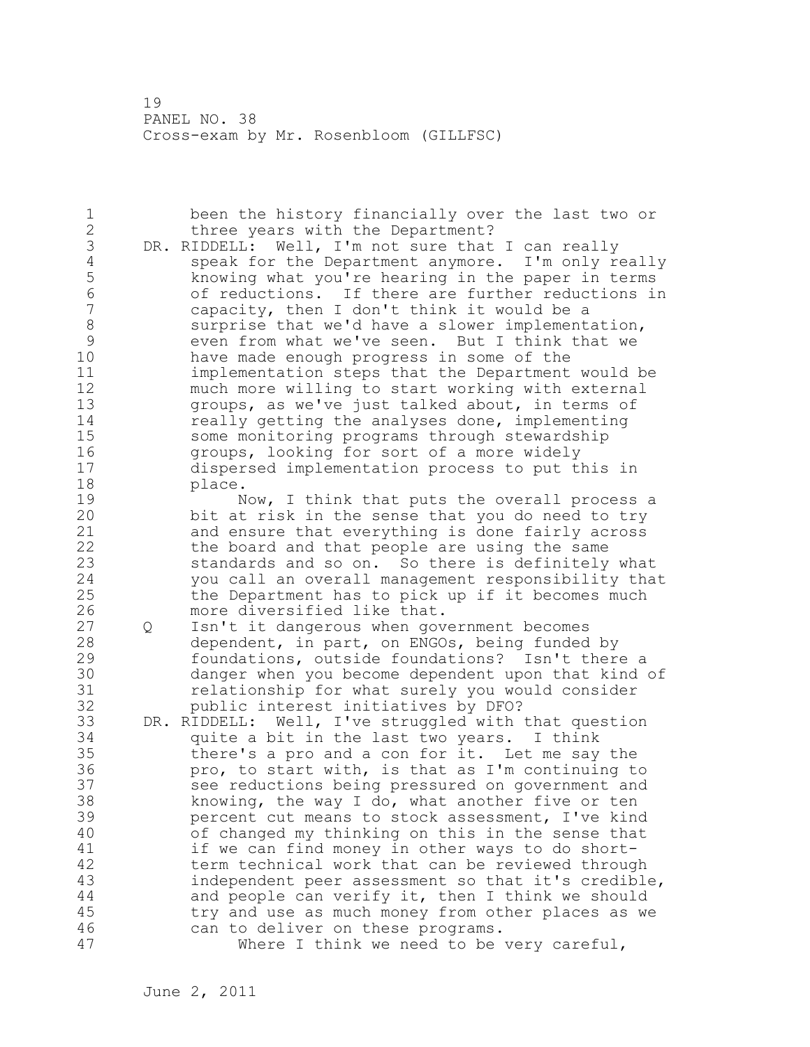been the history financially over the last two or three years with the Department?

DR. RIDDELL: Well, I'm not sure that I can really speak for the Department anymore. I'm only really knowing what you're hearing in the paper in terms of reductions. If there are further reductions in capacity, then I don't think it would be a surprise that we'd have a slower implementation, even from what we've seen. But I think that we have made enough progress in some of the implementation steps that the Department would be much more willing to start working with external groups, as we've just talked about, in terms of really getting the analyses done, implementing some monitoring programs through stewardship groups, looking for sort of a more widely dispersed implementation process to put this in place.

Now, I think that puts the overall process a bit at risk in the sense that you do need to try and ensure that everything is done fairly across the board and that people are using the same standards and so on. So there is definitely what you call an overall management responsibility that the Department has to pick up if it becomes much more diversified like that.

Q Isn't it dangerous when government becomes dependent, in part, on ENGOs, being funded by foundations, outside foundations? Isn't there a danger when you become dependent upon that kind of relationship for what surely you would consider public interest initiatives by DFO?

DR. RIDDELL: Well, I've struggled with that question quite a bit in the last two years. I think there's a pro and a con for it. Let me say the pro, to start with, is that as I'm continuing to see reductions being pressured on government and knowing, the way I do, what another five or ten percent cut means to stock assessment, I've kind of changed my thinking on this in the sense that if we can find money in other ways to do short-term technical work that can be reviewed through independent peer assessment so that it's credible, and people can verify it, then I think we should try and use as much money from other places as we can to deliver on these programs.

Where I think we need to be very careful,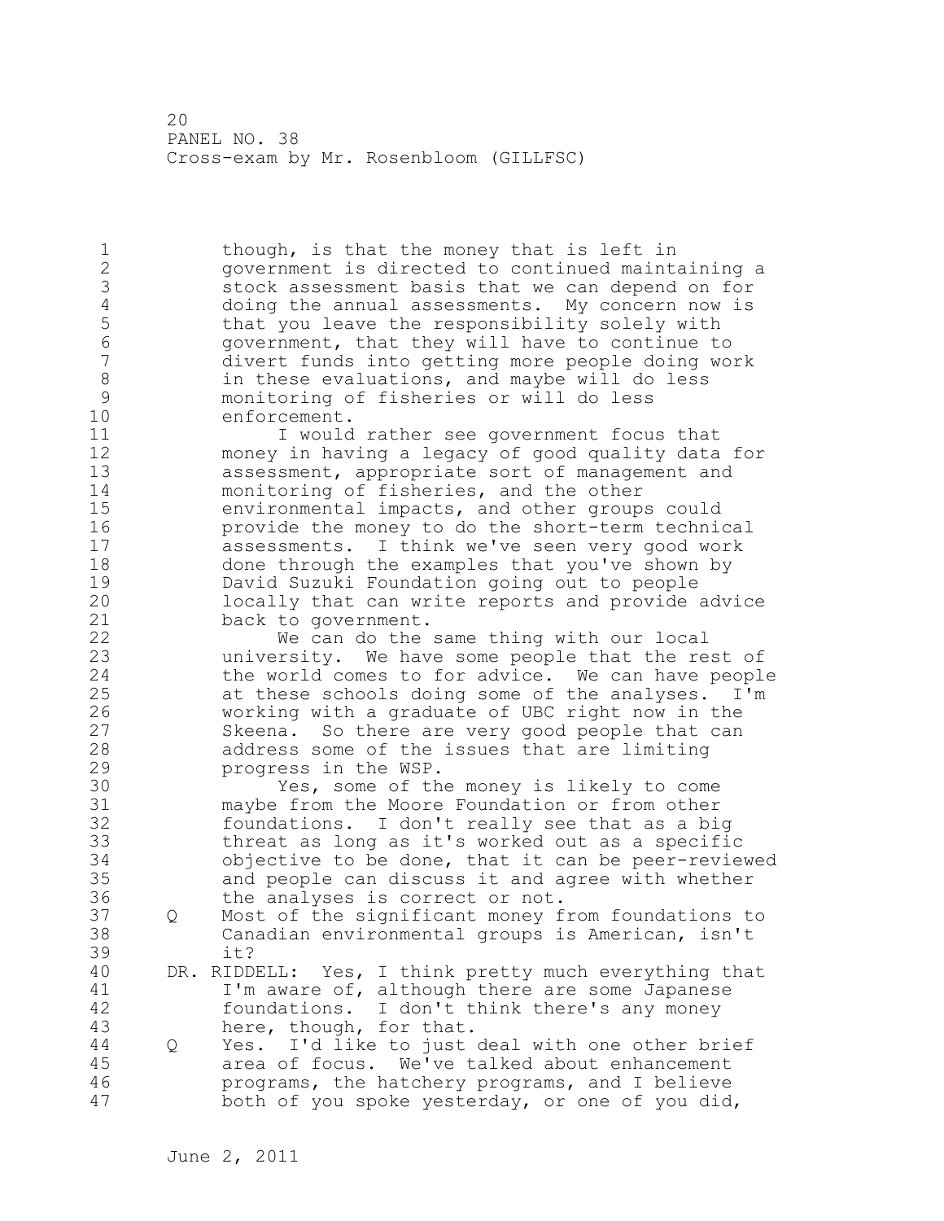though, is that the money that is left in government is directed to continued maintaining a stock assessment basis that we can depend on for doing the annual assessments. My concern now is that you leave the responsibility solely with government, that they will have to continue to divert funds into getting more people doing work in these evaluations, and maybe will do less monitoring of fisheries or will do less enforcement.

I would rather see government focus that money in having a legacy of good quality data for assessment, appropriate sort of management and monitoring of fisheries, and the other environmental impacts, and other groups could provide the money to do the short-term technical assessments. I think we've seen very good work done through the examples that you've shown by David Suzuki Foundation going out to people locally that can write reports and provide advice back to government.

We can do the same thing with our local university. We have some people that the rest of the world comes to for advice. We can have people at these schools doing some of the analyses. I'm working with a graduate of UBC right now in the Skeena. So there are very good people that can address some of the issues that are limiting progress in the WSP.

Yes, some of the money is likely to come maybe from the Moore Foundation or from other foundations. I don't really see that as a big threat as long as it's worked out as a specific objective to be done, that it can be peer-reviewed and people can discuss it and agree with whether the analyses is correct or not.

Q Most of the significant money from foundations to Canadian environmental groups is American, isn't it?

DR. RIDDELL: Yes, I think pretty much everything that I'm aware of, although there are some Japanese foundations. I don't think there's any money here, though, for that.

Q Yes. I'd like to just deal with one other brief area of focus. We've talked about enhancement programs, the hatchery programs, and I believe both of you spoke yesterday, or one of you did,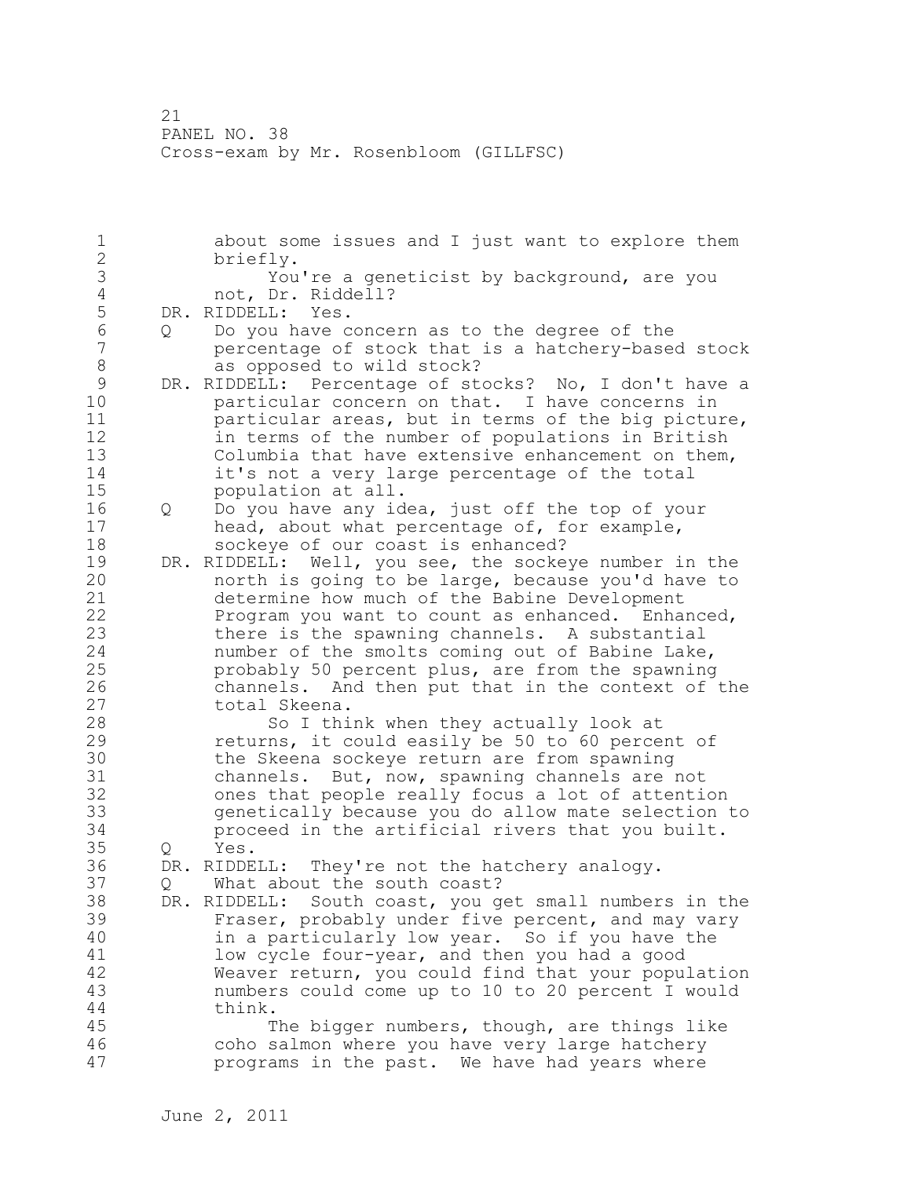about some issues and I just want to explore them briefly.

You're a geneticist by background, are you not, Dr. Riddell?

DR. RIDDELL: Yes.

Q Do you have concern as to the degree of the percentage of stock that is a hatchery-based stock as opposed to wild stock?

DR. RIDDELL: Percentage of stocks? No, I don't have a particular concern on that. I have concerns in particular areas, but in terms of the big picture, in terms of the number of populations in British Columbia that have extensive enhancement on them, it's not a very large percentage of the total population at all.

Q Do you have any idea, just off the top of your head, about what percentage of, for example, sockeye of our coast is enhanced?

DR. RIDDELL: Well, you see, the sockeye number in the north is going to be large, because you'd have to determine how much of the Babine Development Program you want to count as enhanced. Enhanced, there is the spawning channels. A substantial number of the smolts coming out of Babine Lake, probably 50 percent plus, are from the spawning channels. And then put that in the context of the total Skeena.

So I think when they actually look at returns, it could easily be 50 to 60 percent of the Skeena sockeye return are from spawning channels. But, now, spawning channels are not ones that people really focus a lot of attention genetically because you do allow mate selection to proceed in the artificial rivers that you built.

Q Yes.

DR. RIDDELL: They're not the hatchery analogy.

Q What about the south coast?

DR. RIDDELL: South coast, you get small numbers in the Fraser, probably under five percent, and may vary in a particularly low year. So if you have the low cycle four-year, and then you had a good Weaver return, you could find that your population numbers could come up to 10 to 20 percent I would think.

The bigger numbers, though, are things like coho salmon where you have very large hatchery programs in the past. We have had years where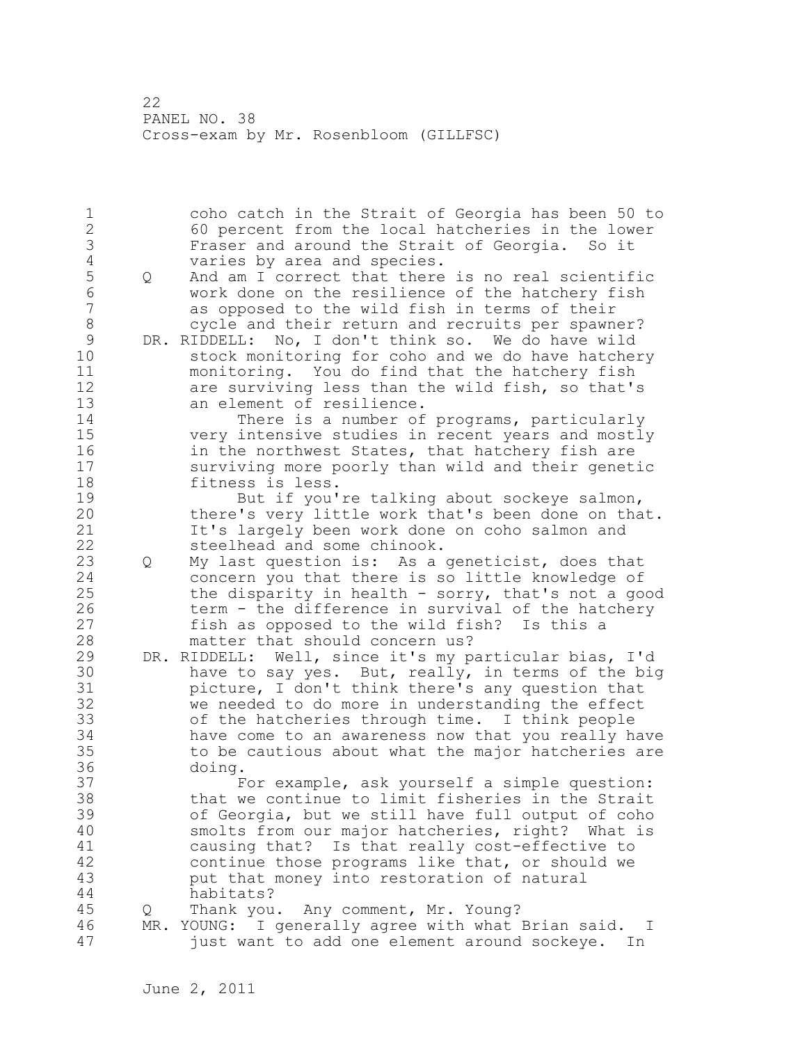coho catch in the Strait of Georgia has been 50 to 60 percent from the local hatcheries in the lower Fraser and around the Strait of Georgia. So it varies by area and species.

Q And am I correct that there is no real scientific work done on the resilience of the hatchery fish as opposed to the wild fish in terms of their cycle and their return and recruits per spawner?

DR. RIDDELL: No, I don't think so. We do have wild stock monitoring for coho and we do have hatchery monitoring. You do find that the hatchery fish are surviving less than the wild fish, so that's an element of resilience.

There is a number of programs, particularly very intensive studies in recent years and mostly in the northwest States, that hatchery fish are surviving more poorly than wild and their genetic fitness is less.

But if you're talking about sockeye salmon, there's very little work that's been done on that. It's largely been work done on coho salmon and steelhead and some chinook.

Q My last question is: As a geneticist, does that concern you that there is so little knowledge of the disparity in health - sorry, that's not a good term - the difference in survival of the hatchery fish as opposed to the wild fish? Is this a matter that should concern us?

DR. RIDDELL: Well, since it's my particular bias, I'd have to say yes. But, really, in terms of the big picture, I don't think there's any question that we needed to do more in understanding the effect of the hatcheries through time. I think people have come to an awareness now that you really have to be cautious about what the major hatcheries are doing.

For example, ask yourself a simple question: that we continue to limit fisheries in the Strait of Georgia, but we still have full output of coho smolts from our major hatcheries, right? What is causing that? Is that really cost-effective to continue those programs like that, or should we put that money into restoration of natural habitats?

Q Thank you. Any comment, Mr. Young?

MR. YOUNG: I generally agree with what Brian said. I just want to add one element around sockeye. In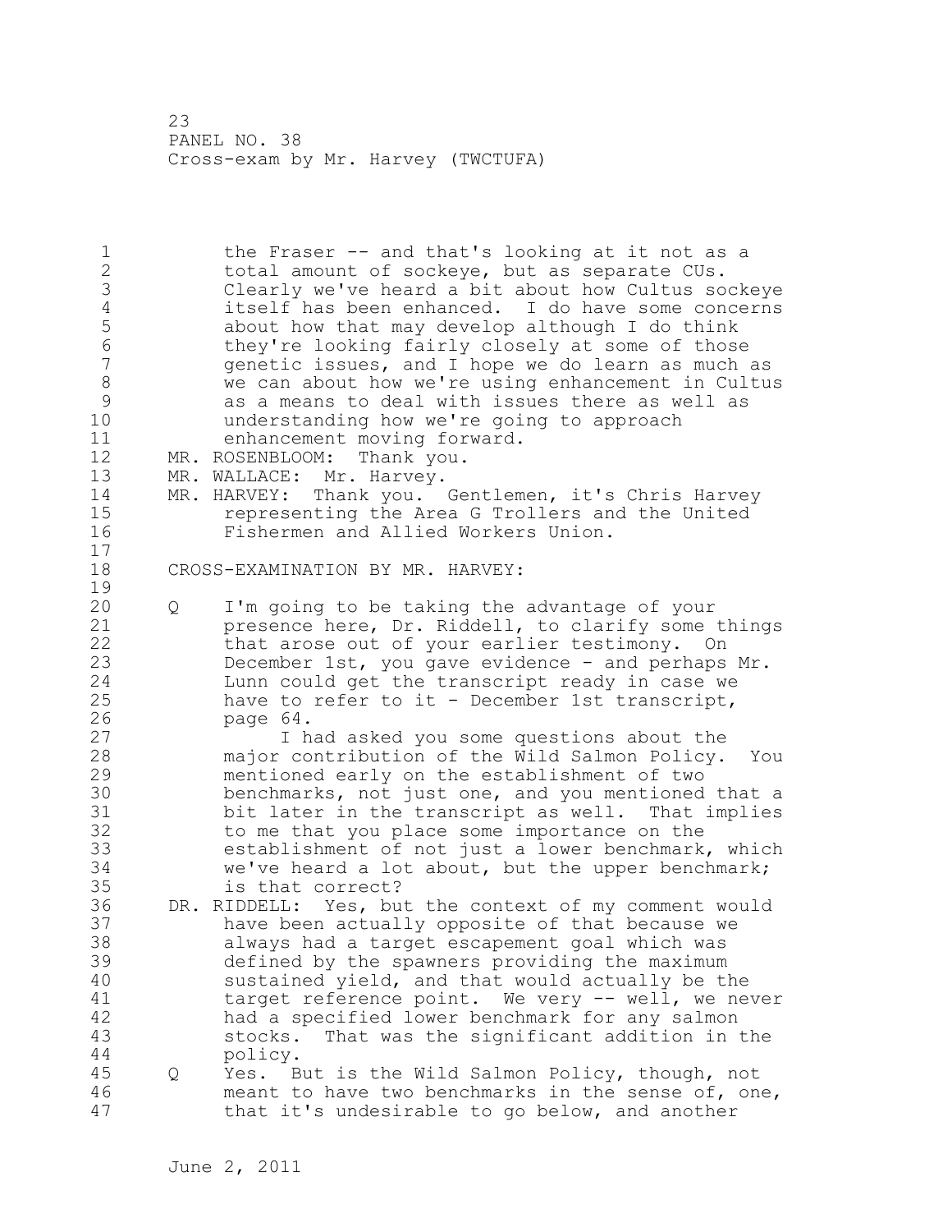the Fraser -- and that's looking at it not as a total amount of sockeye, but as separate CUs. Clearly we've heard a bit about how Cultus sockeye itself has been enhanced. I do have some concerns about how that may develop although I do think they're looking fairly closely at some of those genetic issues, and I hope we do learn as much as we can about how we're using enhancement in Cultus as a means to deal with issues there as well as understanding how we're going to approach enhancement moving forward.

MR. ROSENBLOOM: Thank you.

MR. WALLACE: Mr. Harvey.

MR. HARVEY: Thank you. Gentlemen, it's Chris Harvey representing the Area G Trollers and the United Fishermen and Allied Workers Union.

CROSS-EXAMINATION BY MR. HARVEY:

Q I'm going to be taking the advantage of your presence here, Dr. Riddell, to clarify some things that arose out of your earlier testimony. On December 1st, you gave evidence - and perhaps Mr. Lunn could get the transcript ready in case we have to refer to it - December 1st transcript, page 64.

I had asked you some questions about the major contribution of the Wild Salmon Policy. You mentioned early on the establishment of two benchmarks, not just one, and you mentioned that a bit later in the transcript as well. That implies to me that you place some importance on the establishment of not just a lower benchmark, which we've heard a lot about, but the upper benchmark; is that correct?

DR. RIDDELL: Yes, but the context of my comment would have been actually opposite of that because we always had a target escapement goal which was defined by the spawners providing the maximum sustained yield, and that would actually be the target reference point. We very -- well, we never had a specified lower benchmark for any salmon stocks. That was the significant addition in the policy.

Q Yes. But is the Wild Salmon Policy, though, not meant to have two benchmarks in the sense of, one, that it's undesirable to go below, and another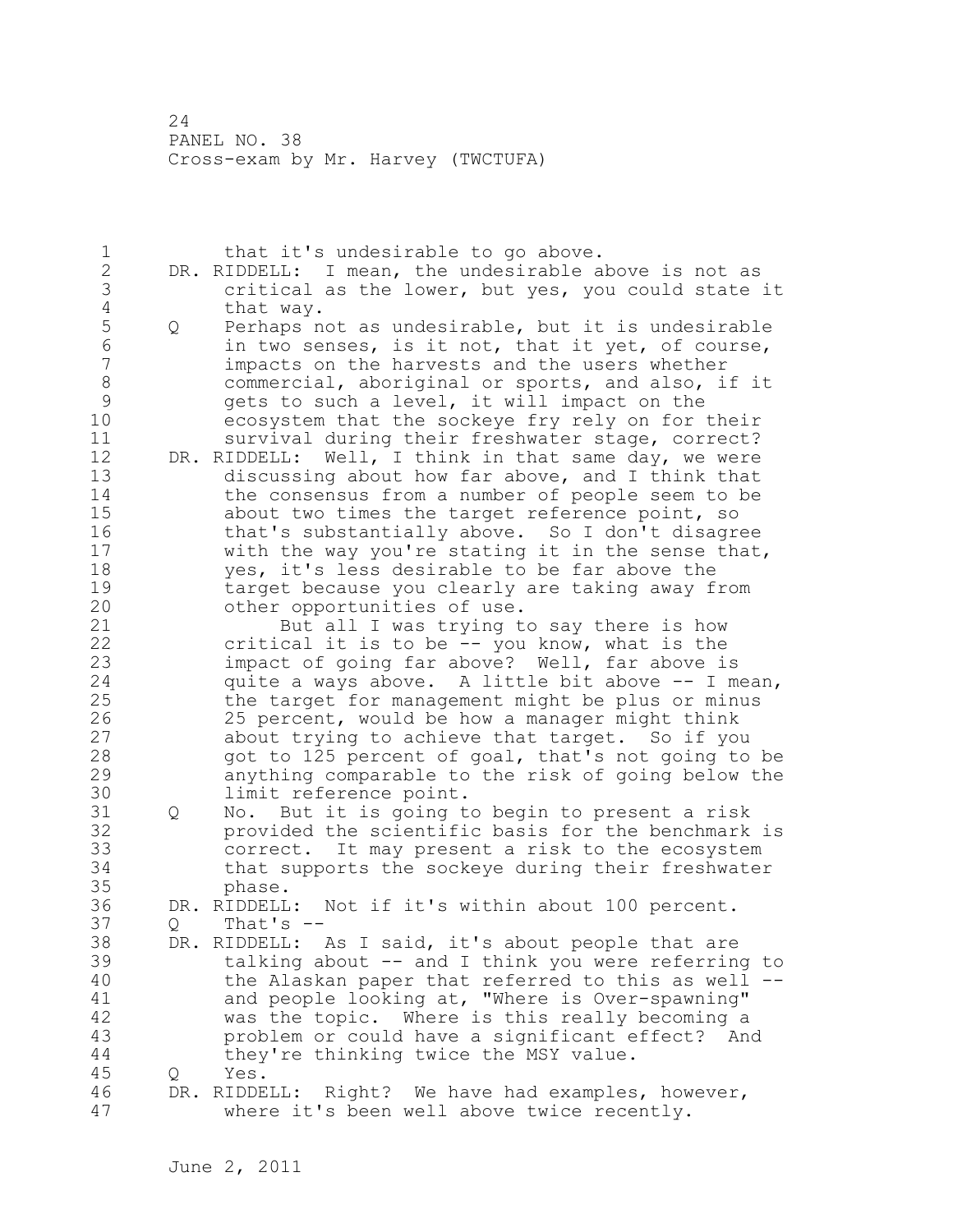that it's undesirable to go above.

DR. RIDDELL: I mean, the undesirable above is not as critical as the lower, but yes, you could state it that way.

Q Perhaps not as undesirable, but it is undesirable in two senses, is it not, that it yet, of course, impacts on the harvests and the users whether commercial, aboriginal or sports, and also, if it gets to such a level, it will impact on the ecosystem that the sockeye fry rely on for their survival during their freshwater stage, correct?

DR. RIDDELL: Well, I think in that same day, we were discussing about how far above, and I think that the consensus from a number of people seem to be about two times the target reference point, so that's substantially above. So I don't disagree with the way you're stating it in the sense that, yes, it's less desirable to be far above the target because you clearly are taking away from other opportunities of use.

But all I was trying to say there is how critical it is to be -- you know, what is the impact of going far above? Well, far above is quite a ways above. A little bit above -- I mean, the target for management might be plus or minus 25 percent, would be how a manager might think about trying to achieve that target. So if you got to 125 percent of goal, that's not going to be anything comparable to the risk of going below the limit reference point.

Q No. But it is going to begin to present a risk provided the scientific basis for the benchmark is correct. It may present a risk to the ecosystem that supports the sockeye during their freshwater phase.

DR. RIDDELL: Not if it's within about 100 percent.

Q That's --

DR. RIDDELL: As I said, it's about people that are talking about -- and I think you were referring to the Alaskan paper that referred to this as well -- and people looking at, "Where is Over-spawning" was the topic. Where is this really becoming a problem or could have a significant effect? And they're thinking twice the MSY value.

Q Yes.

DR. RIDDELL: Right? We have had examples, however, where it's been well above twice recently.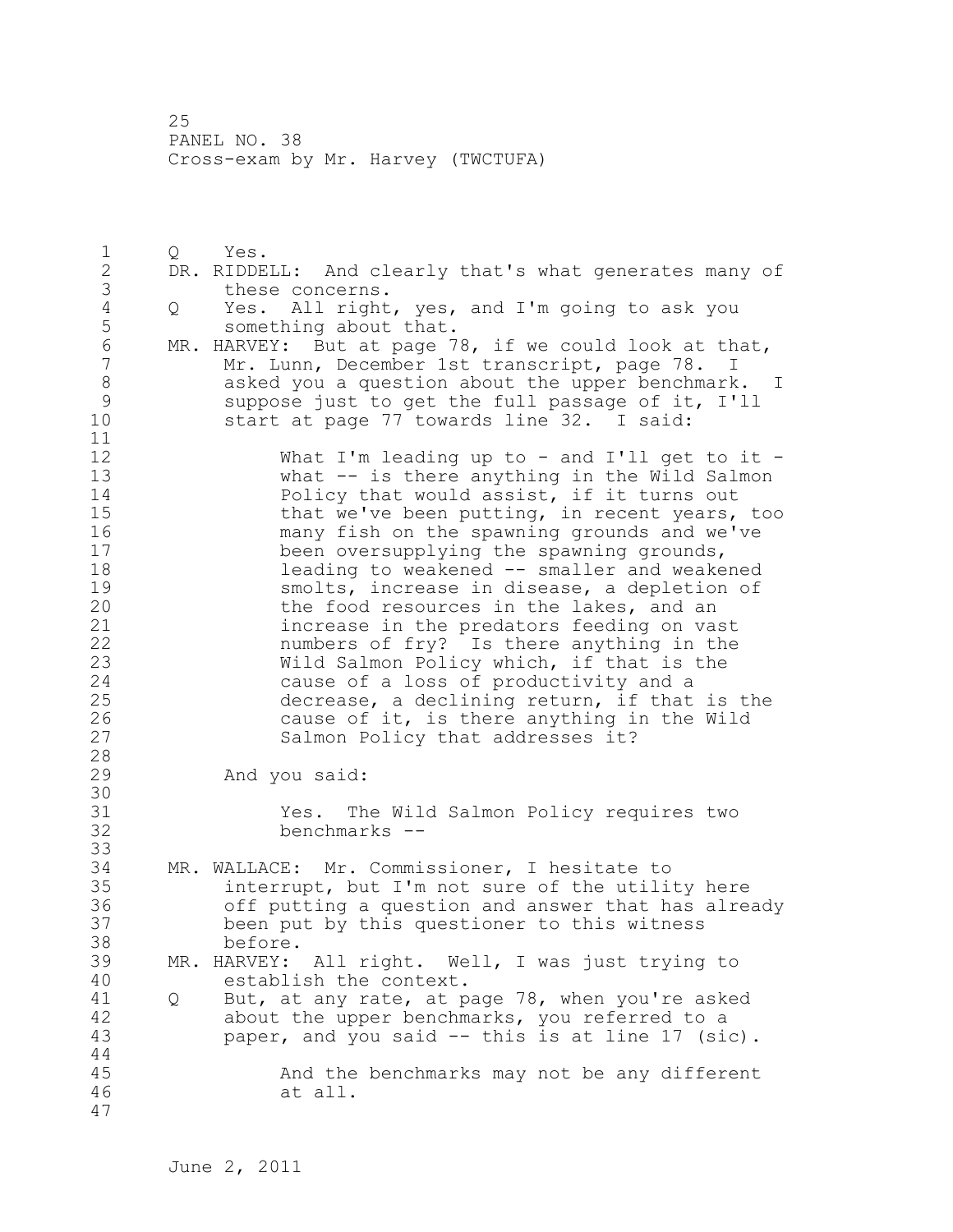Q Yes.

DR. RIDDELL: And clearly that's what generates many of these concerns.

Q Yes. All right, yes, and I'm going to ask you something about that.

MR. HARVEY: But at page 78, if we could look at that, Mr. Lunn, December 1st transcript, page 78. I asked you a question about the upper benchmark. I suppose just to get the full passage of it, I'll start at page 77 towards line 32. I said:

> What I'm leading up to - and I'll get to it - what -- is there anything in the Wild Salmon Policy that would assist, if it turns out that we've been putting, in recent years, too many fish on the spawning grounds and we've been oversupplying the spawning grounds, leading to weakened -- smaller and weakened smolts, increase in disease, a depletion of the food resources in the lakes, and an increase in the predators feeding on vast numbers of fry? Is there anything in the Wild Salmon Policy which, if that is the cause of a loss of productivity and a decrease, a declining return, if that is the cause of it, is there anything in the Wild Salmon Policy that addresses it?

And you said:

> Yes. The Wild Salmon Policy requires two benchmarks --

MR. WALLACE: Mr. Commissioner, I hesitate to interrupt, but I'm not sure of the utility here off putting a question and answer that has already been put by this questioner to this witness before.

MR. HARVEY: All right. Well, I was just trying to establish the context.

Q But, at any rate, at page 78, when you're asked about the upper benchmarks, you referred to a paper, and you said -- this is at line 17 (sic).

> And the benchmarks may not be any different at all.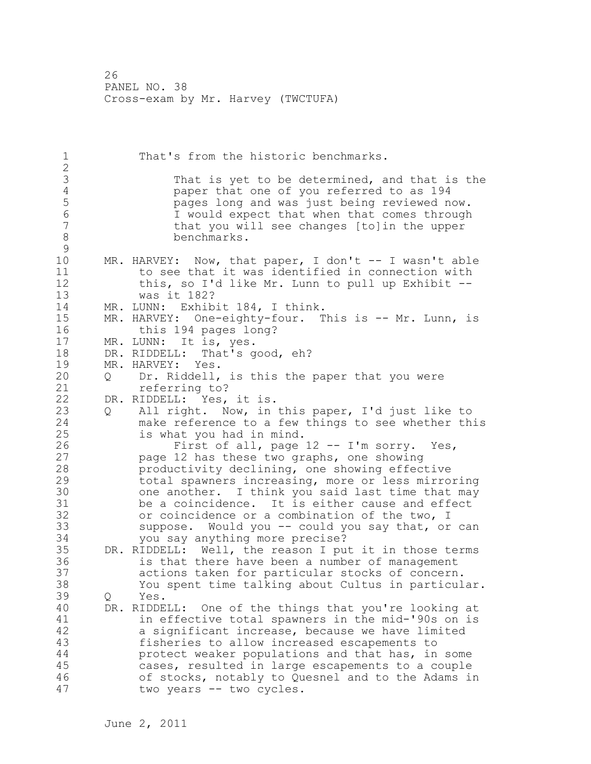That's from the historic benchmarks.

> That is yet to be determined, and that is the paper that one of you referred to as 194 pages long and was just being reviewed now. I would expect that when that comes through that you will see changes [to]in the upper benchmarks.

MR. HARVEY: Now, that paper, I don't -- I wasn't able to see that it was identified in connection with this, so I'd like Mr. Lunn to pull up Exhibit -- was it 182?

MR. LUNN: Exhibit 184, I think.

MR. HARVEY: One-eighty-four. This is -- Mr. Lunn, is this 194 pages long?

MR. LUNN: It is, yes.

DR. RIDDELL: That's good, eh?

MR. HARVEY: Yes.

Q Dr. Riddell, is this the paper that you were referring to?

DR. RIDDELL: Yes, it is.

Q All right. Now, in this paper, I'd just like to make reference to a few things to see whether this is what you had in mind.

First of all, page 12 -- I'm sorry. Yes, page 12 has these two graphs, one showing productivity declining, one showing effective total spawners increasing, more or less mirroring one another. I think you said last time that may be a coincidence. It is either cause and effect or coincidence or a combination of the two, I suppose. Would you -- could you say that, or can you say anything more precise?

DR. RIDDELL: Well, the reason I put it in those terms is that there have been a number of management actions taken for particular stocks of concern. You spent time talking about Cultus in particular.

Q Yes.

DR. RIDDELL: One of the things that you're looking at in effective total spawners in the mid-'90s on is a significant increase, because we have limited fisheries to allow increased escapements to protect weaker populations and that has, in some cases, resulted in large escapements to a couple of stocks, notably to Quesnel and to the Adams in two years -- two cycles.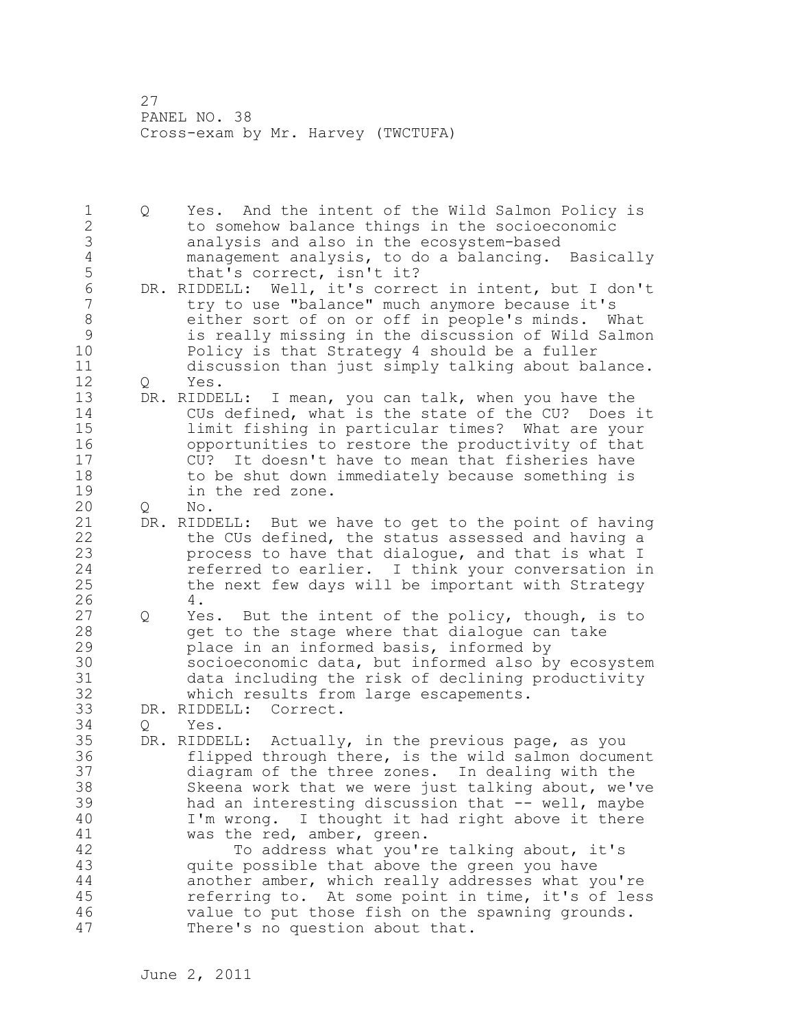Q Yes. And the intent of the Wild Salmon Policy is to somehow balance things in the socioeconomic analysis and also in the ecosystem-based management analysis, to do a balancing. Basically that's correct, isn't it?

DR. RIDDELL: Well, it's correct in intent, but I don't try to use "balance" much anymore because it's either sort of on or off in people's minds. What is really missing in the discussion of Wild Salmon Policy is that Strategy 4 should be a fuller discussion than just simply talking about balance.

Q Yes.

DR. RIDDELL: I mean, you can talk, when you have the CUs defined, what is the state of the CU? Does it limit fishing in particular times? What are your opportunities to restore the productivity of that CU? It doesn't have to mean that fisheries have to be shut down immediately because something is in the red zone.

Q No.

DR. RIDDELL: But we have to get to the point of having the CUs defined, the status assessed and having a process to have that dialogue, and that is what I referred to earlier. I think your conversation in the next few days will be important with Strategy 4.

Q Yes. But the intent of the policy, though, is to get to the stage where that dialogue can take place in an informed basis, informed by socioeconomic data, but informed also by ecosystem data including the risk of declining productivity which results from large escapements.

DR. RIDDELL: Correct.

Q Yes.

DR. RIDDELL: Actually, in the previous page, as you flipped through there, is the wild salmon document diagram of the three zones. In dealing with the Skeena work that we were just talking about, we've had an interesting discussion that -- well, maybe I'm wrong. I thought it had right above it there was the red, amber, green.

To address what you're talking about, it's quite possible that above the green you have another amber, which really addresses what you're referring to. At some point in time, it's of less value to put those fish on the spawning grounds. There's no question about that.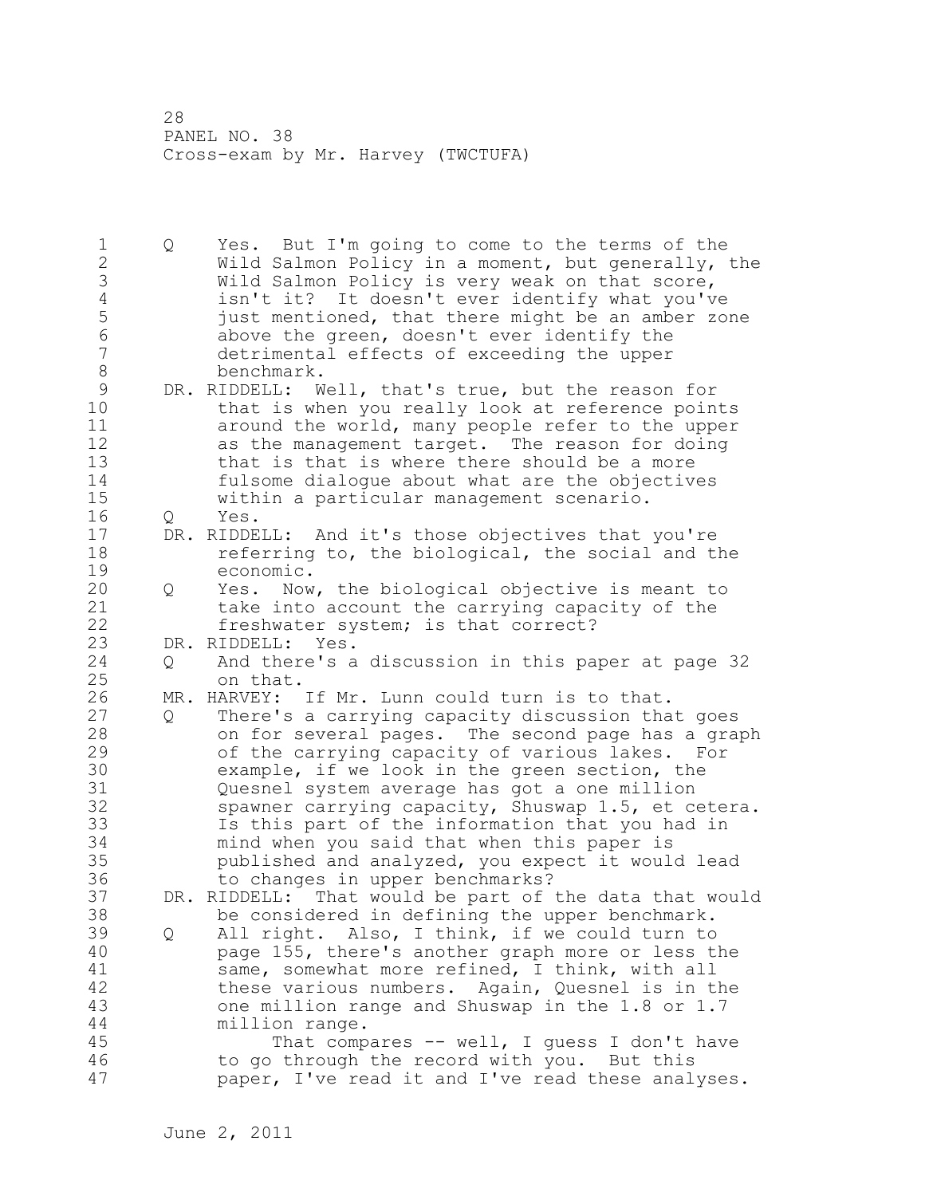Q Yes. But I'm going to come to the terms of the Wild Salmon Policy in a moment, but generally, the Wild Salmon Policy is very weak on that score, isn't it? It doesn't ever identify what you've just mentioned, that there might be an amber zone above the green, doesn't ever identify the detrimental effects of exceeding the upper benchmark.

DR. RIDDELL: Well, that's true, but the reason for that is when you really look at reference points around the world, many people refer to the upper as the management target. The reason for doing that is that is where there should be a more fulsome dialogue about what are the objectives within a particular management scenario.

Q Yes.

DR. RIDDELL: And it's those objectives that you're referring to, the biological, the social and the economic.

Q Yes. Now, the biological objective is meant to take into account the carrying capacity of the freshwater system; is that correct?

DR. RIDDELL: Yes.

Q And there's a discussion in this paper at page 32 on that.

MR. HARVEY: If Mr. Lunn could turn is to that.

Q There's a carrying capacity discussion that goes on for several pages. The second page has a graph of the carrying capacity of various lakes. For example, if we look in the green section, the Quesnel system average has got a one million spawner carrying capacity, Shuswap 1.5, et cetera. Is this part of the information that you had in mind when you said that when this paper is published and analyzed, you expect it would lead to changes in upper benchmarks?

DR. RIDDELL: That would be part of the data that would be considered in defining the upper benchmark.

Q All right. Also, I think, if we could turn to page 155, there's another graph more or less the same, somewhat more refined, I think, with all these various numbers. Again, Quesnel is in the one million range and Shuswap in the 1.8 or 1.7 million range.

That compares -- well, I guess I don't have to go through the record with you. But this paper, I've read it and I've read these analyses.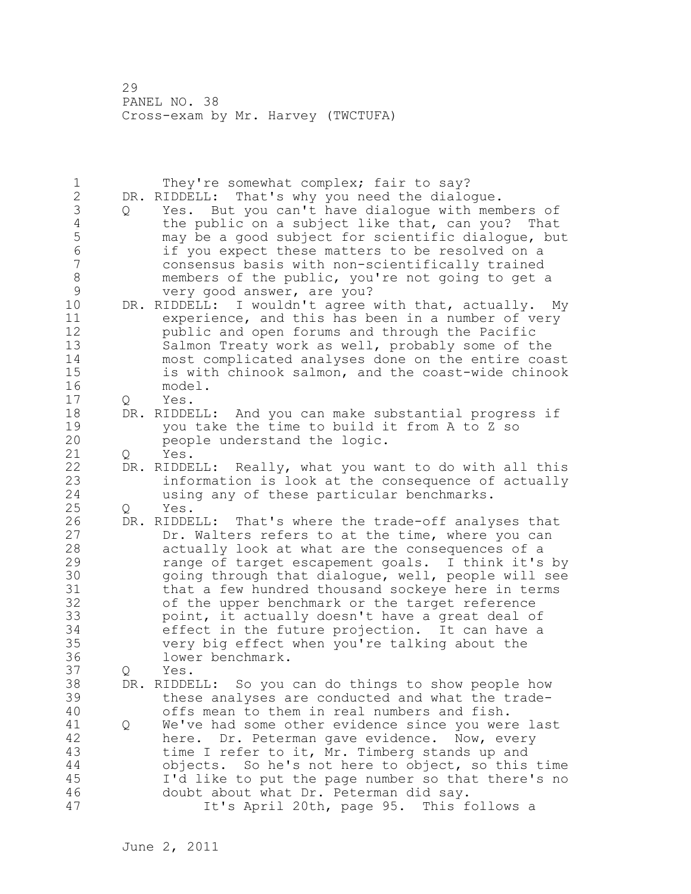They're somewhat complex; fair to say?

DR. RIDDELL: That's why you need the dialogue.

Q Yes. But you can't have dialogue with members of the public on a subject like that, can you? That may be a good subject for scientific dialogue, but if you expect these matters to be resolved on a consensus basis with non-scientifically trained members of the public, you're not going to get a very good answer, are you?

DR. RIDDELL: I wouldn't agree with that, actually. My experience, and this has been in a number of very public and open forums and through the Pacific Salmon Treaty work as well, probably some of the most complicated analyses done on the entire coast is with chinook salmon, and the coast-wide chinook model.

Q Yes.

DR. RIDDELL: And you can make substantial progress if you take the time to build it from A to Z so people understand the logic.

Q Yes.

DR. RIDDELL: Really, what you want to do with all this information is look at the consequence of actually using any of these particular benchmarks.

Q Yes.

DR. RIDDELL: That's where the trade-off analyses that Dr. Walters refers to at the time, where you can actually look at what are the consequences of a range of target escapement goals. I think it's by going through that dialogue, well, people will see that a few hundred thousand sockeye here in terms of the upper benchmark or the target reference point, it actually doesn't have a great deal of effect in the future projection. It can have a very big effect when you're talking about the lower benchmark.

Q Yes.

DR. RIDDELL: So you can do things to show people how these analyses are conducted and what the trade-offs mean to them in real numbers and fish.

Q We've had some other evidence since you were last here. Dr. Peterman gave evidence. Now, every time I refer to it, Mr. Timberg stands up and objects. So he's not here to object, so this time I'd like to put the page number so that there's no doubt about what Dr. Peterman did say.

It's April 20th, page 95. This follows a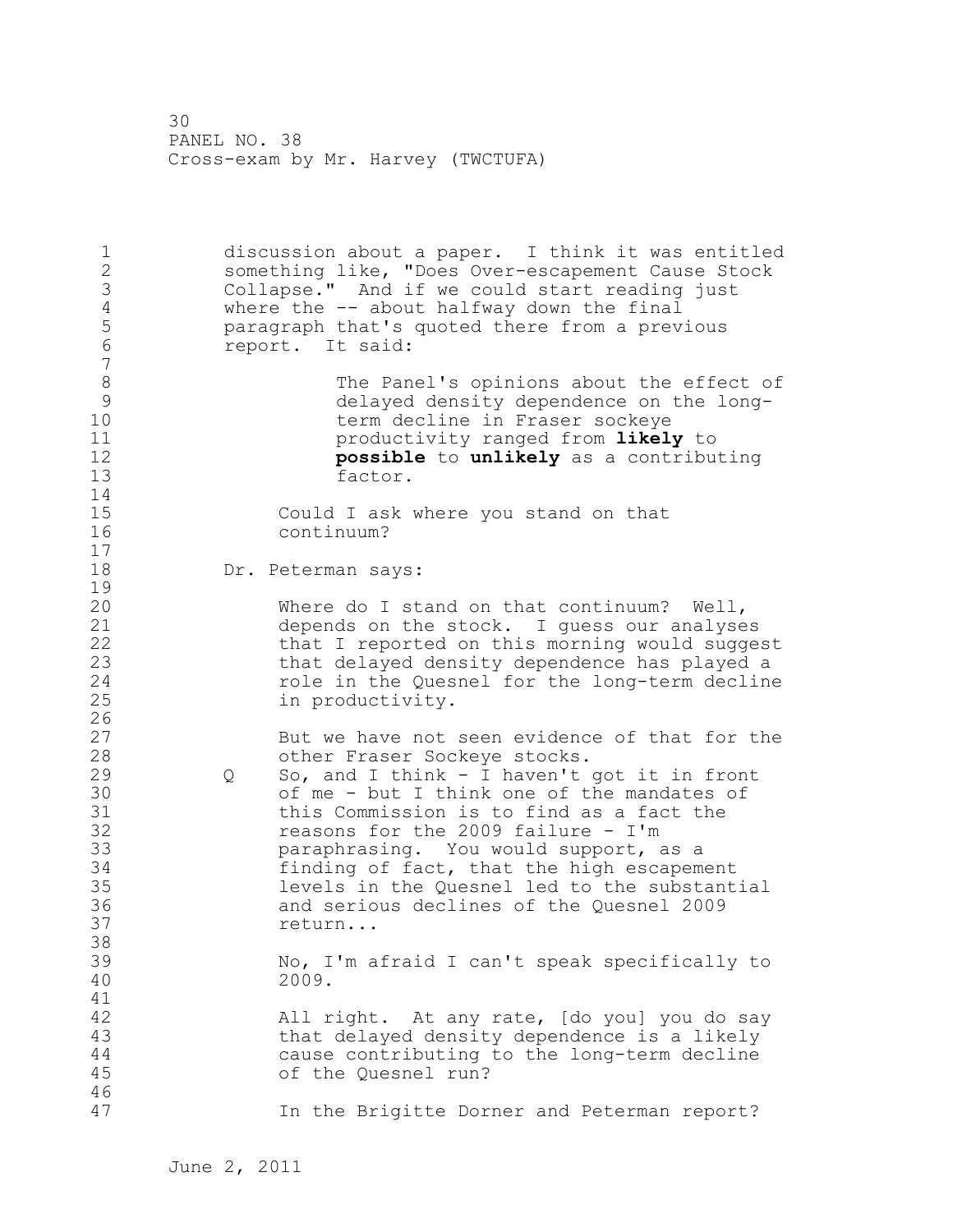discussion about a paper. I think it was entitled something like, "Does Over-escapement Cause Stock Collapse." And if we could start reading just where the -- about halfway down the final paragraph that's quoted there from a previous report. It said:

> The Panel's opinions about the effect of delayed density dependence on the long-term decline in Fraser sockeye productivity ranged from **likely** to **possible** to **unlikely** as a contributing factor.

Could I ask where you stand on that continuum?

Dr. Peterman says:

Where do I stand on that continuum? Well, depends on the stock. I guess our analyses that I reported on this morning would suggest that delayed density dependence has played a role in the Quesnel for the long-term decline in productivity.

But we have not seen evidence of that for the other Fraser Sockeye stocks.

Q So, and I think - I haven't got it in front of me - but I think one of the mandates of this Commission is to find as a fact the reasons for the 2009 failure - I'm paraphrasing. You would support, as a finding of fact, that the high escapement levels in the Quesnel led to the substantial and serious declines of the Quesnel 2009 return...

No, I'm afraid I can't speak specifically to 2009.

All right. At any rate, [do you] you do say that delayed density dependence is a likely cause contributing to the long-term decline of the Quesnel run?

In the Brigitte Dorner and Peterman report?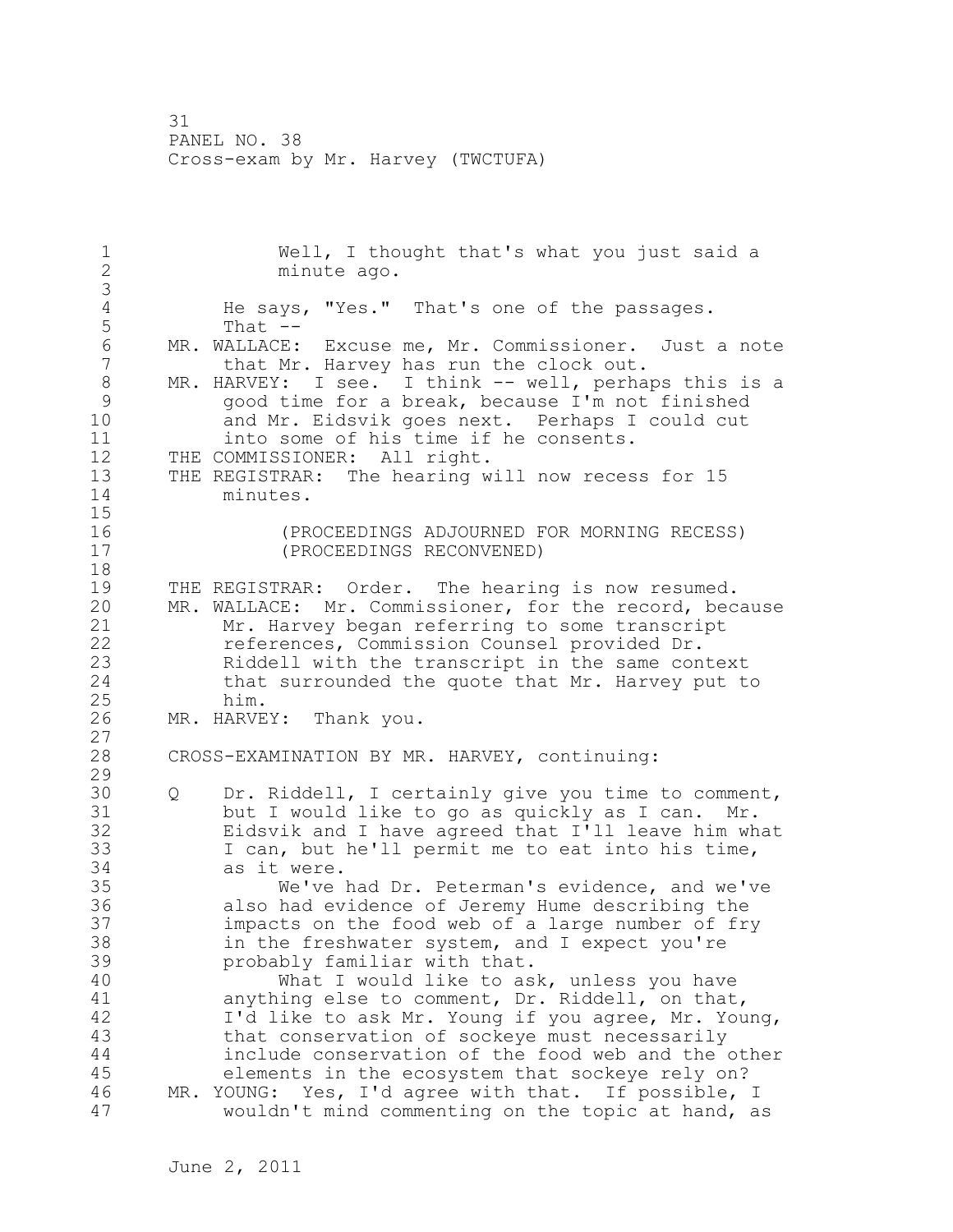Well, I thought that's what you just said a minute ago.

He says, "Yes." That's one of the passages. That --

MR. WALLACE: Excuse me, Mr. Commissioner. Just a note that Mr. Harvey has run the clock out.

MR. HARVEY: I see. I think -- well, perhaps this is a good time for a break, because I'm not finished and Mr. Eidsvik goes next. Perhaps I could cut into some of his time if he consents.

THE COMMISSIONER: All right.

THE REGISTRAR: The hearing will now recess for 15 minutes.

(PROCEEDINGS ADJOURNED FOR MORNING RECESS)
(PROCEEDINGS RECONVENED)

THE REGISTRAR: Order. The hearing is now resumed.

MR. WALLACE: Mr. Commissioner, for the record, because Mr. Harvey began referring to some transcript references, Commission Counsel provided Dr. Riddell with the transcript in the same context that surrounded the quote that Mr. Harvey put to him.

MR. HARVEY: Thank you.

CROSS-EXAMINATION BY MR. HARVEY, continuing:

Q Dr. Riddell, I certainly give you time to comment, but I would like to go as quickly as I can. Mr. Eidsvik and I have agreed that I'll leave him what I can, but he'll permit me to eat into his time, as it were.

We've had Dr. Peterman's evidence, and we've also had evidence of Jeremy Hume describing the impacts on the food web of a large number of fry in the freshwater system, and I expect you're probably familiar with that.

What I would like to ask, unless you have anything else to comment, Dr. Riddell, on that, I'd like to ask Mr. Young if you agree, Mr. Young, that conservation of sockeye must necessarily include conservation of the food web and the other elements in the ecosystem that sockeye rely on?

MR. YOUNG: Yes, I'd agree with that. If possible, I wouldn't mind commenting on the topic at hand, as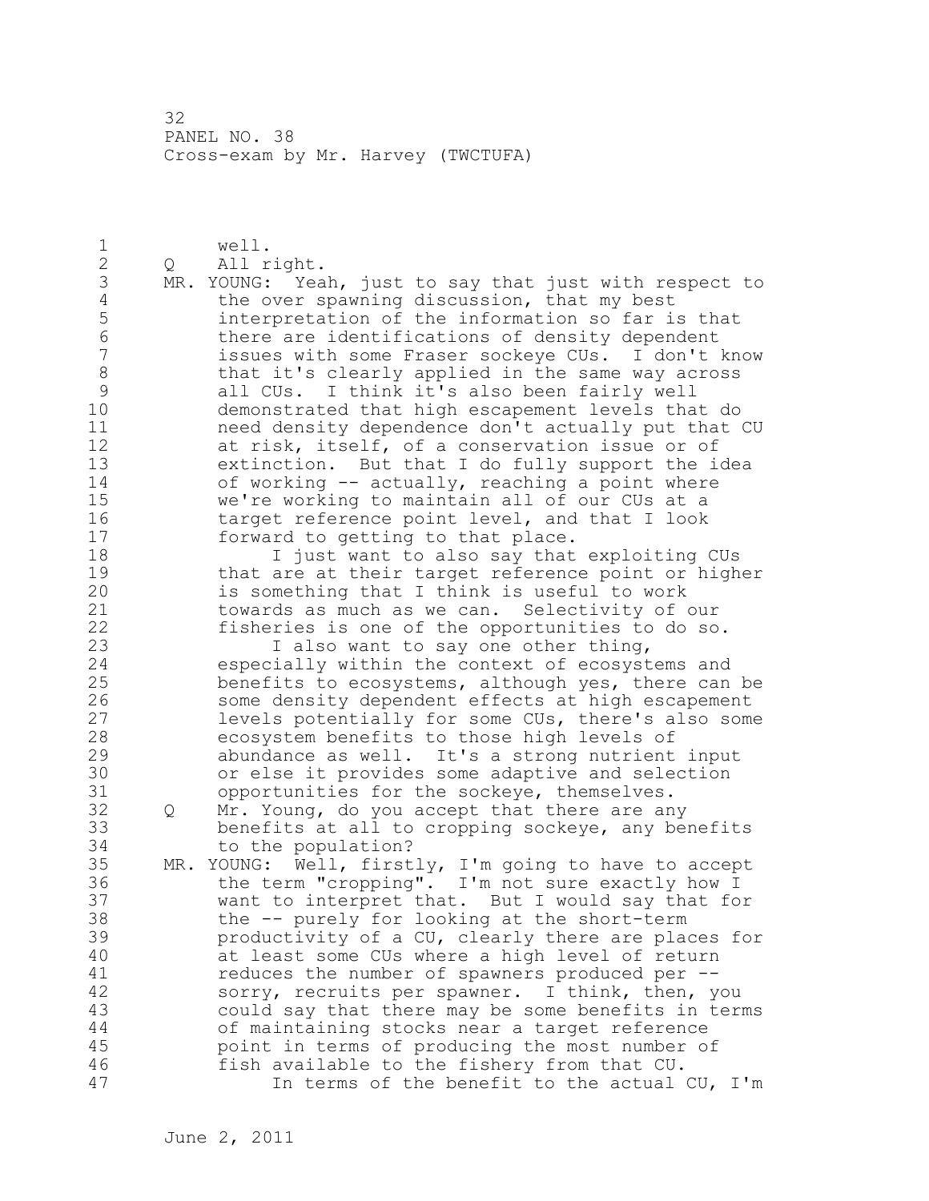well.

Q All right.

MR. YOUNG: Yeah, just to say that just with respect to the over spawning discussion, that my best interpretation of the information so far is that there are identifications of density dependent issues with some Fraser sockeye CUs. I don't know that it's clearly applied in the same way across all CUs. I think it's also been fairly well demonstrated that high escapement levels that do need density dependence don't actually put that CU at risk, itself, of a conservation issue or of extinction. But that I do fully support the idea of working -- actually, reaching a point where we're working to maintain all of our CUs at a target reference point level, and that I look forward to getting to that place.

I just want to also say that exploiting CUs that are at their target reference point or higher is something that I think is useful to work towards as much as we can. Selectivity of our fisheries is one of the opportunities to do so.

I also want to say one other thing, especially within the context of ecosystems and benefits to ecosystems, although yes, there can be some density dependent effects at high escapement levels potentially for some CUs, there's also some ecosystem benefits to those high levels of abundance as well. It's a strong nutrient input or else it provides some adaptive and selection opportunities for the sockeye, themselves.

Q Mr. Young, do you accept that there are any benefits at all to cropping sockeye, any benefits to the population?

MR. YOUNG: Well, firstly, I'm going to have to accept the term "cropping". I'm not sure exactly how I want to interpret that. But I would say that for the -- purely for looking at the short-term productivity of a CU, clearly there are places for at least some CUs where a high level of return reduces the number of spawners produced per -- sorry, recruits per spawner. I think, then, you could say that there may be some benefits in terms of maintaining stocks near a target reference point in terms of producing the most number of fish available to the fishery from that CU.

In terms of the benefit to the actual CU, I'm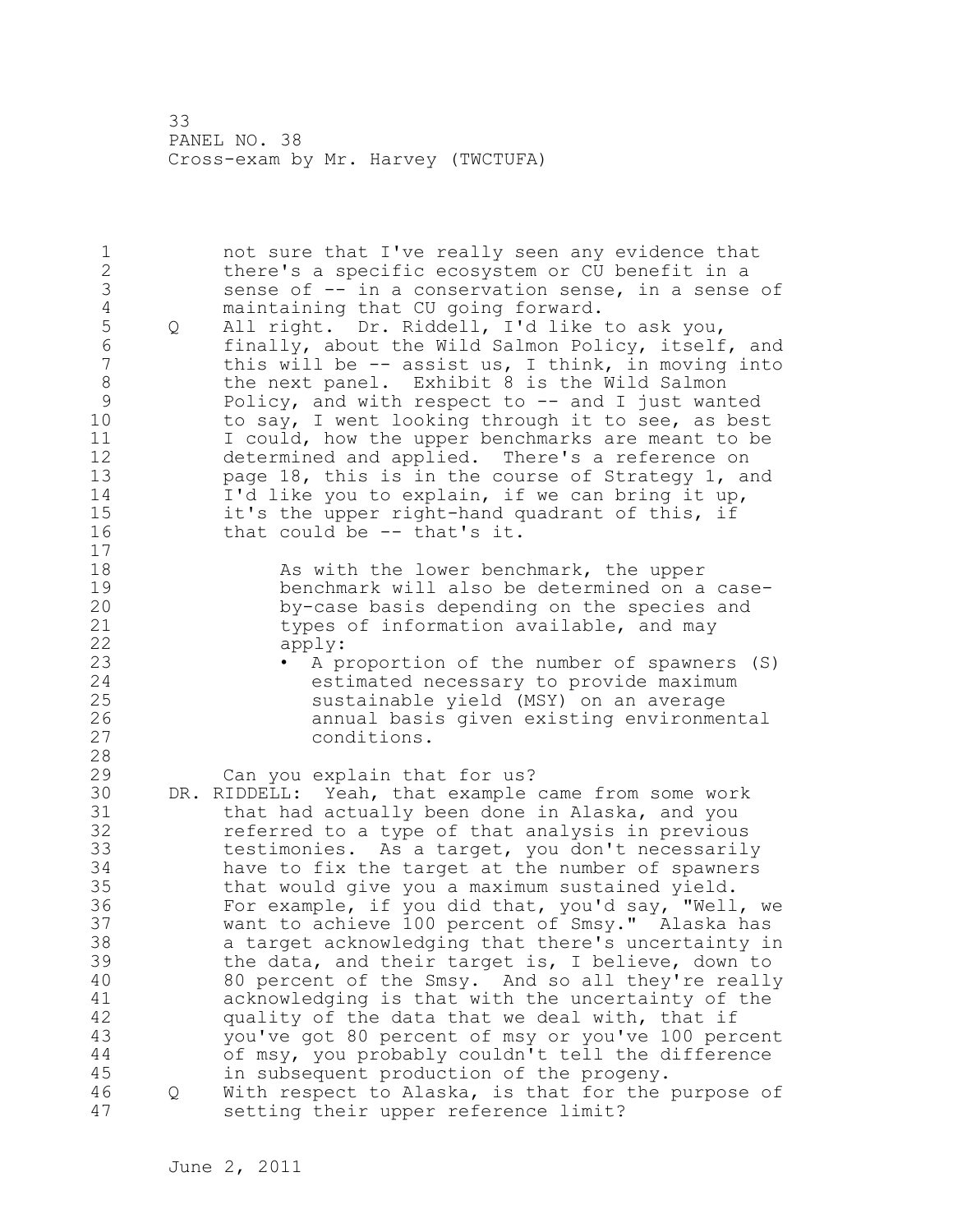not sure that I've really seen any evidence that there's a specific ecosystem or CU benefit in a sense of -- in a conservation sense, in a sense of maintaining that CU going forward.

Q All right. Dr. Riddell, I'd like to ask you, finally, about the Wild Salmon Policy, itself, and this will be -- assist us, I think, in moving into the next panel. Exhibit 8 is the Wild Salmon Policy, and with respect to -- and I just wanted to say, I went looking through it to see, as best I could, how the upper benchmarks are meant to be determined and applied. There's a reference on page 18, this is in the course of Strategy 1, and I'd like you to explain, if we can bring it up, it's the upper right-hand quadrant of this, if that could be -- that's it.

> As with the lower benchmark, the upper benchmark will also be determined on a case-by-case basis depending on the species and types of information available, and may apply:
>
> - A proportion of the number of spawners (S) estimated necessary to provide maximum sustainable yield (MSY) on an average annual basis given existing environmental conditions.

Can you explain that for us?

DR. RIDDELL: Yeah, that example came from some work that had actually been done in Alaska, and you referred to a type of that analysis in previous testimonies. As a target, you don't necessarily have to fix the target at the number of spawners that would give you a maximum sustained yield. For example, if you did that, you'd say, "Well, we want to achieve 100 percent of Smsy." Alaska has a target acknowledging that there's uncertainty in the data, and their target is, I believe, down to 80 percent of the Smsy. And so all they're really acknowledging is that with the uncertainty of the quality of the data that we deal with, that if you've got 80 percent of msy or you've 100 percent of msy, you probably couldn't tell the difference in subsequent production of the progeny.

Q With respect to Alaska, is that for the purpose of setting their upper reference limit?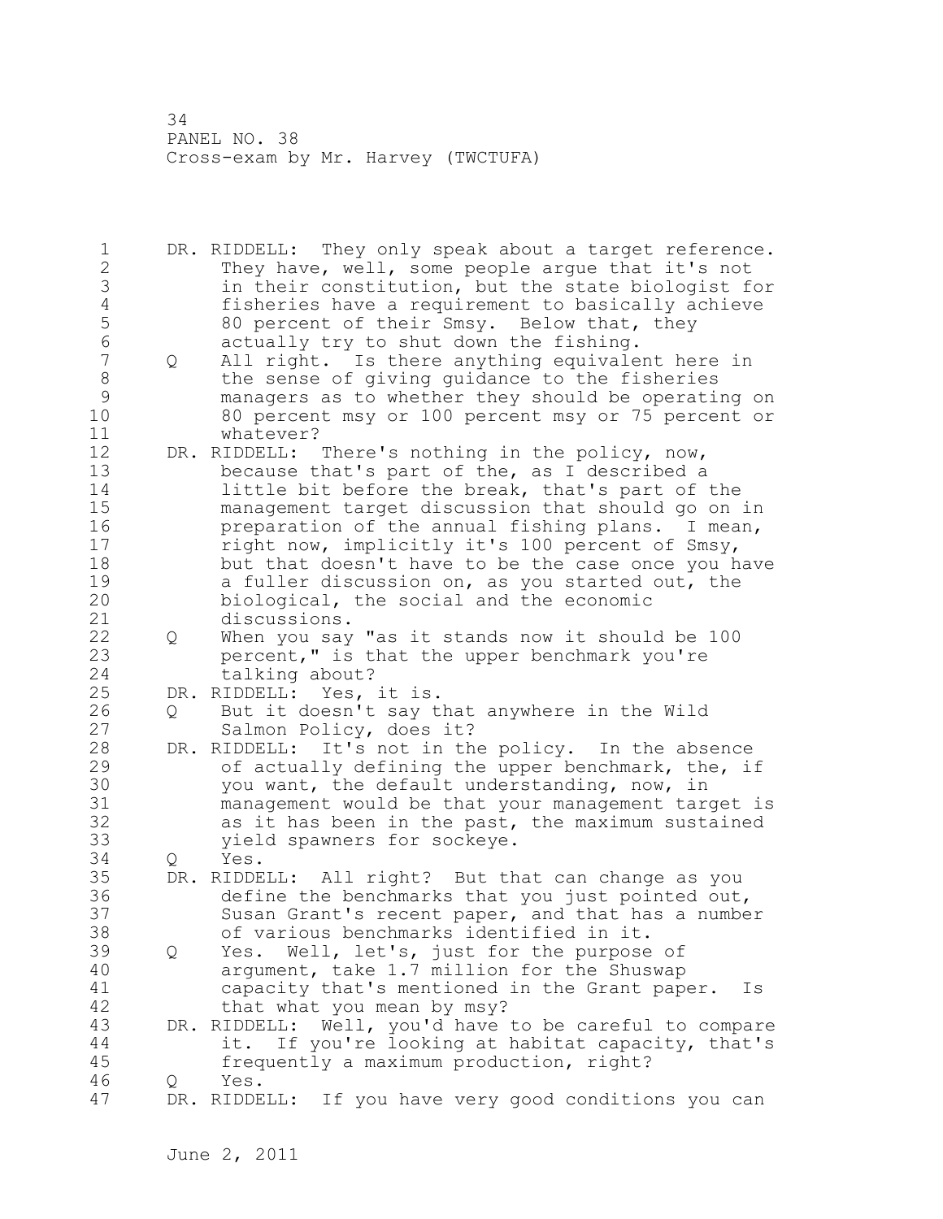DR. RIDDELL: They only speak about a target reference. They have, well, some people argue that it's not in their constitution, but the state biologist for fisheries have a requirement to basically achieve 80 percent of their Smsy. Below that, they actually try to shut down the fishing.

Q All right. Is there anything equivalent here in the sense of giving guidance to the fisheries managers as to whether they should be operating on 80 percent msy or 100 percent msy or 75 percent or whatever?

DR. RIDDELL: There's nothing in the policy, now, because that's part of the, as I described a little bit before the break, that's part of the management target discussion that should go on in preparation of the annual fishing plans. I mean, right now, implicitly it's 100 percent of Smsy, but that doesn't have to be the case once you have a fuller discussion on, as you started out, the biological, the social and the economic discussions.

Q When you say "as it stands now it should be 100 percent," is that the upper benchmark you're talking about?

DR. RIDDELL: Yes, it is.

Q But it doesn't say that anywhere in the Wild Salmon Policy, does it?

DR. RIDDELL: It's not in the policy. In the absence of actually defining the upper benchmark, the, if you want, the default understanding, now, in management would be that your management target is as it has been in the past, the maximum sustained yield spawners for sockeye.

Q Yes.

DR. RIDDELL: All right? But that can change as you define the benchmarks that you just pointed out, Susan Grant's recent paper, and that has a number of various benchmarks identified in it.

Q Yes. Well, let's, just for the purpose of argument, take 1.7 million for the Shuswap capacity that's mentioned in the Grant paper. Is that what you mean by msy?

DR. RIDDELL: Well, you'd have to be careful to compare it. If you're looking at habitat capacity, that's frequently a maximum production, right?

Q Yes.

DR. RIDDELL: If you have very good conditions you can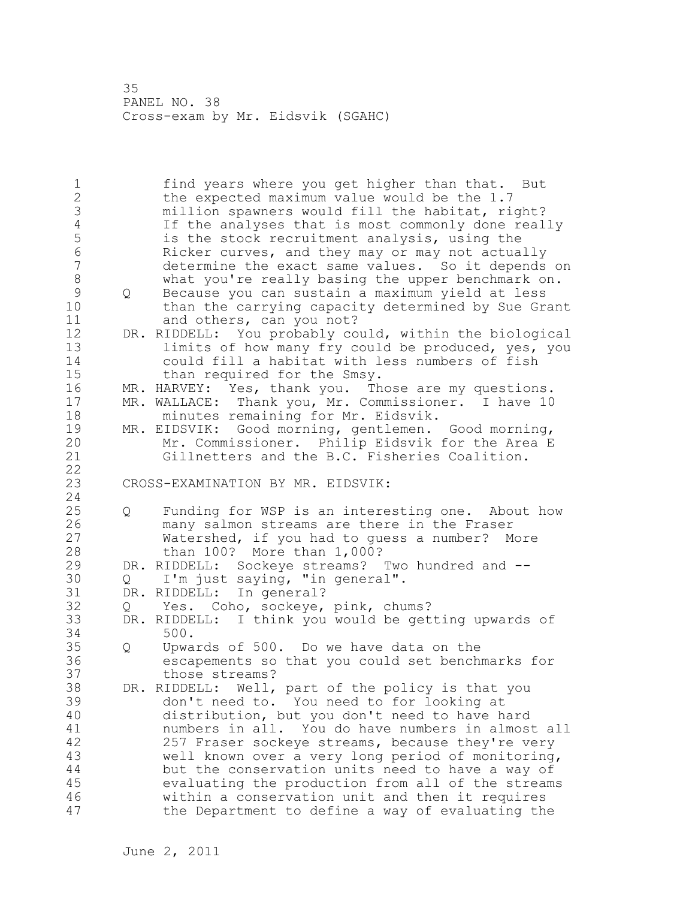find years where you get higher than that. But the expected maximum value would be the 1.7 million spawners would fill the habitat, right? If the analyses that is most commonly done really is the stock recruitment analysis, using the Ricker curves, and they may or may not actually determine the exact same values. So it depends on what you're really basing the upper benchmark on.

Q Because you can sustain a maximum yield at less than the carrying capacity determined by Sue Grant and others, can you not?

DR. RIDDELL: You probably could, within the biological limits of how many fry could be produced, yes, you could fill a habitat with less numbers of fish than required for the Smsy.

MR. HARVEY: Yes, thank you. Those are my questions.

MR. WALLACE: Thank you, Mr. Commissioner. I have 10 minutes remaining for Mr. Eidsvik.

MR. EIDSVIK: Good morning, gentlemen. Good morning, Mr. Commissioner. Philip Eidsvik for the Area E Gillnetters and the B.C. Fisheries Coalition.

CROSS-EXAMINATION BY MR. EIDSVIK:

Q Funding for WSP is an interesting one. About how many salmon streams are there in the Fraser Watershed, if you had to guess a number? More than 100? More than 1,000?

DR. RIDDELL: Sockeye streams? Two hundred and --

Q I'm just saying, "in general".

DR. RIDDELL: In general?

Q Yes. Coho, sockeye, pink, chums?

DR. RIDDELL: I think you would be getting upwards of 500.

Q Upwards of 500. Do we have data on the escapements so that you could set benchmarks for those streams?

DR. RIDDELL: Well, part of the policy is that you don't need to. You need to for looking at distribution, but you don't need to have hard numbers in all. You do have numbers in almost all 257 Fraser sockeye streams, because they're very well known over a very long period of monitoring, but the conservation units need to have a way of evaluating the production from all of the streams within a conservation unit and then it requires the Department to define a way of evaluating the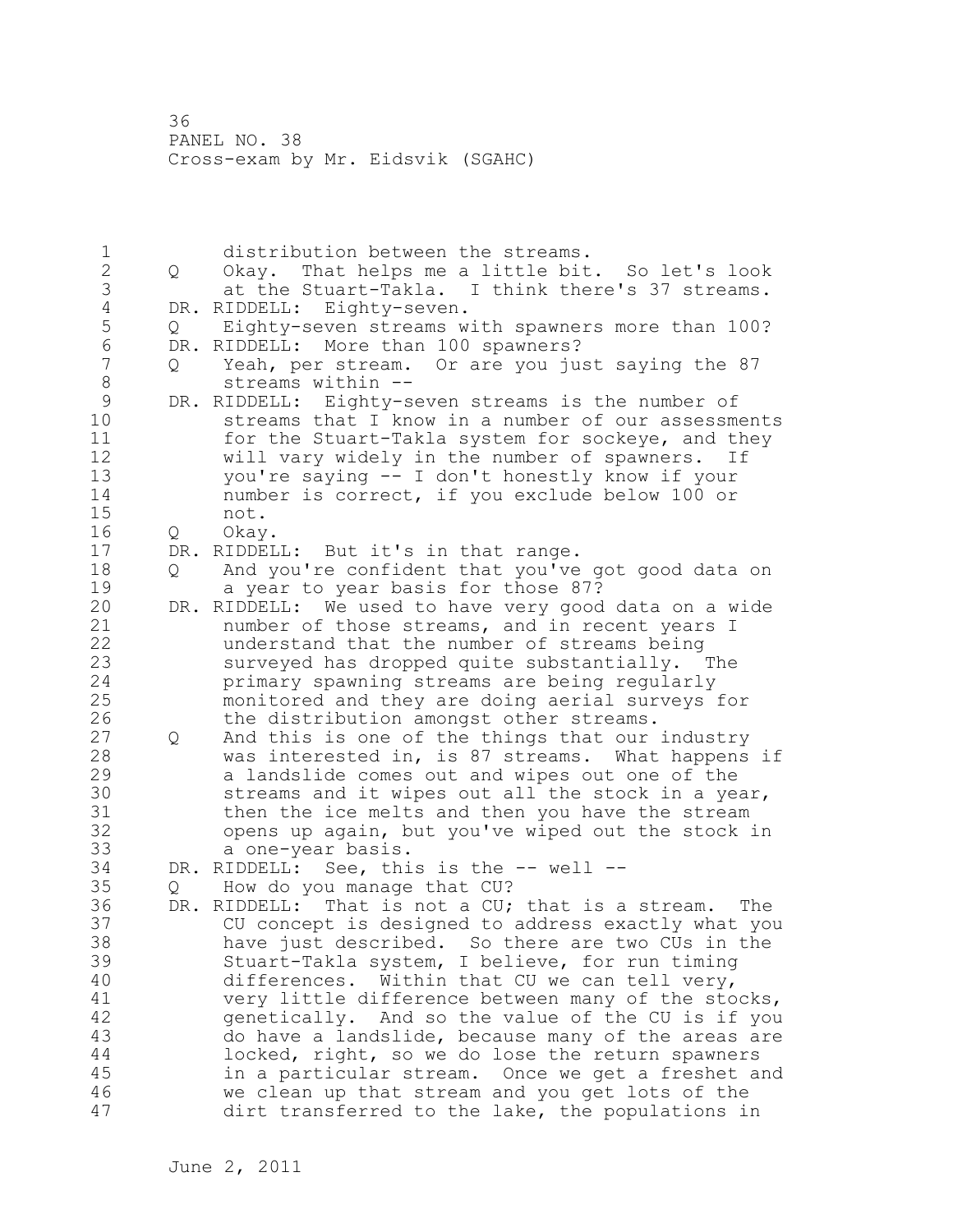distribution between the streams.

Q Okay. That helps me a little bit. So let's look at the Stuart-Takla. I think there's 37 streams.

DR. RIDDELL: Eighty-seven.

Q Eighty-seven streams with spawners more than 100?

DR. RIDDELL: More than 100 spawners?

Q Yeah, per stream. Or are you just saying the 87 streams within --

DR. RIDDELL: Eighty-seven streams is the number of streams that I know in a number of our assessments for the Stuart-Takla system for sockeye, and they will vary widely in the number of spawners. If you're saying -- I don't honestly know if your number is correct, if you exclude below 100 or not.

Q Okay.

DR. RIDDELL: But it's in that range.

Q And you're confident that you've got good data on a year to year basis for those 87?

DR. RIDDELL: We used to have very good data on a wide number of those streams, and in recent years I understand that the number of streams being surveyed has dropped quite substantially. The primary spawning streams are being regularly monitored and they are doing aerial surveys for the distribution amongst other streams.

Q And this is one of the things that our industry was interested in, is 87 streams. What happens if a landslide comes out and wipes out one of the streams and it wipes out all the stock in a year, then the ice melts and then you have the stream opens up again, but you've wiped out the stock in a one-year basis.

DR. RIDDELL: See, this is the -- well --

Q How do you manage that CU?

DR. RIDDELL: That is not a CU; that is a stream. The CU concept is designed to address exactly what you have just described. So there are two CUs in the Stuart-Takla system, I believe, for run timing differences. Within that CU we can tell very, very little difference between many of the stocks, genetically. And so the value of the CU is if you do have a landslide, because many of the areas are locked, right, so we do lose the return spawners in a particular stream. Once we get a freshet and we clean up that stream and you get lots of the dirt transferred to the lake, the populations in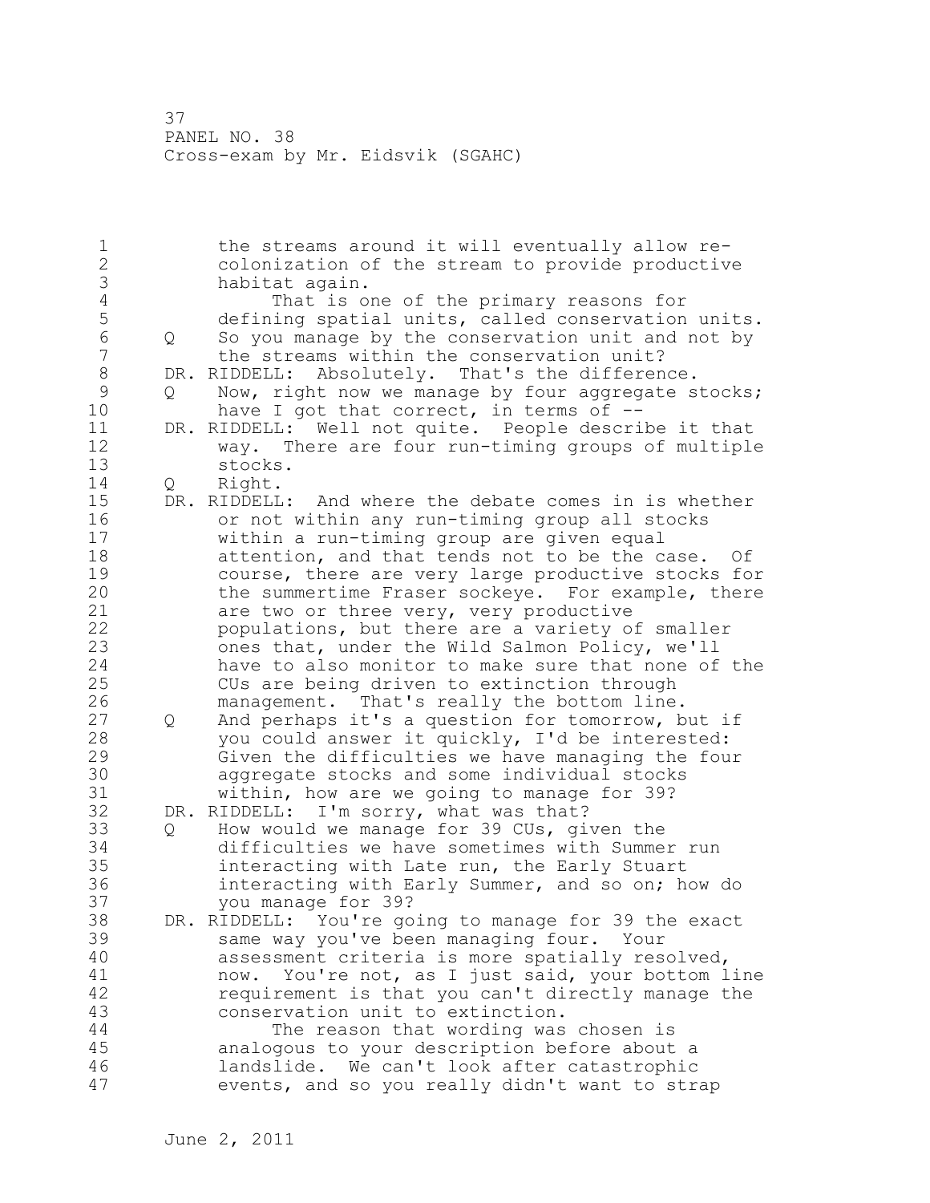the streams around it will eventually allow re-colonization of the stream to provide productive habitat again.

That is one of the primary reasons for defining spatial units, called conservation units.

Q So you manage by the conservation unit and not by the streams within the conservation unit?

DR. RIDDELL: Absolutely. That's the difference.

Q Now, right now we manage by four aggregate stocks; have I got that correct, in terms of --

DR. RIDDELL: Well not quite. People describe it that way. There are four run-timing groups of multiple stocks.

Q Right.

DR. RIDDELL: And where the debate comes in is whether or not within any run-timing group all stocks within a run-timing group are given equal attention, and that tends not to be the case. Of course, there are very large productive stocks for the summertime Fraser sockeye. For example, there are two or three very, very productive populations, but there are a variety of smaller ones that, under the Wild Salmon Policy, we'll have to also monitor to make sure that none of the CUs are being driven to extinction through management. That's really the bottom line.

Q And perhaps it's a question for tomorrow, but if you could answer it quickly, I'd be interested: Given the difficulties we have managing the four aggregate stocks and some individual stocks within, how are we going to manage for 39?

DR. RIDDELL: I'm sorry, what was that?

Q How would we manage for 39 CUs, given the difficulties we have sometimes with Summer run interacting with Late run, the Early Stuart interacting with Early Summer, and so on; how do you manage for 39?

DR. RIDDELL: You're going to manage for 39 the exact same way you've been managing four. Your assessment criteria is more spatially resolved, now. You're not, as I just said, your bottom line requirement is that you can't directly manage the conservation unit to extinction.

The reason that wording was chosen is analogous to your description before about a landslide. We can't look after catastrophic events, and so you really didn't want to strap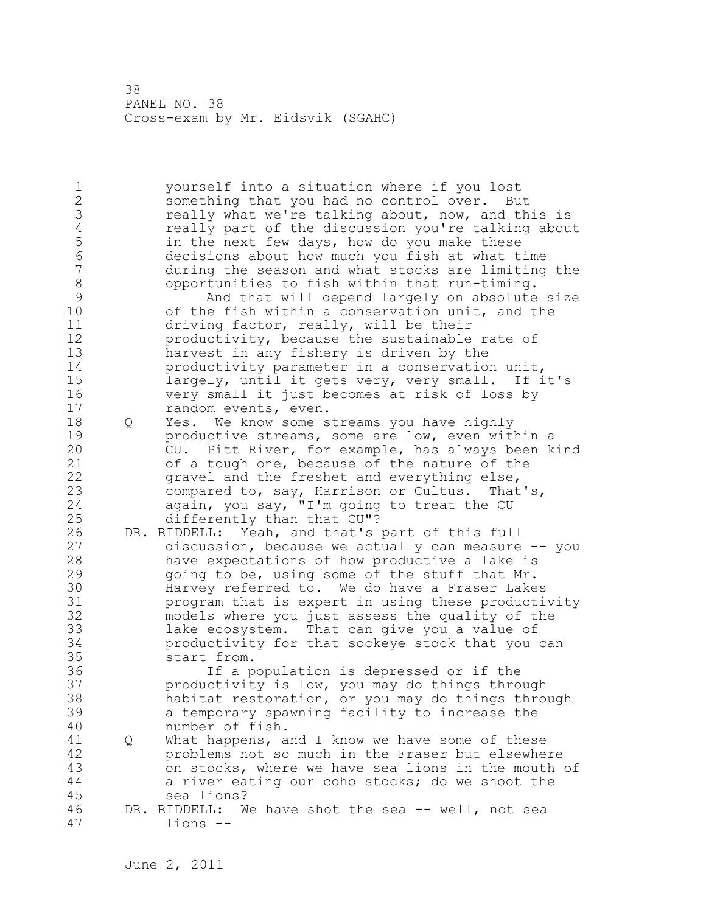yourself into a situation where if you lost something that you had no control over. But really what we're talking about, now, and this is really part of the discussion you're talking about in the next few days, how do you make these decisions about how much you fish at what time during the season and what stocks are limiting the opportunities to fish within that run-timing.

And that will depend largely on absolute size of the fish within a conservation unit, and the driving factor, really, will be their productivity, because the sustainable rate of harvest in any fishery is driven by the productivity parameter in a conservation unit, largely, until it gets very, very small. If it's very small it just becomes at risk of loss by random events, even.

Q Yes. We know some streams you have highly productive streams, some are low, even within a CU. Pitt River, for example, has always been kind of a tough one, because of the nature of the gravel and the freshet and everything else, compared to, say, Harrison or Cultus. That's, again, you say, "I'm going to treat the CU differently than that CU"?

DR. RIDDELL: Yeah, and that's part of this full discussion, because we actually can measure -- you have expectations of how productive a lake is going to be, using some of the stuff that Mr. Harvey referred to. We do have a Fraser Lakes program that is expert in using these productivity models where you just assess the quality of the lake ecosystem. That can give you a value of productivity for that sockeye stock that you can start from.

If a population is depressed or if the productivity is low, you may do things through habitat restoration, or you may do things through a temporary spawning facility to increase the number of fish.

Q What happens, and I know we have some of these problems not so much in the Fraser but elsewhere on stocks, where we have sea lions in the mouth of a river eating our coho stocks; do we shoot the sea lions?

DR. RIDDELL: We have shot the sea -- well, not sea lions --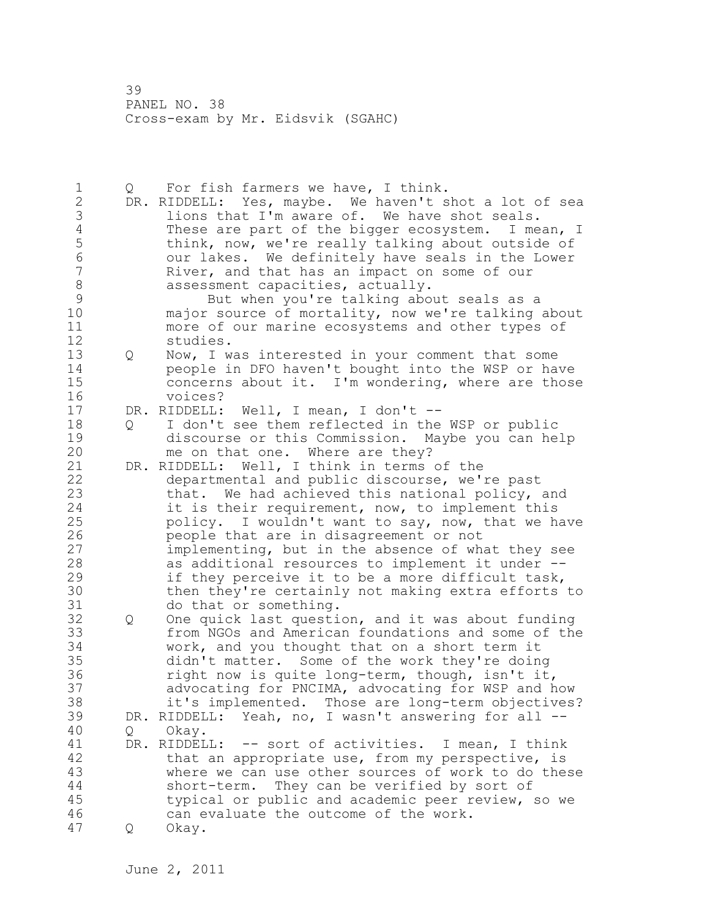Q For fish farmers we have, I think.

DR. RIDDELL: Yes, maybe. We haven't shot a lot of sea lions that I'm aware of. We have shot seals. These are part of the bigger ecosystem. I mean, I think, now, we're really talking about outside of our lakes. We definitely have seals in the Lower River, and that has an impact on some of our assessment capacities, actually.

But when you're talking about seals as a major source of mortality, now we're talking about more of our marine ecosystems and other types of studies.

Q Now, I was interested in your comment that some people in DFO haven't bought into the WSP or have concerns about it. I'm wondering, where are those voices?

DR. RIDDELL: Well, I mean, I don't --

Q I don't see them reflected in the WSP or public discourse or this Commission. Maybe you can help me on that one. Where are they?

DR. RIDDELL: Well, I think in terms of the departmental and public discourse, we're past that. We had achieved this national policy, and it is their requirement, now, to implement this policy. I wouldn't want to say, now, that we have people that are in disagreement or not implementing, but in the absence of what they see as additional resources to implement it under -- if they perceive it to be a more difficult task, then they're certainly not making extra efforts to do that or something.

Q One quick last question, and it was about funding from NGOs and American foundations and some of the work, and you thought that on a short term it didn't matter. Some of the work they're doing right now is quite long-term, though, isn't it, advocating for PNCIMA, advocating for WSP and how it's implemented. Those are long-term objectives?

DR. RIDDELL: Yeah, no, I wasn't answering for all --

Q Okay.

DR. RIDDELL: -- sort of activities. I mean, I think that an appropriate use, from my perspective, is where we can use other sources of work to do these short-term. They can be verified by sort of typical or public and academic peer review, so we can evaluate the outcome of the work.

Q Okay.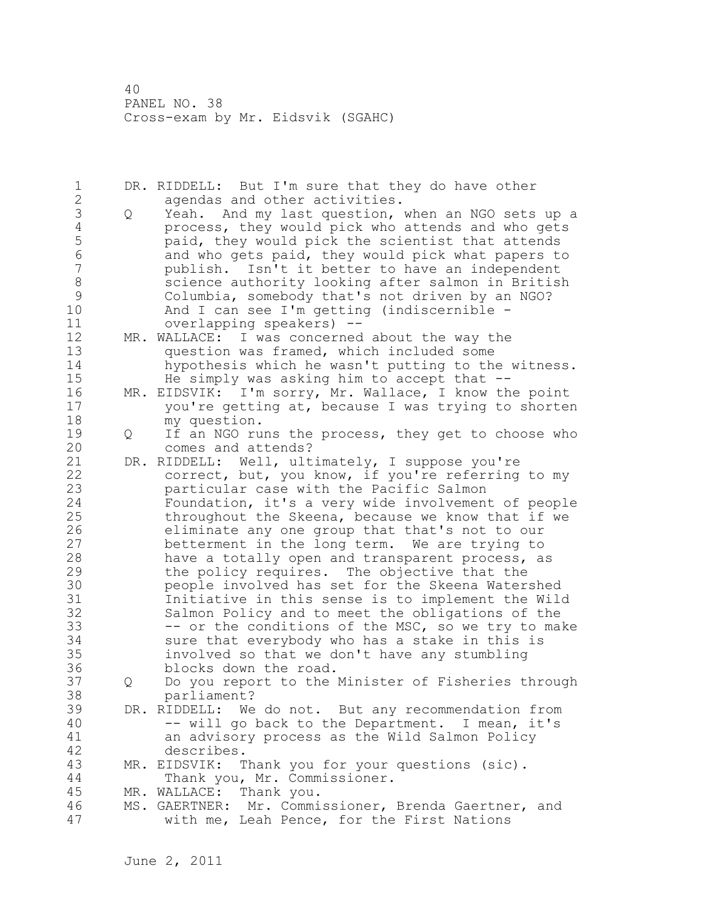DR. RIDDELL: But I'm sure that they do have other agendas and other activities.

Q Yeah. And my last question, when an NGO sets up a process, they would pick who attends and who gets paid, they would pick the scientist that attends and who gets paid, they would pick what papers to publish. Isn't it better to have an independent science authority looking after salmon in British Columbia, somebody that's not driven by an NGO? And I can see I'm getting (indiscernible - overlapping speakers) --

MR. WALLACE: I was concerned about the way the question was framed, which included some hypothesis which he wasn't putting to the witness. He simply was asking him to accept that --

MR. EIDSVIK: I'm sorry, Mr. Wallace, I know the point you're getting at, because I was trying to shorten my question.

Q If an NGO runs the process, they get to choose who comes and attends?

DR. RIDDELL: Well, ultimately, I suppose you're correct, but, you know, if you're referring to my particular case with the Pacific Salmon Foundation, it's a very wide involvement of people throughout the Skeena, because we know that if we eliminate any one group that that's not to our betterment in the long term. We are trying to have a totally open and transparent process, as the policy requires. The objective that the people involved has set for the Skeena Watershed Initiative in this sense is to implement the Wild Salmon Policy and to meet the obligations of the -- or the conditions of the MSC, so we try to make sure that everybody who has a stake in this is involved so that we don't have any stumbling blocks down the road.

Q Do you report to the Minister of Fisheries through parliament?

DR. RIDDELL: We do not. But any recommendation from -- will go back to the Department. I mean, it's an advisory process as the Wild Salmon Policy describes.

MR. EIDSVIK: Thank you for your questions (sic). Thank you, Mr. Commissioner.

MR. WALLACE: Thank you.

MS. GAERTNER: Mr. Commissioner, Brenda Gaertner, and with me, Leah Pence, for the First Nations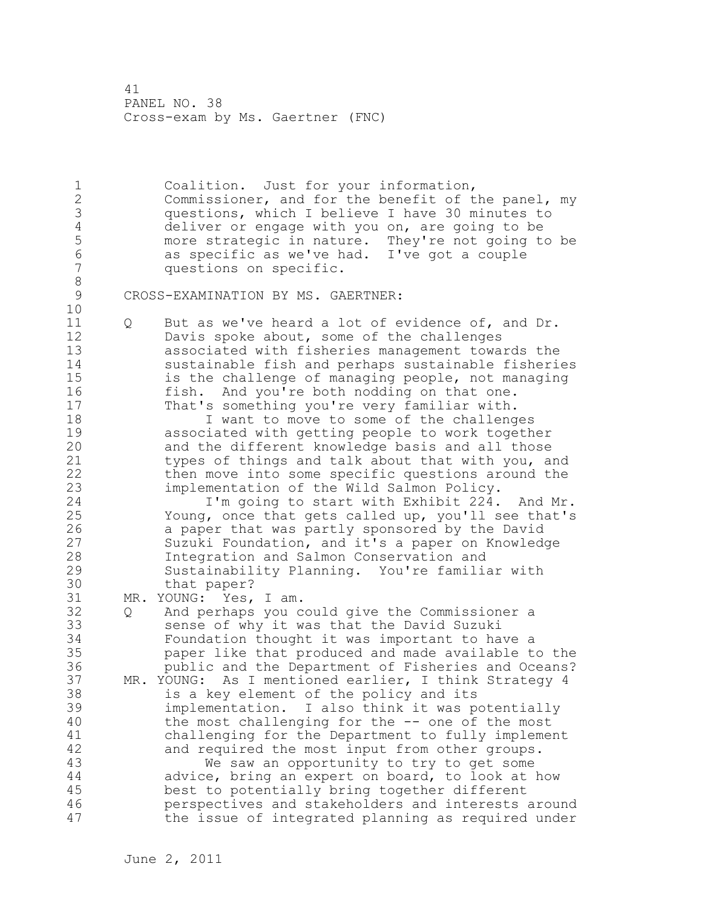Coalition. Just for your information, Commissioner, and for the benefit of the panel, my questions, which I believe I have 30 minutes to deliver or engage with you on, are going to be more strategic in nature. They're not going to be as specific as we've had. I've got a couple questions on specific.

CROSS-EXAMINATION BY MS. GAERTNER:

Q But as we've heard a lot of evidence of, and Dr. Davis spoke about, some of the challenges associated with fisheries management towards the sustainable fish and perhaps sustainable fisheries is the challenge of managing people, not managing fish. And you're both nodding on that one. That's something you're very familiar with.

I want to move to some of the challenges associated with getting people to work together and the different knowledge basis and all those types of things and talk about that with you, and then move into some specific questions around the implementation of the Wild Salmon Policy.

I'm going to start with Exhibit 224. And Mr. Young, once that gets called up, you'll see that's a paper that was partly sponsored by the David Suzuki Foundation, and it's a paper on Knowledge Integration and Salmon Conservation and Sustainability Planning. You're familiar with that paper?

MR. YOUNG: Yes, I am.

Q And perhaps you could give the Commissioner a sense of why it was that the David Suzuki Foundation thought it was important to have a paper like that produced and made available to the public and the Department of Fisheries and Oceans?

MR. YOUNG: As I mentioned earlier, I think Strategy 4 is a key element of the policy and its implementation. I also think it was potentially the most challenging for the -- one of the most challenging for the Department to fully implement and required the most input from other groups.

We saw an opportunity to try to get some advice, bring an expert on board, to look at how best to potentially bring together different perspectives and stakeholders and interests around the issue of integrated planning as required under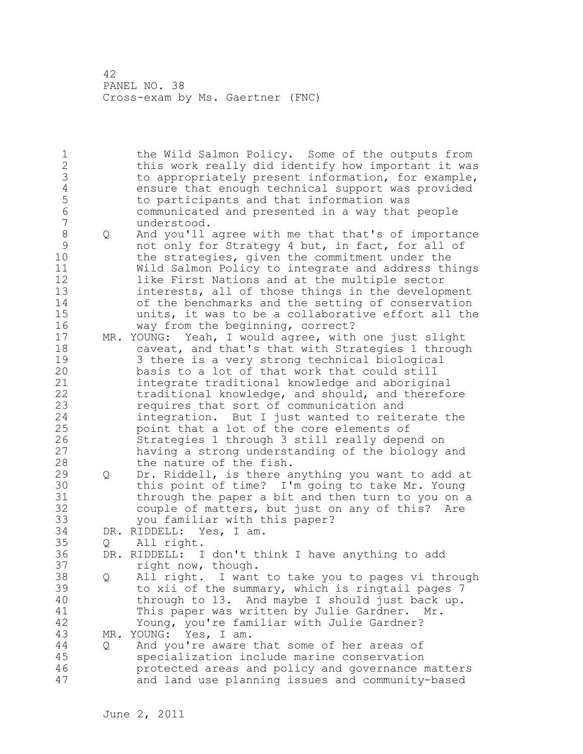the Wild Salmon Policy. Some of the outputs from this work really did identify how important it was to appropriately present information, for example, ensure that enough technical support was provided to participants and that information was communicated and presented in a way that people understood.

Q And you'll agree with me that that's of importance not only for Strategy 4 but, in fact, for all of the strategies, given the commitment under the Wild Salmon Policy to integrate and address things like First Nations and at the multiple sector interests, all of those things in the development of the benchmarks and the setting of conservation units, it was to be a collaborative effort all the way from the beginning, correct?

MR. YOUNG: Yeah, I would agree, with one just slight caveat, and that's that with Strategies 1 through 3 there is a very strong technical biological basis to a lot of that work that could still integrate traditional knowledge and aboriginal traditional knowledge, and should, and therefore requires that sort of communication and integration. But I just wanted to reiterate the point that a lot of the core elements of Strategies 1 through 3 still really depend on having a strong understanding of the biology and the nature of the fish.

Q Dr. Riddell, is there anything you want to add at this point of time? I'm going to take Mr. Young through the paper a bit and then turn to you on a couple of matters, but just on any of this? Are you familiar with this paper?

DR. RIDDELL: Yes, I am.

Q All right.

DR. RIDDELL: I don't think I have anything to add right now, though.

Q All right. I want to take you to pages vi through to xii of the summary, which is ringtail pages 7 through to 13. And maybe I should just back up. This paper was written by Julie Gardner. Mr. Young, you're familiar with Julie Gardner?

MR. YOUNG: Yes, I am.

Q And you're aware that some of her areas of specialization include marine conservation protected areas and policy and governance matters and land use planning issues and community-based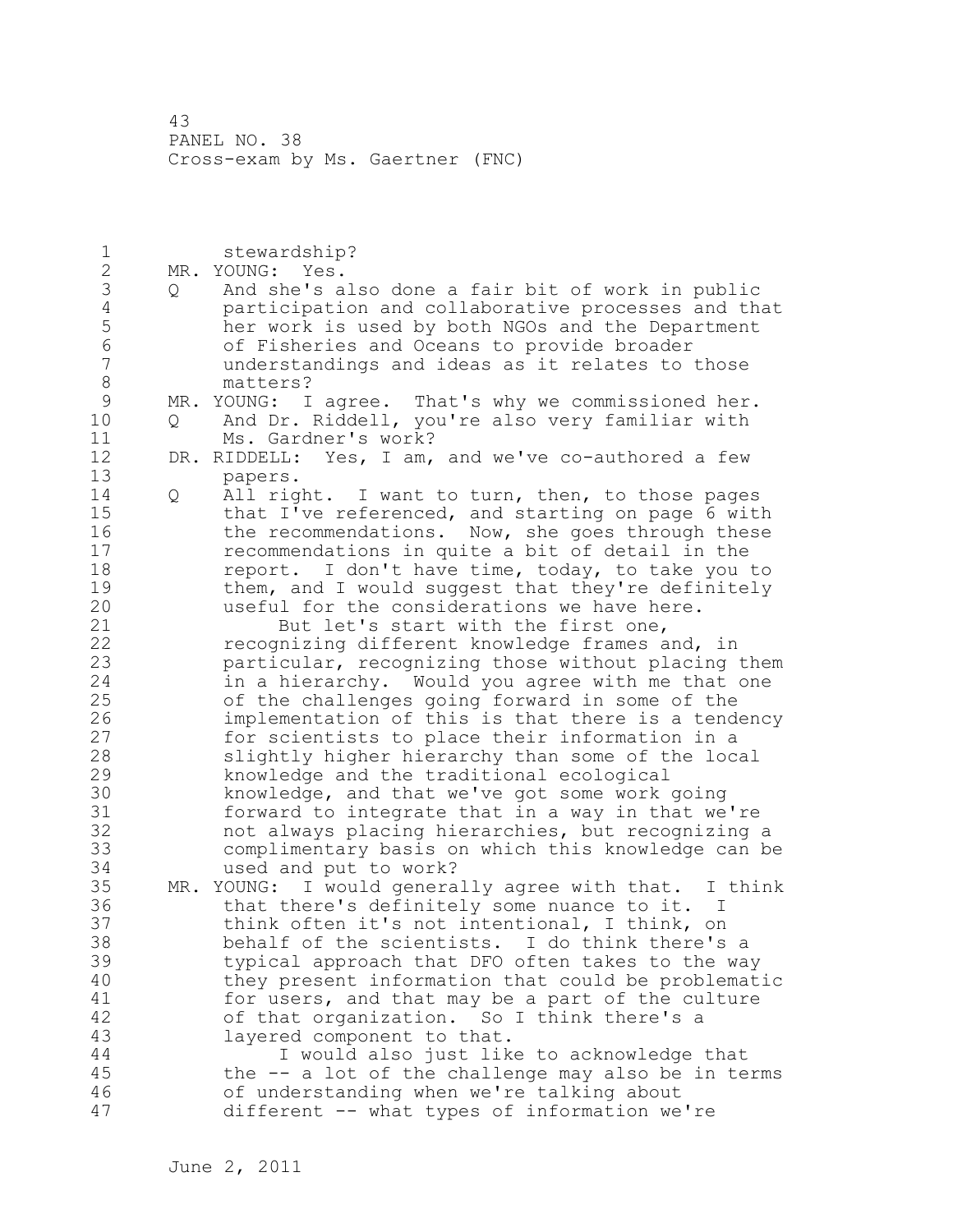stewardship?

MR. YOUNG: Yes.

Q And she's also done a fair bit of work in public participation and collaborative processes and that her work is used by both NGOs and the Department of Fisheries and Oceans to provide broader understandings and ideas as it relates to those matters?

MR. YOUNG: I agree. That's why we commissioned her.

Q And Dr. Riddell, you're also very familiar with Ms. Gardner's work?

DR. RIDDELL: Yes, I am, and we've co-authored a few papers.

Q All right. I want to turn, then, to those pages that I've referenced, and starting on page 6 with the recommendations. Now, she goes through these recommendations in quite a bit of detail in the report. I don't have time, today, to take you to them, and I would suggest that they're definitely useful for the considerations we have here.

But let's start with the first one, recognizing different knowledge frames and, in particular, recognizing those without placing them in a hierarchy. Would you agree with me that one of the challenges going forward in some of the implementation of this is that there is a tendency for scientists to place their information in a slightly higher hierarchy than some of the local knowledge and the traditional ecological knowledge, and that we've got some work going forward to integrate that in a way in that we're not always placing hierarchies, but recognizing a complimentary basis on which this knowledge can be used and put to work?

MR. YOUNG: I would generally agree with that. I think that there's definitely some nuance to it. I think often it's not intentional, I think, on behalf of the scientists. I do think there's a typical approach that DFO often takes to the way they present information that could be problematic for users, and that may be a part of the culture of that organization. So I think there's a layered component to that.

I would also just like to acknowledge that the -- a lot of the challenge may also be in terms of understanding when we're talking about different -- what types of information we're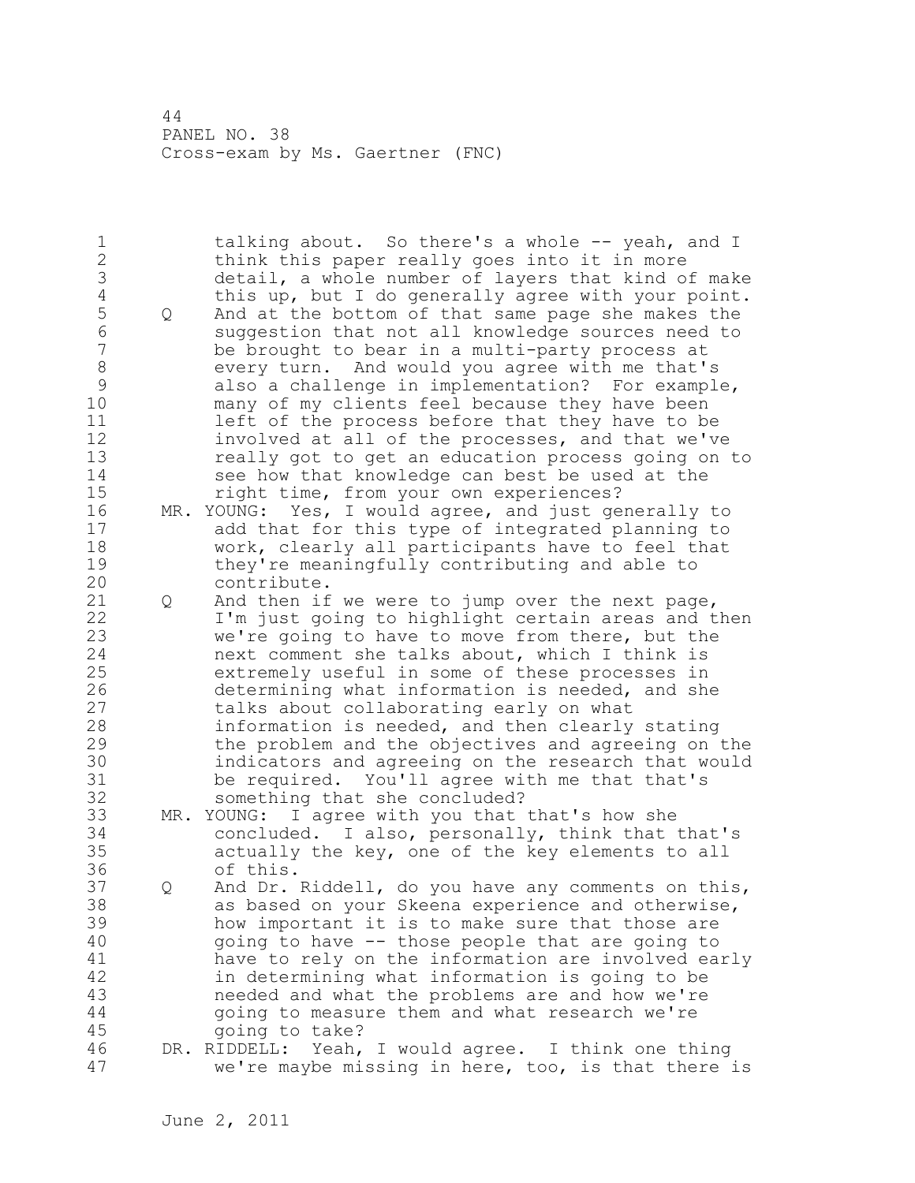talking about. So there's a whole -- yeah, and I think this paper really goes into it in more detail, a whole number of layers that kind of make this up, but I do generally agree with your point.

Q And at the bottom of that same page she makes the suggestion that not all knowledge sources need to be brought to bear in a multi-party process at every turn. And would you agree with me that's also a challenge in implementation? For example, many of my clients feel because they have been left of the process before that they have to be involved at all of the processes, and that we've really got to get an education process going on to see how that knowledge can best be used at the right time, from your own experiences?

MR. YOUNG: Yes, I would agree, and just generally to add that for this type of integrated planning to work, clearly all participants have to feel that they're meaningfully contributing and able to contribute.

Q And then if we were to jump over the next page, I'm just going to highlight certain areas and then we're going to have to move from there, but the next comment she talks about, which I think is extremely useful in some of these processes in determining what information is needed, and she talks about collaborating early on what information is needed, and then clearly stating the problem and the objectives and agreeing on the indicators and agreeing on the research that would be required. You'll agree with me that that's something that she concluded?

MR. YOUNG: I agree with you that that's how she concluded. I also, personally, think that that's actually the key, one of the key elements to all of this.

Q And Dr. Riddell, do you have any comments on this, as based on your Skeena experience and otherwise, how important it is to make sure that those are going to have -- those people that are going to have to rely on the information are involved early in determining what information is going to be needed and what the problems are and how we're going to measure them and what research we're going to take?

DR. RIDDELL: Yeah, I would agree. I think one thing we're maybe missing in here, too, is that there is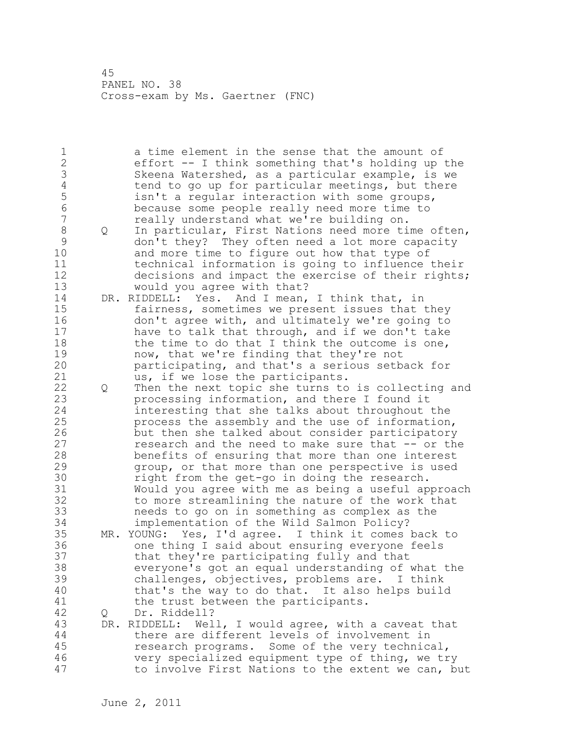a time element in the sense that the amount of effort -- I think something that's holding up the Skeena Watershed, as a particular example, is we tend to go up for particular meetings, but there isn't a regular interaction with some groups, because some people really need more time to really understand what we're building on.

Q In particular, First Nations need more time often, don't they? They often need a lot more capacity and more time to figure out how that type of technical information is going to influence their decisions and impact the exercise of their rights; would you agree with that?

DR. RIDDELL: Yes. And I mean, I think that, in fairness, sometimes we present issues that they don't agree with, and ultimately we're going to have to talk that through, and if we don't take the time to do that I think the outcome is one, now, that we're finding that they're not participating, and that's a serious setback for us, if we lose the participants.

Q Then the next topic she turns to is collecting and processing information, and there I found it interesting that she talks about throughout the process the assembly and the use of information, but then she talked about consider participatory research and the need to make sure that -- or the benefits of ensuring that more than one interest group, or that more than one perspective is used right from the get-go in doing the research. Would you agree with me as being a useful approach to more streamlining the nature of the work that needs to go on in something as complex as the implementation of the Wild Salmon Policy?

MR. YOUNG: Yes, I'd agree. I think it comes back to one thing I said about ensuring everyone feels that they're participating fully and that everyone's got an equal understanding of what the challenges, objectives, problems are. I think that's the way to do that. It also helps build the trust between the participants.

Q Dr. Riddell?

DR. RIDDELL: Well, I would agree, with a caveat that there are different levels of involvement in research programs. Some of the very technical, very specialized equipment type of thing, we try to involve First Nations to the extent we can, but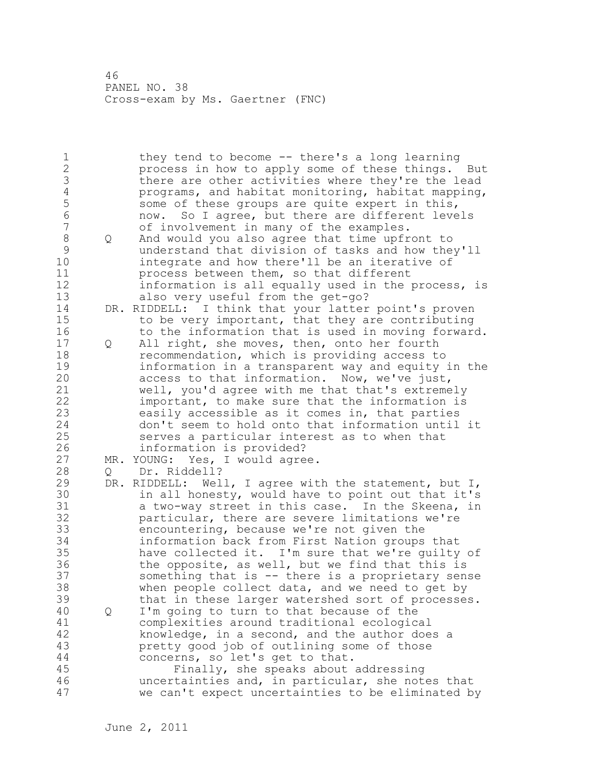they tend to become -- there's a long learning process in how to apply some of these things. But there are other activities where they're the lead programs, and habitat monitoring, habitat mapping, some of these groups are quite expert in this, now. So I agree, but there are different levels of involvement in many of the examples.

Q And would you also agree that time upfront to understand that division of tasks and how they'll integrate and how there'll be an iterative of process between them, so that different information is all equally used in the process, is also very useful from the get-go?

DR. RIDDELL: I think that your latter point's proven to be very important, that they are contributing to the information that is used in moving forward.

Q All right, she moves, then, onto her fourth recommendation, which is providing access to information in a transparent way and equity in the access to that information. Now, we've just, well, you'd agree with me that that's extremely important, to make sure that the information is easily accessible as it comes in, that parties don't seem to hold onto that information until it serves a particular interest as to when that information is provided?

MR. YOUNG: Yes, I would agree.

Q Dr. Riddell?

DR. RIDDELL: Well, I agree with the statement, but I, in all honesty, would have to point out that it's a two-way street in this case. In the Skeena, in particular, there are severe limitations we're encountering, because we're not given the information back from First Nation groups that have collected it. I'm sure that we're guilty of the opposite, as well, but we find that this is something that is -- there is a proprietary sense when people collect data, and we need to get by that in these larger watershed sort of processes.

Q I'm going to turn to that because of the complexities around traditional ecological knowledge, in a second, and the author does a pretty good job of outlining some of those concerns, so let's get to that.

Finally, she speaks about addressing uncertainties and, in particular, she notes that we can't expect uncertainties to be eliminated by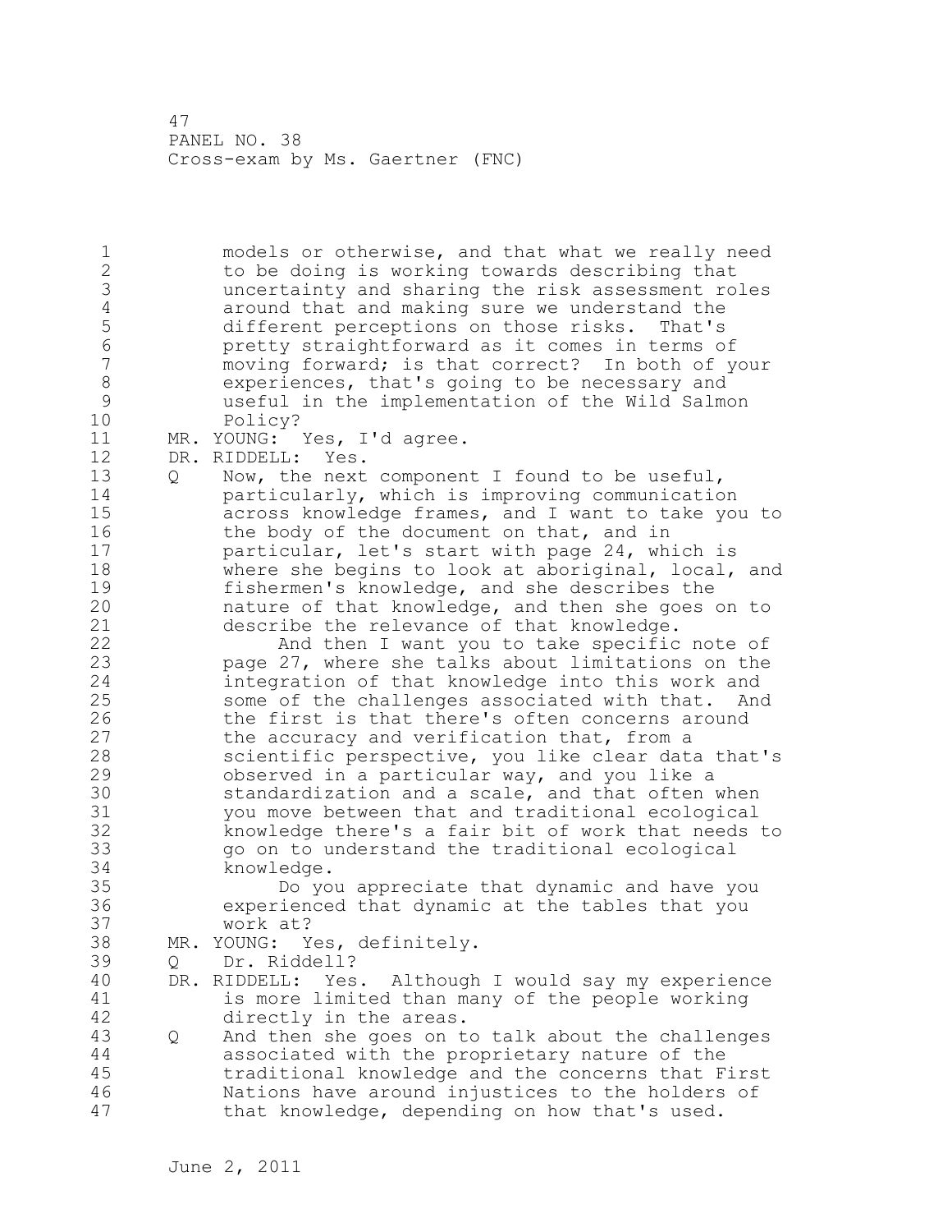models or otherwise, and that what we really need to be doing is working towards describing that uncertainty and sharing the risk assessment roles around that and making sure we understand the different perceptions on those risks. That's pretty straightforward as it comes in terms of moving forward; is that correct? In both of your experiences, that's going to be necessary and useful in the implementation of the Wild Salmon Policy?

MR. YOUNG: Yes, I'd agree.

DR. RIDDELL: Yes.

Q Now, the next component I found to be useful, particularly, which is improving communication across knowledge frames, and I want to take you to the body of the document on that, and in particular, let's start with page 24, which is where she begins to look at aboriginal, local, and fishermen's knowledge, and she describes the nature of that knowledge, and then she goes on to describe the relevance of that knowledge.

And then I want you to take specific note of page 27, where she talks about limitations on the integration of that knowledge into this work and some of the challenges associated with that. And the first is that there's often concerns around the accuracy and verification that, from a scientific perspective, you like clear data that's observed in a particular way, and you like a standardization and a scale, and that often when you move between that and traditional ecological knowledge there's a fair bit of work that needs to go on to understand the traditional ecological knowledge.

Do you appreciate that dynamic and have you experienced that dynamic at the tables that you work at?

MR. YOUNG: Yes, definitely.

Q Dr. Riddell?

DR. RIDDELL: Yes. Although I would say my experience is more limited than many of the people working directly in the areas.

Q And then she goes on to talk about the challenges associated with the proprietary nature of the traditional knowledge and the concerns that First Nations have around injustices to the holders of that knowledge, depending on how that's used.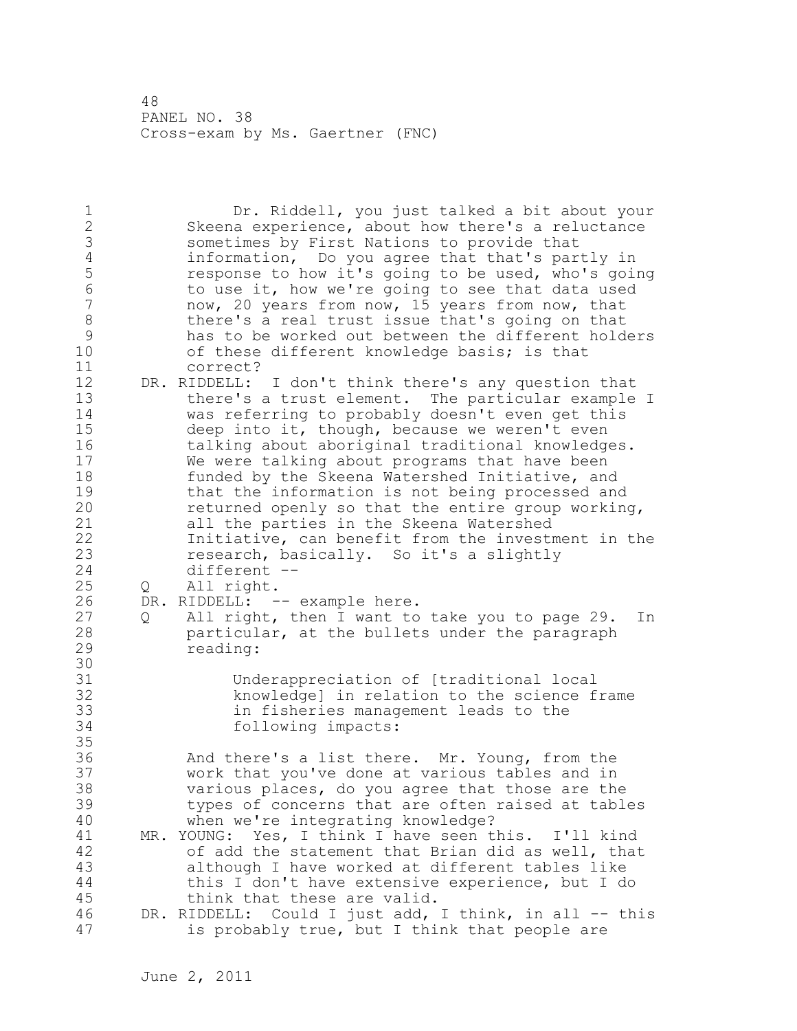Dr. Riddell, you just talked a bit about your Skeena experience, about how there's a reluctance sometimes by First Nations to provide that information, Do you agree that that's partly in response to how it's going to be used, who's going to use it, how we're going to see that data used now, 20 years from now, 15 years from now, that there's a real trust issue that's going on that has to be worked out between the different holders of these different knowledge basis; is that correct?

DR. RIDDELL: I don't think there's any question that there's a trust element. The particular example I was referring to probably doesn't even get this deep into it, though, because we weren't even talking about aboriginal traditional knowledges. We were talking about programs that have been funded by the Skeena Watershed Initiative, and that the information is not being processed and returned openly so that the entire group working, all the parties in the Skeena Watershed Initiative, can benefit from the investment in the research, basically. So it's a slightly different --

Q All right.

DR. RIDDELL: -- example here.

Q All right, then I want to take you to page 29. In particular, at the bullets under the paragraph reading:

> Underappreciation of [traditional local knowledge] in relation to the science frame in fisheries management leads to the following impacts:

And there's a list there. Mr. Young, from the work that you've done at various tables and in various places, do you agree that those are the types of concerns that are often raised at tables when we're integrating knowledge?

MR. YOUNG: Yes, I think I have seen this. I'll kind of add the statement that Brian did as well, that although I have worked at different tables like this I don't have extensive experience, but I do think that these are valid.

DR. RIDDELL: Could I just add, I think, in all -- this is probably true, but I think that people are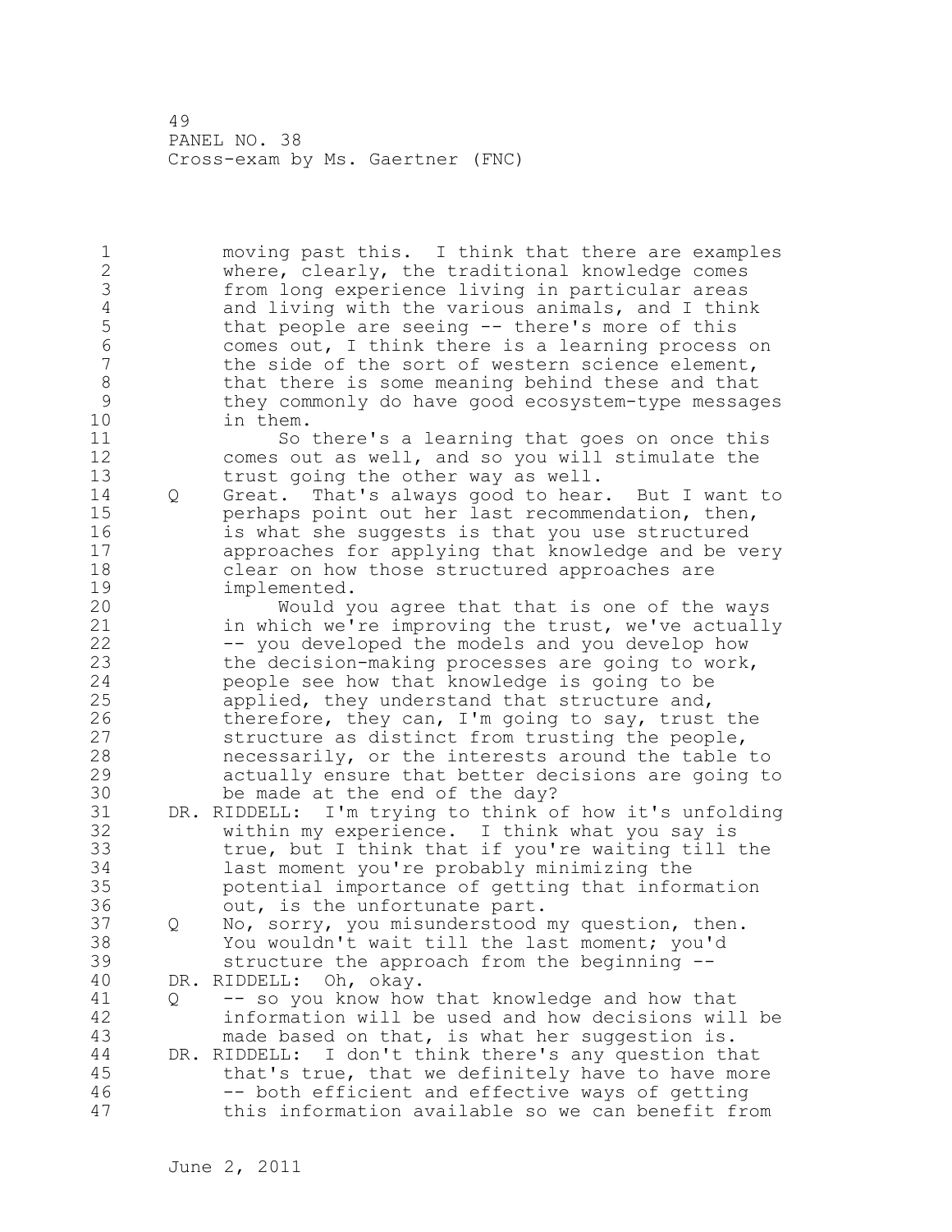moving past this. I think that there are examples where, clearly, the traditional knowledge comes from long experience living in particular areas and living with the various animals, and I think that people are seeing -- there's more of this comes out, I think there is a learning process on the side of the sort of western science element, that there is some meaning behind these and that they commonly do have good ecosystem-type messages in them.

So there's a learning that goes on once this comes out as well, and so you will stimulate the trust going the other way as well.

Q Great. That's always good to hear. But I want to perhaps point out her last recommendation, then, is what she suggests is that you use structured approaches for applying that knowledge and be very clear on how those structured approaches are implemented.

Would you agree that that is one of the ways in which we're improving the trust, we've actually -- you developed the models and you develop how the decision-making processes are going to work, people see how that knowledge is going to be applied, they understand that structure and, therefore, they can, I'm going to say, trust the structure as distinct from trusting the people, necessarily, or the interests around the table to actually ensure that better decisions are going to be made at the end of the day?

DR. RIDDELL: I'm trying to think of how it's unfolding within my experience. I think what you say is true, but I think that if you're waiting till the last moment you're probably minimizing the potential importance of getting that information out, is the unfortunate part.

Q No, sorry, you misunderstood my question, then. You wouldn't wait till the last moment; you'd structure the approach from the beginning --

DR. RIDDELL: Oh, okay.

Q -- so you know how that knowledge and how that information will be used and how decisions will be made based on that, is what her suggestion is.

DR. RIDDELL: I don't think there's any question that that's true, that we definitely have to have more -- both efficient and effective ways of getting this information available so we can benefit from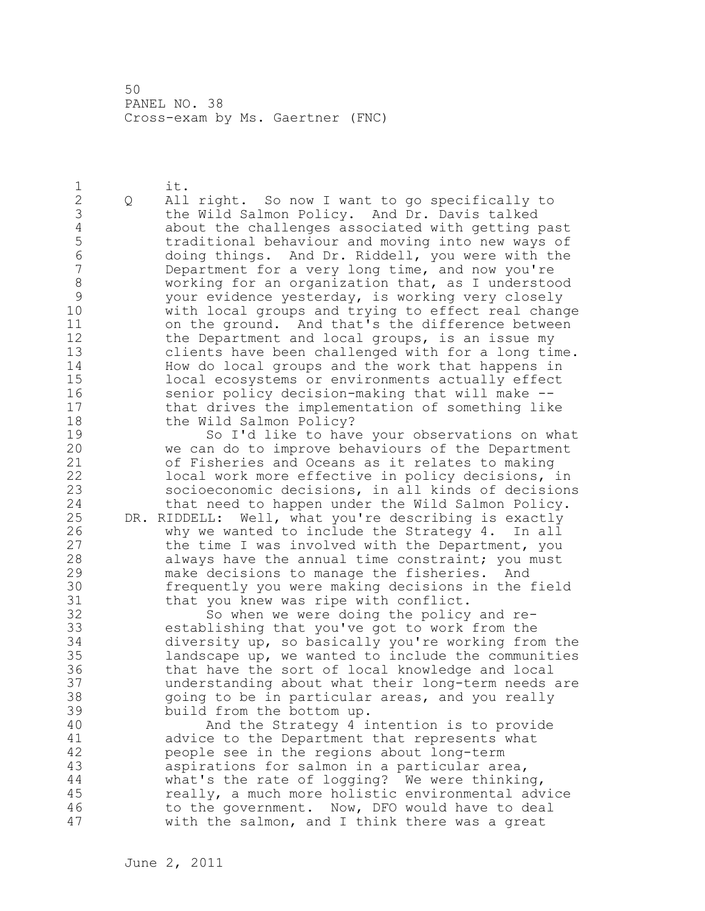it.

Q All right. So now I want to go specifically to the Wild Salmon Policy. And Dr. Davis talked about the challenges associated with getting past traditional behaviour and moving into new ways of doing things. And Dr. Riddell, you were with the Department for a very long time, and now you're working for an organization that, as I understood your evidence yesterday, is working very closely with local groups and trying to effect real change on the ground. And that's the difference between the Department and local groups, is an issue my clients have been challenged with for a long time. How do local groups and the work that happens in local ecosystems or environments actually effect senior policy decision-making that will make -- that drives the implementation of something like the Wild Salmon Policy?

So I'd like to have your observations on what we can do to improve behaviours of the Department of Fisheries and Oceans as it relates to making local work more effective in policy decisions, in socioeconomic decisions, in all kinds of decisions that need to happen under the Wild Salmon Policy.

DR. RIDDELL: Well, what you're describing is exactly why we wanted to include the Strategy 4. In all the time I was involved with the Department, you always have the annual time constraint; you must make decisions to manage the fisheries. And frequently you were making decisions in the field that you knew was ripe with conflict.

So when we were doing the policy and re-establishing that you've got to work from the diversity up, so basically you're working from the landscape up, we wanted to include the communities that have the sort of local knowledge and local understanding about what their long-term needs are going to be in particular areas, and you really build from the bottom up.

And the Strategy 4 intention is to provide advice to the Department that represents what people see in the regions about long-term aspirations for salmon in a particular area, what's the rate of logging? We were thinking, really, a much more holistic environmental advice to the government. Now, DFO would have to deal with the salmon, and I think there was a great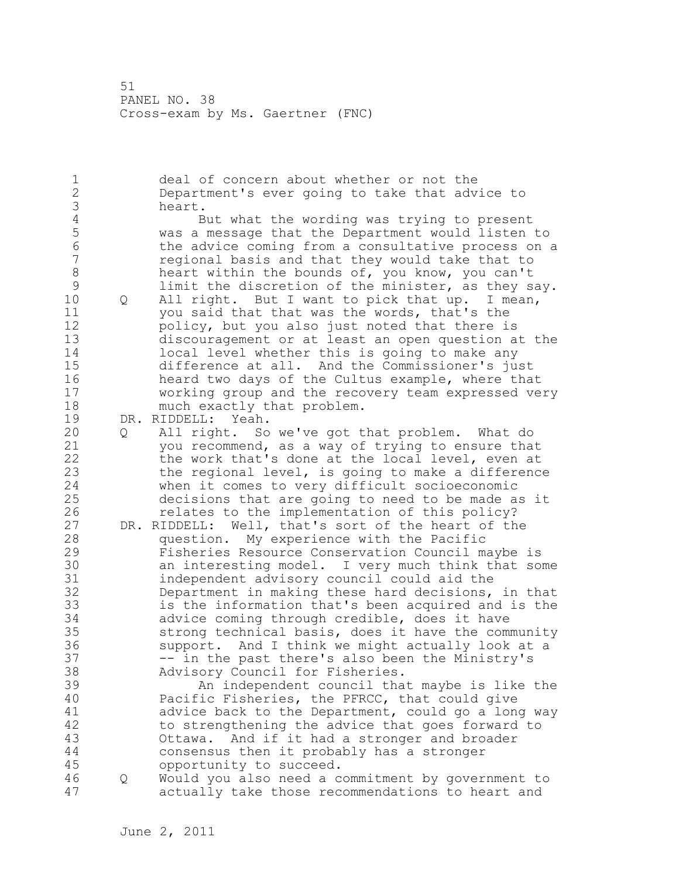deal of concern about whether or not the Department's ever going to take that advice to heart.

But what the wording was trying to present was a message that the Department would listen to the advice coming from a consultative process on a regional basis and that they would take that to heart within the bounds of, you know, you can't limit the discretion of the minister, as they say.

Q All right. But I want to pick that up. I mean, you said that that was the words, that's the policy, but you also just noted that there is discouragement or at least an open question at the local level whether this is going to make any difference at all. And the Commissioner's just heard two days of the Cultus example, where that working group and the recovery team expressed very much exactly that problem.

DR. RIDDELL: Yeah.

Q All right. So we've got that problem. What do you recommend, as a way of trying to ensure that the work that's done at the local level, even at the regional level, is going to make a difference when it comes to very difficult socioeconomic decisions that are going to need to be made as it relates to the implementation of this policy?

DR. RIDDELL: Well, that's sort of the heart of the question. My experience with the Pacific Fisheries Resource Conservation Council maybe is an interesting model. I very much think that some independent advisory council could aid the Department in making these hard decisions, in that is the information that's been acquired and is the advice coming through credible, does it have strong technical basis, does it have the community support. And I think we might actually look at a -- in the past there's also been the Ministry's Advisory Council for Fisheries.

An independent council that maybe is like the Pacific Fisheries, the PFRCC, that could give advice back to the Department, could go a long way to strengthening the advice that goes forward to Ottawa. And if it had a stronger and broader consensus then it probably has a stronger opportunity to succeed.

Q Would you also need a commitment by government to actually take those recommendations to heart and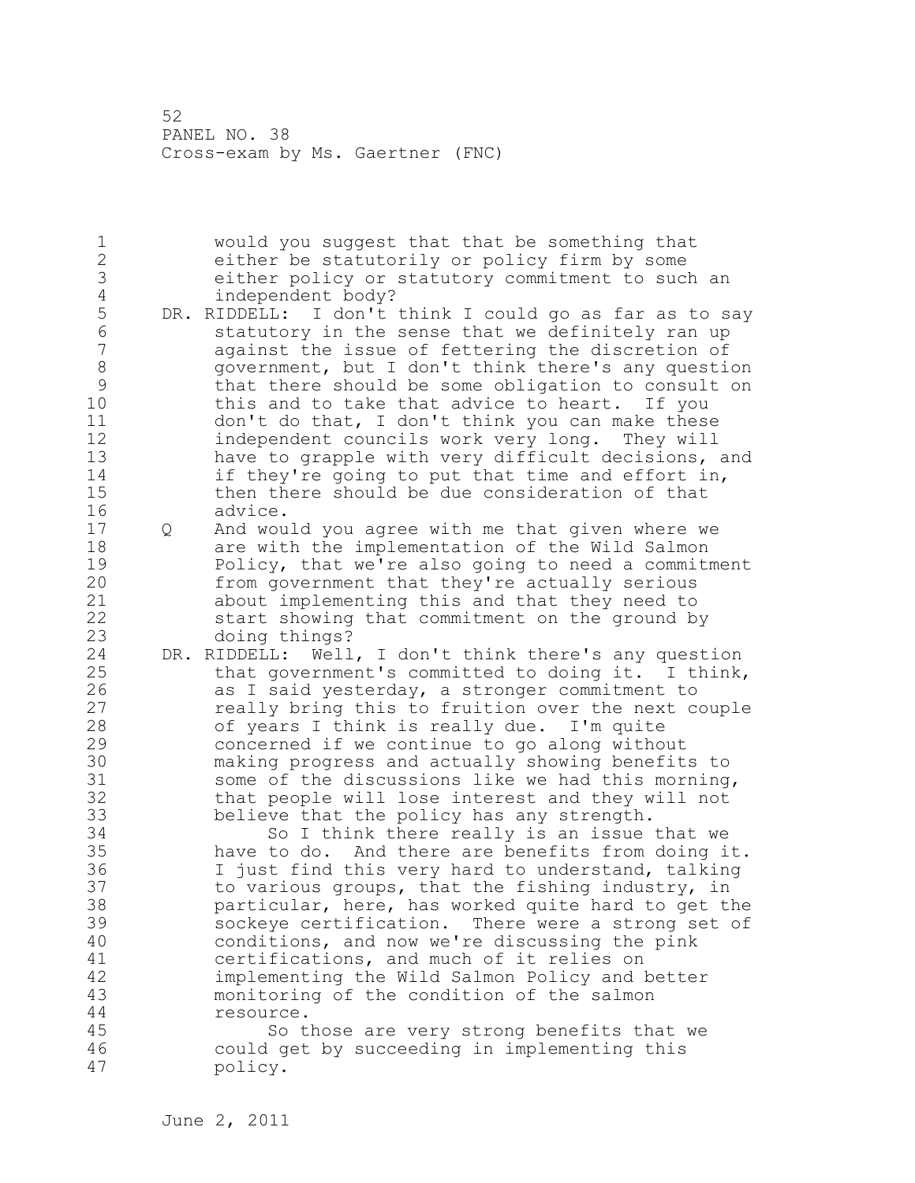would you suggest that that be something that either be statutorily or policy firm by some either policy or statutory commitment to such an independent body?

DR. RIDDELL: I don't think I could go as far as to say statutory in the sense that we definitely ran up against the issue of fettering the discretion of government, but I don't think there's any question that there should be some obligation to consult on this and to take that advice to heart. If you don't do that, I don't think you can make these independent councils work very long. They will have to grapple with very difficult decisions, and if they're going to put that time and effort in, then there should be due consideration of that advice.

Q And would you agree with me that given where we are with the implementation of the Wild Salmon Policy, that we're also going to need a commitment from government that they're actually serious about implementing this and that they need to start showing that commitment on the ground by doing things?

DR. RIDDELL: Well, I don't think there's any question that government's committed to doing it. I think, as I said yesterday, a stronger commitment to really bring this to fruition over the next couple of years I think is really due. I'm quite concerned if we continue to go along without making progress and actually showing benefits to some of the discussions like we had this morning, that people will lose interest and they will not believe that the policy has any strength.

So I think there really is an issue that we have to do. And there are benefits from doing it. I just find this very hard to understand, talking to various groups, that the fishing industry, in particular, here, has worked quite hard to get the sockeye certification. There were a strong set of conditions, and now we're discussing the pink certifications, and much of it relies on implementing the Wild Salmon Policy and better monitoring of the condition of the salmon resource.

So those are very strong benefits that we could get by succeeding in implementing this policy.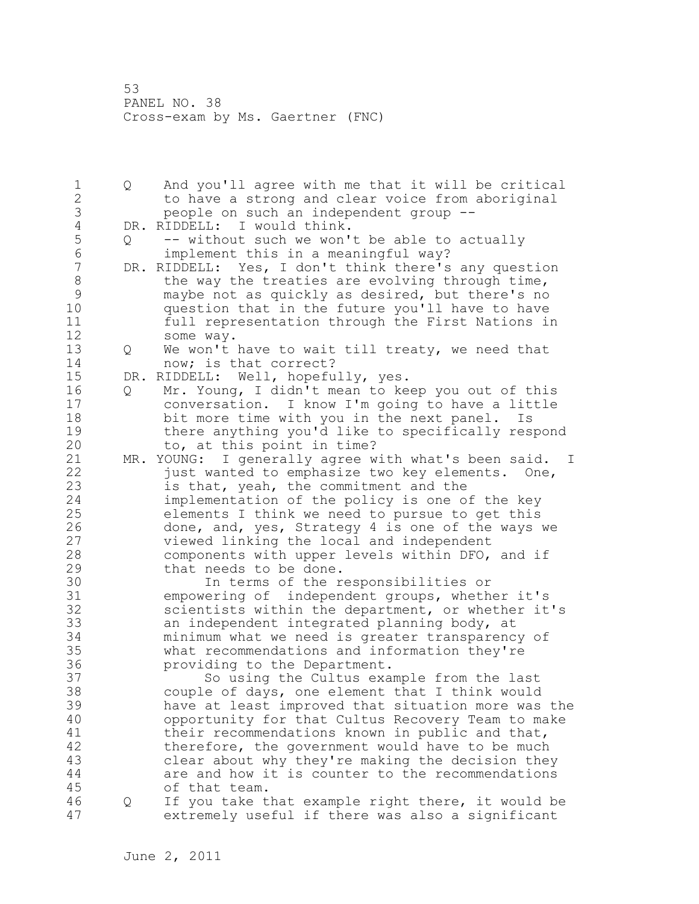Q And you'll agree with me that it will be critical to have a strong and clear voice from aboriginal people on such an independent group --

DR. RIDDELL: I would think.

Q -- without such we won't be able to actually implement this in a meaningful way?

DR. RIDDELL: Yes, I don't think there's any question the way the treaties are evolving through time, maybe not as quickly as desired, but there's no question that in the future you'll have to have full representation through the First Nations in some way.

Q We won't have to wait till treaty, we need that now; is that correct?

DR. RIDDELL: Well, hopefully, yes.

Q Mr. Young, I didn't mean to keep you out of this conversation. I know I'm going to have a little bit more time with you in the next panel. Is there anything you'd like to specifically respond to, at this point in time?

MR. YOUNG: I generally agree with what's been said. I just wanted to emphasize two key elements. One, is that, yeah, the commitment and the implementation of the policy is one of the key elements I think we need to pursue to get this done, and, yes, Strategy 4 is one of the ways we viewed linking the local and independent components with upper levels within DFO, and if that needs to be done.

In terms of the responsibilities or empowering of independent groups, whether it's scientists within the department, or whether it's an independent integrated planning body, at minimum what we need is greater transparency of what recommendations and information they're providing to the Department.

So using the Cultus example from the last couple of days, one element that I think would have at least improved that situation more was the opportunity for that Cultus Recovery Team to make their recommendations known in public and that, therefore, the government would have to be much clear about why they're making the decision they are and how it is counter to the recommendations of that team.

Q If you take that example right there, it would be extremely useful if there was also a significant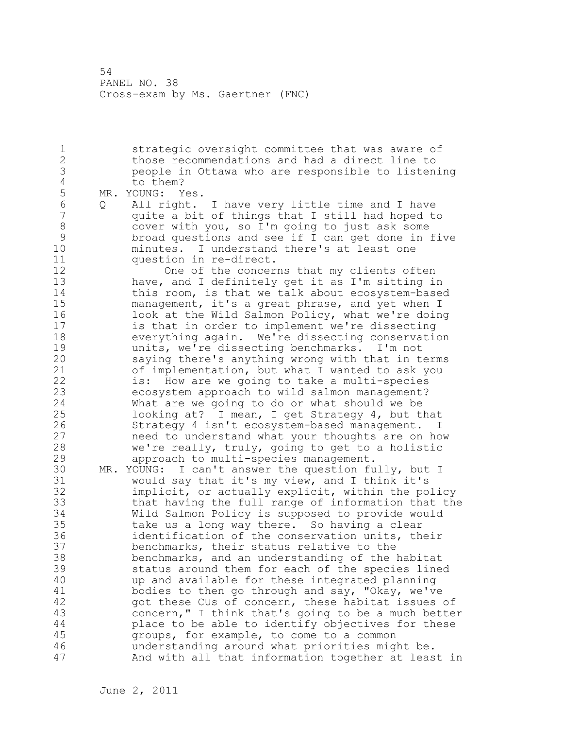strategic oversight committee that was aware of those recommendations and had a direct line to people in Ottawa who are responsible to listening to them?

MR. YOUNG: Yes.

Q All right. I have very little time and I have quite a bit of things that I still had hoped to cover with you, so I'm going to just ask some broad questions and see if I can get done in five minutes. I understand there's at least one question in re-direct.

One of the concerns that my clients often have, and I definitely get it as I'm sitting in this room, is that we talk about ecosystem-based management, it's a great phrase, and yet when I look at the Wild Salmon Policy, what we're doing is that in order to implement we're dissecting everything again. We're dissecting conservation units, we're dissecting benchmarks. I'm not saying there's anything wrong with that in terms of implementation, but what I wanted to ask you is: How are we going to take a multi-species ecosystem approach to wild salmon management? What are we going to do or what should we be looking at? I mean, I get Strategy 4, but that Strategy 4 isn't ecosystem-based management. I need to understand what your thoughts are on how we're really, truly, going to get to a holistic approach to multi-species management.

MR. YOUNG: I can't answer the question fully, but I would say that it's my view, and I think it's implicit, or actually explicit, within the policy that having the full range of information that the Wild Salmon Policy is supposed to provide would take us a long way there. So having a clear identification of the conservation units, their benchmarks, their status relative to the benchmarks, and an understanding of the habitat status around them for each of the species lined up and available for these integrated planning bodies to then go through and say, "Okay, we've got these CUs of concern, these habitat issues of concern," I think that's going to be a much better place to be able to identify objectives for these groups, for example, to come to a common understanding around what priorities might be. And with all that information together at least in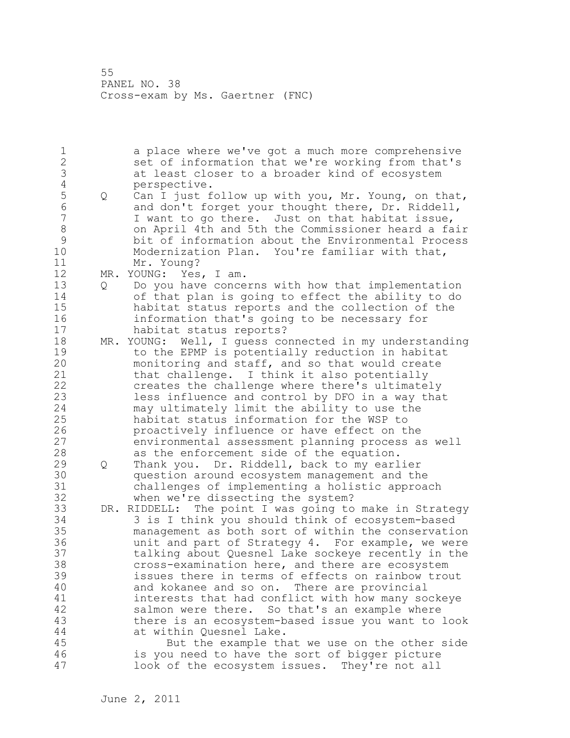a place where we've got a much more comprehensive set of information that we're working from that's at least closer to a broader kind of ecosystem perspective.

Q Can I just follow up with you, Mr. Young, on that, and don't forget your thought there, Dr. Riddell, I want to go there. Just on that habitat issue, on April 4th and 5th the Commissioner heard a fair bit of information about the Environmental Process Modernization Plan. You're familiar with that, Mr. Young?

MR. YOUNG: Yes, I am.

Q Do you have concerns with how that implementation of that plan is going to effect the ability to do habitat status reports and the collection of the information that's going to be necessary for habitat status reports?

MR. YOUNG: Well, I guess connected in my understanding to the EPMP is potentially reduction in habitat monitoring and staff, and so that would create that challenge. I think it also potentially creates the challenge where there's ultimately less influence and control by DFO in a way that may ultimately limit the ability to use the habitat status information for the WSP to proactively influence or have effect on the environmental assessment planning process as well as the enforcement side of the equation.

Q Thank you. Dr. Riddell, back to my earlier question around ecosystem management and the challenges of implementing a holistic approach when we're dissecting the system?

DR. RIDDELL: The point I was going to make in Strategy 3 is I think you should think of ecosystem-based management as both sort of within the conservation unit and part of Strategy 4. For example, we were talking about Quesnel Lake sockeye recently in the cross-examination here, and there are ecosystem issues there in terms of effects on rainbow trout and kokanee and so on. There are provincial interests that had conflict with how many sockeye salmon were there. So that's an example where there is an ecosystem-based issue you want to look at within Quesnel Lake.

But the example that we use on the other side is you need to have the sort of bigger picture look of the ecosystem issues. They're not all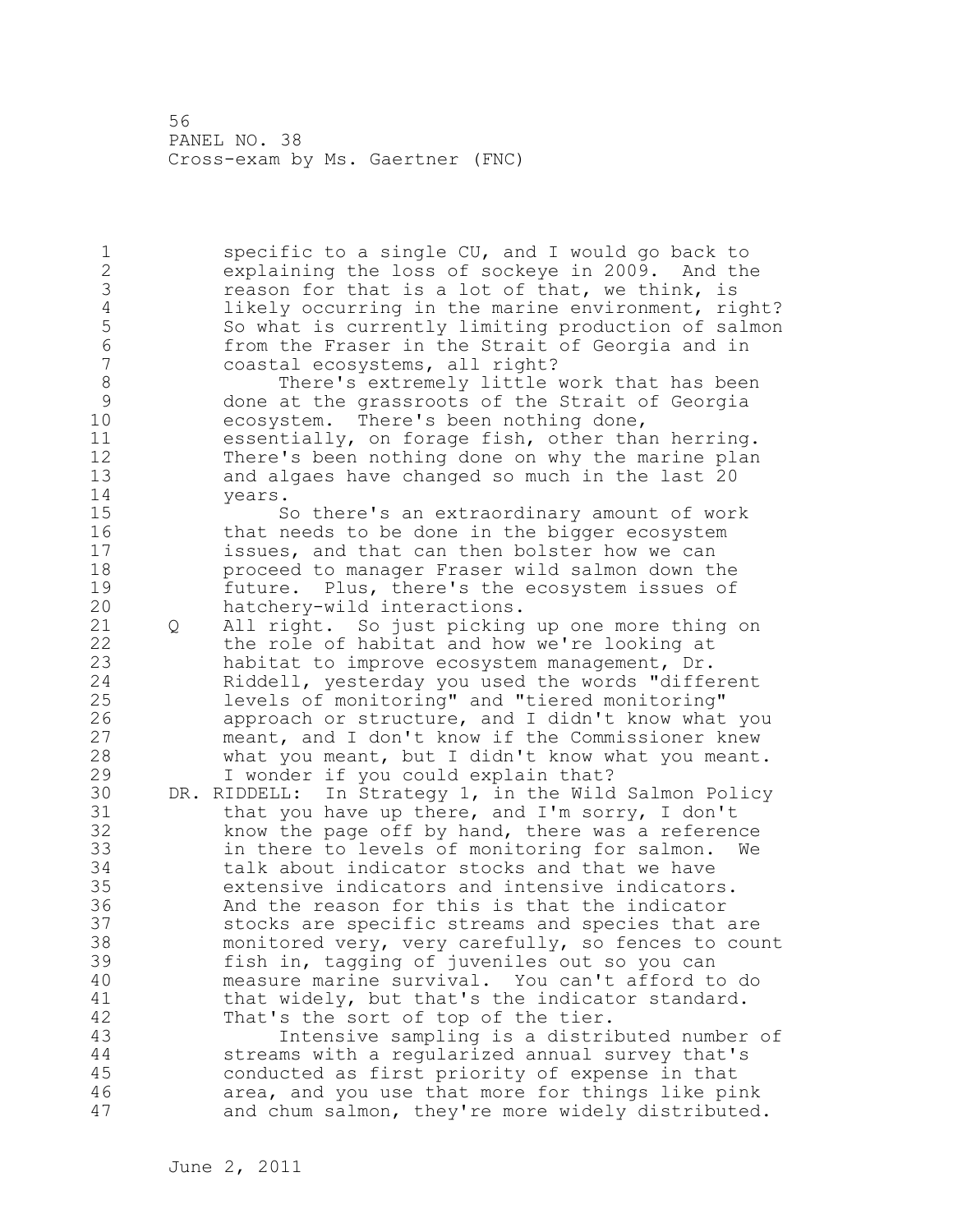specific to a single CU, and I would go back to explaining the loss of sockeye in 2009. And the reason for that is a lot of that, we think, is likely occurring in the marine environment, right? So what is currently limiting production of salmon from the Fraser in the Strait of Georgia and in coastal ecosystems, all right?

There's extremely little work that has been done at the grassroots of the Strait of Georgia ecosystem. There's been nothing done, essentially, on forage fish, other than herring. There's been nothing done on why the marine plan and algaes have changed so much in the last 20 years.

So there's an extraordinary amount of work that needs to be done in the bigger ecosystem issues, and that can then bolster how we can proceed to manager Fraser wild salmon down the future. Plus, there's the ecosystem issues of hatchery-wild interactions.

Q All right. So just picking up one more thing on the role of habitat and how we're looking at habitat to improve ecosystem management, Dr. Riddell, yesterday you used the words "different levels of monitoring" and "tiered monitoring" approach or structure, and I didn't know what you meant, and I don't know if the Commissioner knew what you meant, but I didn't know what you meant. I wonder if you could explain that?

DR. RIDDELL: In Strategy 1, in the Wild Salmon Policy that you have up there, and I'm sorry, I don't know the page off by hand, there was a reference in there to levels of monitoring for salmon. We talk about indicator stocks and that we have extensive indicators and intensive indicators. And the reason for this is that the indicator stocks are specific streams and species that are monitored very, very carefully, so fences to count fish in, tagging of juveniles out so you can measure marine survival. You can't afford to do that widely, but that's the indicator standard. That's the sort of top of the tier.

Intensive sampling is a distributed number of streams with a regularized annual survey that's conducted as first priority of expense in that area, and you use that more for things like pink and chum salmon, they're more widely distributed.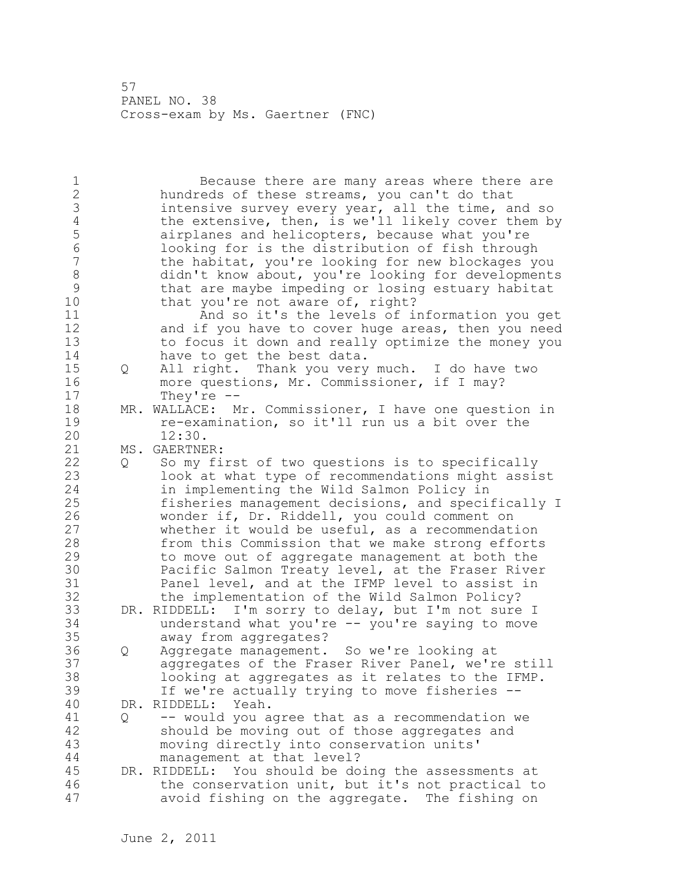Because there are many areas where there are hundreds of these streams, you can't do that intensive survey every year, all the time, and so the extensive, then, is we'll likely cover them by airplanes and helicopters, because what you're looking for is the distribution of fish through the habitat, you're looking for new blockages you didn't know about, you're looking for developments that are maybe impeding or losing estuary habitat that you're not aware of, right?

And so it's the levels of information you get and if you have to cover huge areas, then you need to focus it down and really optimize the money you have to get the best data.

Q All right. Thank you very much. I do have two more questions, Mr. Commissioner, if I may? They're --

MR. WALLACE: Mr. Commissioner, I have one question in re-examination, so it'll run us a bit over the 12:30.

MS. GAERTNER:

Q So my first of two questions is to specifically look at what type of recommendations might assist in implementing the Wild Salmon Policy in fisheries management decisions, and specifically I wonder if, Dr. Riddell, you could comment on whether it would be useful, as a recommendation from this Commission that we make strong efforts to move out of aggregate management at both the Pacific Salmon Treaty level, at the Fraser River Panel level, and at the IFMP level to assist in the implementation of the Wild Salmon Policy?

DR. RIDDELL: I'm sorry to delay, but I'm not sure I understand what you're -- you're saying to move away from aggregates?

Q Aggregate management. So we're looking at aggregates of the Fraser River Panel, we're still looking at aggregates as it relates to the IFMP. If we're actually trying to move fisheries --

DR. RIDDELL: Yeah.

Q -- would you agree that as a recommendation we should be moving out of those aggregates and moving directly into conservation units' management at that level?

DR. RIDDELL: You should be doing the assessments at the conservation unit, but it's not practical to avoid fishing on the aggregate. The fishing on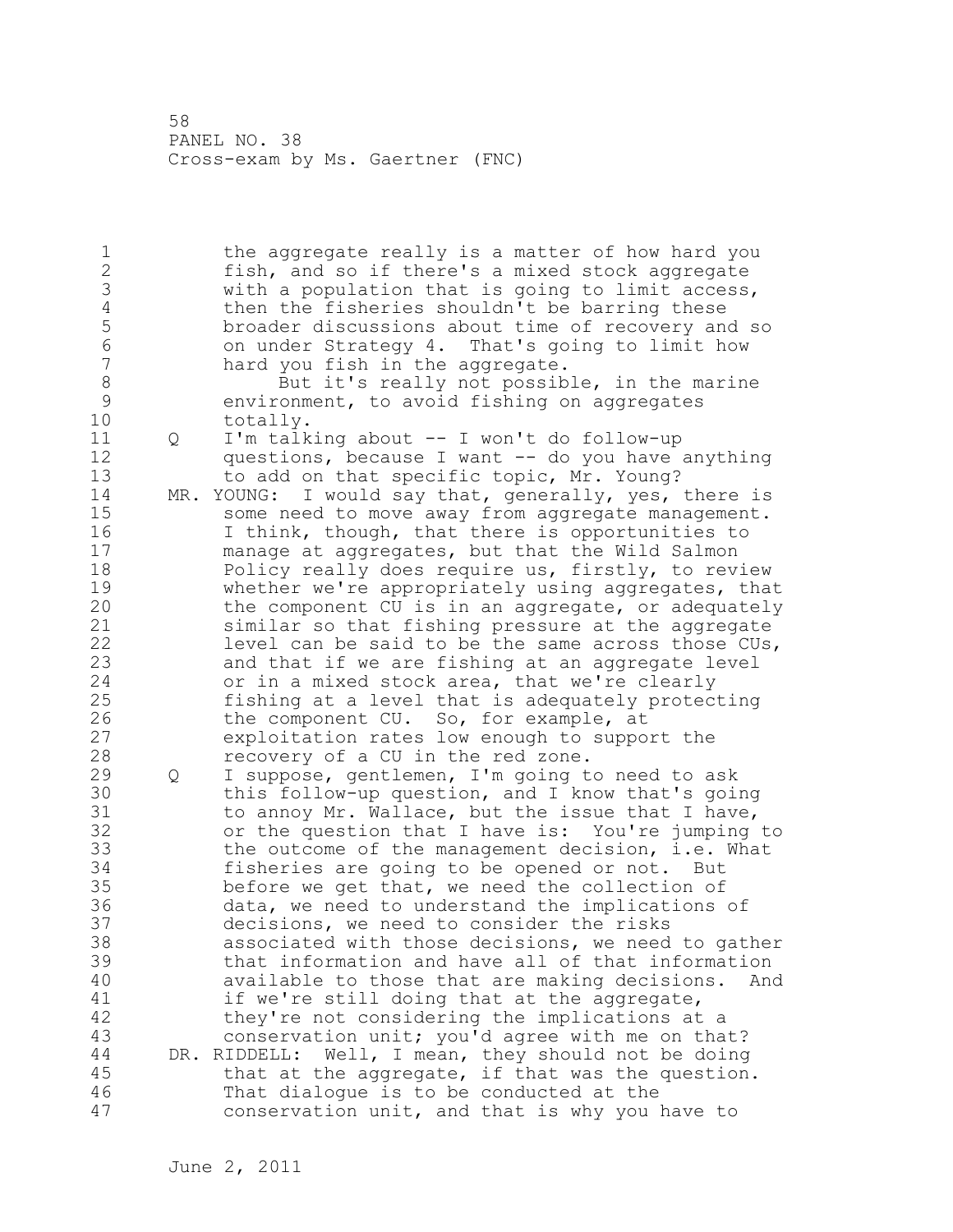the aggregate really is a matter of how hard you fish, and so if there's a mixed stock aggregate with a population that is going to limit access, then the fisheries shouldn't be barring these broader discussions about time of recovery and so on under Strategy 4. That's going to limit how hard you fish in the aggregate.

But it's really not possible, in the marine environment, to avoid fishing on aggregates totally.

Q I'm talking about -- I won't do follow-up questions, because I want -- do you have anything to add on that specific topic, Mr. Young?

MR. YOUNG: I would say that, generally, yes, there is some need to move away from aggregate management. I think, though, that there is opportunities to manage at aggregates, but that the Wild Salmon Policy really does require us, firstly, to review whether we're appropriately using aggregates, that the component CU is in an aggregate, or adequately similar so that fishing pressure at the aggregate level can be said to be the same across those CUs, and that if we are fishing at an aggregate level or in a mixed stock area, that we're clearly fishing at a level that is adequately protecting the component CU. So, for example, at exploitation rates low enough to support the recovery of a CU in the red zone.

Q I suppose, gentlemen, I'm going to need to ask this follow-up question, and I know that's going to annoy Mr. Wallace, but the issue that I have, or the question that I have is: You're jumping to the outcome of the management decision, i.e. What fisheries are going to be opened or not. But before we get that, we need the collection of data, we need to understand the implications of decisions, we need to consider the risks associated with those decisions, we need to gather that information and have all of that information available to those that are making decisions. And if we're still doing that at the aggregate, they're not considering the implications at a conservation unit; you'd agree with me on that?

DR. RIDDELL: Well, I mean, they should not be doing that at the aggregate, if that was the question. That dialogue is to be conducted at the conservation unit, and that is why you have to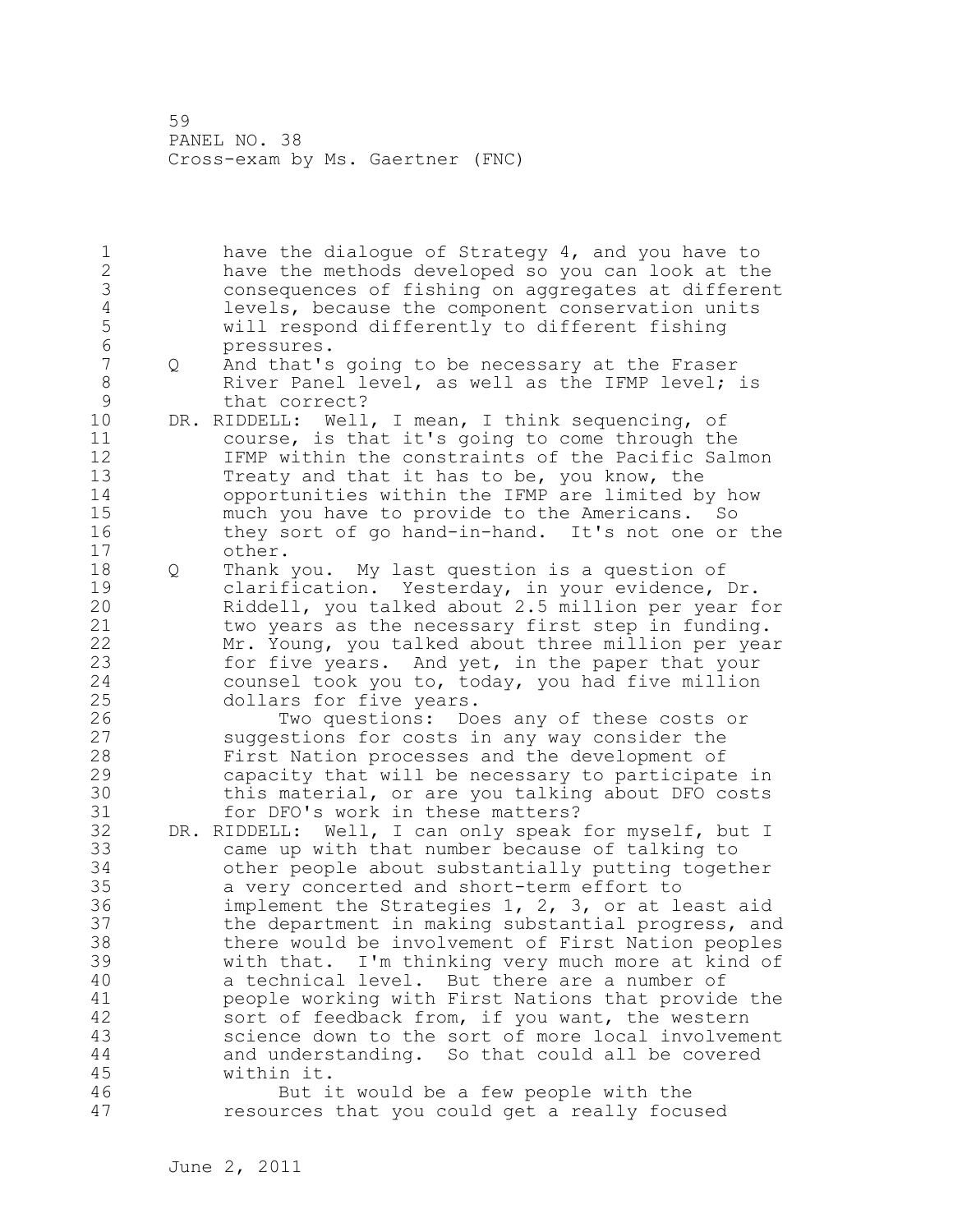have the dialogue of Strategy 4, and you have to have the methods developed so you can look at the consequences of fishing on aggregates at different levels, because the component conservation units will respond differently to different fishing pressures.

Q And that's going to be necessary at the Fraser River Panel level, as well as the IFMP level; is that correct?

DR. RIDDELL: Well, I mean, I think sequencing, of course, is that it's going to come through the IFMP within the constraints of the Pacific Salmon Treaty and that it has to be, you know, the opportunities within the IFMP are limited by how much you have to provide to the Americans. So they sort of go hand-in-hand. It's not one or the other.

Q Thank you. My last question is a question of clarification. Yesterday, in your evidence, Dr. Riddell, you talked about 2.5 million per year for two years as the necessary first step in funding. Mr. Young, you talked about three million per year for five years. And yet, in the paper that your counsel took you to, today, you had five million dollars for five years.

Two questions: Does any of these costs or suggestions for costs in any way consider the First Nation processes and the development of capacity that will be necessary to participate in this material, or are you talking about DFO costs for DFO's work in these matters?

DR. RIDDELL: Well, I can only speak for myself, but I came up with that number because of talking to other people about substantially putting together a very concerted and short-term effort to implement the Strategies 1, 2, 3, or at least aid the department in making substantial progress, and there would be involvement of First Nation peoples with that. I'm thinking very much more at kind of a technical level. But there are a number of people working with First Nations that provide the sort of feedback from, if you want, the western science down to the sort of more local involvement and understanding. So that could all be covered within it.

But it would be a few people with the resources that you could get a really focused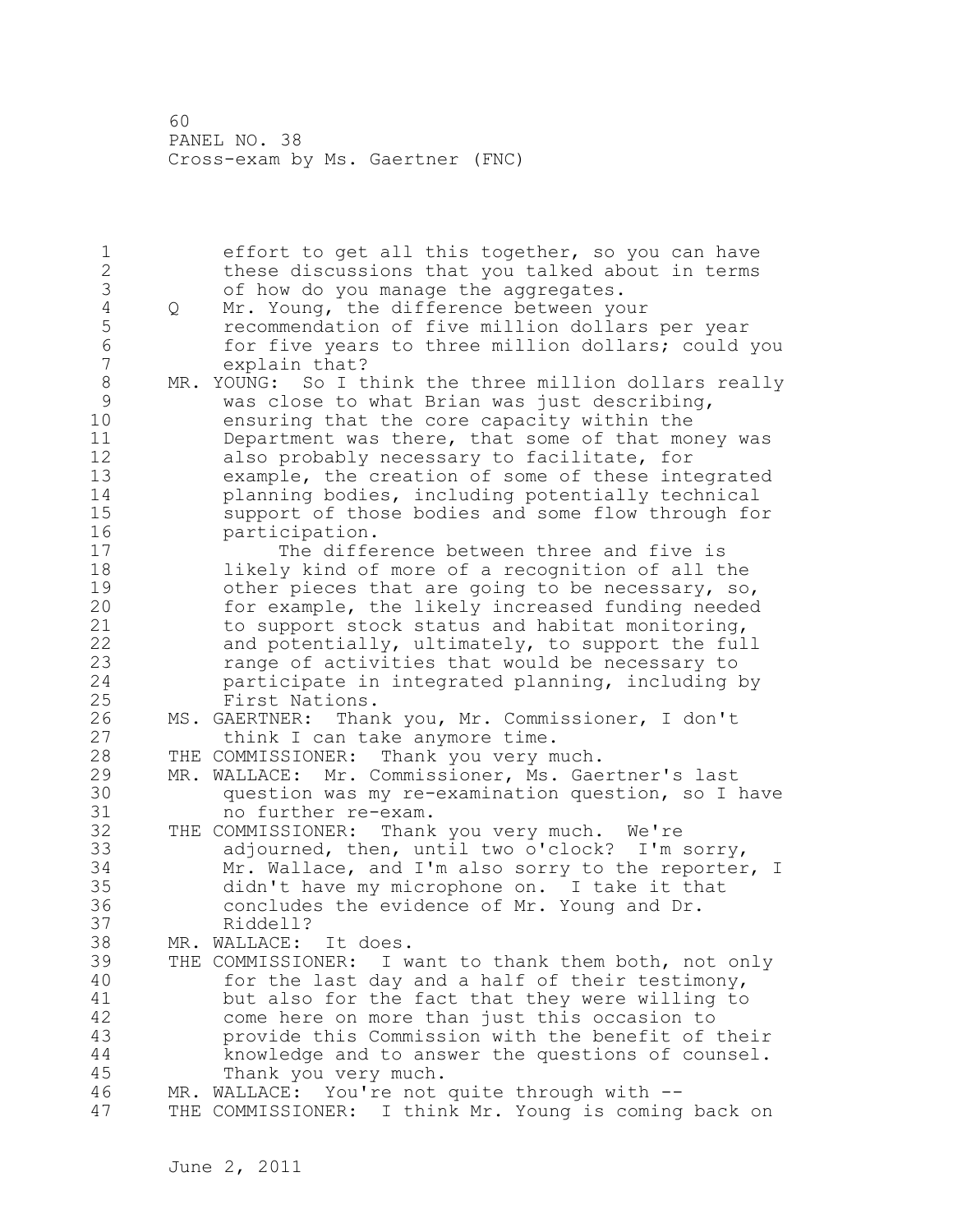effort to get all this together, so you can have these discussions that you talked about in terms of how do you manage the aggregates.

Q Mr. Young, the difference between your recommendation of five million dollars per year for five years to three million dollars; could you explain that?

MR. YOUNG: So I think the three million dollars really was close to what Brian was just describing, ensuring that the core capacity within the Department was there, that some of that money was also probably necessary to facilitate, for example, the creation of some of these integrated planning bodies, including potentially technical support of those bodies and some flow through for participation.

The difference between three and five is likely kind of more of a recognition of all the other pieces that are going to be necessary, so, for example, the likely increased funding needed to support stock status and habitat monitoring, and potentially, ultimately, to support the full range of activities that would be necessary to participate in integrated planning, including by First Nations.

MS. GAERTNER: Thank you, Mr. Commissioner, I don't think I can take anymore time.

THE COMMISSIONER: Thank you very much.

MR. WALLACE: Mr. Commissioner, Ms. Gaertner's last question was my re-examination question, so I have no further re-exam.

THE COMMISSIONER: Thank you very much. We're adjourned, then, until two o'clock? I'm sorry, Mr. Wallace, and I'm also sorry to the reporter, I didn't have my microphone on. I take it that concludes the evidence of Mr. Young and Dr. Riddell?

MR. WALLACE: It does.

THE COMMISSIONER: I want to thank them both, not only for the last day and a half of their testimony, but also for the fact that they were willing to come here on more than just this occasion to provide this Commission with the benefit of their knowledge and to answer the questions of counsel. Thank you very much.

MR. WALLACE: You're not quite through with --

THE COMMISSIONER: I think Mr. Young is coming back on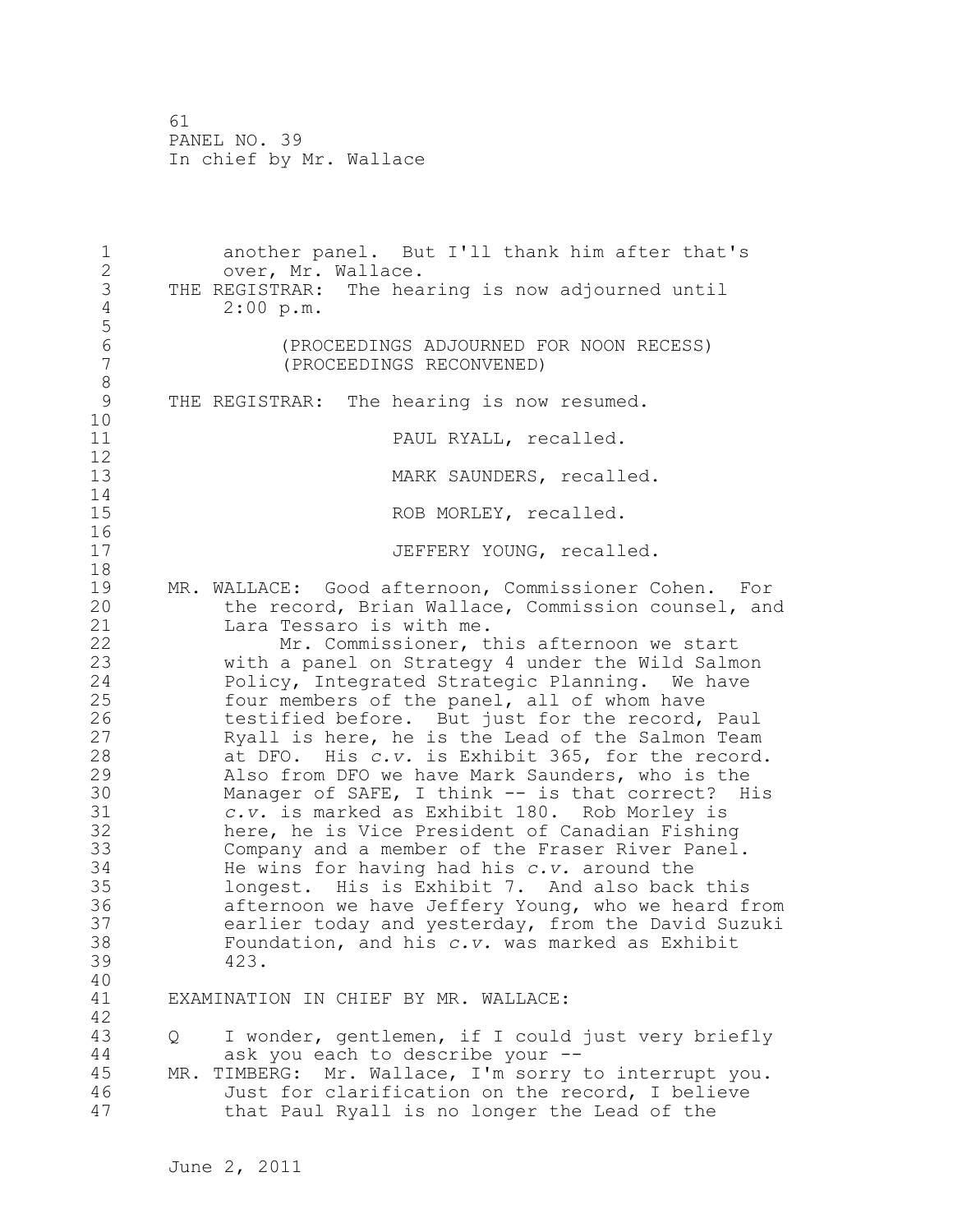another panel. But I'll thank him after that's over, Mr. Wallace.

THE REGISTRAR: The hearing is now adjourned until 2:00 p.m.

(PROCEEDINGS ADJOURNED FOR NOON RECESS)
(PROCEEDINGS RECONVENED)

THE REGISTRAR: The hearing is now resumed.

PAUL RYALL, recalled.

MARK SAUNDERS, recalled.

ROB MORLEY, recalled.

JEFFERY YOUNG, recalled.

MR. WALLACE: Good afternoon, Commissioner Cohen. For the record, Brian Wallace, Commission counsel, and Lara Tessaro is with me.

Mr. Commissioner, this afternoon we start with a panel on Strategy 4 under the Wild Salmon Policy, Integrated Strategic Planning. We have four members of the panel, all of whom have testified before. But just for the record, Paul Ryall is here, he is the Lead of the Salmon Team at DFO. His *c.v.* is Exhibit 365, for the record. Also from DFO we have Mark Saunders, who is the Manager of SAFE, I think -- is that correct? His *c.v.* is marked as Exhibit 180. Rob Morley is here, he is Vice President of Canadian Fishing Company and a member of the Fraser River Panel. He wins for having had his *c.v.* around the longest. His is Exhibit 7. And also back this afternoon we have Jeffery Young, who we heard from earlier today and yesterday, from the David Suzuki Foundation, and his *c.v.* was marked as Exhibit 423.

EXAMINATION IN CHIEF BY MR. WALLACE:

Q I wonder, gentlemen, if I could just very briefly ask you each to describe your --

MR. TIMBERG: Mr. Wallace, I'm sorry to interrupt you. Just for clarification on the record, I believe that Paul Ryall is no longer the Lead of the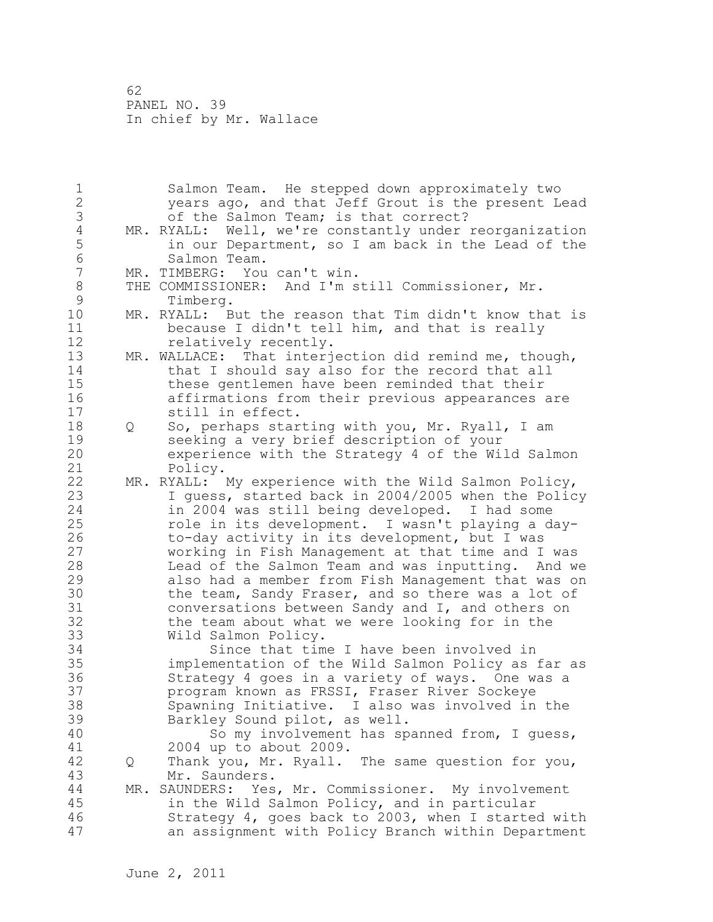Salmon Team. He stepped down approximately two years ago, and that Jeff Grout is the present Lead of the Salmon Team; is that correct?

MR. RYALL: Well, we're constantly under reorganization in our Department, so I am back in the Lead of the Salmon Team.

MR. TIMBERG: You can't win.

THE COMMISSIONER: And I'm still Commissioner, Mr. Timberg.

MR. RYALL: But the reason that Tim didn't know that is because I didn't tell him, and that is really relatively recently.

MR. WALLACE: That interjection did remind me, though, that I should say also for the record that all these gentlemen have been reminded that their affirmations from their previous appearances are still in effect.

Q So, perhaps starting with you, Mr. Ryall, I am seeking a very brief description of your experience with the Strategy 4 of the Wild Salmon Policy.

MR. RYALL: My experience with the Wild Salmon Policy, I guess, started back in 2004/2005 when the Policy in 2004 was still being developed. I had some role in its development. I wasn't playing a day-to-day activity in its development, but I was working in Fish Management at that time and I was Lead of the Salmon Team and was inputting. And we also had a member from Fish Management that was on the team, Sandy Fraser, and so there was a lot of conversations between Sandy and I, and others on the team about what we were looking for in the Wild Salmon Policy.

Since that time I have been involved in implementation of the Wild Salmon Policy as far as Strategy 4 goes in a variety of ways. One was a program known as FRSSI, Fraser River Sockeye Spawning Initiative. I also was involved in the Barkley Sound pilot, as well.

So my involvement has spanned from, I guess, 2004 up to about 2009.

Q Thank you, Mr. Ryall. The same question for you, Mr. Saunders.

MR. SAUNDERS: Yes, Mr. Commissioner. My involvement in the Wild Salmon Policy, and in particular Strategy 4, goes back to 2003, when I started with an assignment with Policy Branch within Department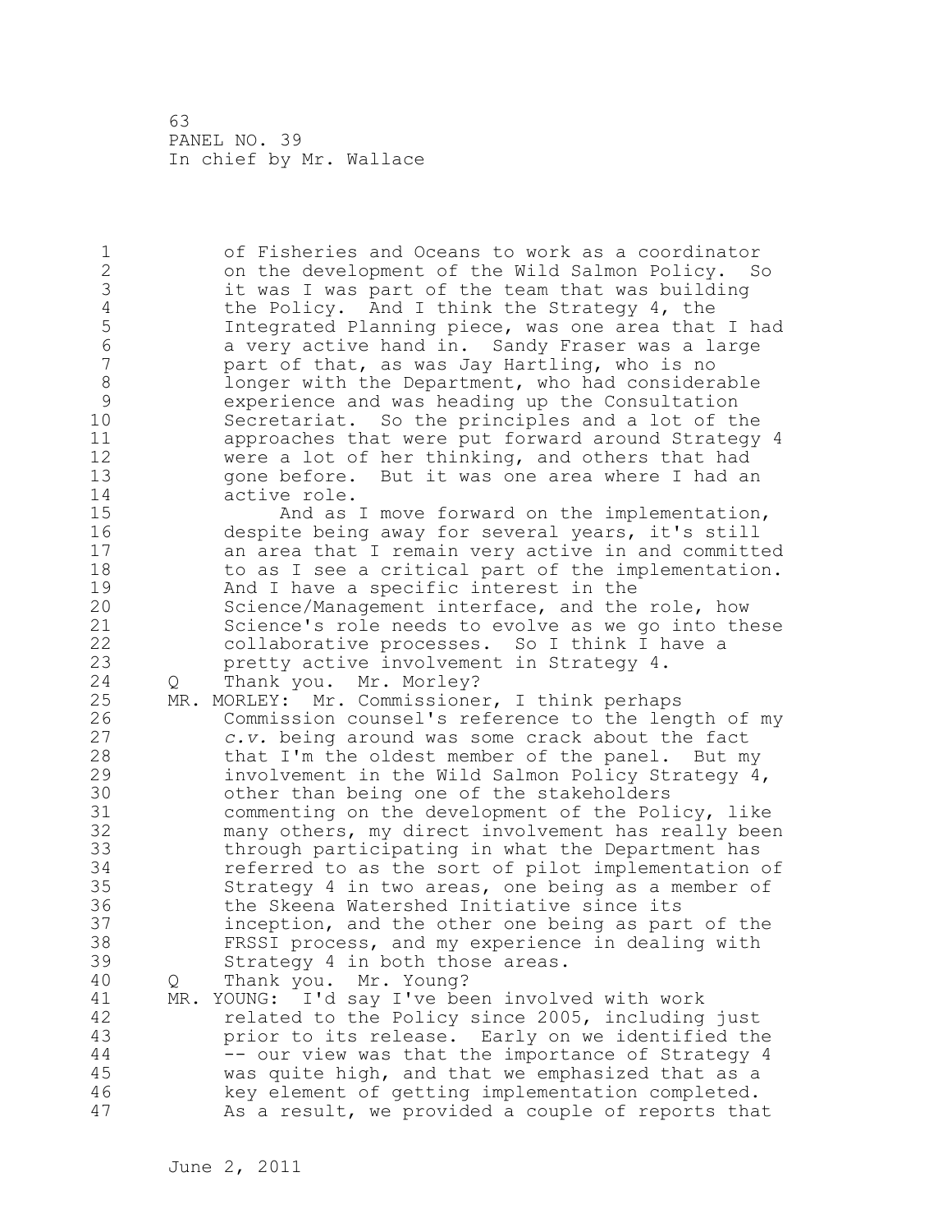of Fisheries and Oceans to work as a coordinator on the development of the Wild Salmon Policy. So it was I was part of the team that was building the Policy. And I think the Strategy 4, the Integrated Planning piece, was one area that I had a very active hand in. Sandy Fraser was a large part of that, as was Jay Hartling, who is no longer with the Department, who had considerable experience and was heading up the Consultation Secretariat. So the principles and a lot of the approaches that were put forward around Strategy 4 were a lot of her thinking, and others that had gone before. But it was one area where I had an active role.

And as I move forward on the implementation, despite being away for several years, it's still an area that I remain very active in and committed to as I see a critical part of the implementation. And I have a specific interest in the Science/Management interface, and the role, how Science's role needs to evolve as we go into these collaborative processes. So I think I have a pretty active involvement in Strategy 4.

Q Thank you. Mr. Morley?

MR. MORLEY: Mr. Commissioner, I think perhaps Commission counsel's reference to the length of my *c.v.* being around was some crack about the fact that I'm the oldest member of the panel. But my involvement in the Wild Salmon Policy Strategy 4, other than being one of the stakeholders commenting on the development of the Policy, like many others, my direct involvement has really been through participating in what the Department has referred to as the sort of pilot implementation of Strategy 4 in two areas, one being as a member of the Skeena Watershed Initiative since its inception, and the other one being as part of the FRSSI process, and my experience in dealing with Strategy 4 in both those areas.

Q Thank you. Mr. Young?

MR. YOUNG: I'd say I've been involved with work related to the Policy since 2005, including just prior to its release. Early on we identified the -- our view was that the importance of Strategy 4 was quite high, and that we emphasized that as a key element of getting implementation completed. As a result, we provided a couple of reports that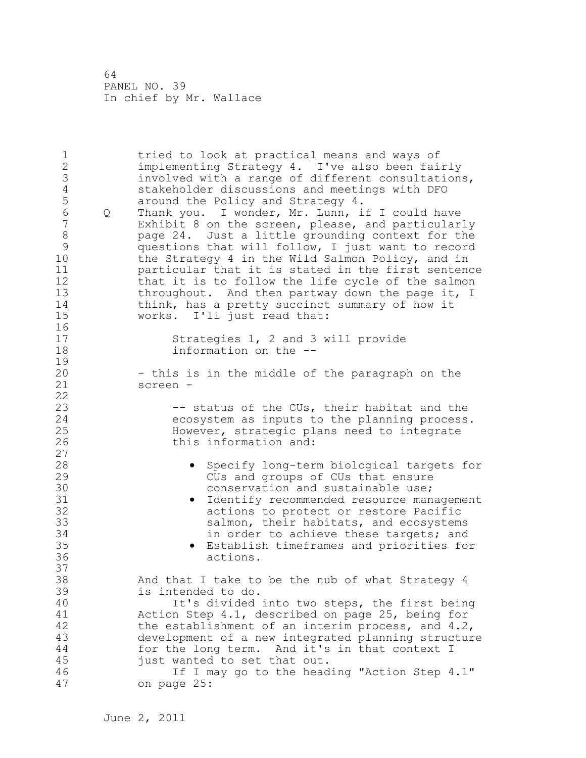tried to look at practical means and ways of implementing Strategy 4. I've also been fairly involved with a range of different consultations, stakeholder discussions and meetings with DFO around the Policy and Strategy 4.

Q Thank you. I wonder, Mr. Lunn, if I could have Exhibit 8 on the screen, please, and particularly page 24. Just a little grounding context for the questions that will follow, I just want to record the Strategy 4 in the Wild Salmon Policy, and in particular that it is stated in the first sentence that it is to follow the life cycle of the salmon throughout. And then partway down the page it, I think, has a pretty succinct summary of how it works. I'll just read that:

> Strategies 1, 2 and 3 will provide information on the --

- this is in the middle of the paragraph on the screen -

> -- status of the CUs, their habitat and the ecosystem as inputs to the planning process. However, strategic plans need to integrate this information and:
>
> - Specify long-term biological targets for CUs and groups of CUs that ensure conservation and sustainable use;
> - Identify recommended resource management actions to protect or restore Pacific salmon, their habitats, and ecosystems in order to achieve these targets; and
> - Establish timeframes and priorities for actions.

And that I take to be the nub of what Strategy 4 is intended to do.

It's divided into two steps, the first being Action Step 4.1, described on page 25, being for the establishment of an interim process, and 4.2, development of a new integrated planning structure for the long term. And it's in that context I just wanted to set that out.

If I may go to the heading "Action Step 4.1" on page 25: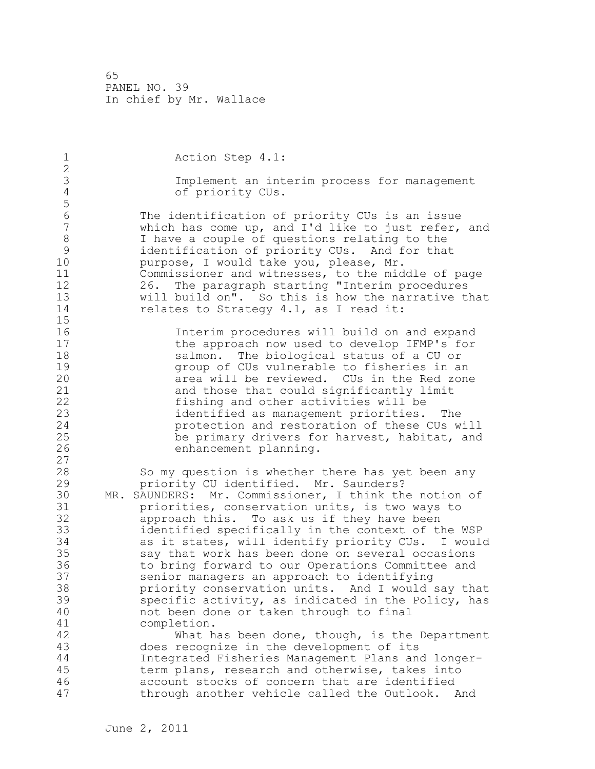Action Step 4.1:

Implement an interim process for management of priority CUs.

The identification of priority CUs is an issue which has come up, and I'd like to just refer, and I have a couple of questions relating to the identification of priority CUs. And for that purpose, I would take you, please, Mr. Commissioner and witnesses, to the middle of page 26. The paragraph starting "Interim procedures will build on". So this is how the narrative that relates to Strategy 4.1, as I read it:

> Interim procedures will build on and expand the approach now used to develop IFMP's for salmon. The biological status of a CU or group of CUs vulnerable to fisheries in an area will be reviewed. CUs in the Red zone and those that could significantly limit fishing and other activities will be identified as management priorities. The protection and restoration of these CUs will be primary drivers for harvest, habitat, and enhancement planning.

So my question is whether there has yet been any priority CU identified. Mr. Saunders?

MR. SAUNDERS: Mr. Commissioner, I think the notion of priorities, conservation units, is two ways to approach this. To ask us if they have been identified specifically in the context of the WSP as it states, will identify priority CUs. I would say that work has been done on several occasions to bring forward to our Operations Committee and senior managers an approach to identifying priority conservation units. And I would say that specific activity, as indicated in the Policy, has not been done or taken through to final completion.

What has been done, though, is the Department does recognize in the development of its Integrated Fisheries Management Plans and longer-term plans, research and otherwise, takes into account stocks of concern that are identified through another vehicle called the Outlook. And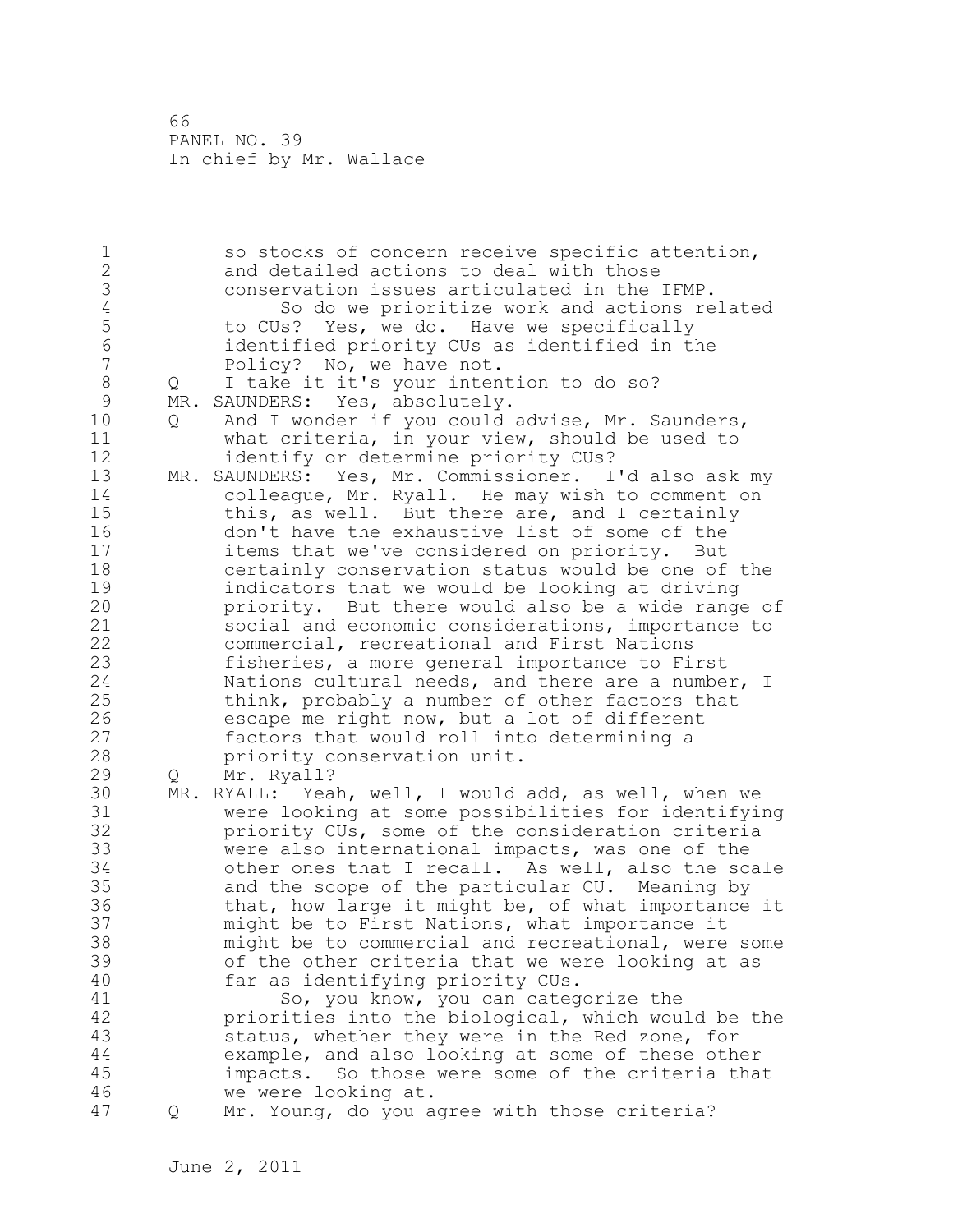so stocks of concern receive specific attention, and detailed actions to deal with those conservation issues articulated in the IFMP.

So do we prioritize work and actions related to CUs? Yes, we do. Have we specifically identified priority CUs as identified in the Policy? No, we have not.

Q I take it it's your intention to do so?

MR. SAUNDERS: Yes, absolutely.

Q And I wonder if you could advise, Mr. Saunders, what criteria, in your view, should be used to identify or determine priority CUs?

MR. SAUNDERS: Yes, Mr. Commissioner. I'd also ask my colleague, Mr. Ryall. He may wish to comment on this, as well. But there are, and I certainly don't have the exhaustive list of some of the items that we've considered on priority. But certainly conservation status would be one of the indicators that we would be looking at driving priority. But there would also be a wide range of social and economic considerations, importance to commercial, recreational and First Nations fisheries, a more general importance to First Nations cultural needs, and there are a number, I think, probably a number of other factors that escape me right now, but a lot of different factors that would roll into determining a priority conservation unit.

Q Mr. Ryall?

MR. RYALL: Yeah, well, I would add, as well, when we were looking at some possibilities for identifying priority CUs, some of the consideration criteria were also international impacts, was one of the other ones that I recall. As well, also the scale and the scope of the particular CU. Meaning by that, how large it might be, of what importance it might be to First Nations, what importance it might be to commercial and recreational, were some of the other criteria that we were looking at as far as identifying priority CUs.

So, you know, you can categorize the priorities into the biological, which would be the status, whether they were in the Red zone, for example, and also looking at some of these other impacts. So those were some of the criteria that we were looking at.

Q Mr. Young, do you agree with those criteria?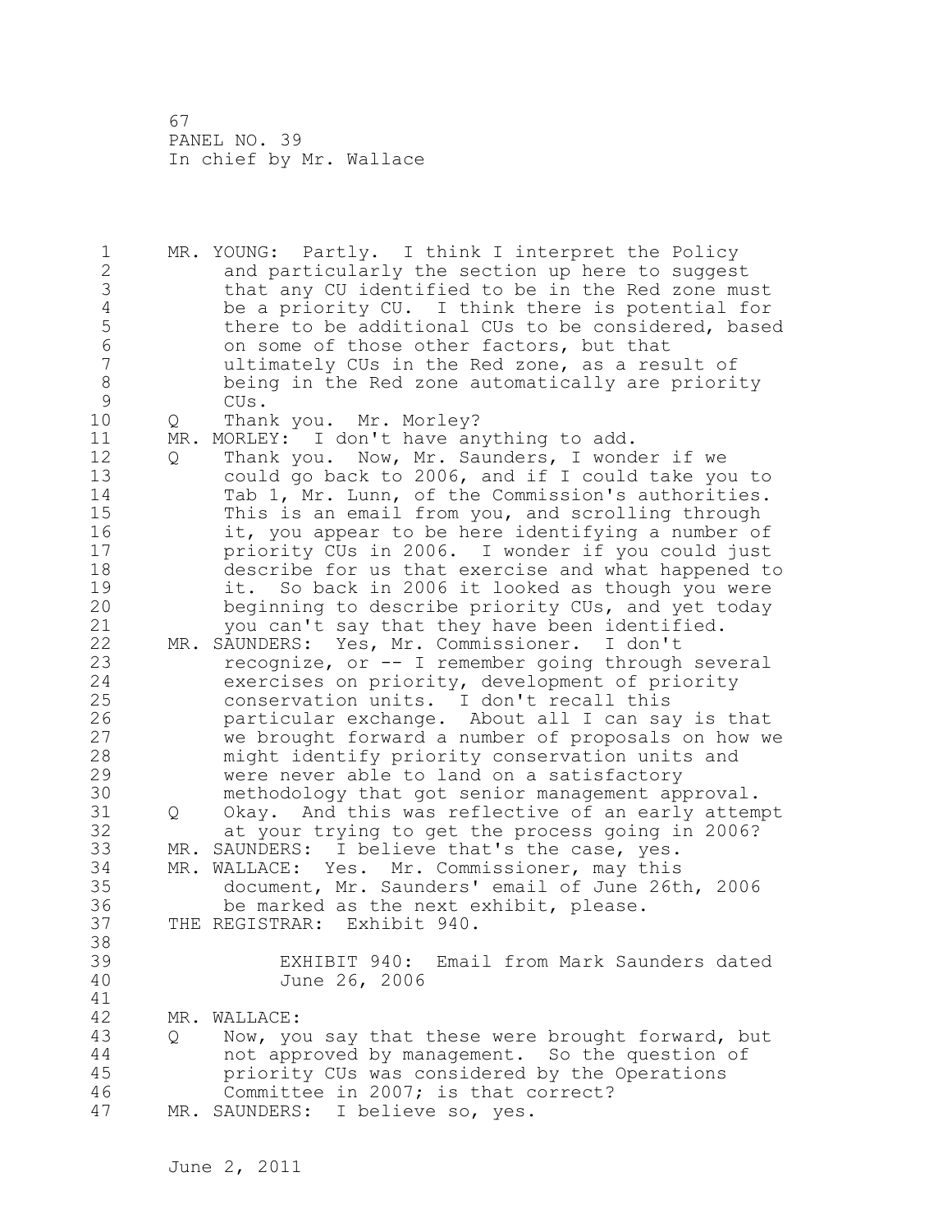MR. YOUNG: Partly. I think I interpret the Policy and particularly the section up here to suggest that any CU identified to be in the Red zone must be a priority CU. I think there is potential for there to be additional CUs to be considered, based on some of those other factors, but that ultimately CUs in the Red zone, as a result of being in the Red zone automatically are priority CUs.

Q Thank you. Mr. Morley?

MR. MORLEY: I don't have anything to add.

Q Thank you. Now, Mr. Saunders, I wonder if we could go back to 2006, and if I could take you to Tab 1, Mr. Lunn, of the Commission's authorities. This is an email from you, and scrolling through it, you appear to be here identifying a number of priority CUs in 2006. I wonder if you could just describe for us that exercise and what happened to it. So back in 2006 it looked as though you were beginning to describe priority CUs, and yet today you can't say that they have been identified.

MR. SAUNDERS: Yes, Mr. Commissioner. I don't recognize, or -- I remember going through several exercises on priority, development of priority conservation units. I don't recall this particular exchange. About all I can say is that we brought forward a number of proposals on how we might identify priority conservation units and were never able to land on a satisfactory methodology that got senior management approval.

Q Okay. And this was reflective of an early attempt at your trying to get the process going in 2006?

MR. SAUNDERS: I believe that's the case, yes.

MR. WALLACE: Yes. Mr. Commissioner, may this document, Mr. Saunders' email of June 26th, 2006 be marked as the next exhibit, please.

THE REGISTRAR: Exhibit 940.

EXHIBIT 940: Email from Mark Saunders dated June 26, 2006

MR. WALLACE:

Q Now, you say that these were brought forward, but not approved by management. So the question of priority CUs was considered by the Operations Committee in 2007; is that correct?

MR. SAUNDERS: I believe so, yes.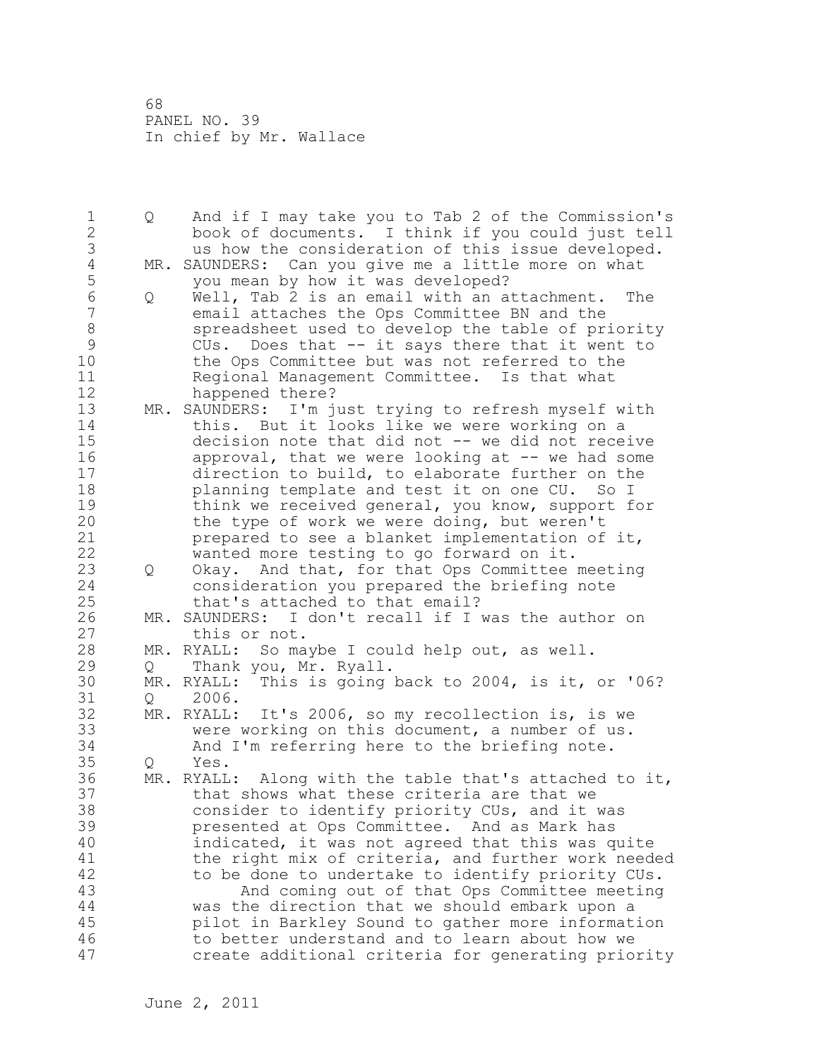Q And if I may take you to Tab 2 of the Commission's book of documents. I think if you could just tell us how the consideration of this issue developed.

MR. SAUNDERS: Can you give me a little more on what you mean by how it was developed?

Q Well, Tab 2 is an email with an attachment. The email attaches the Ops Committee BN and the spreadsheet used to develop the table of priority CUs. Does that -- it says there that it went to the Ops Committee but was not referred to the Regional Management Committee. Is that what happened there?

MR. SAUNDERS: I'm just trying to refresh myself with this. But it looks like we were working on a decision note that did not -- we did not receive approval, that we were looking at -- we had some direction to build, to elaborate further on the planning template and test it on one CU. So I think we received general, you know, support for the type of work we were doing, but weren't prepared to see a blanket implementation of it, wanted more testing to go forward on it.

Q Okay. And that, for that Ops Committee meeting consideration you prepared the briefing note that's attached to that email?

MR. SAUNDERS: I don't recall if I was the author on this or not.

MR. RYALL: So maybe I could help out, as well.

Q Thank you, Mr. Ryall.

MR. RYALL: This is going back to 2004, is it, or '06?

Q 2006.

MR. RYALL: It's 2006, so my recollection is, is we were working on this document, a number of us. And I'm referring here to the briefing note.

Q Yes.

MR. RYALL: Along with the table that's attached to it, that shows what these criteria are that we consider to identify priority CUs, and it was presented at Ops Committee. And as Mark has indicated, it was not agreed that this was quite the right mix of criteria, and further work needed to be done to undertake to identify priority CUs.

And coming out of that Ops Committee meeting was the direction that we should embark upon a pilot in Barkley Sound to gather more information to better understand and to learn about how we create additional criteria for generating priority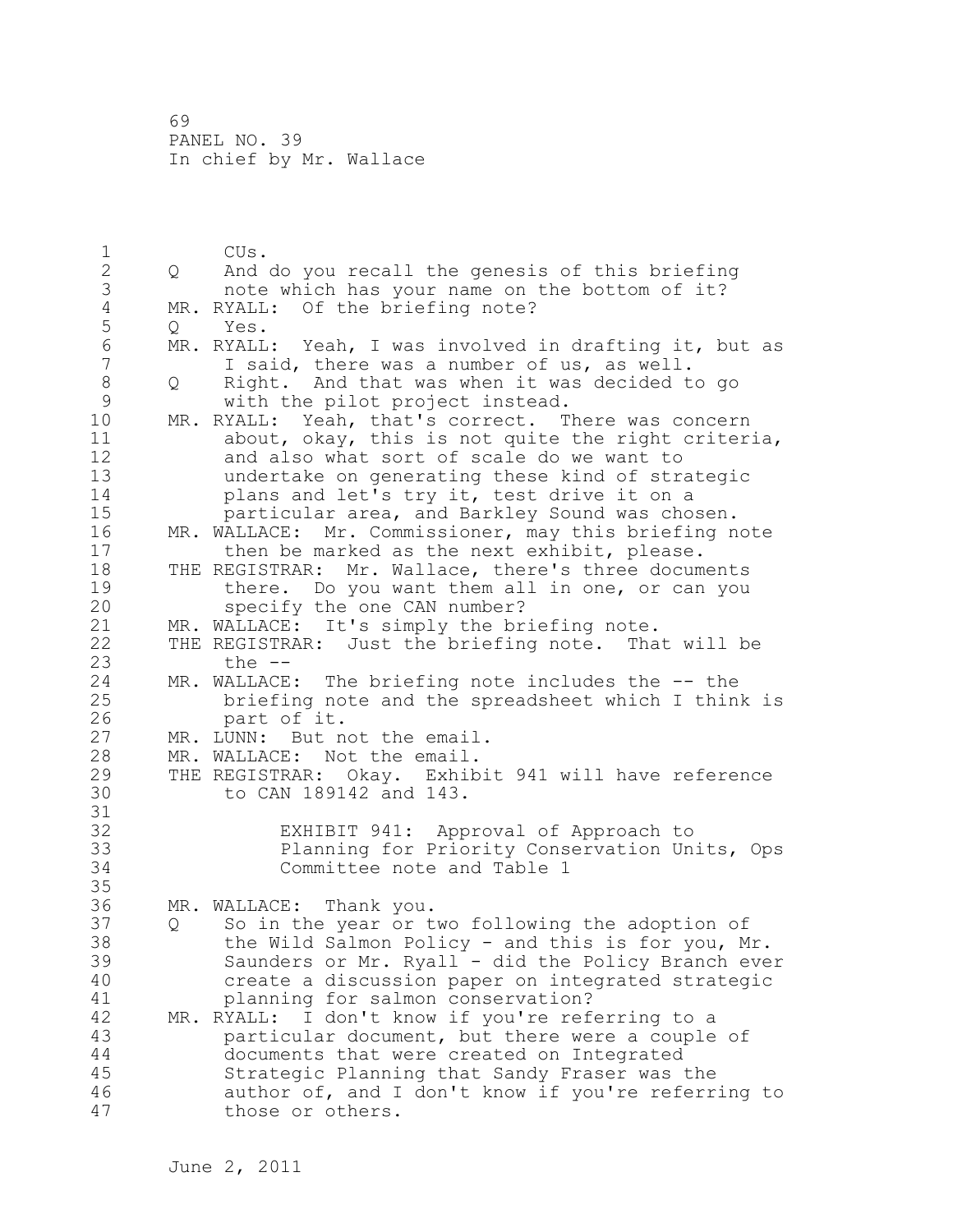CUs.

Q And do you recall the genesis of this briefing note which has your name on the bottom of it?

MR. RYALL: Of the briefing note?

Q Yes.

MR. RYALL: Yeah, I was involved in drafting it, but as I said, there was a number of us, as well.

Q Right. And that was when it was decided to go with the pilot project instead.

MR. RYALL: Yeah, that's correct. There was concern about, okay, this is not quite the right criteria, and also what sort of scale do we want to undertake on generating these kind of strategic plans and let's try it, test drive it on a particular area, and Barkley Sound was chosen.

MR. WALLACE: Mr. Commissioner, may this briefing note then be marked as the next exhibit, please.

THE REGISTRAR: Mr. Wallace, there's three documents there. Do you want them all in one, or can you specify the one CAN number?

MR. WALLACE: It's simply the briefing note.

THE REGISTRAR: Just the briefing note. That will be the --

MR. WALLACE: The briefing note includes the -- the briefing note and the spreadsheet which I think is part of it.

MR. LUNN: But not the email.

MR. WALLACE: Not the email.

THE REGISTRAR: Okay. Exhibit 941 will have reference to CAN 189142 and 143.

EXHIBIT 941: Approval of Approach to Planning for Priority Conservation Units, Ops Committee note and Table 1

MR. WALLACE: Thank you.

Q So in the year or two following the adoption of the Wild Salmon Policy - and this is for you, Mr. Saunders or Mr. Ryall - did the Policy Branch ever create a discussion paper on integrated strategic planning for salmon conservation?

MR. RYALL: I don't know if you're referring to a particular document, but there were a couple of documents that were created on Integrated Strategic Planning that Sandy Fraser was the author of, and I don't know if you're referring to those or others.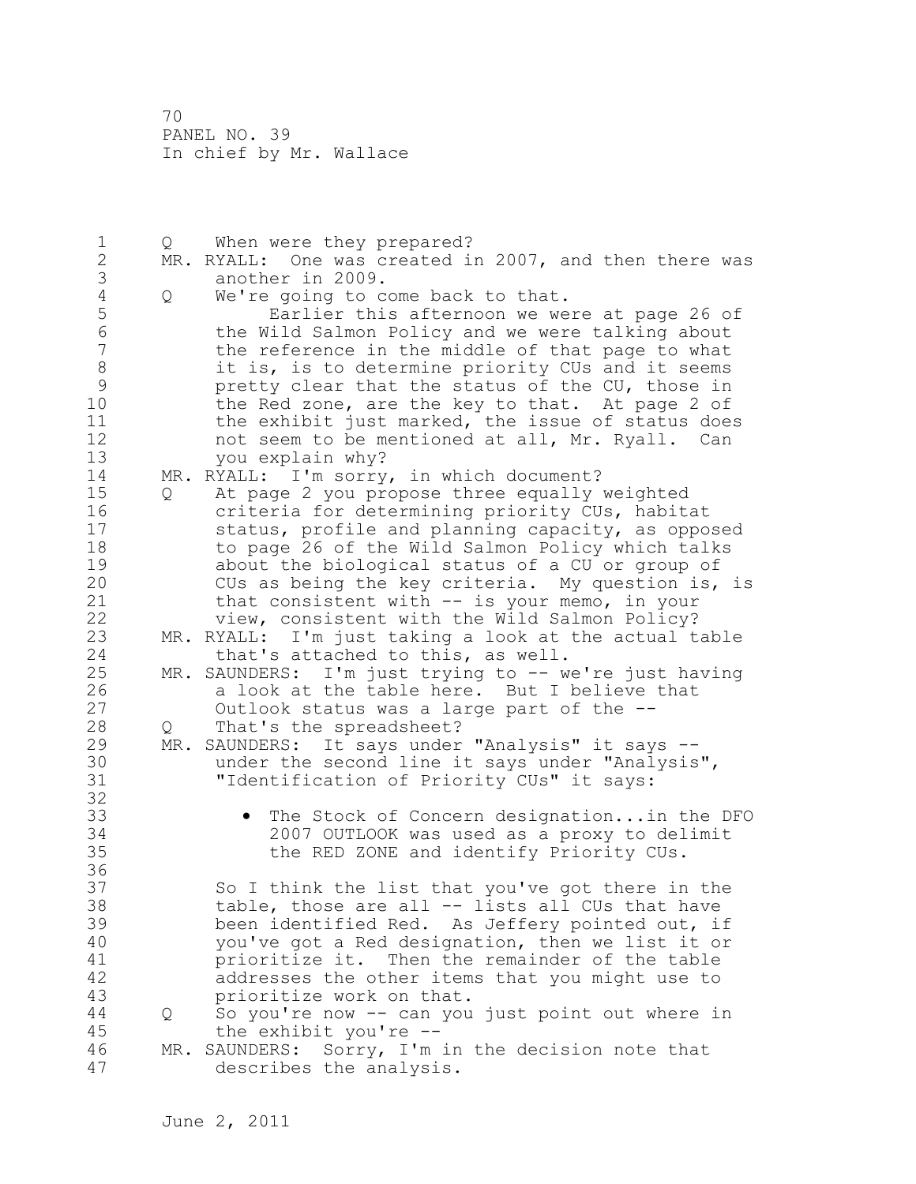Q When were they prepared?

MR. RYALL: One was created in 2007, and then there was another in 2009.

Q We're going to come back to that.

Earlier this afternoon we were at page 26 of the Wild Salmon Policy and we were talking about the reference in the middle of that page to what it is, is to determine priority CUs and it seems pretty clear that the status of the CU, those in the Red zone, are the key to that. At page 2 of the exhibit just marked, the issue of status does not seem to be mentioned at all, Mr. Ryall. Can you explain why?

MR. RYALL: I'm sorry, in which document?

Q At page 2 you propose three equally weighted criteria for determining priority CUs, habitat status, profile and planning capacity, as opposed to page 26 of the Wild Salmon Policy which talks about the biological status of a CU or group of CUs as being the key criteria. My question is, is that consistent with -- is your memo, in your view, consistent with the Wild Salmon Policy?

MR. RYALL: I'm just taking a look at the actual table that's attached to this, as well.

MR. SAUNDERS: I'm just trying to -- we're just having a look at the table here. But I believe that Outlook status was a large part of the --

Q That's the spreadsheet?

MR. SAUNDERS: It says under "Analysis" it says -- under the second line it says under "Analysis", "Identification of Priority CUs" it says:

- The Stock of Concern designation...in the DFO 2007 OUTLOOK was used as a proxy to delimit the RED ZONE and identify Priority CUs.

So I think the list that you've got there in the table, those are all -- lists all CUs that have been identified Red. As Jeffery pointed out, if you've got a Red designation, then we list it or prioritize it. Then the remainder of the table addresses the other items that you might use to prioritize work on that.

Q So you're now -- can you just point out where in the exhibit you're --

MR. SAUNDERS: Sorry, I'm in the decision note that describes the analysis.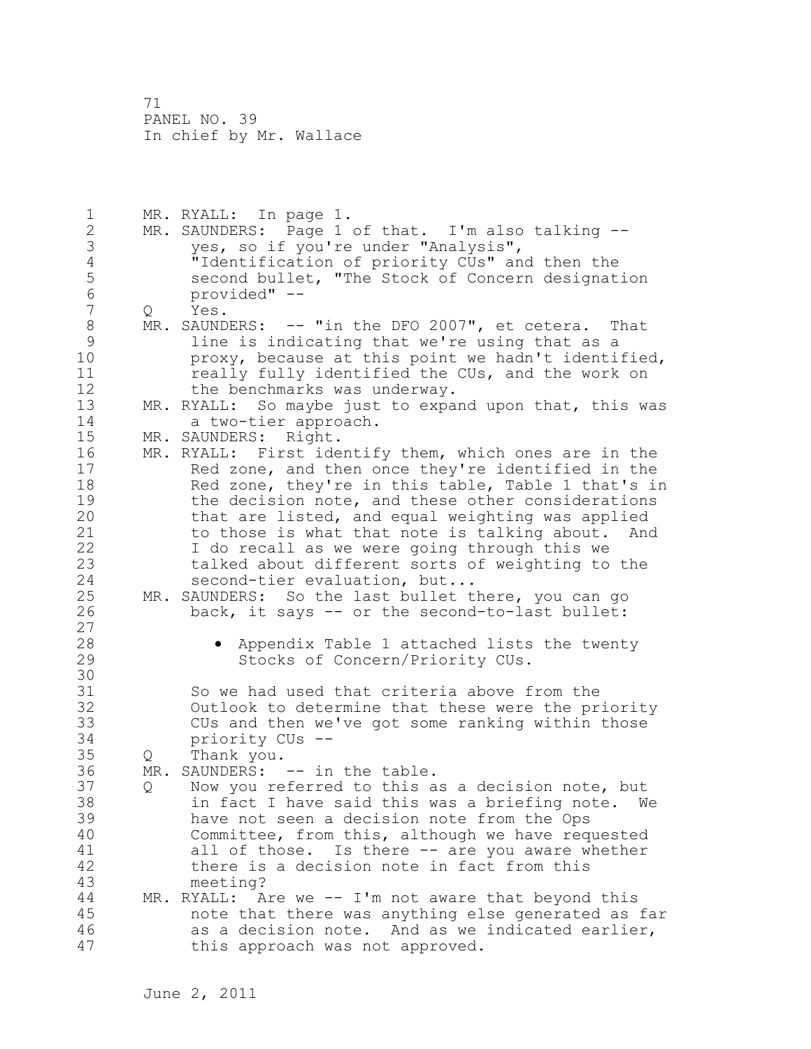MR. RYALL: In page 1.

MR. SAUNDERS: Page 1 of that. I'm also talking -- yes, so if you're under "Analysis", "Identification of priority CUs" and then the second bullet, "The Stock of Concern designation provided" --

Q Yes.

MR. SAUNDERS: -- "in the DFO 2007", et cetera. That line is indicating that we're using that as a proxy, because at this point we hadn't identified, really fully identified the CUs, and the work on the benchmarks was underway.

MR. RYALL: So maybe just to expand upon that, this was a two-tier approach.

MR. SAUNDERS: Right.

MR. RYALL: First identify them, which ones are in the Red zone, and then once they're identified in the Red zone, they're in this table, Table 1 that's in the decision note, and these other considerations that are listed, and equal weighting was applied to those is what that note is talking about. And I do recall as we were going through this we talked about different sorts of weighting to the second-tier evaluation, but...

MR. SAUNDERS: So the last bullet there, you can go back, it says -- or the second-to-last bullet:

- Appendix Table 1 attached lists the twenty Stocks of Concern/Priority CUs.

So we had used that criteria above from the Outlook to determine that these were the priority CUs and then we've got some ranking within those priority CUs --

Q Thank you.

MR. SAUNDERS: -- in the table.

Q Now you referred to this as a decision note, but in fact I have said this was a briefing note. We have not seen a decision note from the Ops Committee, from this, although we have requested all of those. Is there -- are you aware whether there is a decision note in fact from this meeting?

MR. RYALL: Are we -- I'm not aware that beyond this note that there was anything else generated as far as a decision note. And as we indicated earlier, this approach was not approved.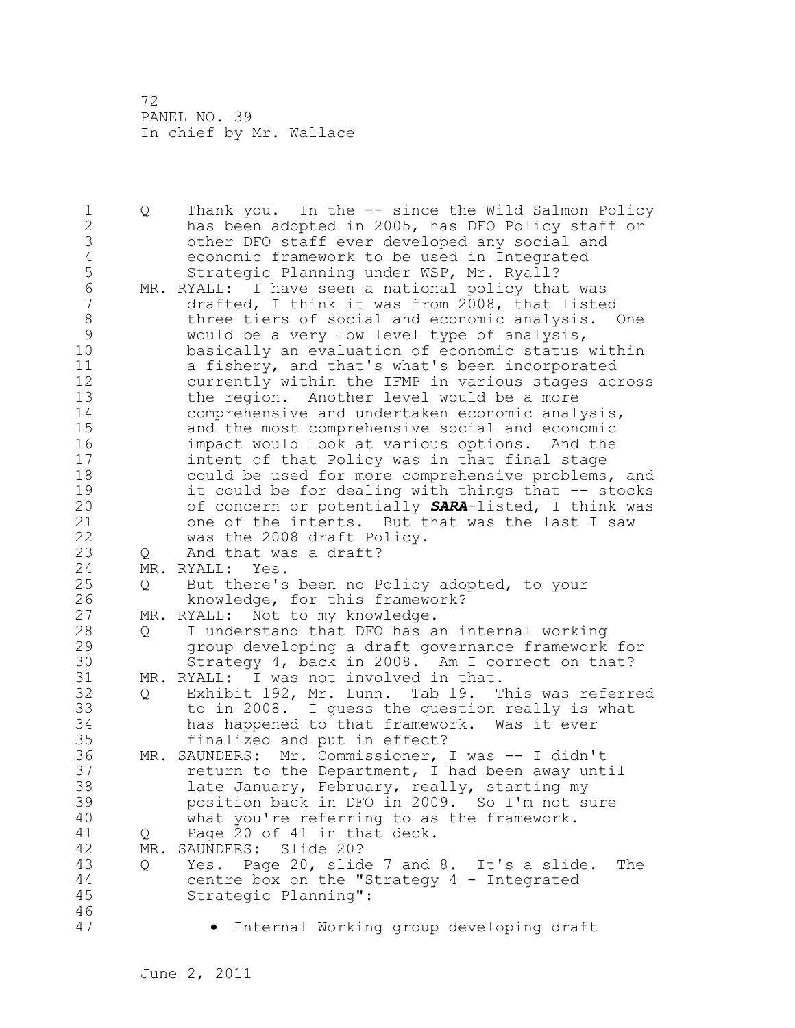Q Thank you. In the -- since the Wild Salmon Policy has been adopted in 2005, has DFO Policy staff or other DFO staff ever developed any social and economic framework to be used in Integrated Strategic Planning under WSP, Mr. Ryall?

MR. RYALL: I have seen a national policy that was drafted, I think it was from 2008, that listed three tiers of social and economic analysis. One would be a very low level type of analysis, basically an evaluation of economic status within a fishery, and that's what's been incorporated currently within the IFMP in various stages across the region. Another level would be a more comprehensive and undertaken economic analysis, and the most comprehensive social and economic impact would look at various options. And the intent of that Policy was in that final stage could be used for more comprehensive problems, and it could be for dealing with things that -- stocks of concern or potentially ***SARA***-listed, I think was one of the intents. But that was the last I saw was the 2008 draft Policy.

Q And that was a draft?

MR. RYALL: Yes.

Q But there's been no Policy adopted, to your knowledge, for this framework?

MR. RYALL: Not to my knowledge.

Q I understand that DFO has an internal working group developing a draft governance framework for Strategy 4, back in 2008. Am I correct on that?

MR. RYALL: I was not involved in that.

Q Exhibit 192, Mr. Lunn. Tab 19. This was referred to in 2008. I guess the question really is what has happened to that framework. Was it ever finalized and put in effect?

MR. SAUNDERS: Mr. Commissioner, I was -- I didn't return to the Department, I had been away until late January, February, really, starting my position back in DFO in 2009. So I'm not sure what you're referring to as the framework.

Q Page 20 of 41 in that deck.

MR. SAUNDERS: Slide 20?

Q Yes. Page 20, slide 7 and 8. It's a slide. The centre box on the "Strategy 4 - Integrated Strategic Planning":

- Internal Working group developing draft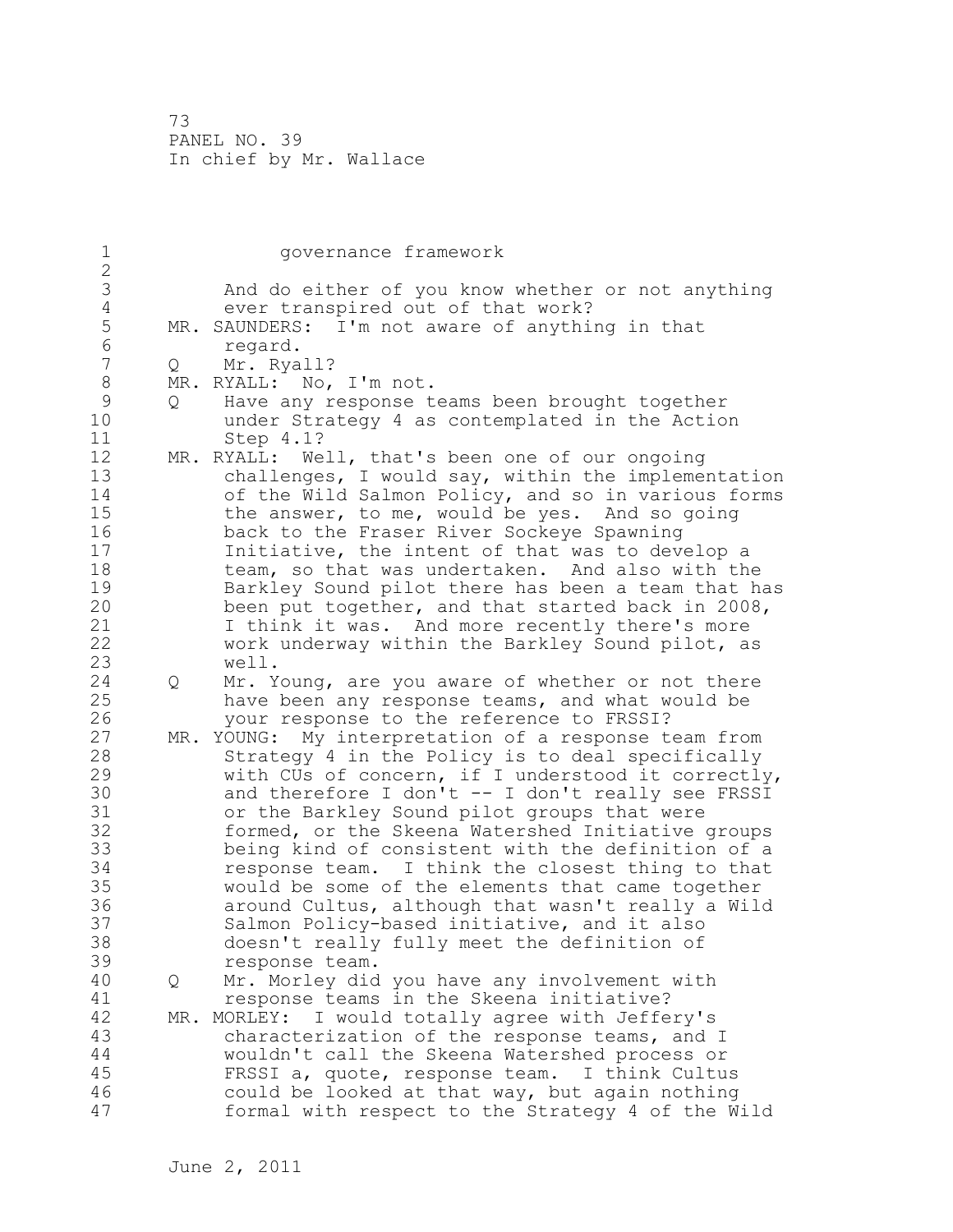governance framework

Q And do either of you know whether or not anything ever transpired out of that work?

MR. SAUNDERS: I'm not aware of anything in that regard.

Q Mr. Ryall?

MR. RYALL: No, I'm not.

Q Have any response teams been brought together under Strategy 4 as contemplated in the Action Step 4.1?

MR. RYALL: Well, that's been one of our ongoing challenges, I would say, within the implementation of the Wild Salmon Policy, and so in various forms the answer, to me, would be yes. And so going back to the Fraser River Sockeye Spawning Initiative, the intent of that was to develop a team, so that was undertaken. And also with the Barkley Sound pilot there has been a team that has been put together, and that started back in 2008, I think it was. And more recently there's more work underway within the Barkley Sound pilot, as well.

Q Mr. Young, are you aware of whether or not there have been any response teams, and what would be your response to the reference to FRSSI?

MR. YOUNG: My interpretation of a response team from Strategy 4 in the Policy is to deal specifically with CUs of concern, if I understood it correctly, and therefore I don't -- I don't really see FRSSI or the Barkley Sound pilot groups that were formed, or the Skeena Watershed Initiative groups being kind of consistent with the definition of a response team. I think the closest thing to that would be some of the elements that came together around Cultus, although that wasn't really a Wild Salmon Policy-based initiative, and it also doesn't really fully meet the definition of response team.

Q Mr. Morley did you have any involvement with response teams in the Skeena initiative?

MR. MORLEY: I would totally agree with Jeffery's characterization of the response teams, and I wouldn't call the Skeena Watershed process or FRSSI a, quote, response team. I think Cultus could be looked at that way, but again nothing formal with respect to the Strategy 4 of the Wild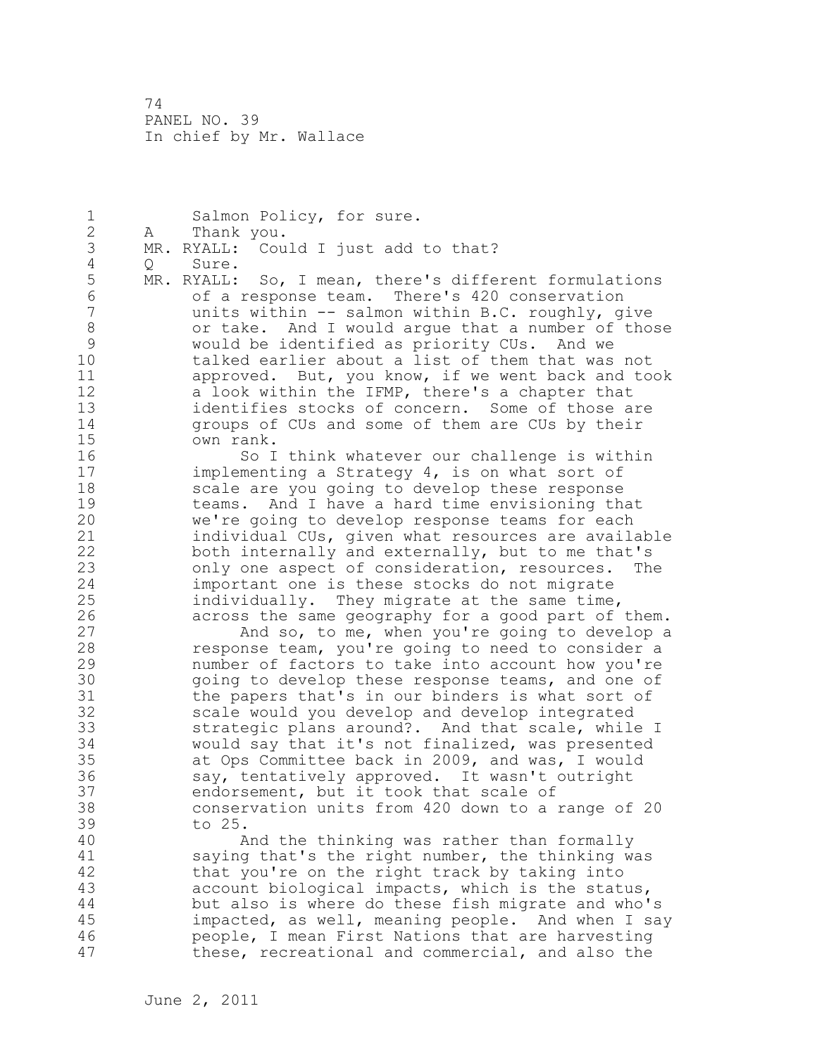Salmon Policy, for sure.

A Thank you.

MR. RYALL: Could I just add to that?

Q Sure.

MR. RYALL: So, I mean, there's different formulations of a response team. There's 420 conservation units within -- salmon within B.C. roughly, give or take. And I would argue that a number of those would be identified as priority CUs. And we talked earlier about a list of them that was not approved. But, you know, if we went back and took a look within the IFMP, there's a chapter that identifies stocks of concern. Some of those are groups of CUs and some of them are CUs by their own rank.

So I think whatever our challenge is within implementing a Strategy 4, is on what sort of scale are you going to develop these response teams. And I have a hard time envisioning that we're going to develop response teams for each individual CUs, given what resources are available both internally and externally, but to me that's only one aspect of consideration, resources. The important one is these stocks do not migrate individually. They migrate at the same time, across the same geography for a good part of them.

And so, to me, when you're going to develop a response team, you're going to need to consider a number of factors to take into account how you're going to develop these response teams, and one of the papers that's in our binders is what sort of scale would you develop and develop integrated strategic plans around?. And that scale, while I would say that it's not finalized, was presented at Ops Committee back in 2009, and was, I would say, tentatively approved. It wasn't outright endorsement, but it took that scale of conservation units from 420 down to a range of 20 to 25.

And the thinking was rather than formally saying that's the right number, the thinking was that you're on the right track by taking into account biological impacts, which is the status, but also is where do these fish migrate and who's impacted, as well, meaning people. And when I say people, I mean First Nations that are harvesting these, recreational and commercial, and also the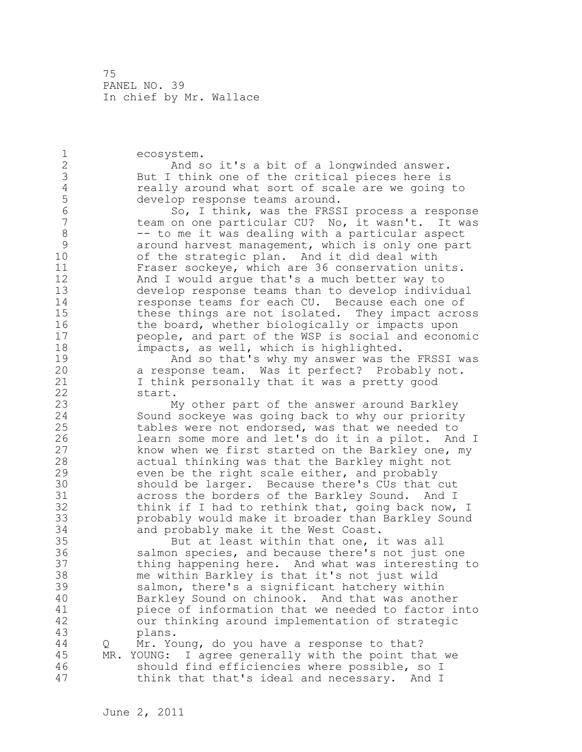ecosystem.

And so it's a bit of a longwinded answer. But I think one of the critical pieces here is really around what sort of scale are we going to develop response teams around.

So, I think, was the FRSSI process a response team on one particular CU? No, it wasn't. It was -- to me it was dealing with a particular aspect around harvest management, which is only one part of the strategic plan. And it did deal with Fraser sockeye, which are 36 conservation units. And I would argue that's a much better way to develop response teams than to develop individual response teams for each CU. Because each one of these things are not isolated. They impact across the board, whether biologically or impacts upon people, and part of the WSP is social and economic impacts, as well, which is highlighted.

And so that's why my answer was the FRSSI was a response team. Was it perfect? Probably not. I think personally that it was a pretty good start.

My other part of the answer around Barkley Sound sockeye was going back to why our priority tables were not endorsed, was that we needed to learn some more and let's do it in a pilot. And I know when we first started on the Barkley one, my actual thinking was that the Barkley might not even be the right scale either, and probably should be larger. Because there's CUs that cut across the borders of the Barkley Sound. And I think if I had to rethink that, going back now, I probably would make it broader than Barkley Sound and probably make it the West Coast.

But at least within that one, it was all salmon species, and because there's not just one thing happening here. And what was interesting to me within Barkley is that it's not just wild salmon, there's a significant hatchery within Barkley Sound on chinook. And that was another piece of information that we needed to factor into our thinking around implementation of strategic plans.

Q Mr. Young, do you have a response to that?

MR. YOUNG: I agree generally with the point that we should find efficiencies where possible, so I think that that's ideal and necessary. And I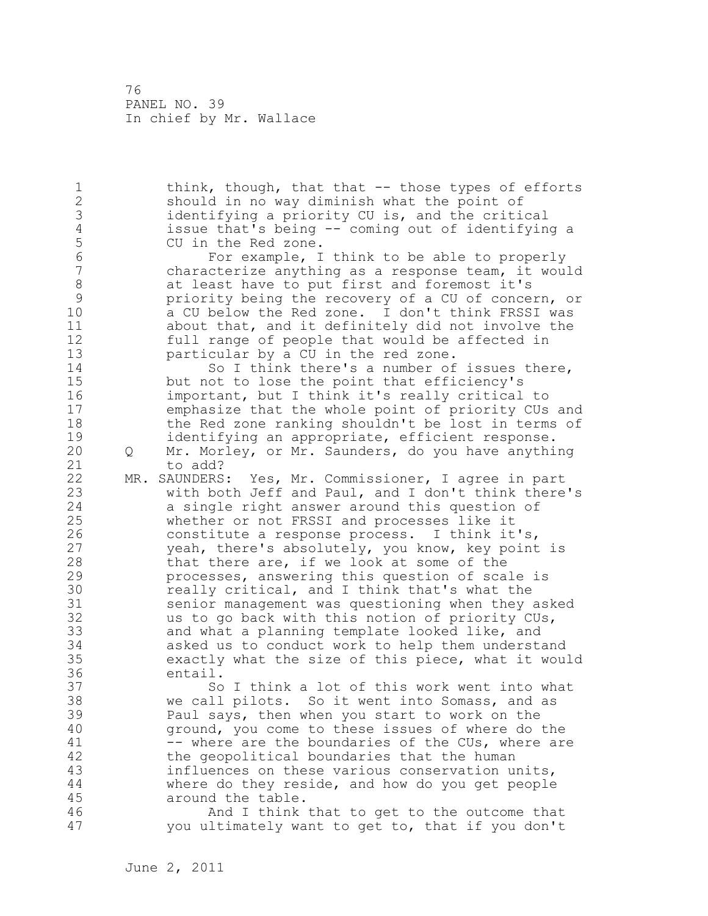think, though, that that -- those types of efforts should in no way diminish what the point of identifying a priority CU is, and the critical issue that's being -- coming out of identifying a CU in the Red zone.

For example, I think to be able to properly characterize anything as a response team, it would at least have to put first and foremost it's priority being the recovery of a CU of concern, or a CU below the Red zone. I don't think FRSSI was about that, and it definitely did not involve the full range of people that would be affected in particular by a CU in the red zone.

So I think there's a number of issues there, but not to lose the point that efficiency's important, but I think it's really critical to emphasize that the whole point of priority CUs and the Red zone ranking shouldn't be lost in terms of identifying an appropriate, efficient response.

Q Mr. Morley, or Mr. Saunders, do you have anything to add?

MR. SAUNDERS: Yes, Mr. Commissioner, I agree in part with both Jeff and Paul, and I don't think there's a single right answer around this question of whether or not FRSSI and processes like it constitute a response process. I think it's, yeah, there's absolutely, you know, key point is that there are, if we look at some of the processes, answering this question of scale is really critical, and I think that's what the senior management was questioning when they asked us to go back with this notion of priority CUs, and what a planning template looked like, and asked us to conduct work to help them understand exactly what the size of this piece, what it would entail.

So I think a lot of this work went into what we call pilots. So it went into Somass, and as Paul says, then when you start to work on the ground, you come to these issues of where do the -- where are the boundaries of the CUs, where are the geopolitical boundaries that the human influences on these various conservation units, where do they reside, and how do you get people around the table.

And I think that to get to the outcome that you ultimately want to get to, that if you don't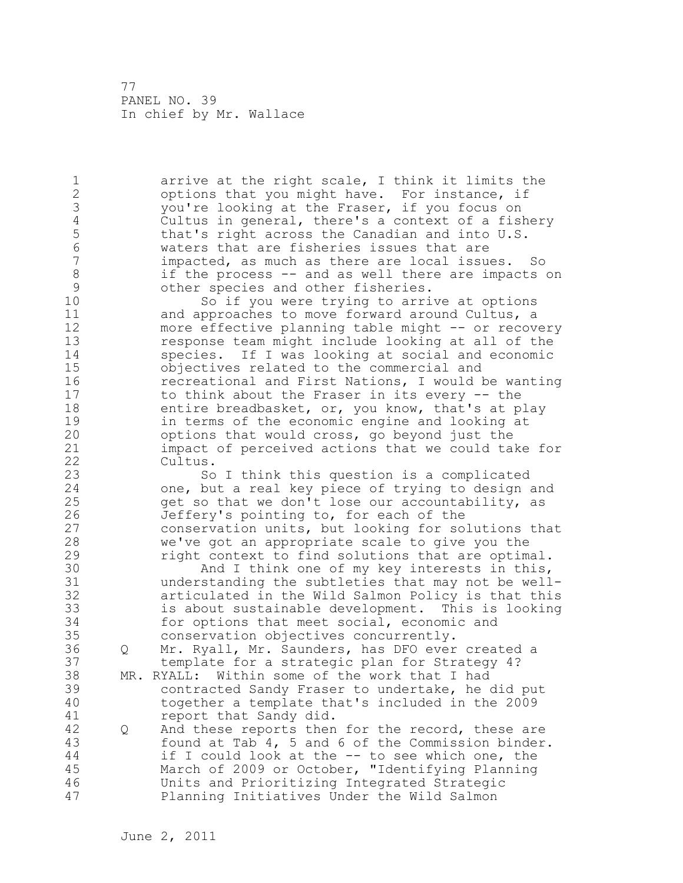arrive at the right scale, I think it limits the options that you might have. For instance, if you're looking at the Fraser, if you focus on Cultus in general, there's a context of a fishery that's right across the Canadian and into U.S. waters that are fisheries issues that are impacted, as much as there are local issues. So if the process -- and as well there are impacts on other species and other fisheries.

So if you were trying to arrive at options and approaches to move forward around Cultus, a more effective planning table might -- or recovery response team might include looking at all of the species. If I was looking at social and economic objectives related to the commercial and recreational and First Nations, I would be wanting to think about the Fraser in its every -- the entire breadbasket, or, you know, that's at play in terms of the economic engine and looking at options that would cross, go beyond just the impact of perceived actions that we could take for Cultus.

So I think this question is a complicated one, but a real key piece of trying to design and get so that we don't lose our accountability, as Jeffery's pointing to, for each of the conservation units, but looking for solutions that we've got an appropriate scale to give you the right context to find solutions that are optimal.

And I think one of my key interests in this, understanding the subtleties that may not be well-articulated in the Wild Salmon Policy is that this is about sustainable development. This is looking for options that meet social, economic and conservation objectives concurrently.

Q Mr. Ryall, Mr. Saunders, has DFO ever created a template for a strategic plan for Strategy 4?

MR. RYALL: Within some of the work that I had contracted Sandy Fraser to undertake, he did put together a template that's included in the 2009 report that Sandy did.

Q And these reports then for the record, these are found at Tab 4, 5 and 6 of the Commission binder. if I could look at the -- to see which one, the March of 2009 or October, "Identifying Planning Units and Prioritizing Integrated Strategic Planning Initiatives Under the Wild Salmon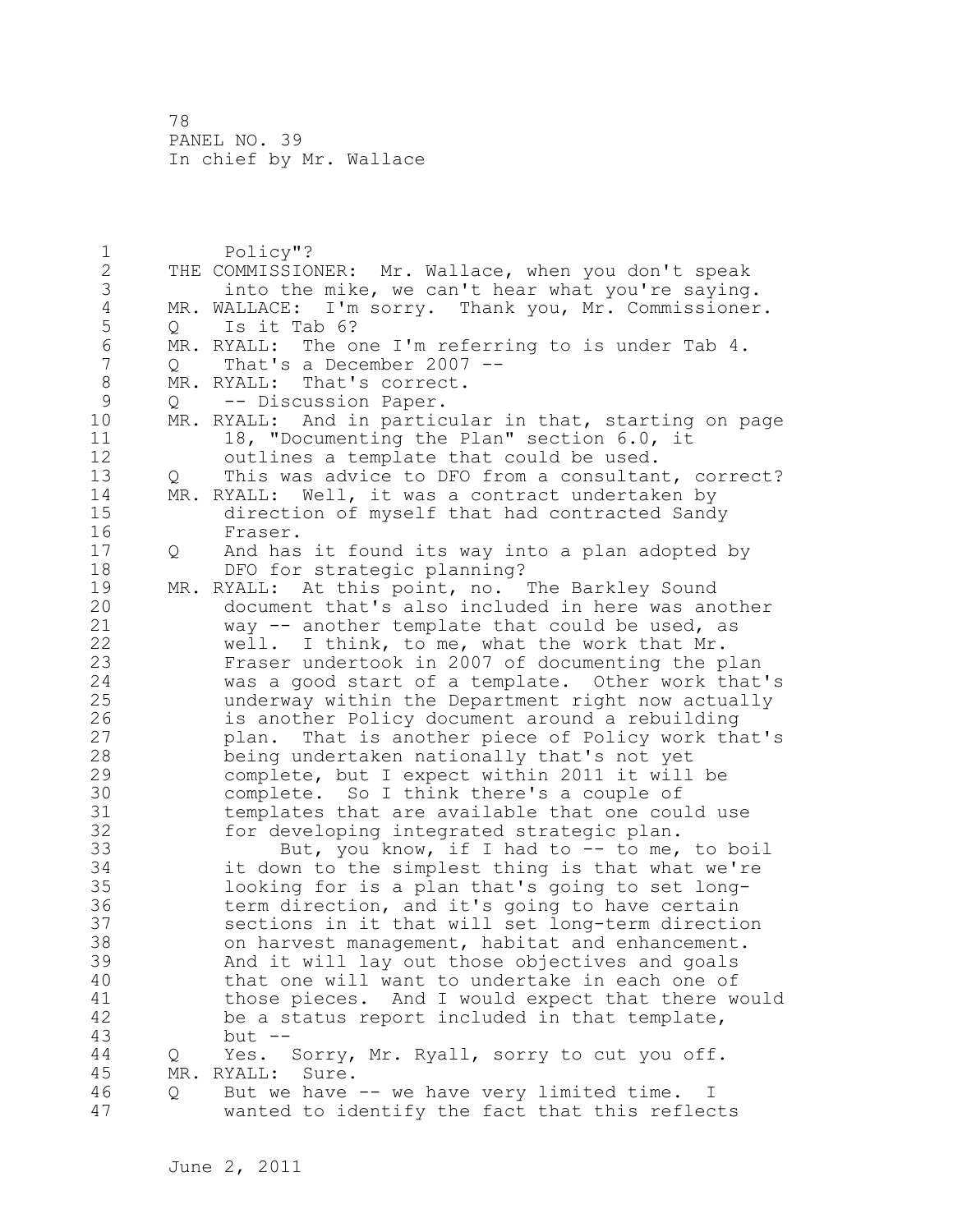Policy"?

THE COMMISSIONER: Mr. Wallace, when you don't speak into the mike, we can't hear what you're saying.

MR. WALLACE: I'm sorry. Thank you, Mr. Commissioner.

Q Is it Tab 6?

MR. RYALL: The one I'm referring to is under Tab 4.

Q That's a December 2007 --

MR. RYALL: That's correct.

Q -- Discussion Paper.

MR. RYALL: And in particular in that, starting on page 18, "Documenting the Plan" section 6.0, it outlines a template that could be used.

Q This was advice to DFO from a consultant, correct?

MR. RYALL: Well, it was a contract undertaken by direction of myself that had contracted Sandy Fraser.

Q And has it found its way into a plan adopted by DFO for strategic planning?

MR. RYALL: At this point, no. The Barkley Sound document that's also included in here was another way -- another template that could be used, as well. I think, to me, what the work that Mr. Fraser undertook in 2007 of documenting the plan was a good start of a template. Other work that's underway within the Department right now actually is another Policy document around a rebuilding plan. That is another piece of Policy work that's being undertaken nationally that's not yet complete, but I expect within 2011 it will be complete. So I think there's a couple of templates that are available that one could use for developing integrated strategic plan.

But, you know, if I had to -- to me, to boil it down to the simplest thing is that what we're looking for is a plan that's going to set long-term direction, and it's going to have certain sections in it that will set long-term direction on harvest management, habitat and enhancement. And it will lay out those objectives and goals that one will want to undertake in each one of those pieces. And I would expect that there would be a status report included in that template, but --

Q Yes. Sorry, Mr. Ryall, sorry to cut you off.

MR. RYALL: Sure.

Q But we have -- we have very limited time. I wanted to identify the fact that this reflects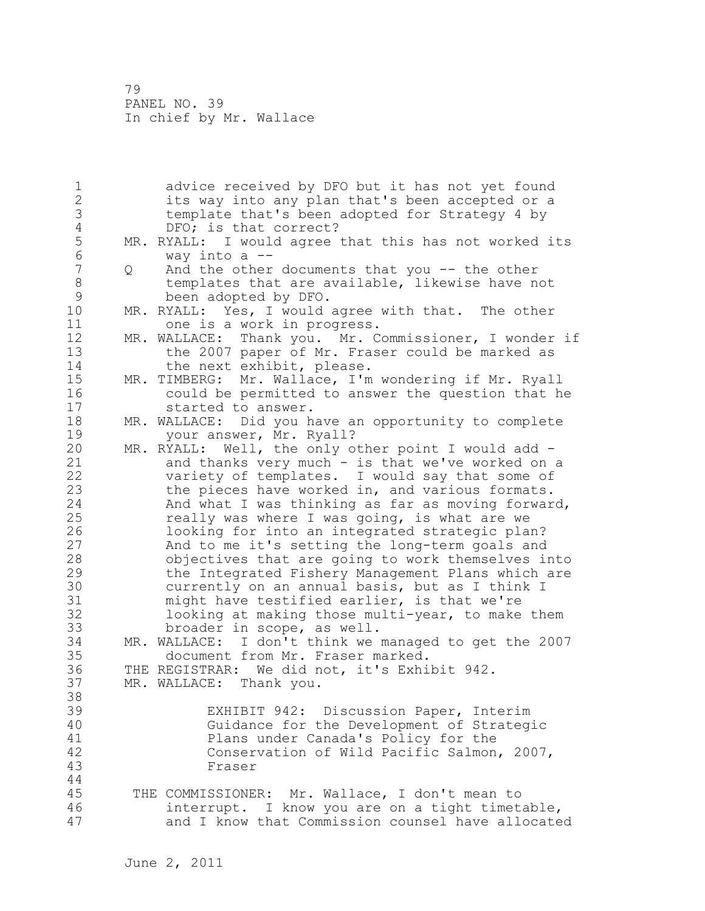advice received by DFO but it has not yet found its way into any plan that's been accepted or a template that's been adopted for Strategy 4 by DFO; is that correct?

MR. RYALL: I would agree that this has not worked its way into a --

Q And the other documents that you -- the other templates that are available, likewise have not been adopted by DFO.

MR. RYALL: Yes, I would agree with that. The other one is a work in progress.

MR. WALLACE: Thank you. Mr. Commissioner, I wonder if the 2007 paper of Mr. Fraser could be marked as the next exhibit, please.

MR. TIMBERG: Mr. Wallace, I'm wondering if Mr. Ryall could be permitted to answer the question that he started to answer.

MR. WALLACE: Did you have an opportunity to complete your answer, Mr. Ryall?

MR. RYALL: Well, the only other point I would add - and thanks very much - is that we've worked on a variety of templates. I would say that some of the pieces have worked in, and various formats. And what I was thinking as far as moving forward, really was where I was going, is what are we looking for into an integrated strategic plan? And to me it's setting the long-term goals and objectives that are going to work themselves into the Integrated Fishery Management Plans which are currently on an annual basis, but as I think I might have testified earlier, is that we're looking at making those multi-year, to make them broader in scope, as well.

MR. WALLACE: I don't think we managed to get the 2007 document from Mr. Fraser marked.

THE REGISTRAR: We did not, it's Exhibit 942.

MR. WALLACE: Thank you.

EXHIBIT 942: Discussion Paper, Interim Guidance for the Development of Strategic Plans under Canada's Policy for the Conservation of Wild Pacific Salmon, 2007, Fraser

THE COMMISSIONER: Mr. Wallace, I don't mean to interrupt. I know you are on a tight timetable, and I know that Commission counsel have allocated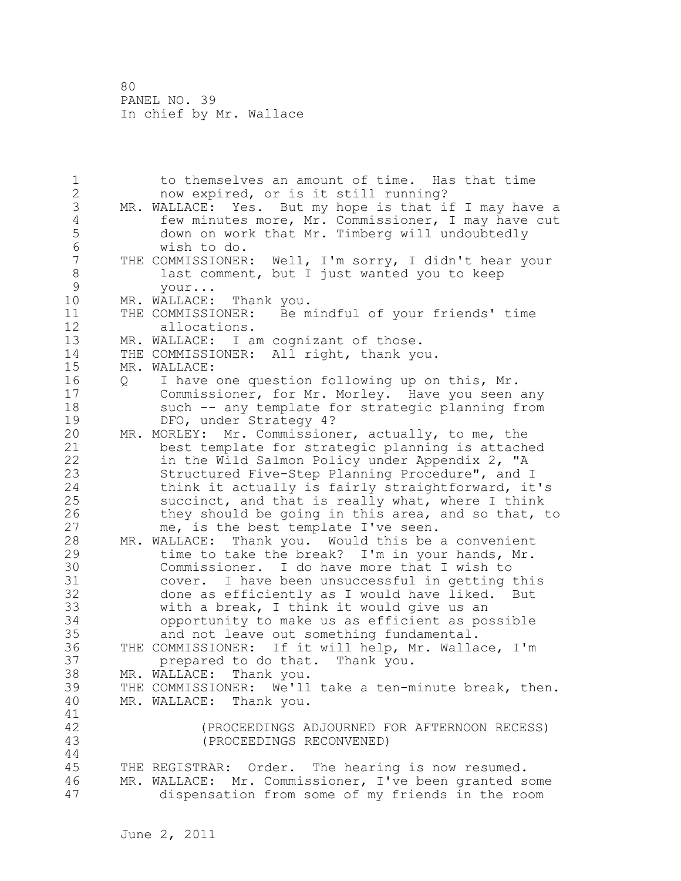to themselves an amount of time. Has that time now expired, or is it still running?

MR. WALLACE: Yes. But my hope is that if I may have a few minutes more, Mr. Commissioner, I may have cut down on work that Mr. Timberg will undoubtedly wish to do.

THE COMMISSIONER: Well, I'm sorry, I didn't hear your last comment, but I just wanted you to keep your...

MR. WALLACE: Thank you.

THE COMMISSIONER: Be mindful of your friends' time allocations.

MR. WALLACE: I am cognizant of those.

THE COMMISSIONER: All right, thank you.

MR. WALLACE:

Q I have one question following up on this, Mr. Commissioner, for Mr. Morley. Have you seen any such -- any template for strategic planning from DFO, under Strategy 4?

MR. MORLEY: Mr. Commissioner, actually, to me, the best template for strategic planning is attached in the Wild Salmon Policy under Appendix 2, "A Structured Five-Step Planning Procedure", and I think it actually is fairly straightforward, it's succinct, and that is really what, where I think they should be going in this area, and so that, to me, is the best template I've seen.

MR. WALLACE: Thank you. Would this be a convenient time to take the break? I'm in your hands, Mr. Commissioner. I do have more that I wish to cover. I have been unsuccessful in getting this done as efficiently as I would have liked. But with a break, I think it would give us an opportunity to make us as efficient as possible and not leave out something fundamental.

THE COMMISSIONER: If it will help, Mr. Wallace, I'm prepared to do that. Thank you.

MR. WALLACE: Thank you.

THE COMMISSIONER: We'll take a ten-minute break, then.

MR. WALLACE: Thank you.

(PROCEEDINGS ADJOURNED FOR AFTERNOON RECESS)
(PROCEEDINGS RECONVENED)

THE REGISTRAR: Order. The hearing is now resumed.

MR. WALLACE: Mr. Commissioner, I've been granted some dispensation from some of my friends in the room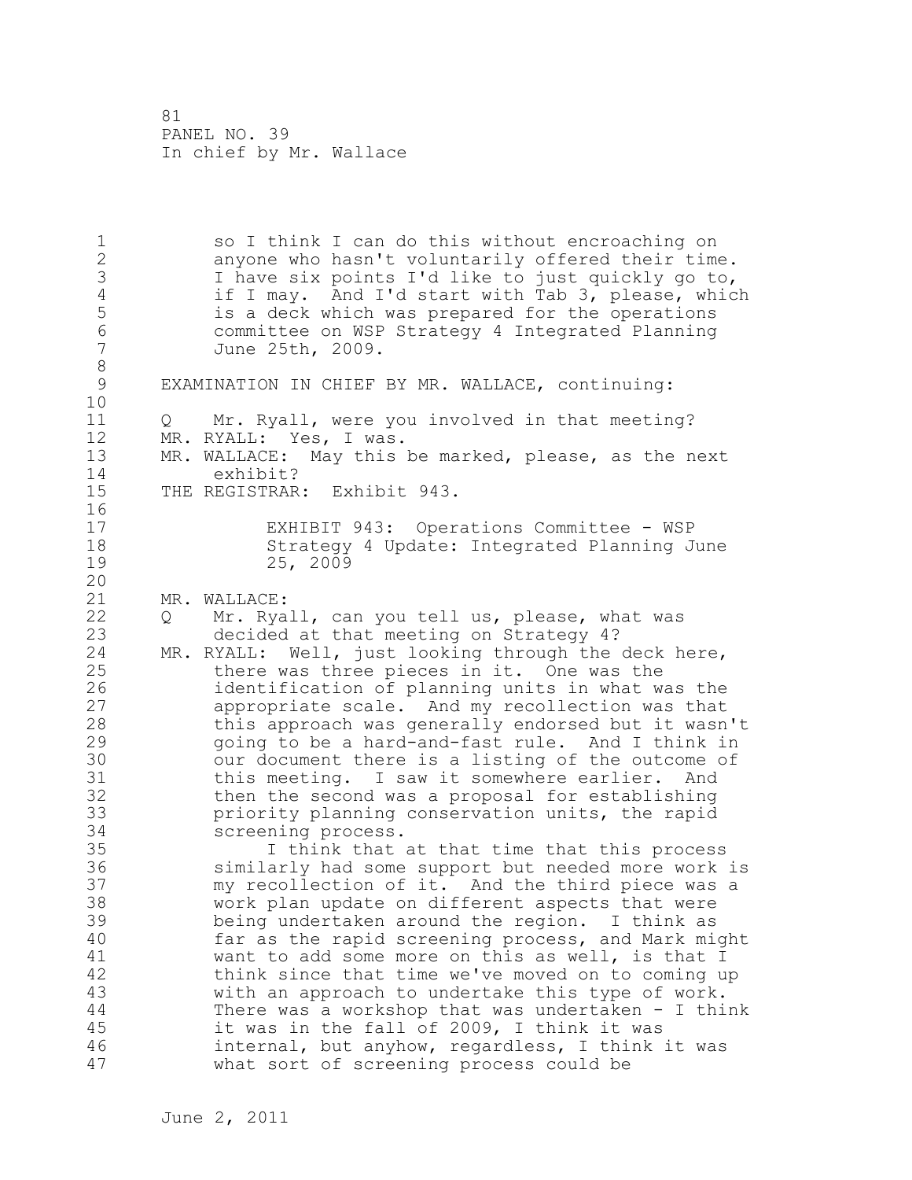so I think I can do this without encroaching on anyone who hasn't voluntarily offered their time. I have six points I'd like to just quickly go to, if I may. And I'd start with Tab 3, please, which is a deck which was prepared for the operations committee on WSP Strategy 4 Integrated Planning June 25th, 2009.

EXAMINATION IN CHIEF BY MR. WALLACE, continuing:

Q Mr. Ryall, were you involved in that meeting?

MR. RYALL: Yes, I was.

MR. WALLACE: May this be marked, please, as the next exhibit?

THE REGISTRAR: Exhibit 943.

EXHIBIT 943: Operations Committee - WSP Strategy 4 Update: Integrated Planning June 25, 2009

MR. WALLACE:

Q Mr. Ryall, can you tell us, please, what was decided at that meeting on Strategy 4?

MR. RYALL: Well, just looking through the deck here, there was three pieces in it. One was the identification of planning units in what was the appropriate scale. And my recollection was that this approach was generally endorsed but it wasn't going to be a hard-and-fast rule. And I think in our document there is a listing of the outcome of this meeting. I saw it somewhere earlier. And then the second was a proposal for establishing priority planning conservation units, the rapid screening process.

I think that at that time that this process similarly had some support but needed more work is my recollection of it. And the third piece was a work plan update on different aspects that were being undertaken around the region. I think as far as the rapid screening process, and Mark might want to add some more on this as well, is that I think since that time we've moved on to coming up with an approach to undertake this type of work. There was a workshop that was undertaken - I think it was in the fall of 2009, I think it was internal, but anyhow, regardless, I think it was what sort of screening process could be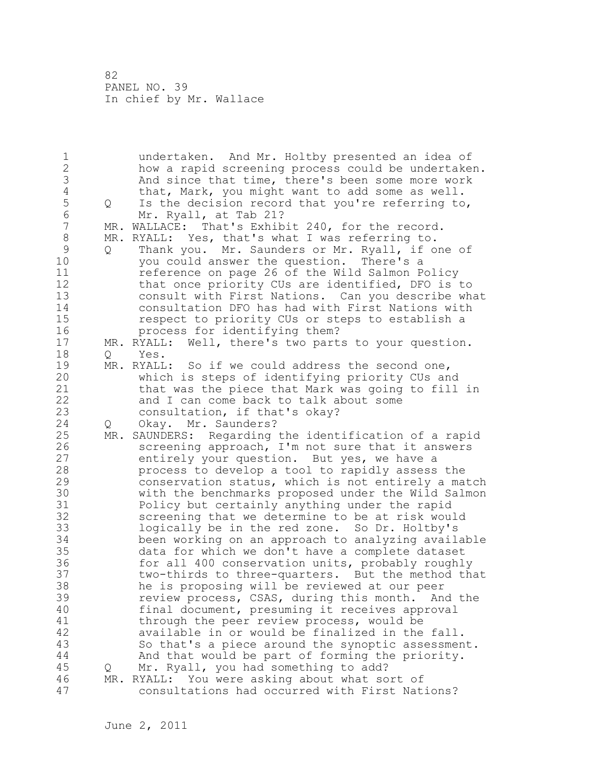undertaken. And Mr. Holtby presented an idea of how a rapid screening process could be undertaken. And since that time, there's been some more work that, Mark, you might want to add some as well.

Q Is the decision record that you're referring to, Mr. Ryall, at Tab 21?

MR. WALLACE: That's Exhibit 240, for the record.

MR. RYALL: Yes, that's what I was referring to.

Q Thank you. Mr. Saunders or Mr. Ryall, if one of you could answer the question. There's a reference on page 26 of the Wild Salmon Policy that once priority CUs are identified, DFO is to consult with First Nations. Can you describe what consultation DFO has had with First Nations with respect to priority CUs or steps to establish a process for identifying them?

MR. RYALL: Well, there's two parts to your question.

Q Yes.

MR. RYALL: So if we could address the second one, which is steps of identifying priority CUs and that was the piece that Mark was going to fill in and I can come back to talk about some consultation, if that's okay?

Q Okay. Mr. Saunders?

MR. SAUNDERS: Regarding the identification of a rapid screening approach, I'm not sure that it answers entirely your question. But yes, we have a process to develop a tool to rapidly assess the conservation status, which is not entirely a match with the benchmarks proposed under the Wild Salmon Policy but certainly anything under the rapid screening that we determine to be at risk would logically be in the red zone. So Dr. Holtby's been working on an approach to analyzing available data for which we don't have a complete dataset for all 400 conservation units, probably roughly two-thirds to three-quarters. But the method that he is proposing will be reviewed at our peer review process, CSAS, during this month. And the final document, presuming it receives approval through the peer review process, would be available in or would be finalized in the fall. So that's a piece around the synoptic assessment. And that would be part of forming the priority.

Q Mr. Ryall, you had something to add?

MR. RYALL: You were asking about what sort of consultations had occurred with First Nations?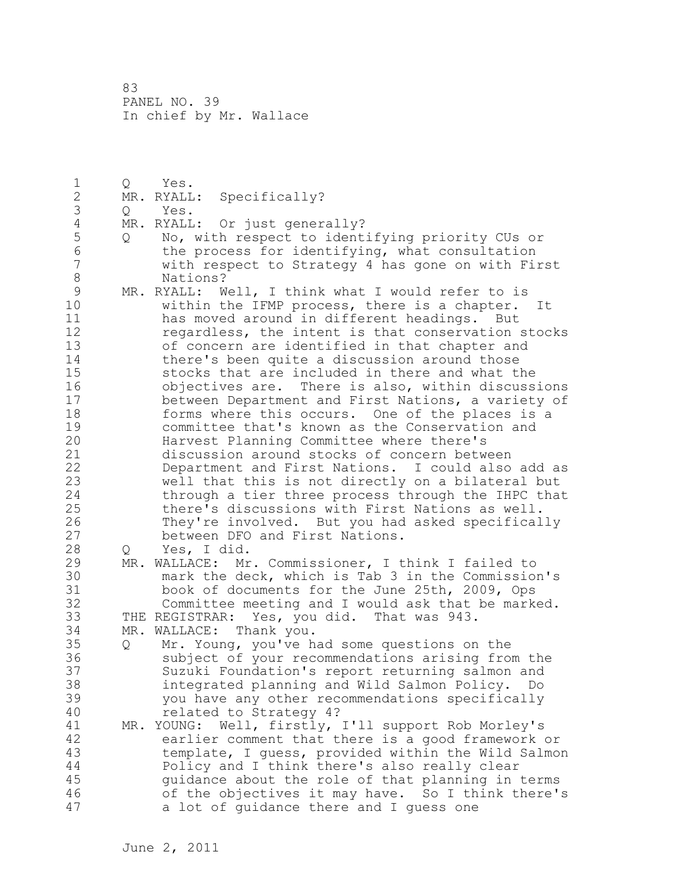Q Yes.

MR. RYALL: Specifically?

Q Yes.

MR. RYALL: Or just generally?

Q No, with respect to identifying priority CUs or the process for identifying, what consultation with respect to Strategy 4 has gone on with First Nations?

MR. RYALL: Well, I think what I would refer to is within the IFMP process, there is a chapter. It has moved around in different headings. But regardless, the intent is that conservation stocks of concern are identified in that chapter and there's been quite a discussion around those stocks that are included in there and what the objectives are. There is also, within discussions between Department and First Nations, a variety of forms where this occurs. One of the places is a committee that's known as the Conservation and Harvest Planning Committee where there's discussion around stocks of concern between Department and First Nations. I could also add as well that this is not directly on a bilateral but through a tier three process through the IHPC that there's discussions with First Nations as well. They're involved. But you had asked specifically between DFO and First Nations.

Q Yes, I did.

MR. WALLACE: Mr. Commissioner, I think I failed to mark the deck, which is Tab 3 in the Commission's book of documents for the June 25th, 2009, Ops Committee meeting and I would ask that be marked.

THE REGISTRAR: Yes, you did. That was 943.

MR. WALLACE: Thank you.

Q Mr. Young, you've had some questions on the subject of your recommendations arising from the Suzuki Foundation's report returning salmon and integrated planning and Wild Salmon Policy. Do you have any other recommendations specifically related to Strategy 4?

MR. YOUNG: Well, firstly, I'll support Rob Morley's earlier comment that there is a good framework or template, I guess, provided within the Wild Salmon Policy and I think there's also really clear guidance about the role of that planning in terms of the objectives it may have. So I think there's a lot of guidance there and I guess one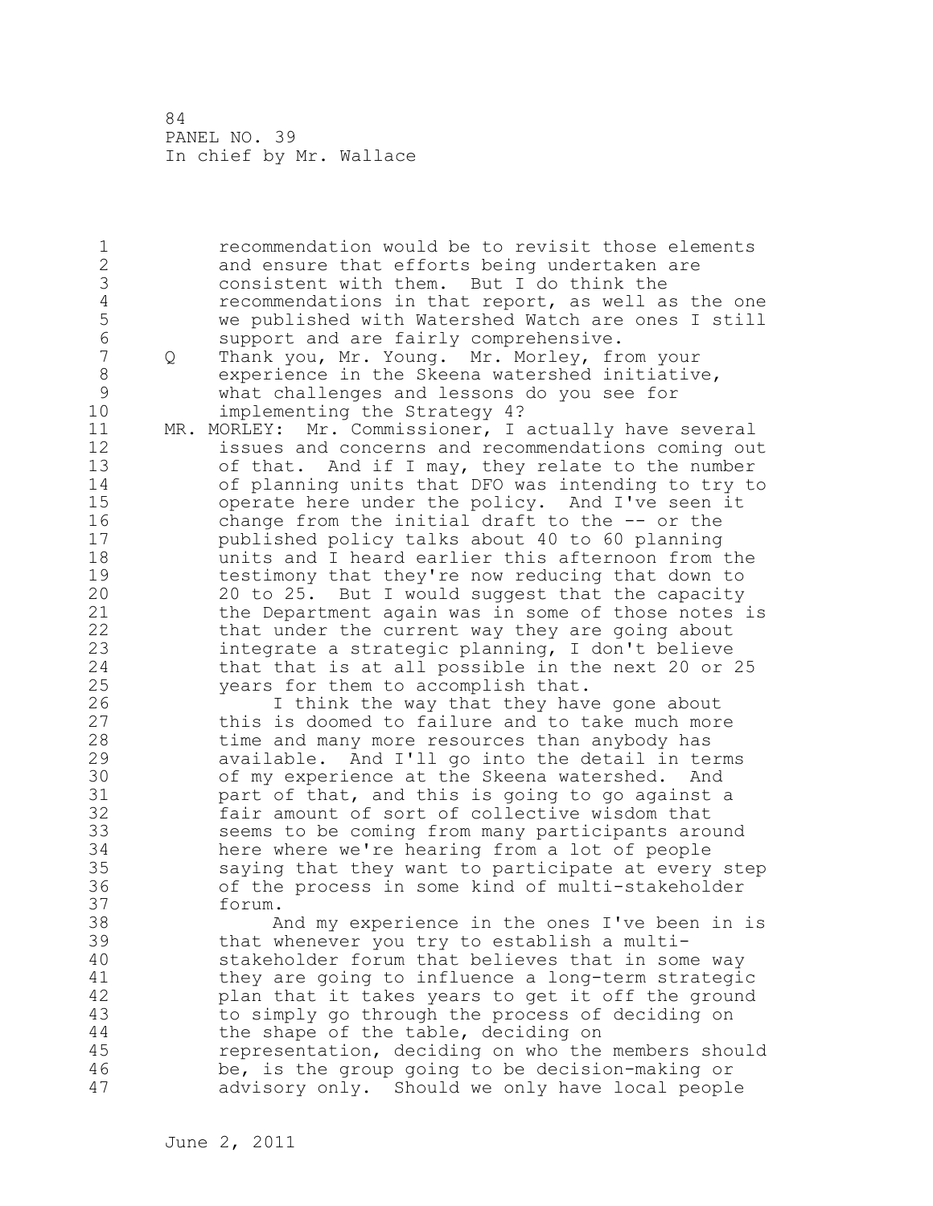recommendation would be to revisit those elements and ensure that efforts being undertaken are consistent with them. But I do think the recommendations in that report, as well as the one we published with Watershed Watch are ones I still support and are fairly comprehensive.

Q Thank you, Mr. Young. Mr. Morley, from your experience in the Skeena watershed initiative, what challenges and lessons do you see for implementing the Strategy 4?

MR. MORLEY: Mr. Commissioner, I actually have several issues and concerns and recommendations coming out of that. And if I may, they relate to the number of planning units that DFO was intending to try to operate here under the policy. And I've seen it change from the initial draft to the -- or the published policy talks about 40 to 60 planning units and I heard earlier this afternoon from the testimony that they're now reducing that down to 20 to 25. But I would suggest that the capacity the Department again was in some of those notes is that under the current way they are going about integrate a strategic planning, I don't believe that that is at all possible in the next 20 or 25 years for them to accomplish that.

I think the way that they have gone about this is doomed to failure and to take much more time and many more resources than anybody has available. And I'll go into the detail in terms of my experience at the Skeena watershed. And part of that, and this is going to go against a fair amount of sort of collective wisdom that seems to be coming from many participants around here where we're hearing from a lot of people saying that they want to participate at every step of the process in some kind of multi-stakeholder forum.

And my experience in the ones I've been in is that whenever you try to establish a multi-stakeholder forum that believes that in some way they are going to influence a long-term strategic plan that it takes years to get it off the ground to simply go through the process of deciding on the shape of the table, deciding on representation, deciding on who the members should be, is the group going to be decision-making or advisory only. Should we only have local people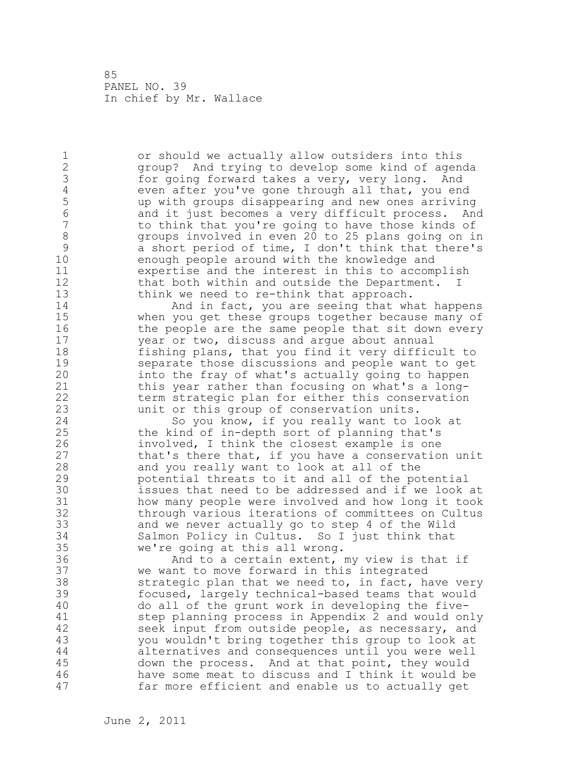or should we actually allow outsiders into this group? And trying to develop some kind of agenda for going forward takes a very, very long. And even after you've gone through all that, you end up with groups disappearing and new ones arriving and it just becomes a very difficult process. And to think that you're going to have those kinds of groups involved in even 20 to 25 plans going on in a short period of time, I don't think that there's enough people around with the knowledge and expertise and the interest in this to accomplish that both within and outside the Department. I think we need to re-think that approach.

And in fact, you are seeing that what happens when you get these groups together because many of the people are the same people that sit down every year or two, discuss and argue about annual fishing plans, that you find it very difficult to separate those discussions and people want to get into the fray of what's actually going to happen this year rather than focusing on what's a long-term strategic plan for either this conservation unit or this group of conservation units.

So you know, if you really want to look at the kind of in-depth sort of planning that's involved, I think the closest example is one that's there that, if you have a conservation unit and you really want to look at all of the potential threats to it and all of the potential issues that need to be addressed and if we look at how many people were involved and how long it took through various iterations of committees on Cultus and we never actually go to step 4 of the Wild Salmon Policy in Cultus. So I just think that we're going at this all wrong.

And to a certain extent, my view is that if we want to move forward in this integrated strategic plan that we need to, in fact, have very focused, largely technical-based teams that would do all of the grunt work in developing the five-step planning process in Appendix 2 and would only seek input from outside people, as necessary, and you wouldn't bring together this group to look at alternatives and consequences until you were well down the process. And at that point, they would have some meat to discuss and I think it would be far more efficient and enable us to actually get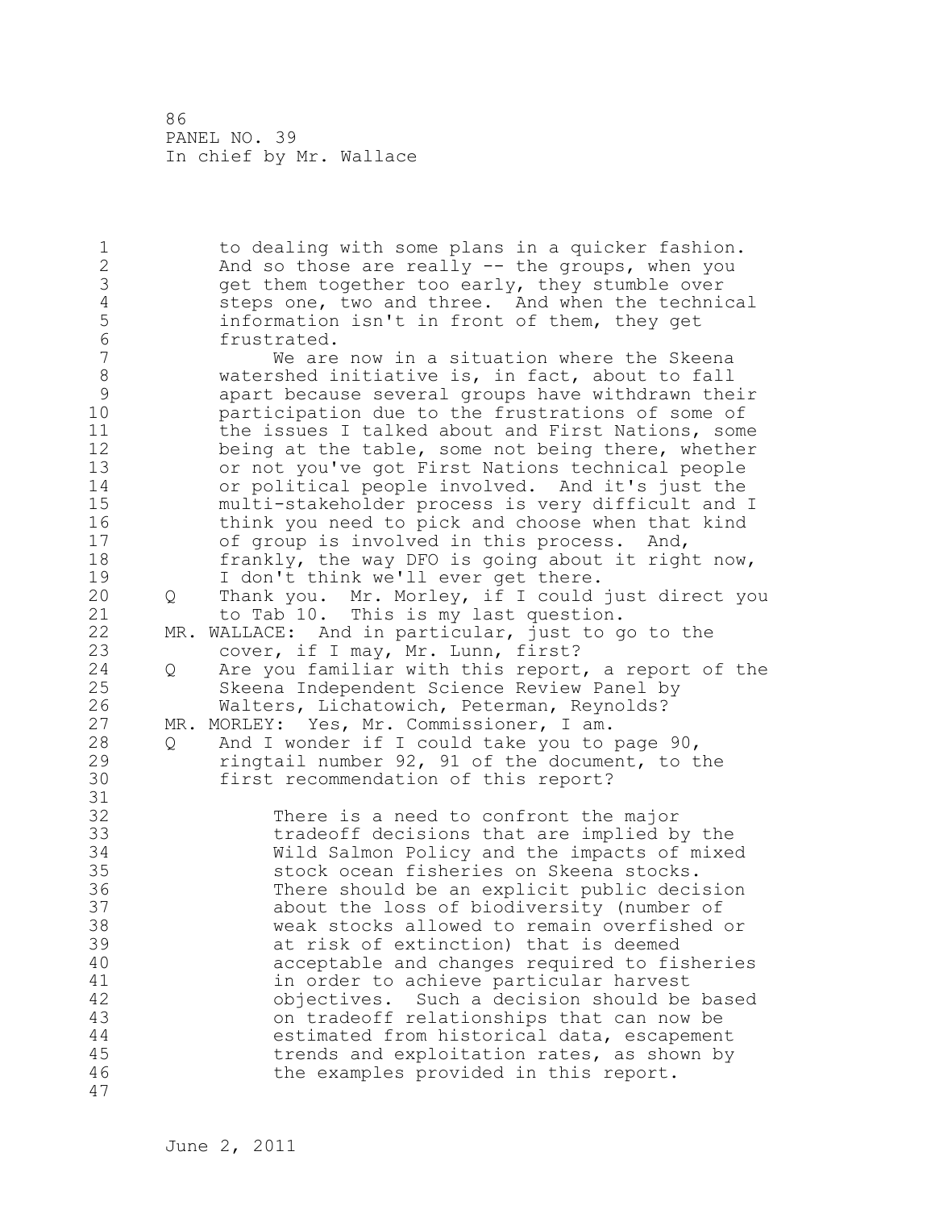to dealing with some plans in a quicker fashion. And so those are really -- the groups, when you get them together too early, they stumble over steps one, two and three. And when the technical information isn't in front of them, they get frustrated.

We are now in a situation where the Skeena watershed initiative is, in fact, about to fall apart because several groups have withdrawn their participation due to the frustrations of some of the issues I talked about and First Nations, some being at the table, some not being there, whether or not you've got First Nations technical people or political people involved. And it's just the multi-stakeholder process is very difficult and I think you need to pick and choose when that kind of group is involved in this process. And, frankly, the way DFO is going about it right now, I don't think we'll ever get there.

Q Thank you. Mr. Morley, if I could just direct you to Tab 10. This is my last question.

MR. WALLACE: And in particular, just to go to the cover, if I may, Mr. Lunn, first?

Q Are you familiar with this report, a report of the Skeena Independent Science Review Panel by Walters, Lichatowich, Peterman, Reynolds?

MR. MORLEY: Yes, Mr. Commissioner, I am.

Q And I wonder if I could take you to page 90, ringtail number 92, 91 of the document, to the first recommendation of this report?

> There is a need to confront the major tradeoff decisions that are implied by the Wild Salmon Policy and the impacts of mixed stock ocean fisheries on Skeena stocks. There should be an explicit public decision about the loss of biodiversity (number of weak stocks allowed to remain overfished or at risk of extinction) that is deemed acceptable and changes required to fisheries in order to achieve particular harvest objectives. Such a decision should be based on tradeoff relationships that can now be estimated from historical data, escapement trends and exploitation rates, as shown by the examples provided in this report.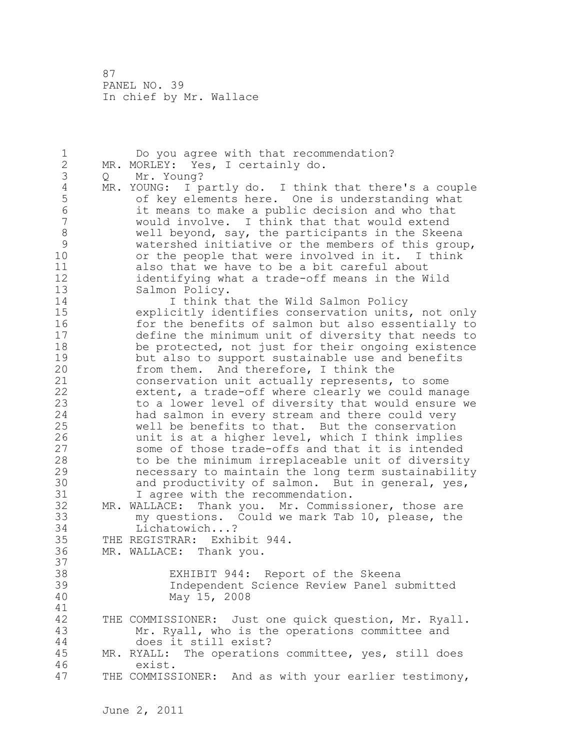Do you agree with that recommendation?

MR. MORLEY: Yes, I certainly do.

Q Mr. Young?

MR. YOUNG: I partly do. I think that there's a couple of key elements here. One is understanding what it means to make a public decision and who that would involve. I think that that would extend well beyond, say, the participants in the Skeena watershed initiative or the members of this group, or the people that were involved in it. I think also that we have to be a bit careful about identifying what a trade-off means in the Wild Salmon Policy.

I think that the Wild Salmon Policy explicitly identifies conservation units, not only for the benefits of salmon but also essentially to define the minimum unit of diversity that needs to be protected, not just for their ongoing existence but also to support sustainable use and benefits from them. And therefore, I think the conservation unit actually represents, to some extent, a trade-off where clearly we could manage to a lower level of diversity that would ensure we had salmon in every stream and there could very well be benefits to that. But the conservation unit is at a higher level, which I think implies some of those trade-offs and that it is intended to be the minimum irreplaceable unit of diversity necessary to maintain the long term sustainability and productivity of salmon. But in general, yes, I agree with the recommendation.

MR. WALLACE: Thank you. Mr. Commissioner, those are my questions. Could we mark Tab 10, please, the Lichatowich...?

THE REGISTRAR: Exhibit 944.

MR. WALLACE: Thank you.

EXHIBIT 944: Report of the Skeena Independent Science Review Panel submitted May 15, 2008

THE COMMISSIONER: Just one quick question, Mr. Ryall. Mr. Ryall, who is the operations committee and does it still exist?

MR. RYALL: The operations committee, yes, still does exist.

THE COMMISSIONER: And as with your earlier testimony,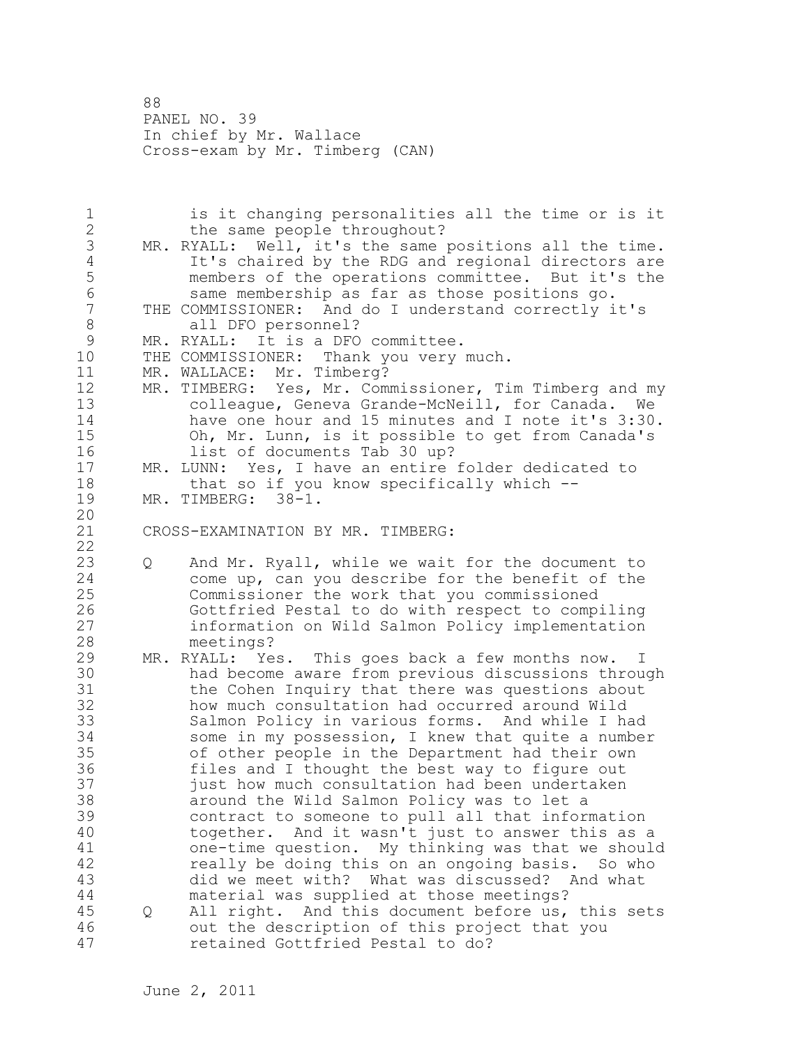is it changing personalities all the time or is it the same people throughout?

MR. RYALL: Well, it's the same positions all the time. It's chaired by the RDG and regional directors are members of the operations committee. But it's the same membership as far as those positions go.

THE COMMISSIONER: And do I understand correctly it's all DFO personnel?

MR. RYALL: It is a DFO committee.

THE COMMISSIONER: Thank you very much.

MR. WALLACE: Mr. Timberg?

MR. TIMBERG: Yes, Mr. Commissioner, Tim Timberg and my colleague, Geneva Grande-McNeill, for Canada. We have one hour and 15 minutes and I note it's 3:30. Oh, Mr. Lunn, is it possible to get from Canada's list of documents Tab 30 up?

MR. LUNN: Yes, I have an entire folder dedicated to that so if you know specifically which --

MR. TIMBERG: 38-1.

CROSS-EXAMINATION BY MR. TIMBERG:

Q And Mr. Ryall, while we wait for the document to come up, can you describe for the benefit of the Commissioner the work that you commissioned Gottfried Pestal to do with respect to compiling information on Wild Salmon Policy implementation meetings?

MR. RYALL: Yes. This goes back a few months now. I had become aware from previous discussions through the Cohen Inquiry that there was questions about how much consultation had occurred around Wild Salmon Policy in various forms. And while I had some in my possession, I knew that quite a number of other people in the Department had their own files and I thought the best way to figure out just how much consultation had been undertaken around the Wild Salmon Policy was to let a contract to someone to pull all that information together. And it wasn't just to answer this as a one-time question. My thinking was that we should really be doing this on an ongoing basis. So who did we meet with? What was discussed? And what material was supplied at those meetings?

Q All right. And this document before us, this sets out the description of this project that you retained Gottfried Pestal to do?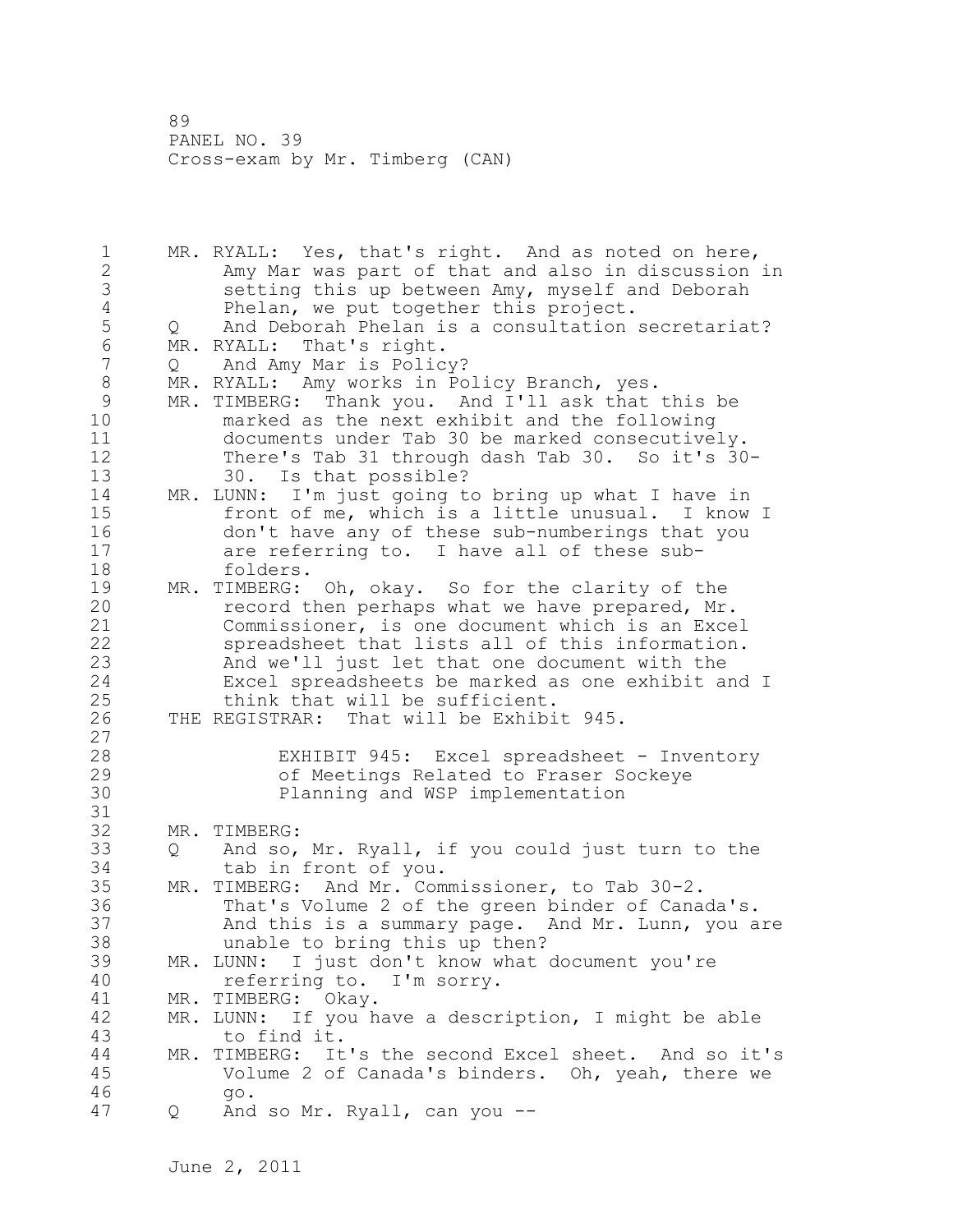MR. RYALL: Yes, that's right. And as noted on here, Amy Mar was part of that and also in discussion in setting this up between Amy, myself and Deborah Phelan, we put together this project.

Q And Deborah Phelan is a consultation secretariat?

MR. RYALL: That's right.

Q And Amy Mar is Policy?

MR. RYALL: Amy works in Policy Branch, yes.

MR. TIMBERG: Thank you. And I'll ask that this be marked as the next exhibit and the following documents under Tab 30 be marked consecutively. There's Tab 31 through dash Tab 30. So it's 30-30. Is that possible?

MR. LUNN: I'm just going to bring up what I have in front of me, which is a little unusual. I know I don't have any of these sub-numberings that you are referring to. I have all of these sub-folders.

MR. TIMBERG: Oh, okay. So for the clarity of the record then perhaps what we have prepared, Mr. Commissioner, is one document which is an Excel spreadsheet that lists all of this information. And we'll just let that one document with the Excel spreadsheets be marked as one exhibit and I think that will be sufficient.

THE REGISTRAR: That will be Exhibit 945.

EXHIBIT 945: Excel spreadsheet - Inventory of Meetings Related to Fraser Sockeye Planning and WSP implementation

MR. TIMBERG:

Q And so, Mr. Ryall, if you could just turn to the tab in front of you.

MR. TIMBERG: And Mr. Commissioner, to Tab 30-2. That's Volume 2 of the green binder of Canada's. And this is a summary page. And Mr. Lunn, you are unable to bring this up then?

MR. LUNN: I just don't know what document you're referring to. I'm sorry.

MR. TIMBERG: Okay.

MR. LUNN: If you have a description, I might be able to find it.

MR. TIMBERG: It's the second Excel sheet. And so it's Volume 2 of Canada's binders. Oh, yeah, there we go.

Q And so Mr. Ryall, can you --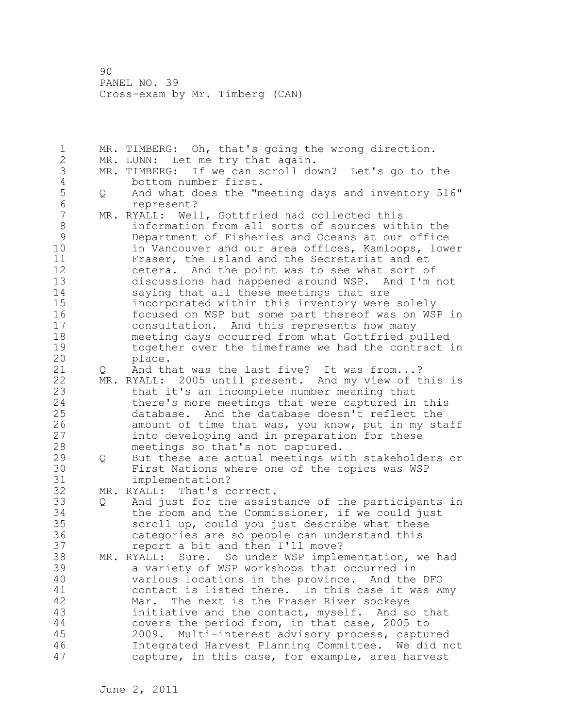MR. TIMBERG: Oh, that's going the wrong direction.

MR. LUNN: Let me try that again.

MR. TIMBERG: If we can scroll down? Let's go to the bottom number first.

Q And what does the "meeting days and inventory 516" represent?

MR. RYALL: Well, Gottfried had collected this information from all sorts of sources within the Department of Fisheries and Oceans at our office in Vancouver and our area offices, Kamloops, lower Fraser, the Island and the Secretariat and et cetera. And the point was to see what sort of discussions had happened around WSP. And I'm not saying that all these meetings that are incorporated within this inventory were solely focused on WSP but some part thereof was on WSP in consultation. And this represents how many meeting days occurred from what Gottfried pulled together over the timeframe we had the contract in place.

Q And that was the last five? It was from...?

MR. RYALL: 2005 until present. And my view of this is that it's an incomplete number meaning that there's more meetings that were captured in this database. And the database doesn't reflect the amount of time that was, you know, put in my staff into developing and in preparation for these meetings so that's not captured.

Q But these are actual meetings with stakeholders or First Nations where one of the topics was WSP implementation?

MR. RYALL: That's correct.

Q And just for the assistance of the participants in the room and the Commissioner, if we could just scroll up, could you just describe what these categories are so people can understand this report a bit and then I'll move?

MR. RYALL: Sure. So under WSP implementation, we had a variety of WSP workshops that occurred in various locations in the province. And the DFO contact is listed there. In this case it was Amy Mar. The next is the Fraser River sockeye initiative and the contact, myself. And so that covers the period from, in that case, 2005 to 2009. Multi-interest advisory process, captured Integrated Harvest Planning Committee. We did not capture, in this case, for example, area harvest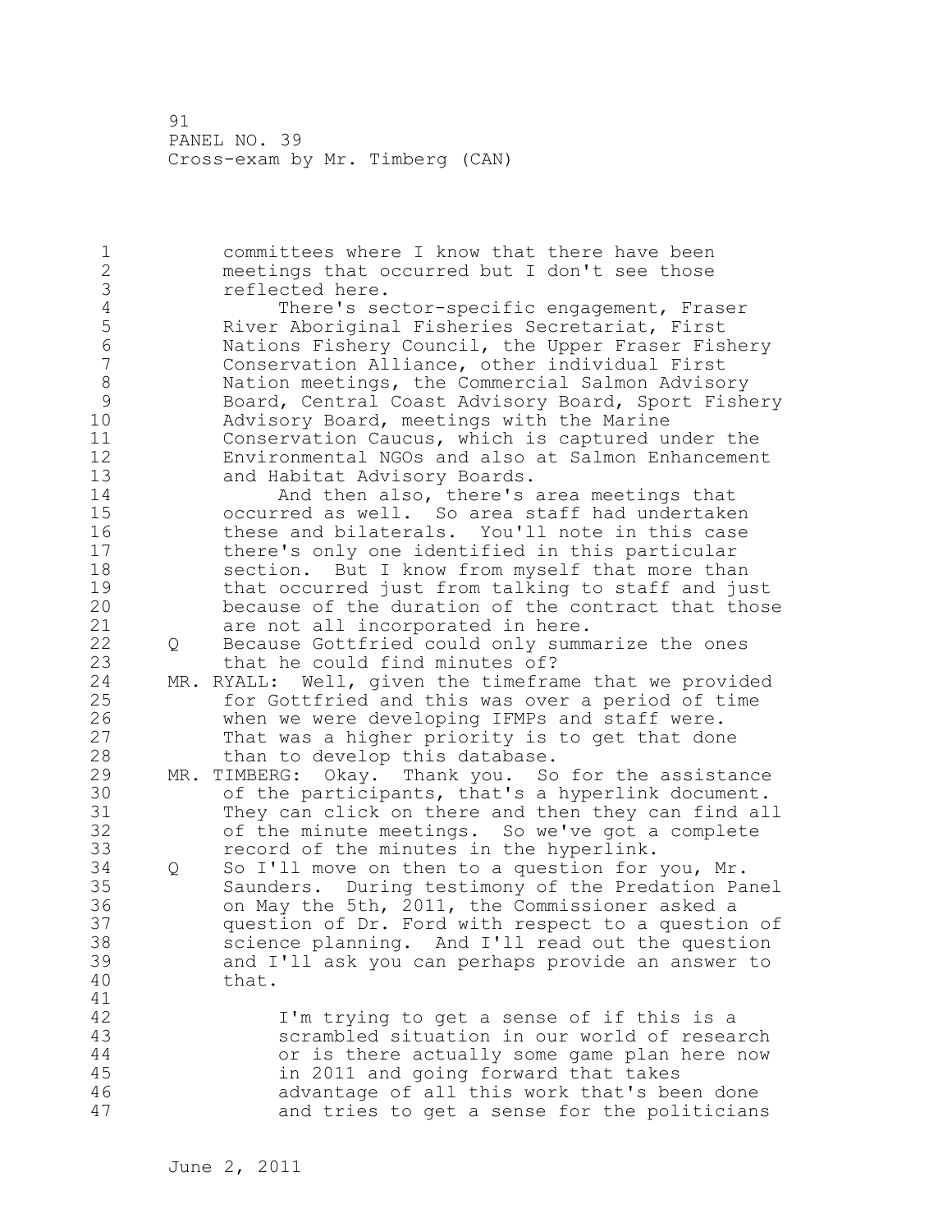committees where I know that there have been meetings that occurred but I don't see those reflected here.

There's sector-specific engagement, Fraser River Aboriginal Fisheries Secretariat, First Nations Fishery Council, the Upper Fraser Fishery Conservation Alliance, other individual First Nation meetings, the Commercial Salmon Advisory Board, Central Coast Advisory Board, Sport Fishery Advisory Board, meetings with the Marine Conservation Caucus, which is captured under the Environmental NGOs and also at Salmon Enhancement and Habitat Advisory Boards.

And then also, there's area meetings that occurred as well. So area staff had undertaken these and bilaterals. You'll note in this case there's only one identified in this particular section. But I know from myself that more than that occurred just from talking to staff and just because of the duration of the contract that those are not all incorporated in here.

Q Because Gottfried could only summarize the ones that he could find minutes of?

MR. RYALL: Well, given the timeframe that we provided for Gottfried and this was over a period of time when we were developing IFMPs and staff were. That was a higher priority is to get that done than to develop this database.

MR. TIMBERG: Okay. Thank you. So for the assistance of the participants, that's a hyperlink document. They can click on there and then they can find all of the minute meetings. So we've got a complete record of the minutes in the hyperlink.

Q So I'll move on then to a question for you, Mr. Saunders. During testimony of the Predation Panel on May the 5th, 2011, the Commissioner asked a question of Dr. Ford with respect to a question of science planning. And I'll read out the question and I'll ask you can perhaps provide an answer to that.

> I'm trying to get a sense of if this is a scrambled situation in our world of research or is there actually some game plan here now in 2011 and going forward that takes advantage of all this work that's been done and tries to get a sense for the politicians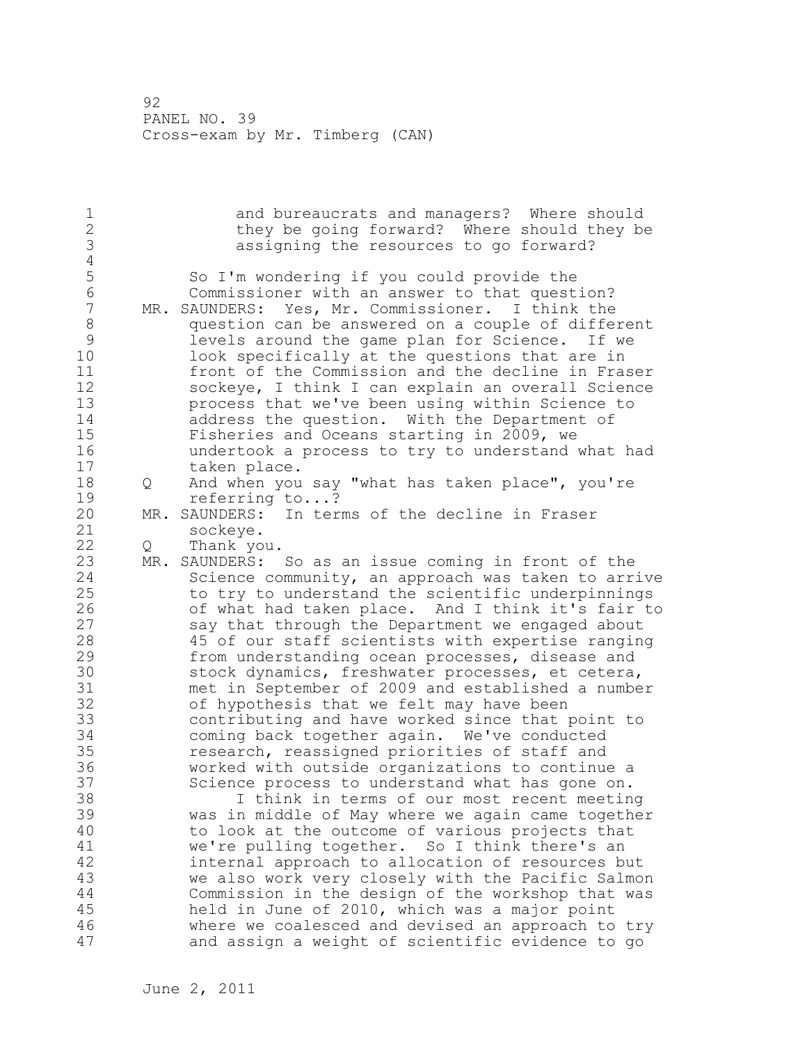and bureaucrats and managers? Where should they be going forward? Where should they be assigning the resources to go forward?

So I'm wondering if you could provide the Commissioner with an answer to that question?

MR. SAUNDERS: Yes, Mr. Commissioner. I think the question can be answered on a couple of different levels around the game plan for Science. If we look specifically at the questions that are in front of the Commission and the decline in Fraser sockeye, I think I can explain an overall Science process that we've been using within Science to address the question. With the Department of Fisheries and Oceans starting in 2009, we undertook a process to try to understand what had taken place.

Q And when you say "what has taken place", you're referring to...?

MR. SAUNDERS: In terms of the decline in Fraser sockeye.

Q Thank you.

MR. SAUNDERS: So as an issue coming in front of the Science community, an approach was taken to arrive to try to understand the scientific underpinnings of what had taken place. And I think it's fair to say that through the Department we engaged about 45 of our staff scientists with expertise ranging from understanding ocean processes, disease and stock dynamics, freshwater processes, et cetera, met in September of 2009 and established a number of hypothesis that we felt may have been contributing and have worked since that point to coming back together again. We've conducted research, reassigned priorities of staff and worked with outside organizations to continue a Science process to understand what has gone on.

I think in terms of our most recent meeting was in middle of May where we again came together to look at the outcome of various projects that we're pulling together. So I think there's an internal approach to allocation of resources but we also work very closely with the Pacific Salmon Commission in the design of the workshop that was held in June of 2010, which was a major point where we coalesced and devised an approach to try and assign a weight of scientific evidence to go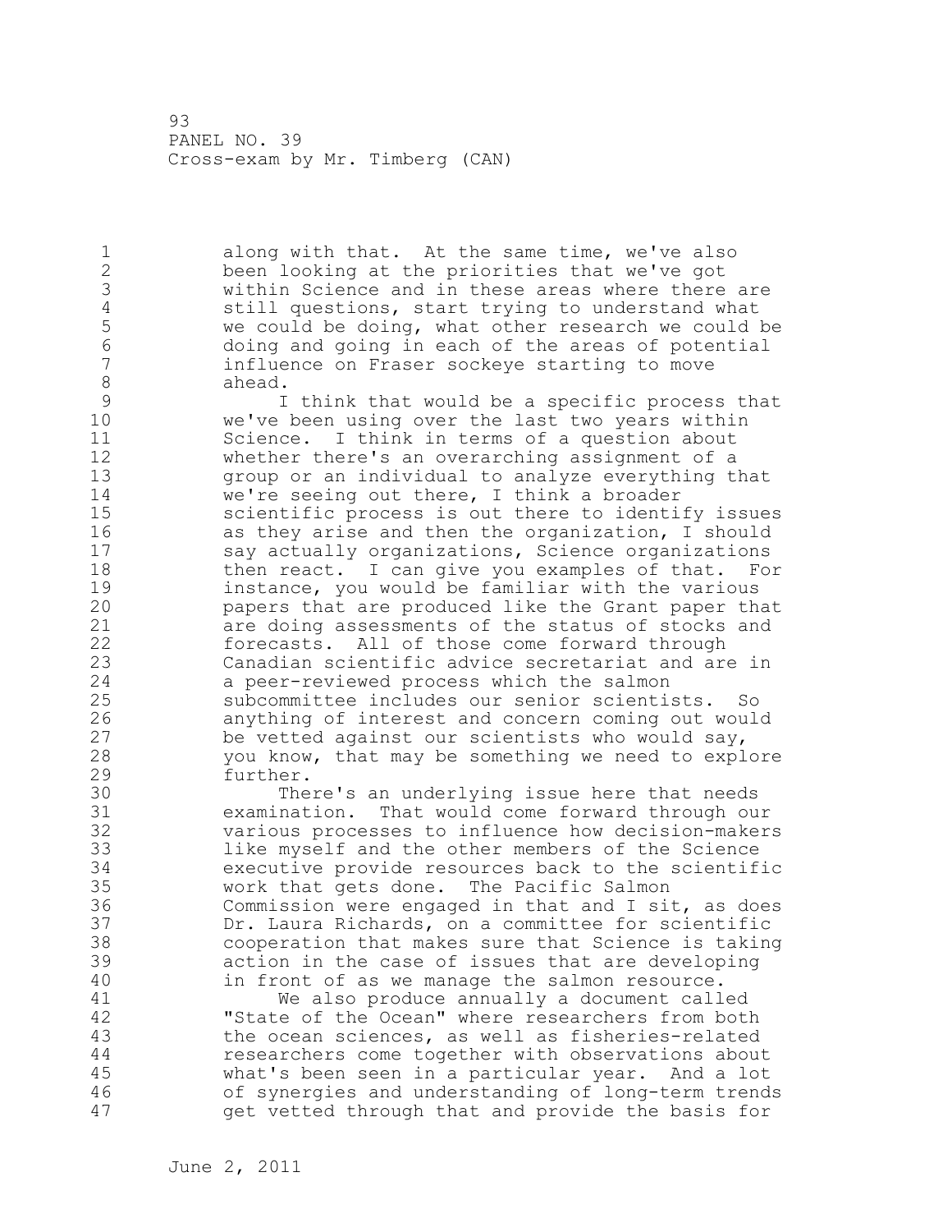along with that. At the same time, we've also been looking at the priorities that we've got within Science and in these areas where there are still questions, start trying to understand what we could be doing, what other research we could be doing and going in each of the areas of potential influence on Fraser sockeye starting to move ahead.

I think that would be a specific process that we've been using over the last two years within Science. I think in terms of a question about whether there's an overarching assignment of a group or an individual to analyze everything that we're seeing out there, I think a broader scientific process is out there to identify issues as they arise and then the organization, I should say actually organizations, Science organizations then react. I can give you examples of that. For instance, you would be familiar with the various papers that are produced like the Grant paper that are doing assessments of the status of stocks and forecasts. All of those come forward through Canadian scientific advice secretariat and are in a peer-reviewed process which the salmon subcommittee includes our senior scientists. So anything of interest and concern coming out would be vetted against our scientists who would say, you know, that may be something we need to explore further.

There's an underlying issue here that needs examination. That would come forward through our various processes to influence how decision-makers like myself and the other members of the Science executive provide resources back to the scientific work that gets done. The Pacific Salmon Commission were engaged in that and I sit, as does Dr. Laura Richards, on a committee for scientific cooperation that makes sure that Science is taking action in the case of issues that are developing in front of as we manage the salmon resource.

We also produce annually a document called "State of the Ocean" where researchers from both the ocean sciences, as well as fisheries-related researchers come together with observations about what's been seen in a particular year. And a lot of synergies and understanding of long-term trends get vetted through that and provide the basis for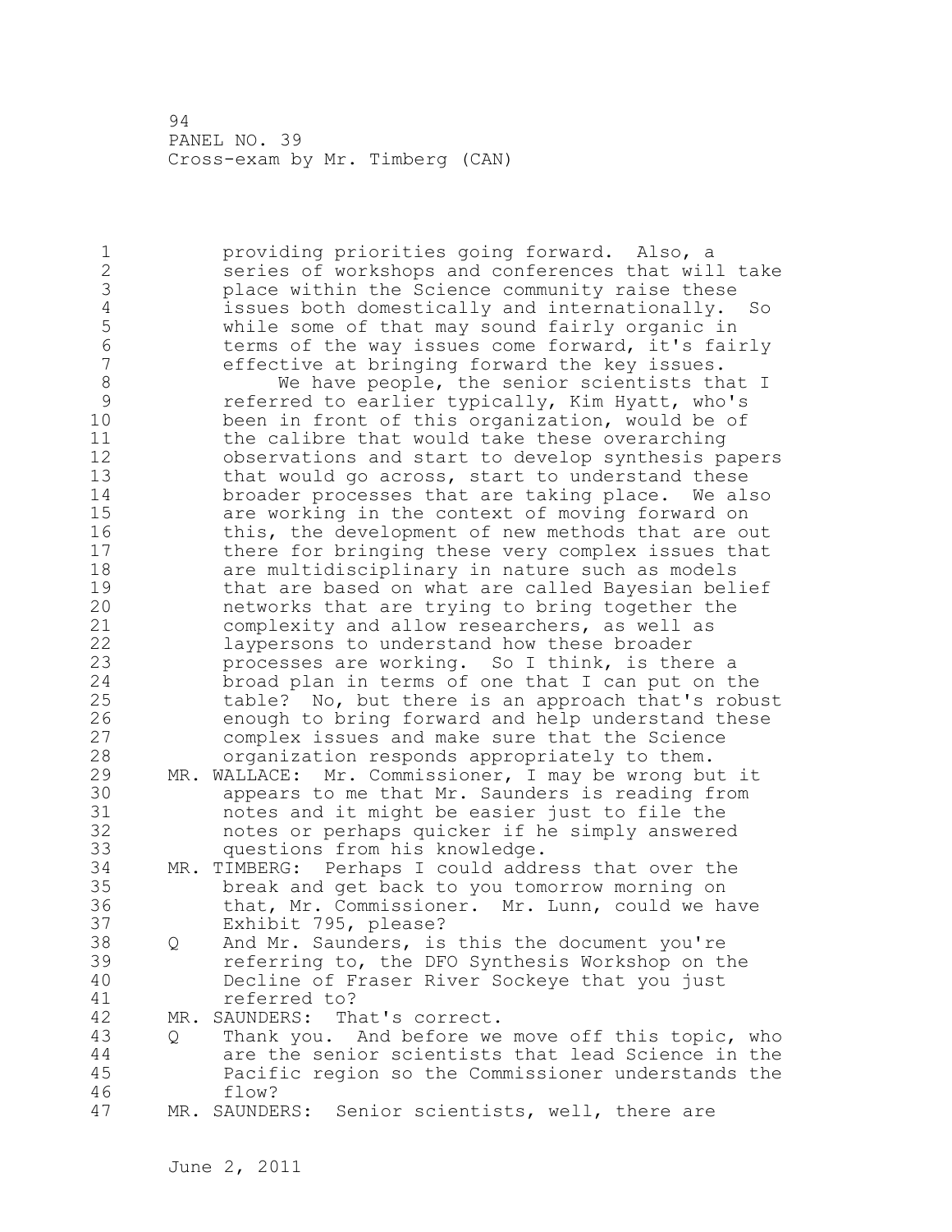providing priorities going forward. Also, a series of workshops and conferences that will take place within the Science community raise these issues both domestically and internationally. So while some of that may sound fairly organic in terms of the way issues come forward, it's fairly effective at bringing forward the key issues.

We have people, the senior scientists that I referred to earlier typically, Kim Hyatt, who's been in front of this organization, would be of the calibre that would take these overarching observations and start to develop synthesis papers that would go across, start to understand these broader processes that are taking place. We also are working in the context of moving forward on this, the development of new methods that are out there for bringing these very complex issues that are multidisciplinary in nature such as models that are based on what are called Bayesian belief networks that are trying to bring together the complexity and allow researchers, as well as laypersons to understand how these broader processes are working. So I think, is there a broad plan in terms of one that I can put on the table? No, but there is an approach that's robust enough to bring forward and help understand these complex issues and make sure that the Science organization responds appropriately to them.

MR. WALLACE: Mr. Commissioner, I may be wrong but it appears to me that Mr. Saunders is reading from notes and it might be easier just to file the notes or perhaps quicker if he simply answered questions from his knowledge.

MR. TIMBERG: Perhaps I could address that over the break and get back to you tomorrow morning on that, Mr. Commissioner. Mr. Lunn, could we have Exhibit 795, please?

Q And Mr. Saunders, is this the document you're referring to, the DFO Synthesis Workshop on the Decline of Fraser River Sockeye that you just referred to?

MR. SAUNDERS: That's correct.

Q Thank you. And before we move off this topic, who are the senior scientists that lead Science in the Pacific region so the Commissioner understands the flow?

MR. SAUNDERS: Senior scientists, well, there are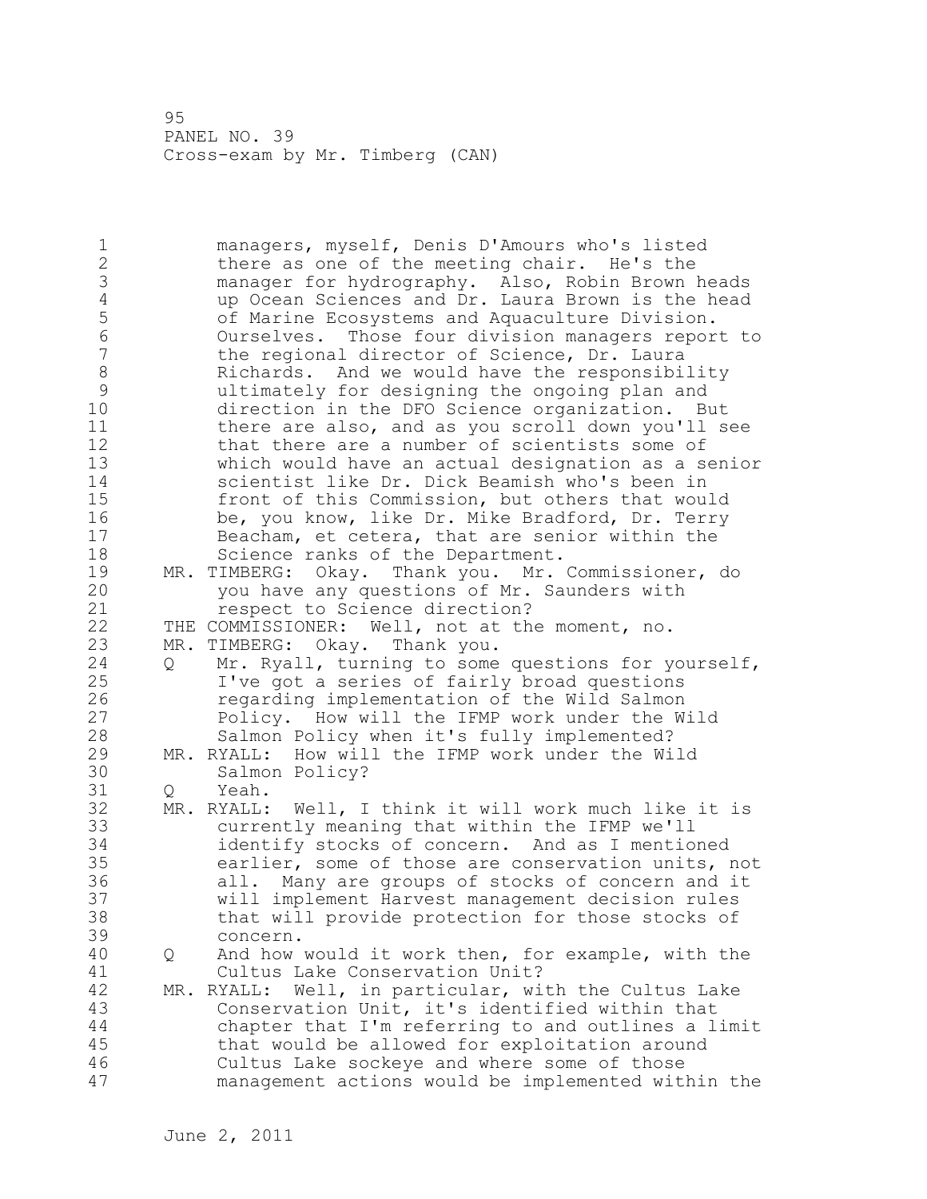managers, myself, Denis D'Amours who's listed there as one of the meeting chair. He's the manager for hydrography. Also, Robin Brown heads up Ocean Sciences and Dr. Laura Brown is the head of Marine Ecosystems and Aquaculture Division. Ourselves. Those four division managers report to the regional director of Science, Dr. Laura Richards. And we would have the responsibility ultimately for designing the ongoing plan and direction in the DFO Science organization. But there are also, and as you scroll down you'll see that there are a number of scientists some of which would have an actual designation as a senior scientist like Dr. Dick Beamish who's been in front of this Commission, but others that would be, you know, like Dr. Mike Bradford, Dr. Terry Beacham, et cetera, that are senior within the Science ranks of the Department.

MR. TIMBERG: Okay. Thank you. Mr. Commissioner, do you have any questions of Mr. Saunders with respect to Science direction?

THE COMMISSIONER: Well, not at the moment, no.

MR. TIMBERG: Okay. Thank you.

Q Mr. Ryall, turning to some questions for yourself, I've got a series of fairly broad questions regarding implementation of the Wild Salmon Policy. How will the IFMP work under the Wild Salmon Policy when it's fully implemented?

MR. RYALL: How will the IFMP work under the Wild Salmon Policy?

Q Yeah.

MR. RYALL: Well, I think it will work much like it is currently meaning that within the IFMP we'll identify stocks of concern. And as I mentioned earlier, some of those are conservation units, not all. Many are groups of stocks of concern and it will implement Harvest management decision rules that will provide protection for those stocks of concern.

Q And how would it work then, for example, with the Cultus Lake Conservation Unit?

MR. RYALL: Well, in particular, with the Cultus Lake Conservation Unit, it's identified within that chapter that I'm referring to and outlines a limit that would be allowed for exploitation around Cultus Lake sockeye and where some of those management actions would be implemented within the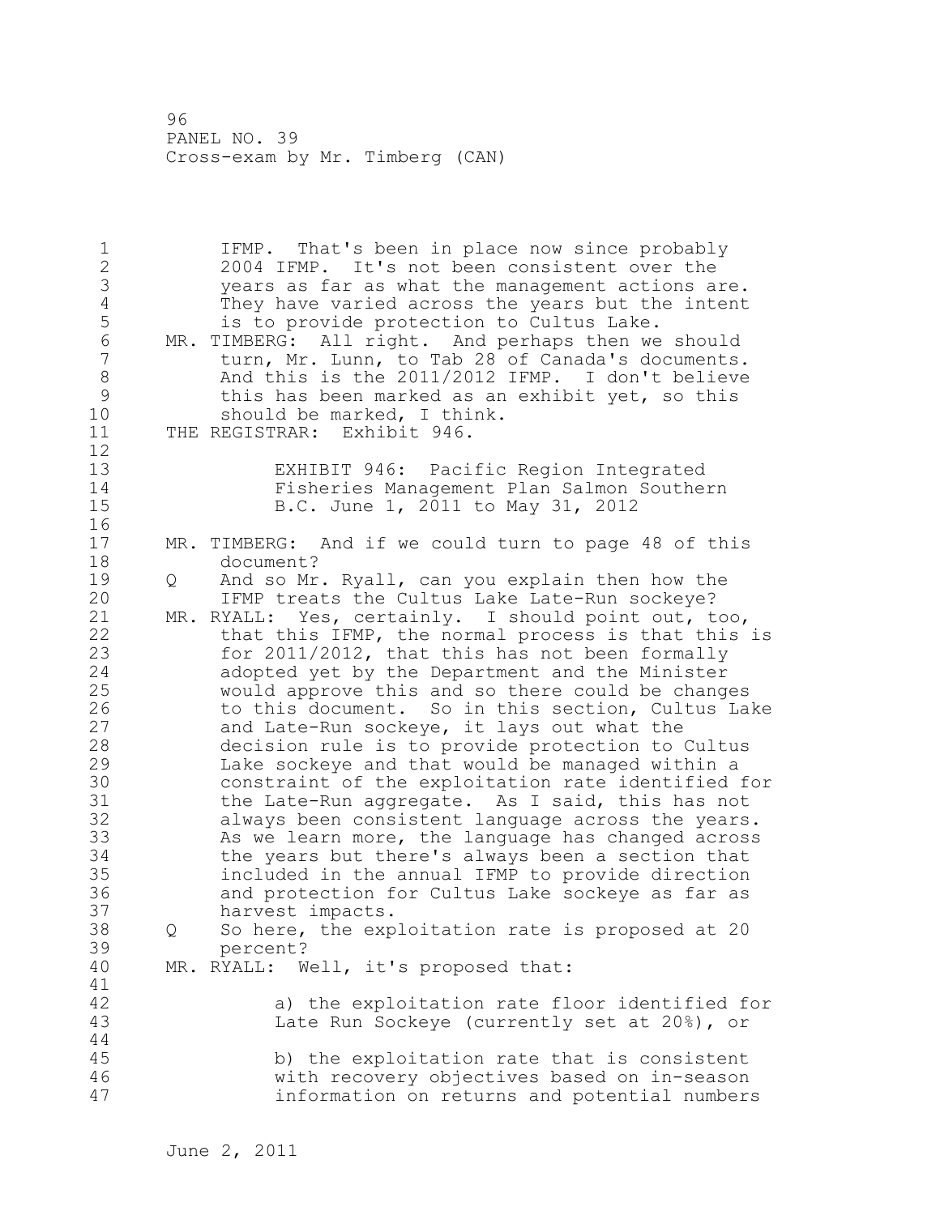IFMP. That's been in place now since probably 2004 IFMP. It's not been consistent over the years as far as what the management actions are. They have varied across the years but the intent is to provide protection to Cultus Lake.

MR. TIMBERG: All right. And perhaps then we should turn, Mr. Lunn, to Tab 28 of Canada's documents. And this is the 2011/2012 IFMP. I don't believe this has been marked as an exhibit yet, so this should be marked, I think.

THE REGISTRAR: Exhibit 946.

> EXHIBIT 946: Pacific Region Integrated Fisheries Management Plan Salmon Southern B.C. June 1, 2011 to May 31, 2012

MR. TIMBERG: And if we could turn to page 48 of this document?

Q And so Mr. Ryall, can you explain then how the IFMP treats the Cultus Lake Late-Run sockeye?

MR. RYALL: Yes, certainly. I should point out, too, that this IFMP, the normal process is that this is for 2011/2012, that this has not been formally adopted yet by the Department and the Minister would approve this and so there could be changes to this document. So in this section, Cultus Lake and Late-Run sockeye, it lays out what the decision rule is to provide protection to Cultus Lake sockeye and that would be managed within a constraint of the exploitation rate identified for the Late-Run aggregate. As I said, this has not always been consistent language across the years. As we learn more, the language has changed across the years but there's always been a section that included in the annual IFMP to provide direction and protection for Cultus Lake sockeye as far as harvest impacts.

Q So here, the exploitation rate is proposed at 20 percent?

MR. RYALL: Well, it's proposed that:

> a) the exploitation rate floor identified for Late Run Sockeye (currently set at 20%), or
>
> b) the exploitation rate that is consistent with recovery objectives based on in-season information on returns and potential numbers

June 2, 2011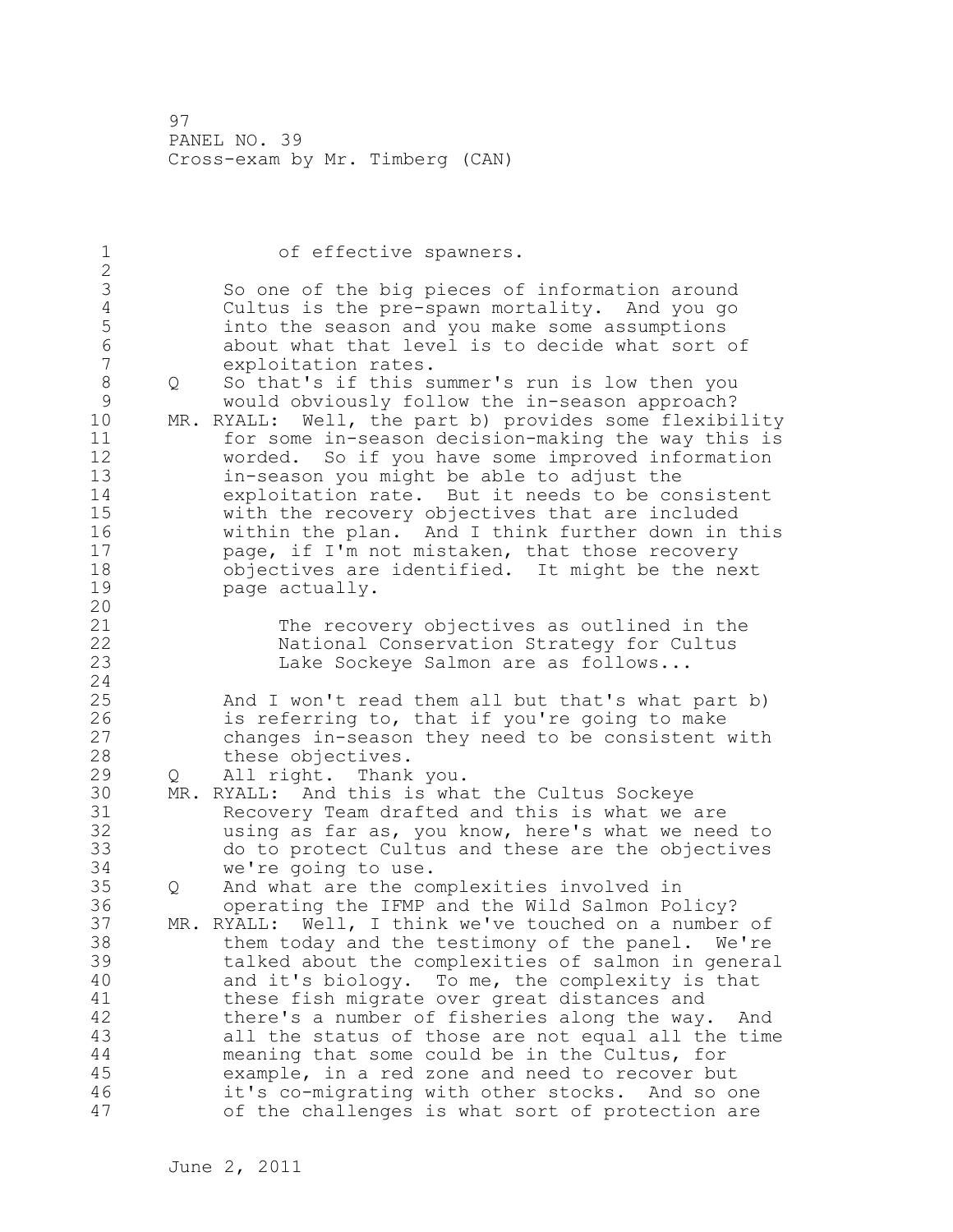of effective spawners.

So one of the big pieces of information around Cultus is the pre-spawn mortality. And you go into the season and you make some assumptions about what that level is to decide what sort of exploitation rates.

Q So that's if this summer's run is low then you would obviously follow the in-season approach?

MR. RYALL: Well, the part b) provides some flexibility for some in-season decision-making the way this is worded. So if you have some improved information in-season you might be able to adjust the exploitation rate. But it needs to be consistent with the recovery objectives that are included within the plan. And I think further down in this page, if I'm not mistaken, that those recovery objectives are identified. It might be the next page actually.

> The recovery objectives as outlined in the National Conservation Strategy for Cultus Lake Sockeye Salmon are as follows...

And I won't read them all but that's what part b) is referring to, that if you're going to make changes in-season they need to be consistent with these objectives.

Q All right. Thank you.

MR. RYALL: And this is what the Cultus Sockeye Recovery Team drafted and this is what we are using as far as, you know, here's what we need to do to protect Cultus and these are the objectives we're going to use.

Q And what are the complexities involved in operating the IFMP and the Wild Salmon Policy?

MR. RYALL: Well, I think we've touched on a number of them today and the testimony of the panel. We're talked about the complexities of salmon in general and it's biology. To me, the complexity is that these fish migrate over great distances and there's a number of fisheries along the way. And all the status of those are not equal all the time meaning that some could be in the Cultus, for example, in a red zone and need to recover but it's co-migrating with other stocks. And so one of the challenges is what sort of protection are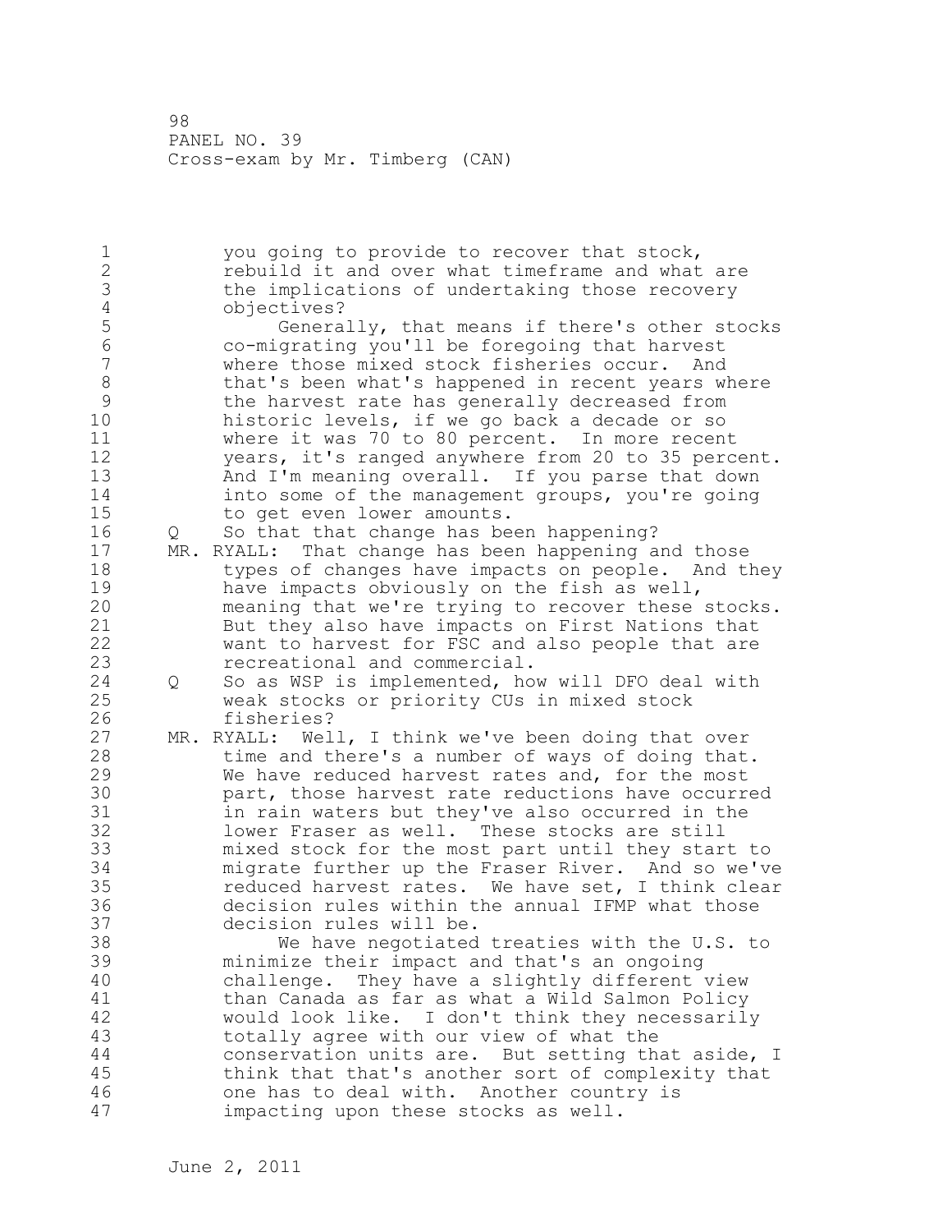you going to provide to recover that stock, rebuild it and over what timeframe and what are the implications of undertaking those recovery objectives?

Generally, that means if there's other stocks co-migrating you'll be foregoing that harvest where those mixed stock fisheries occur. And that's been what's happened in recent years where the harvest rate has generally decreased from historic levels, if we go back a decade or so where it was 70 to 80 percent. In more recent years, it's ranged anywhere from 20 to 35 percent. And I'm meaning overall. If you parse that down into some of the management groups, you're going to get even lower amounts.

Q So that that change has been happening?

MR. RYALL: That change has been happening and those types of changes have impacts on people. And they have impacts obviously on the fish as well, meaning that we're trying to recover these stocks. But they also have impacts on First Nations that want to harvest for FSC and also people that are recreational and commercial.

Q So as WSP is implemented, how will DFO deal with weak stocks or priority CUs in mixed stock fisheries?

MR. RYALL: Well, I think we've been doing that over time and there's a number of ways of doing that. We have reduced harvest rates and, for the most part, those harvest rate reductions have occurred in rain waters but they've also occurred in the lower Fraser as well. These stocks are still mixed stock for the most part until they start to migrate further up the Fraser River. And so we've reduced harvest rates. We have set, I think clear decision rules within the annual IFMP what those decision rules will be.

We have negotiated treaties with the U.S. to minimize their impact and that's an ongoing challenge. They have a slightly different view than Canada as far as what a Wild Salmon Policy would look like. I don't think they necessarily totally agree with our view of what the conservation units are. But setting that aside, I think that that's another sort of complexity that one has to deal with. Another country is impacting upon these stocks as well.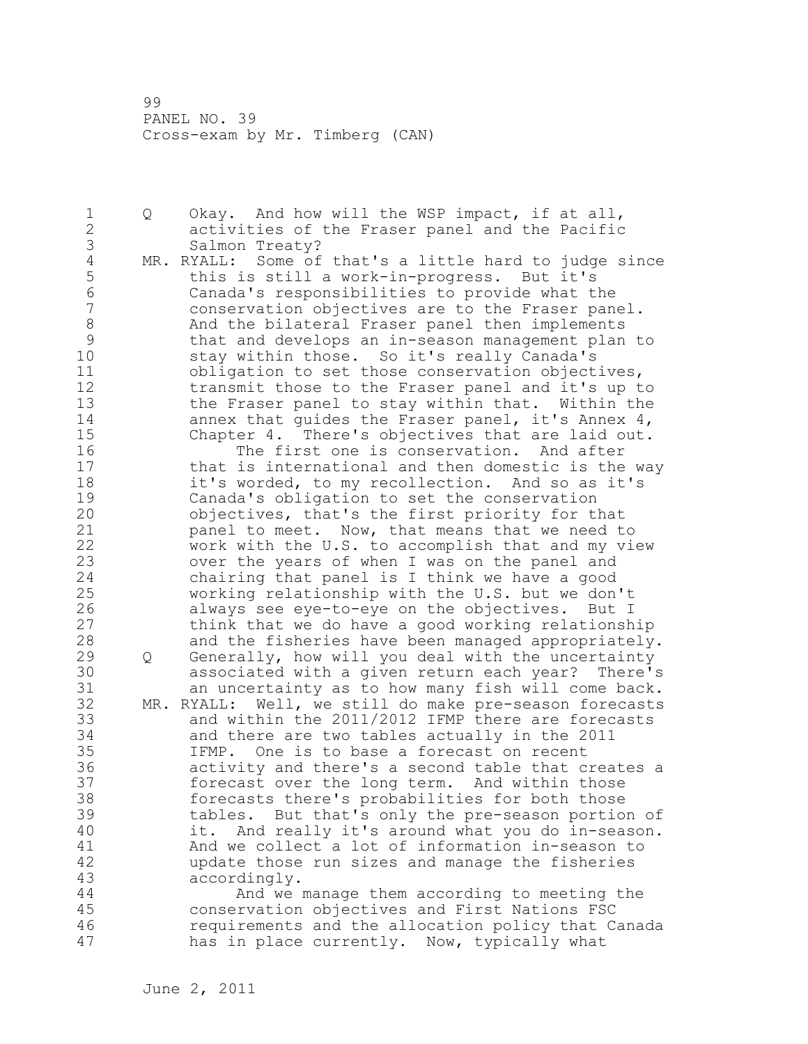Q Okay. And how will the WSP impact, if at all, activities of the Fraser panel and the Pacific Salmon Treaty?

MR. RYALL: Some of that's a little hard to judge since this is still a work-in-progress. But it's Canada's responsibilities to provide what the conservation objectives are to the Fraser panel. And the bilateral Fraser panel then implements that and develops an in-season management plan to stay within those. So it's really Canada's obligation to set those conservation objectives, transmit those to the Fraser panel and it's up to the Fraser panel to stay within that. Within the annex that guides the Fraser panel, it's Annex 4, Chapter 4. There's objectives that are laid out.

The first one is conservation. And after that is international and then domestic is the way it's worded, to my recollection. And so as it's Canada's obligation to set the conservation objectives, that's the first priority for that panel to meet. Now, that means that we need to work with the U.S. to accomplish that and my view over the years of when I was on the panel and chairing that panel is I think we have a good working relationship with the U.S. but we don't always see eye-to-eye on the objectives. But I think that we do have a good working relationship and the fisheries have been managed appropriately.

Q Generally, how will you deal with the uncertainty associated with a given return each year? There's an uncertainty as to how many fish will come back.

MR. RYALL: Well, we still do make pre-season forecasts and within the 2011/2012 IFMP there are forecasts and there are two tables actually in the 2011 IFMP. One is to base a forecast on recent activity and there's a second table that creates a forecast over the long term. And within those forecasts there's probabilities for both those tables. But that's only the pre-season portion of it. And really it's around what you do in-season. And we collect a lot of information in-season to update those run sizes and manage the fisheries accordingly.

And we manage them according to meeting the conservation objectives and First Nations FSC requirements and the allocation policy that Canada has in place currently. Now, typically what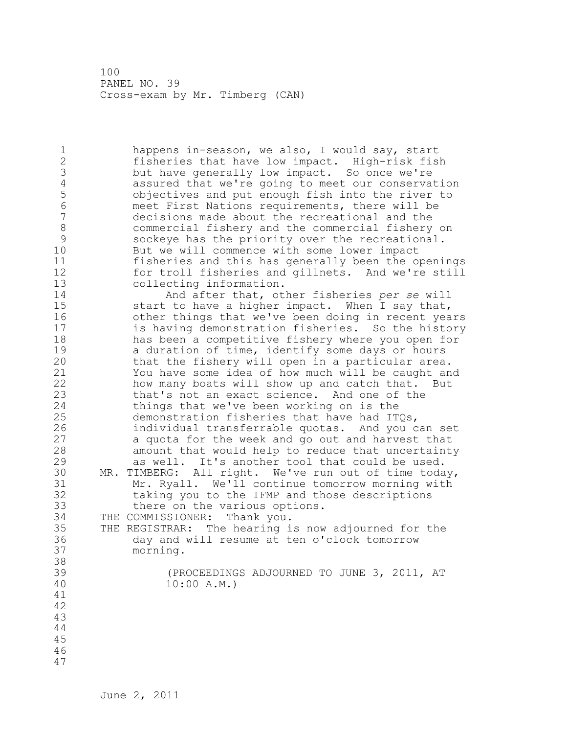happens in-season, we also, I would say, start fisheries that have low impact. High-risk fish but have generally low impact. So once we're assured that we're going to meet our conservation objectives and put enough fish into the river to meet First Nations requirements, there will be decisions made about the recreational and the commercial fishery and the commercial fishery on sockeye has the priority over the recreational. But we will commence with some lower impact fisheries and this has generally been the openings for troll fisheries and gillnets. And we're still collecting information.

And after that, other fisheries *per se* will start to have a higher impact. When I say that, other things that we've been doing in recent years is having demonstration fisheries. So the history has been a competitive fishery where you open for a duration of time, identify some days or hours that the fishery will open in a particular area. You have some idea of how much will be caught and how many boats will show up and catch that. But that's not an exact science. And one of the things that we've been working on is the demonstration fisheries that have had ITQs, individual transferrable quotas. And you can set a quota for the week and go out and harvest that amount that would help to reduce that uncertainty as well. It's another tool that could be used.

MR. TIMBERG: All right. We've run out of time today, Mr. Ryall. We'll continue tomorrow morning with taking you to the IFMP and those descriptions there on the various options.

THE COMMISSIONER: Thank you.

THE REGISTRAR: The hearing is now adjourned for the day and will resume at ten o'clock tomorrow morning.

(PROCEEDINGS ADJOURNED TO JUNE 3, 2011, AT 10:00 A.M.)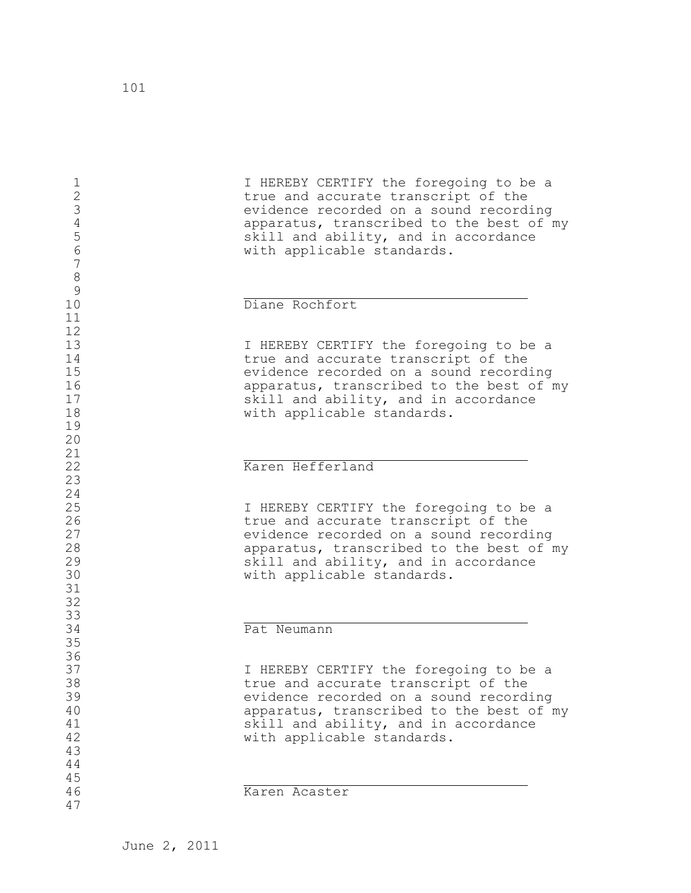I HEREBY CERTIFY the foregoing to be a true and accurate transcript of the evidence recorded on a sound recording apparatus, transcribed to the best of my skill and ability, and in accordance with applicable standards.

\_\_\_\_\_\_\_\_\_\_\_\_\_\_\_\_\_\_\_\_\_\_\_\_\_\_\_\_\_\_\_\_\_\_\_\_

Diane Rochfort

I HEREBY CERTIFY the foregoing to be a true and accurate transcript of the evidence recorded on a sound recording apparatus, transcribed to the best of my skill and ability, and in accordance with applicable standards.

\_\_\_\_\_\_\_\_\_\_\_\_\_\_\_\_\_\_\_\_\_\_\_\_\_\_\_\_\_\_\_\_\_\_\_\_

Karen Hefferland

I HEREBY CERTIFY the foregoing to be a true and accurate transcript of the evidence recorded on a sound recording apparatus, transcribed to the best of my skill and ability, and in accordance with applicable standards.

\_\_\_\_\_\_\_\_\_\_\_\_\_\_\_\_\_\_\_\_\_\_\_\_\_\_\_\_\_\_\_\_\_\_\_\_

Pat Neumann

I HEREBY CERTIFY the foregoing to be a true and accurate transcript of the evidence recorded on a sound recording apparatus, transcribed to the best of my skill and ability, and in accordance with applicable standards.

\_\_\_\_\_\_\_\_\_\_\_\_\_\_\_\_\_\_\_\_\_\_\_\_\_\_\_\_\_\_\_\_\_\_\_\_

Karen Acaster